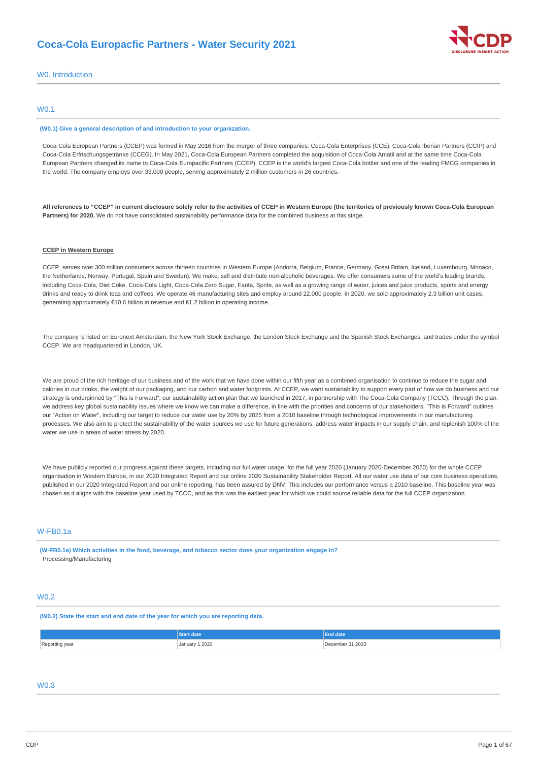# Coca-Cola Europacfic Partners - Water Security 2021

## W0. Introduction

### W0.1

**(W0.1) Give a general description of and introduction to your organization.**

Coca-Cola European Partners (CCEP) was formed in May 2016 from the merger of three companies: Coca-Cola Enterprises (CCE), Coca-Cola Iberian Partners (CCIP) and Coca-Cola Erfrischungsgetränke (CCEG). In May 2021, Coca-Cola European Partners completed the acquisition of Coca-Cola Amatil and at the same time Coca-Cola European Partners changed its name to Coca-Cola Europacific Partners (CCEP). CCEP is the world's largest Coca-Cola bottler and one of the leading FMCG companies in the world. The company employs over 33,000 people, serving approximately 2 million customers in 26 countries.

**All references to "CCEP" in current disclosure solely refer to the activities of CCEP in Western Europe (the territories of previously known Coca-Cola European Partners) for 2020.** We do not have consolidated sustainability performance data for the combined business at this stage.

**CCEP in Western Europe**

CCEP serves over 300 million consumers across thirteen countries in Western Europe (Andorra, Belgium, France, Germany, Great Britain, Iceland, Luxembourg, Monaco, the Netherlands, Norway, Portugal, Spain and Sweden). We make, sell and distribute non-alcoholic beverages. We offer consumers some of the world's leading brands, including Coca-Cola, Diet Coke, Coca-Cola Light, Coca-Cola Zero Sugar, Fanta, Sprite, as well as a growing range of water, juices and juice products, sports and energy drinks and ready to drink teas and coffees. We operate 46 manufacturing sites and employ around 22,000 people. In 2020, we sold approximately 2.3 billion unit cases, generating approximately €10.6 billion in revenue and €1.2 billion in operating income.

The company is listed on Euronext Amsterdam, the New York Stock Exchange, the London Stock Exchange and the Spanish Stock Exchanges, and trades under the symbol CCEP. We are headquartered in London, UK.

We are proud of the rich heritage of our business and of the work that we have done within our fifth year as a combined organisation to continue to reduce the sugar and calories in our drinks, the weight of our packaging, and our carbon and water footprints. At CCEP, we want sustainability to support every part of how we do business and our strategy is underpinned by "This is Forward", our sustainability action plan that we launched in 2017, in partnership with The Coca-Cola Company (TCCC). Through the plan, we address key global sustainability issues where we know we can make a difference, in line with the priorities and concerns of our stakeholders. "This is Forward" outlines our "Action on Water", including our target to reduce our water use by 20% by 2025 from a 2010 baseline through technological improvements in our manufacturing processes. We also aim to protect the sustainability of the water sources we use for future generations, address water impacts in our supply chain, and replenish 100% of the water we use in areas of water stress by 2020.

We have publicly reported our progress against these targets, including our full water usage, for the full year 2020 (January 2020-December 2020) for the whole CCEP organisation in Western Europe, in our 2020 Integrated Report and our online 2020 Sustainability Stakeholder Report. All our water use data of our core business operations, published in our 2020 Integrated Report and our online reporting, has been assured by DNV. This includes our performance versus a 2010 baseline. This baseline year was chosen as it aligns with the baseline year used by TCCC, and as this was the earliest year for which we could source reliable data for the full CCEP organization.

### W-FB0.1a

**(W-FB0.1a) Which activities in the food, beverage, and tobacco sector does your organization engage in?**

Processing/Manufacturing

### W0.2

**(W0.2) State the start and end date of the year for which you are reporting data.**

| | Start date | End date |
|---|---|---|
| Reporting year | January 1 2020 | December 31 2020 |

### W0.3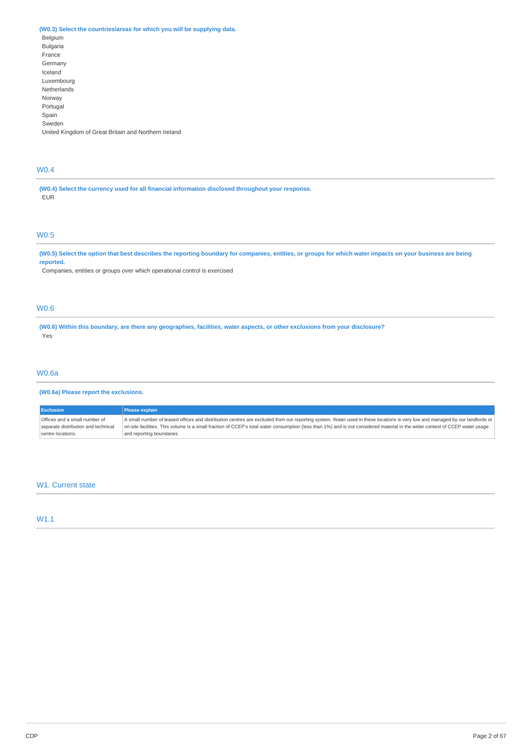**(W0.3) Select the countries/areas for which you will be supplying data.**

Belgium
Bulgaria
France
Germany
Iceland
Luxembourg
Netherlands
Norway
Portugal
Spain
Sweden
United Kingdom of Great Britain and Northern Ireland

## W0.4

**(W0.4) Select the currency used for all financial information disclosed throughout your response.**

EUR

## W0.5

**(W0.5) Select the option that best describes the reporting boundary for companies, entities, or groups for which water impacts on your business are being reported.**

Companies, entities or groups over which operational control is exercised

## W0.6

**(W0.6) Within this boundary, are there any geographies, facilities, water aspects, or other exclusions from your disclosure?**

Yes

## W0.6a

**(W0.6a) Please report the exclusions.**

| Exclusion | Please explain |
| --- | --- |
| Offices and a small number of separate distribution and technical centre locations. | A small number of leased offices and distribution centres are excluded from our reporting system. Water used in these locations is very low and managed by our landlords or on-site facilities. This volume is a small fraction of CCEP's total water consumption (less than 1%) and is not considered material in the wider context of CCEP water usage and reporting boundaries |

# W1. Current state

## W1.1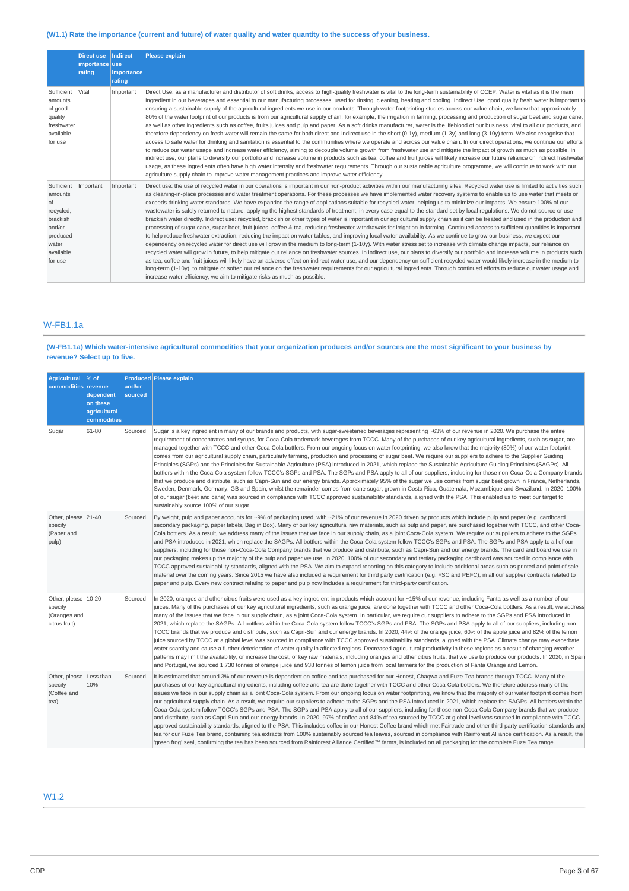### (W1.1) Rate the importance (current and future) of water quality and water quantity to the success of your business.

| | Direct use importance rating | Indirect use importance rating | Please explain |
|---|---|---|---|
| Sufficient amounts of good quality freshwater available for use | Vital | Important | Direct Use: as a manufacturer and distributor of soft drinks, access to high-quality freshwater is vital to the long-term sustainability of CCEP. Water is vital as it is the main ingredient in our beverages and essential to our manufacturing processes, used for rinsing, cleaning, heating and cooling. Indirect Use: good quality fresh water is important to ensuring a sustainable supply of the agricultural ingredients we use in our products. Through water footprinting studies across our value chain, we know that approximately 80% of the water footprint of our products is from our agricultural supply chain, for example, the irrigation in farming, processing and production of sugar beet and sugar cane, as well as other ingredients such as coffee, fruits juices and pulp and paper. As a soft drinks manufacturer, water is the lifeblood of our business, vital to all our products, and therefore dependency on fresh water will remain the same for both direct and indirect use in the short (0-1y), medium (1-3y) and long (3-10y) term. We also recognise that access to safe water for drinking and sanitation is essential to the communities where we operate and across our value chain. In our direct operations, we continue our efforts to reduce our water usage and increase water efficiency, aiming to decouple volume growth from freshwater use and mitigate the impact of growth as much as possible. In indirect use, our plans to diversify our portfolio and increase volume in products such as tea, coffee and fruit juices will likely increase our future reliance on indirect freshwater usage, as these ingredients often have high water intensity and freshwater requirements. Through our sustainable agriculture programme, we will continue to work with our agriculture supply chain to improve water management practices and improve water efficiency. |
| Sufficient amounts of recycled, brackish and/or produced water available for use | Important | Important | Direct use: the use of recycled water in our operations is important in our non-product activities within our manufacturing sites. Recycled water use is limited to activities such as cleaning-in-place processes and water treatment operations. For these processes we have implemented water recovery systems to enable us to use water that meets or exceeds drinking water standards. We have expanded the range of applications suitable for recycled water, helping us to minimize our impacts. We ensure 100% of our wastewater is safely returned to nature, applying the highest standards of treatment, in every case equal to the standard set by local regulations. We do not source or use brackish water directly. Indirect use: recycled, brackish or other types of water is important in our agricultural supply chain as it can be treated and used in the production and processing of sugar cane, sugar beet, fruit juices, coffee & tea, reducing freshwater withdrawals for irrigation in farming. Continued access to sufficient quantities is important to help reduce freshwater extraction, reducing the impact on water tables, and improving local water availability. As we continue to grow our business, we expect our dependency on recycled water for direct use will grow in the medium to long-term (1-10y). With water stress set to increase with climate change impacts, our reliance on recycled water will grow in future, to help mitigate our reliance on freshwater sources. In indirect use, our plans to diversify our portfolio and increase volume in products such as tea, coffee and fruit juices will likely have an adverse effect on indirect water use, and our dependency on sufficient recycled water would likely increase in the medium to long-term (1-10y), to mitigate or soften our reliance on the freshwater requirements for our agricultural ingredients. Through continued efforts to reduce our water usage and increase water efficiency, we aim to mitigate risks as much as possible. |

## W-FB1.1a

### (W-FB1.1a) Which water-intensive agricultural commodities that your organization produces and/or sources are the most significant to your business by revenue? Select up to five.

| Agricultural commodities | % of revenue dependent on these agricultural commodities | Produced and/or sourced | Please explain |
|---|---|---|---|
| Sugar | 61-80 | Sourced | Sugar is a key ingredient in many of our brands and products, with sugar-sweetened beverages representing ~63% of our revenue in 2020. We purchase the entire requirement of concentrates and syrups, for Coca-Cola trademark beverages from TCCC. Many of the purchases of our key agricultural ingredients, such as sugar, are managed together with TCCC and other Coca-Cola bottlers. From our ongoing focus on water footprinting, we also know that the majority (80%) of our water footprint comes from our agricultural supply chain, particularly farming, production and processing of sugar beet. We require our suppliers to adhere to the Supplier Guiding Principles (SGPs) and the Principles for Sustainable Agriculture (PSA) introduced in 2021, which replace the Sustainable Agriculture Guiding Principles (SAGPs). All bottlers within the Coca-Cola system follow TCCC's SGPs and PSA. The SGPs and PSA apply to all of our suppliers, including for those non-Coca-Cola Company brands that we produce and distribute, such as Capri-Sun and our energy brands. Approximately 95% of the sugar we use comes from sugar beet grown in France, Netherlands, Sweden, Denmark, Germany, GB and Spain, whilst the remainder comes from cane sugar, grown in Costa Rica, Guatemala, Mozambique and Swaziland. In 2020, 100% of our sugar (beet and cane) was sourced in compliance with TCCC approved sustainability standards, aligned with the PSA. This enabled us to meet our target to sustainably source 100% of our sugar. |
| Other, please specify (Paper and pulp) | 21-40 | Sourced | By weight, pulp and paper accounts for ~9% of packaging used, with ~21% of our revenue in 2020 driven by products which include pulp and paper (e.g. cardboard secondary packaging, paper labels, Bag in Box). Many of our key agricultural raw materials, such as pulp and paper, are purchased together with TCCC, and other Coca-Cola bottlers. As a result, we address many of the issues that we face in our supply chain, as a joint Coca-Cola system. We require our suppliers to adhere to the SGPs and PSA introduced in 2021, which replace the SAGPs. All bottlers within the Coca-Cola system follow TCCC's SGPs and PSA. The SGPs and PSA apply to all of our suppliers, including for those non-Coca-Cola Company brands that we produce and distribute, such as Capri-Sun and our energy brands. The card and board we use in our packaging makes up the majority of the pulp and paper we use. In 2020, 100% of our secondary and tertiary packaging cardboard was sourced in compliance with TCCC approved sustainability standards, aligned with the PSA. We aim to expand reporting on this category to include additional areas such as printed and point of sale material over the coming years. Since 2015 we have also included a requirement for third party certification (e.g. FSC and PEFC), in all our supplier contracts related to paper and pulp. Every new contract relating to paper and pulp now includes a requirement for third-party certification. |
| Other, please specify (Oranges and citrus fruit) | 10-20 | Sourced | In 2020, oranges and other citrus fruits were used as a key ingredient in products which account for ~15% of our revenue, including Fanta as well as a number of our juices. Many of the purchases of our key agricultural ingredients, such as orange juice, are done together with TCCC and other Coca-Cola bottlers. As a result, we address many of the issues that we face in our supply chain, as a joint Coca-Cola system. In particular, we require our suppliers to adhere to the SGPs and PSA introduced in 2021, which replace the SAGPs. All bottlers within the Coca-Cola system follow TCCC's SGPs and PSA. The SGPs and PSA apply to all of our suppliers, including non TCCC brands that we produce and distribute, such as Capri-Sun and our energy brands. In 2020, 44% of the orange juice, 60% of the apple juice and 82% of the lemon juice sourced by TCCC at a global level was sourced in compliance with TCCC approved sustainability standards, aligned with the PSA. Climate change may exacerbate water scarcity and cause a further deterioration of water quality in affected regions. Decreased agricultural productivity in these regions as a result of changing weather patterns may limit the availability, or increase the cost, of key raw materials, including oranges and other citrus fruits, that we use to produce our products. In 2020, in Spain and Portugal, we sourced 1,730 tonnes of orange juice and 938 tonnes of lemon juice from local farmers for the production of Fanta Orange and Lemon. |
| Other, please specify (Coffee and tea) | Less than 10% | Sourced | It is estimated that around 3% of our revenue is dependent on coffee and tea purchased for our Honest, Chaqwa and Fuze Tea brands through TCCC. Many of the purchases of our key agricultural ingredients, including coffee and tea are done together with TCCC and other Coca-Cola bottlers. We therefore address many of the issues we face in our supply chain as a joint Coca-Cola system. From our ongoing focus on water footprinting, we know that the majority of our water footprint comes from our agricultural supply chain. As a result, we require our suppliers to adhere to the SGPs and the PSA introduced in 2021, which replace the SAGPs. All bottlers within the Coca-Cola system follow TCCC's SGPs and PSA. The SGPs and PSA apply to all of our suppliers, including for those non-Coca-Cola Company brands that we produce and distribute, such as Capri-Sun and our energy brands. In 2020, 97% of coffee and 84% of tea sourced by TCCC at global level was sourced in compliance with TCCC approved sustainability standards, aligned to the PSA. This includes coffee in our Honest Coffee brand which met Fairtrade and other third-party certification standards and tea for our Fuze Tea brand, containing tea extracts from 100% sustainably sourced tea leaves, sourced in compliance with Rainforest Alliance certification. As a result, the 'green frog' seal, confirming the tea has been sourced from Rainforest Alliance Certified™ farms, is included on all packaging for the complete Fuze Tea range. |

## W1.2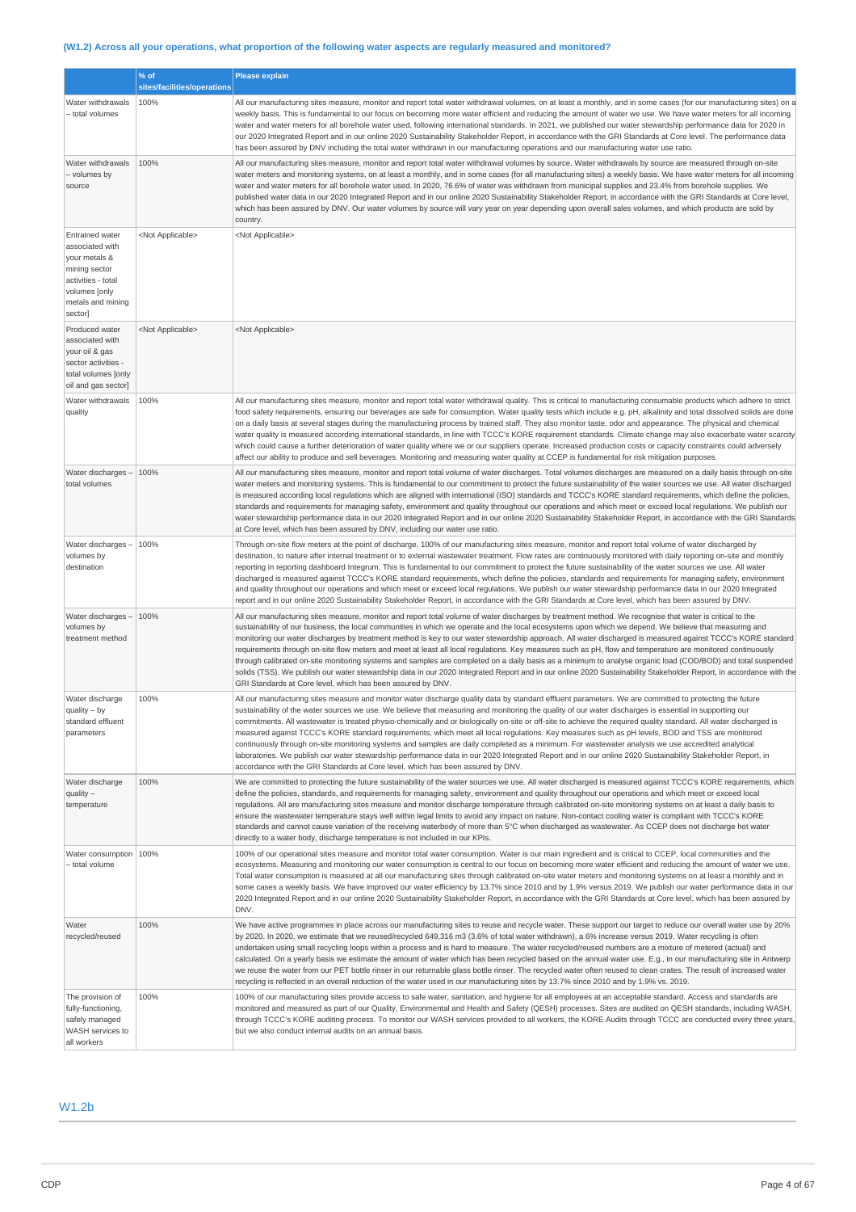### (W1.2) Across all your operations, what proportion of the following water aspects are regularly measured and monitored?

| | % of sites/facilities/operations | Please explain |
|---|---|---|
| Water withdrawals – total volumes | 100% | All our manufacturing sites measure, monitor and report total water withdrawal volumes, on at least a monthly, and in some cases (for our manufacturing sites) on a weekly basis. This is fundamental to our focus on becoming more water efficient and reducing the amount of water we use. We have water meters for all incoming water and water meters for all borehole water used, following international standards. In 2021, we published our water stewardship performance data for 2020 in our 2020 Integrated Report and in our online 2020 Sustainability Stakeholder Report, in accordance with the GRI Standards at Core level. The performance data has been assured by DNV including the total water withdrawn in our manufacturing operations and our manufacturing water use ratio. |
| Water withdrawals – volumes by source | 100% | All our manufacturing sites measure, monitor and report total water withdrawal volumes by source. Water withdrawals by source are measured through on-site water meters and monitoring systems, on at least a monthly, and in some cases (for all manufacturing sites) a weekly basis. We have water meters for all incoming water and water meters for all borehole water used. In 2020, 76.6% of water was withdrawn from municipal supplies and 23.4% from borehole supplies. We published water data in our 2020 Integrated Report and in our online 2020 Sustainability Stakeholder Report, in accordance with the GRI Standards at Core level, which has been assured by DNV. Our water volumes by source will vary year on year depending upon overall sales volumes, and which products are sold by country. |
| Entrained water associated with your metals & mining sector activities - total volumes [only metals and mining sector] | <Not Applicable> | <Not Applicable> |
| Produced water associated with your oil & gas sector activities - total volumes [only oil and gas sector] | <Not Applicable> | <Not Applicable> |
| Water withdrawals quality | 100% | All our manufacturing sites measure, monitor and report total water withdrawal quality. This is critical to manufacturing consumable products which adhere to strict food safety requirements, ensuring our beverages are safe for consumption. Water quality tests which include e.g. pH, alkalinity and total dissolved solids are done on a daily basis at several stages during the manufacturing process by trained staff. They also monitor taste, odor and appearance. The physical and chemical water quality is measured according international standards, in line with TCCC's KORE requirement standards. Climate change may also exacerbate water scarcity which could cause a further deterioration of water quality where we or our suppliers operate. Increased production costs or capacity constraints could adversely affect our ability to produce and sell beverages. Monitoring and measuring water quality at CCEP is fundamental for risk mitigation purposes. |
| Water discharges – total volumes | 100% | All our manufacturing sites measure, monitor and report total volume of water discharges. Total volumes discharges are measured on a daily basis through on-site water meters and monitoring systems. This is fundamental to our commitment to protect the future sustainability of the water sources we use. All water discharged is measured according local regulations which are aligned with international (ISO) standards and TCCC's KORE standard requirements, which define the policies, standards and requirements for managing safety, environment and quality throughout our operations and which meet or exceed local regulations. We publish our water stewardship performance data in our 2020 Integrated Report and in our online 2020 Sustainability Stakeholder Report, in accordance with the GRI Standards at Core level, which has been assured by DNV, including our water use ratio. |
| Water discharges – volumes by destination | 100% | Through on-site flow meters at the point of discharge, 100% of our manufacturing sites measure, monitor and report total volume of water discharged by destination, to nature after internal treatment or to external wastewater treatment. Flow rates are continuously monitored with daily reporting on-site and monthly reporting in reporting dashboard Integrum. This is fundamental to our commitment to protect the future sustainability of the water sources we use. All water discharged is measured against TCCC's KORE standard requirements, which define the policies, standards and requirements for managing safety, environment and quality throughout our operations and which meet or exceed local regulations. We publish our water stewardship performance data in our 2020 Integrated report and in our online 2020 Sustainability Stakeholder Report, in accordance with the GRI Standards at Core level, which has been assured by DNV. |
| Water discharges – volumes by treatment method | 100% | All our manufacturing sites measure, monitor and report total volume of water discharges by treatment method. We recognise that water is critical to the sustainability of our business, the local communities in which we operate and the local ecosystems upon which we depend. We believe that measuring and monitoring our water discharges by treatment method is key to our water stewardship approach. All water discharged is measured against TCCC's KORE standard requirements through on-site flow meters and meet at least all local regulations. Key measures such as pH, flow and temperature are monitored continuously through calibrated on-site monitoring systems and samples are completed on a daily basis as a minimum to analyse organic load (COD/BOD) and total suspended solids (TSS). We publish our water stewardship data in our 2020 Integrated Report and in our online 2020 Sustainability Stakeholder Report, in accordance with the GRI Standards at Core level, which has been assured by DNV. |
| Water discharge quality – by standard effluent parameters | 100% | All our manufacturing sites measure and monitor water discharge quality data by standard effluent parameters. We are committed to protecting the future sustainability of the water sources we use. We believe that measuring and monitoring the quality of our water discharges is essential in supporting our commitments. All wastewater is treated physio-chemically and or biologically on-site or off-site to achieve the required quality standard. All water discharged is measured against TCCC's KORE standard requirements, which meet all local regulations. Key measures such as pH levels, BOD and TSS are monitored continuously through on-site monitoring systems and samples are daily completed as a minimum. For wastewater analysis we use accredited analytical laboratories. We publish our water stewardship performance data in our 2020 Integrated Report and in our online 2020 Sustainability Stakeholder Report, in accordance with the GRI Standards at Core level, which has been assured by DNV. |
| Water discharge quality – temperature | 100% | We are committed to protecting the future sustainability of the water sources we use. All water discharged is measured against TCCC's KORE requirements, which define the policies, standards, and requirements for managing safety, environment and quality throughout our operations and which meet or exceed local regulations. All are manufacturing sites measure and monitor discharge temperature through calibrated on-site monitoring systems on at least a daily basis to ensure the wastewater temperature stays well within legal limits to avoid any impact on nature. Non-contact cooling water is compliant with TCCC's KORE standards and cannot cause variation of the receiving waterbody of more than 5°C when discharged as wastewater. As CCEP does not discharge hot water directly to a water body, discharge temperature is not included in our KPIs. |
| Water consumption – total volume | 100% | 100% of our operational sites measure and monitor total water consumption. Water is our main ingredient and is critical to CCEP, local communities and the ecosystems. Measuring and monitoring our water consumption is central to our focus on becoming more water efficient and reducing the amount of water we use. Total water consumption is measured at all our manufacturing sites through calibrated on-site water meters and monitoring systems on at least a monthly and in some cases a weekly basis. We have improved our water efficiency by 13.7% since 2010 and by 1.9% versus 2019. We publish our water performance data in our 2020 Integrated Report and in our online 2020 Sustainability Stakeholder Report, in accordance with the GRI Standards at Core level, which has been assured by DNV. |
| Water recycled/reused | 100% | We have active programmes in place across our manufacturing sites to reuse and recycle water. These support our target to reduce our overall water use by 20% by 2020. In 2020, we estimate that we reused/recycled 649,316 m3 (3.6% of total water withdrawn), a 6% increase versus 2019. Water recycling is often undertaken using small recycling loops within a process and is hard to measure. The water recycled/reused numbers are a mixture of metered (actual) and calculated. On a yearly basis we estimate the amount of water which has been recycled based on the annual water use. E.g., in our manufacturing site in Antwerp we reuse the water from our PET bottle rinser in our returnable glass bottle rinser. The recycled water often reused to clean crates. The result of increased water recycling is reflected in an overall reduction of the water used in our manufacturing sites by 13.7% since 2010 and by 1.9% vs. 2019. |
| The provision of fully-functioning, safely managed WASH services to all workers | 100% | 100% of our manufacturing sites provide access to safe water, sanitation, and hygiene for all employees at an acceptable standard. Access and standards are monitored and measured as part of our Quality, Environmental and Health and Safety (QESH) processes. Sites are audited on QESH standards, including WASH, through TCCC's KORE auditing process. To monitor our WASH services provided to all workers, the KORE Audits through TCCC are conducted every three years, but we also conduct internal audits on an annual basis. |

## W1.2b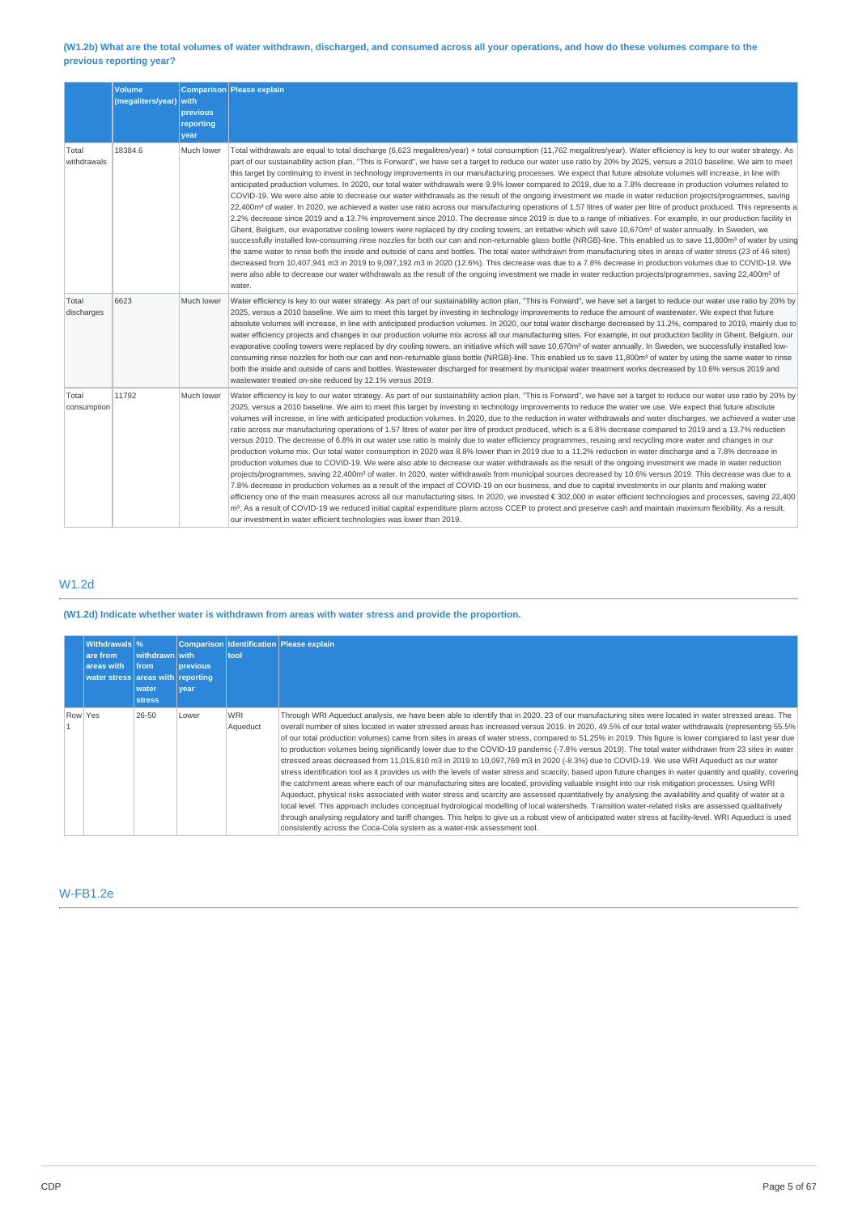**(W1.2b) What are the total volumes of water withdrawn, discharged, and consumed across all your operations, and how do these volumes compare to the previous reporting year?**

| | Volume (megaliters/year) | Comparison with previous reporting year | Please explain |
|---|---|---|---|
| Total withdrawals | 18384.6 | Much lower | Total withdrawals are equal to total discharge (6,623 megalitres/year) + total consumption (11,762 megalitres/year). Water efficiency is key to our water strategy. As part of our sustainability action plan, "This is Forward", we have set a target to reduce our water use ratio by 20% by 2025, versus a 2010 baseline. We aim to meet this target by continuing to invest in technology improvements in our manufacturing processes. We expect that future absolute volumes will increase, in line with anticipated production volumes. In 2020, our total water withdrawals were 9.9% lower compared to 2019, due to a 7.8% decrease in production volumes related to COVID-19. We were also able to decrease our water withdrawals as the result of the ongoing investment we made in water reduction projects/programmes, saving 22,400m³ of water. In 2020, we achieved a water use ratio across our manufacturing operations of 1.57 litres of water per litre of product produced. This represents a 2.2% decrease since 2019 and a 13.7% improvement since 2010. The decrease since 2019 is due to a range of initiatives. For example, in our production facility in Ghent, Belgium, our evaporative cooling towers were replaced by dry cooling towers, an initiative which will save 10,670m³ of water annually. In Sweden, we successfully installed low-consuming rinse nozzles for both our can and non-returnable glass bottle (NRGB)-line. This enabled us to save 11,800m³ of water by using the same water to rinse both the inside and outside of cans and bottles. The total water withdrawn from manufacturing sites in areas of water stress (23 of 46 sites) decreased from 10,407,941 m3 in 2019 to 9,097,192 m3 in 2020 (12.6%). This decrease was due to a 7.8% decrease in production volumes due to COVID-19. We were also able to decrease our water withdrawals as the result of the ongoing investment we made in water reduction projects/programmes, saving 22,400m³ of water. |
| Total discharges | 6623 | Much lower | Water efficiency is key to our water strategy. As part of our sustainability action plan, "This is Forward", we have set a target to reduce our water use ratio by 20% by 2025, versus a 2010 baseline. We aim to meet this target by investing in technology improvements to reduce the amount of wastewater. We expect that future absolute volumes will increase, in line with anticipated production volumes. In 2020, our total water discharge decreased by 11.2%, compared to 2019, mainly due to water efficiency projects and changes in our production volume mix across all our manufacturing sites. For example, in our production facility in Ghent, Belgium, our evaporative cooling towers were replaced by dry cooling towers, an initiative which will save 10,670m³ of water annually. In Sweden, we successfully installed low-consuming rinse nozzles for both our can and non-returnable glass bottle (NRGB)-line. This enabled us to save 11,800m³ of water by using the same water to rinse both the inside and outside of cans and bottles. Wastewater discharged for treatment by municipal water treatment works decreased by 10.6% versus 2019 and wastewater treated on-site reduced by 12.1% versus 2019. |
| Total consumption | 11792 | Much lower | Water efficiency is key to our water strategy. As part of our sustainability action plan, "This is Forward", we have set a target to reduce our water use ratio by 20% by 2025, versus a 2010 baseline. We aim to meet this target by investing in technology improvements to reduce the water we use. We expect that future absolute volumes will increase, in line with anticipated production volumes. In 2020, due to the reduction in water withdrawals and water discharges, we achieved a water use ratio across our manufacturing operations of 1.57 litres of water per litre of product produced, which is a 6.8% decrease compared to 2019 and 13.7% reduction versus 2010. The decrease of 6.8% in our water use ratio is mainly due to water efficiency programmes, reusing and recycling more water and changes in our production volume mix. Our total water consumption in 2020 was 8.8% lower than in 2019 due to a 11.2% reduction in water discharge and 7.8% decrease in production volumes due to COVID-19. We were also able to decrease our water withdrawals as the result of the ongoing investment we made in water reduction projects/programmes, saving 22,400m³ of water. In 2020, water withdrawals from municipal sources decreased by 10.6% versus 2019. This decrease was due to a 7.8% decrease in production volumes as a result of the impact of COVID-19 on our business, and due to capital investments in our plants and making water efficiency one of the main measures across all our manufacturing sites. In 2020, we invested € 302,000 in water efficient technologies and processes, saving 22,400 m³. As a result of COVID-19 we reduced initial capital expenditure plans across CCEP to protect and preserve cash and maintain maximum flexibility. As a result, our investment in water efficient technologies was lower than 2019. |

## W1.2d

**(W1.2d) Indicate whether water is withdrawn from areas with water stress and provide the proportion.**

| | Withdrawals are from areas with water stress | % withdrawn from areas with water stress | Comparison with previous reporting year | Identification tool | Please explain |
|---|---|---|---|---|---|
| Row 1 | Yes | 26-50 | Lower | WRI Aqueduct | Through WRI Aqueduct analysis, we have been able to identify that in 2020, 23 of our manufacturing sites were located in water stressed areas. The overall number of sites located in water stressed areas has increased versus 2019. In 2020, 49.5% of our total water withdrawals (representing 55.5% of our total production volumes) came from sites in areas of water stress, compared to 51.25% in 2019. This figure is lower compared to last year due to production volumes being significantly lower due to the COVID-19 pandemic (-7.8% versus 2019). The total water withdrawn from 23 sites in water stressed areas decreased from 11,015,810 m3 in 2019 to 10,097,769 m3 in 2020 (-8.3%) due to COVID-19. We use WRI Aqueduct as our water stress identification tool as it provides us with the levels of water stress and scarcity, based upon future changes in water quantity and quality, covering the catchment areas where each of our manufacturing sites are located, providing valuable insight into our risk mitigation processes. Using WRI Aqueduct, physical risks associated with water stress and scarcity are assessed quantitatively by analysing the availability and quality of water at a local level. This approach includes conceptual hydrological modelling of local watersheds. Transition water-related risks are assessed qualitatively through analysing regulatory and tariff changes. This helps to give us a robust view of anticipated water stress at facility-level. WRI Aqueduct is used consistently across the Coca-Cola system as a water-risk assessment tool. |

## W-FB1.2e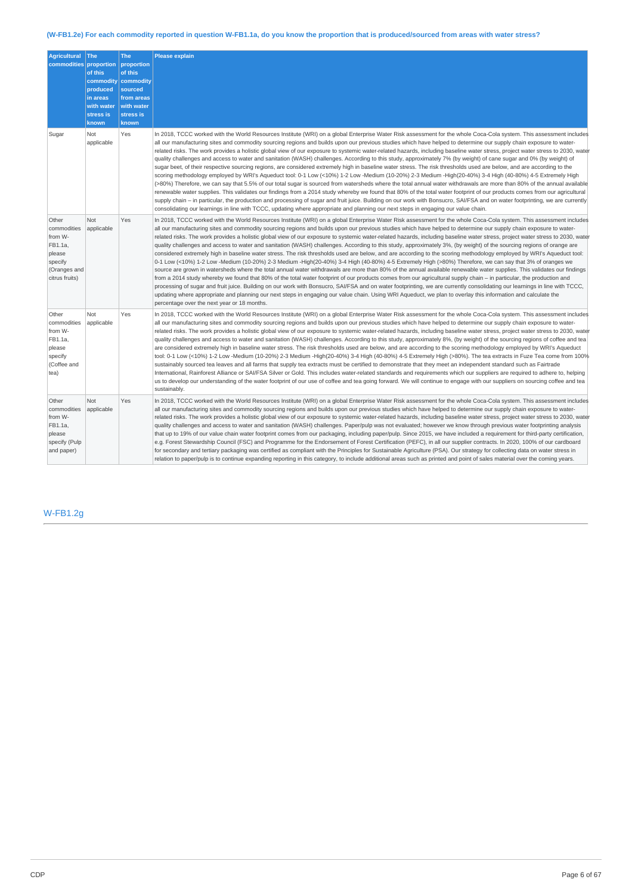### (W-FB1.2e) For each commodity reported in question W-FB1.1a, do you know the proportion that is produced/sourced from areas with water stress?

| Agricultural commodities | The proportion of this commodity produced in areas with water stress is known | The proportion of this commodity sourced from areas with water stress is known | Please explain |
|---|---|---|---|
| Sugar | Not applicable | Yes | In 2018, TCCC worked with the World Resources Institute (WRI) on a global Enterprise Water Risk assessment for the whole Coca-Cola system. This assessment includes all our manufacturing sites and commodity sourcing regions and builds upon our previous studies which have helped to determine our supply chain exposure to water-related risks. The work provides a holistic global view of our exposure to systemic water-related hazards, including baseline water stress, project water stress to 2030, water quality challenges and access to water and sanitation (WASH) challenges. According to this study, approximately 7% (by weight) of cane sugar and 0% (by weight) of sugar beet, of their respective sourcing regions, are considered extremely high in baseline water stress. The risk thresholds used are below, and are according to the scoring methodology employed by WRI's Aqueduct tool: 0-1 Low (<10%) 1-2 Low -Medium (10-20%) 2-3 Medium -High(20-40%) 3-4 High (40-80%) 4-5 Extremely High (>80%) Therefore, we can say that 5.5% of our total sugar is sourced from watersheds where the total annual water withdrawals are more than 80% of the annual available renewable water supplies. This validates our findings from a 2014 study whereby we found that 80% of the total water footprint of our products comes from our agricultural supply chain – in particular, the production and processing of sugar and fruit juice. Building on our work with Bonsucro, SAI/FSA and on water footprinting, we are currently consolidating our learnings in line with TCCC, updating where appropriate and planning our next steps in engaging our value chain. |
| Other commodities from W-FB1.1a, please specify (Oranges and citrus fruits) | Not applicable | Yes | In 2018, TCCC worked with the World Resources Institute (WRI) on a global Enterprise Water Risk assessment for the whole Coca-Cola system. This assessment includes all our manufacturing sites and commodity sourcing regions and builds upon our previous studies which have helped to determine our supply chain exposure to water-related risks. The work provides a holistic global view of our exposure to systemic water-related hazards, including baseline water stress, project water stress to 2030, water quality challenges and access to water and sanitation (WASH) challenges. According to this study, approximately 3%, (by weight) of the sourcing regions of orange are considered extremely high in baseline water stress. The risk thresholds used are below, and are according to the scoring methodology employed by WRI's Aqueduct tool: 0-1 Low (<10%) 1-2 Low -Medium (10-20%) 2-3 Medium -High(20-40%) 3-4 High (40-80%) 4-5 Extremely High (>80%) Therefore, we can say that 3% of oranges we source are grown in watersheds where the total annual water withdrawals are more than 80% of the annual available renewable water supplies. This validates our findings from a 2014 study whereby we found that 80% of the total water footprint of our products comes from our agricultural supply chain – in particular, the production and processing of sugar and fruit juice. Building on our work with Bonsucro, SAI/FSA and on water footprinting, we are currently consolidating our learnings in line with TCCC, updating where appropriate and planning our next steps in engaging our value chain. Using WRI Aqueduct, we plan to overlay this information and calculate the percentage over the next year or 18 months. |
| Other commodities from W-FB1.1a, please specify (Coffee and tea) | Not applicable | Yes | In 2018, TCCC worked with the World Resources Institute (WRI) on a global Enterprise Water Risk assessment for the whole Coca-Cola system. This assessment includes all our manufacturing sites and commodity sourcing regions and builds upon our previous studies which have helped to determine our supply chain exposure to water-related risks. The work provides a holistic global view of our exposure to systemic water-related hazards, including baseline water stress, project water stress to 2030, water quality challenges and access to water and sanitation (WASH) challenges. According to this study, approximately 8%, (by weight) of the sourcing regions of coffee and tea are considered extremely high in baseline water stress. The risk thresholds used are below, and are according to the scoring methodology employed by WRI's Aqueduct tool: 0-1 Low (<10%) 1-2 Low -Medium (10-20%) 2-3 Medium -High(20-40%) 3-4 High (40-80%) 4-5 Extremely High (>80%). The tea extracts in Fuze Tea come from 100% sustainably sourced tea leaves and all farms that supply tea extracts must be certified to demonstrate that they meet an independent standard such as Fairtrade International, Rainforest Alliance or SAI/FSA Silver or Gold. This includes water-related standards and requirements which our suppliers are required to adhere to, helping us to develop our understanding of the water footprint of our use of coffee and tea going forward. We will continue to engage with our suppliers on sourcing coffee and tea sustainably. |
| Other commodities from W-FB1.1a, please specify (Pulp and paper) | Not applicable | Yes | In 2018, TCCC worked with the World Resources Institute (WRI) on a global Enterprise Water Risk assessment for the whole Coca-Cola system. This assessment includes all our manufacturing sites and commodity sourcing regions and builds upon our previous studies which have helped to determine our supply chain exposure to water-related risks. The work provides a holistic global view of our exposure to systemic water-related hazards, including baseline water stress, project water stress to 2030, water quality challenges and access to water and sanitation (WASH) challenges. Paper/pulp was not evaluated; however we know through previous water footprinting analysis that up to 19% of our value chain water footprint comes from our packaging, including paper/pulp. Since 2015, we have included a requirement for third-party certification, e.g. Forest Stewardship Council (FSC) and Programme for the Endorsement of Forest Certification (PEFC), in all our supplier contracts. In 2020, 100% of our cardboard for secondary and tertiary packaging was certified as compliant with the Principles for Sustainable Agriculture (PSA). Our strategy for collecting data on water stress in relation to paper/pulp is to continue expanding reporting in this category, to include additional areas such as printed and point of sales material over the coming years. |

## W-FB1.2g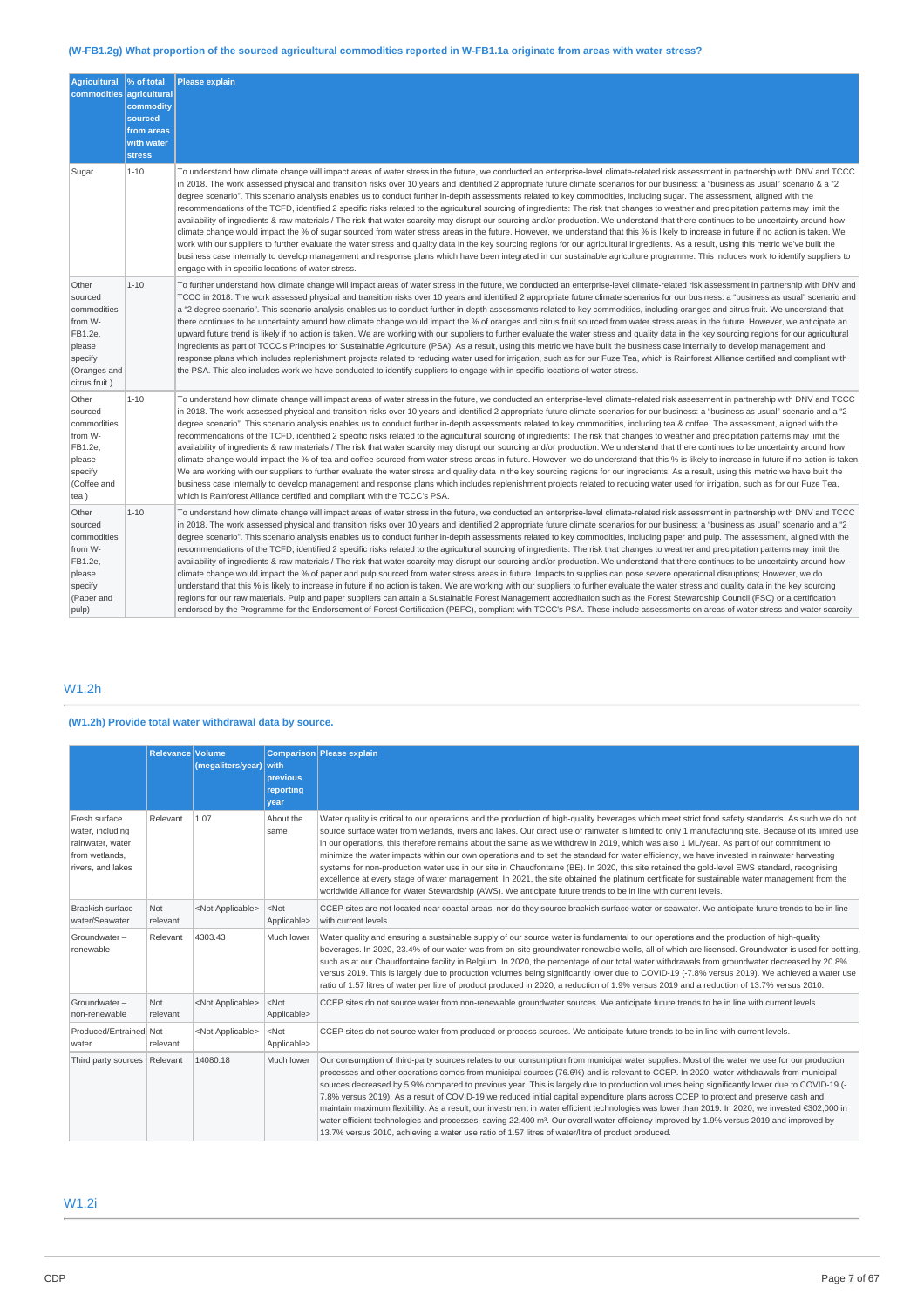### (W-FB1.2g) What proportion of the sourced agricultural commodities reported in W-FB1.1a originate from areas with water stress?

| Agricultural commodities | % of total agricultural commodity sourced from areas with water stress | Please explain |
|---|---|---|
| Sugar | 1-10 | To understand how climate change will impact areas of water stress in the future, we conducted an enterprise-level climate-related risk assessment in partnership with DNV and TCCC in 2018. The work assessed physical and transition risks over 10 years and identified 2 appropriate future climate scenarios for our business: a "business as usual" scenario & a "2 degree scenario". This scenario analysis enables us to conduct further in-depth assessments related to key commodities, including sugar. The assessment, aligned with the recommendations of the TCFD, identified 2 specific risks related to the agricultural sourcing of ingredients: The risk that changes to weather and precipitation patterns may limit the availability of ingredients & raw materials / The risk that water scarcity may disrupt our sourcing and/or production. We understand that there continues to be uncertainty around how climate change would impact the % of sugar sourced from water stress areas in the future. However, we understand that this % is likely to increase in future if no action is taken. We work with our suppliers to further evaluate the water stress and quality data in the key sourcing regions for our agricultural ingredients. As a result, using this metric we've built the business case internally to develop management and response plans which have been integrated in our sustainable agriculture programme. This includes work to identify suppliers to engage with in specific locations of water stress. |
| Other sourced commodities from W-FB1.2e, please specify (Oranges and citrus fruit ) | 1-10 | To further understand how climate change will impact areas of water stress in the future, we conducted an enterprise-level climate-related risk assessment in partnership with DNV and TCCC in 2018. The work assessed physical and transition risks over 10 years and identified 2 appropriate future climate scenarios for our business: a "business as usual" scenario and a "2 degree scenario". This scenario analysis enables us to conduct further in-depth assessments related to key commodities, including oranges and citrus fruit. We understand that there continues to be uncertainty around how climate change would impact the % of oranges and citrus fruit sourced from water stress areas in the future. However, we anticipate an upward future trend is likely if no action is taken. We are working with our suppliers to further evaluate the water stress and quality data in the key sourcing regions for our agricultural ingredients as part of TCCC's Principles for Sustainable Agriculture (PSA). As a result, using this metric we have built the business case internally to develop management and response plans which includes replenishment projects related to reducing water used for irrigation, such as for our Fuze Tea, which is Rainforest Alliance certified and compliant with the PSA. This also includes work we have conducted to identify suppliers to engage with in specific locations of water stress. |
| Other sourced commodities from W-FB1.2e, please specify (Coffee and tea ) | 1-10 | To understand how climate change will impact areas of water stress in the future, we conducted an enterprise-level climate-related risk assessment in partnership with DNV and TCCC in 2018. The work assessed physical and transition risks over 10 years and identified 2 appropriate future climate scenarios for our business: a "business as usual" scenario and a "2 degree scenario". This scenario analysis enables us to conduct further in-depth assessments related to key commodities, including tea & coffee. The assessment, aligned with the recommendations of the TCFD, identified 2 specific risks related to the agricultural sourcing of ingredients: The risk that changes to weather and precipitation patterns may limit the availability of ingredients & raw materials / The risk that water scarcity may disrupt our sourcing and/or production. We understand that there continues to be uncertainty around how climate change would impact the % of tea and coffee sourced from water stress areas in future. However, we do understand that this % is likely to increase in future if no action is taken. We are working with our suppliers to further evaluate the water stress and quality data in the key sourcing regions for our agricultural ingredients. As a result, using this metric we have built the business case internally to develop management and response plans which includes replenishment projects related to reducing water used for irrigation, such as for our Fuze Tea, which is Rainforest Alliance certified and compliant with the TCCC's PSA. |
| Other sourced commodities from W-FB1.2e, please specify (Paper and pulp) | 1-10 | To understand how climate change will impact areas of water stress in the future, we conducted an enterprise-level climate-related risk assessment in partnership with DNV and TCCC in 2018. The work assessed physical and transition risks over 10 years and identified 2 appropriate future climate scenarios for our business: a "business as usual" scenario and a "2 degree scenario". This scenario analysis enables us to conduct further in-depth assessments related to key commodities, including paper and pulp. The assessment, aligned with the recommendations of the TCFD, identified 2 specific risks related to the agricultural sourcing of ingredients: The risk that changes to weather and precipitation patterns may limit the availability of ingredients & raw materials / The risk that water scarcity may disrupt our sourcing and/or production. We understand that there continues to be uncertainty around how climate change would impact the % of paper and pulp sourced from water stress areas in future. Impacts to supplies can pose severe operational disruptions; However, we do understand that this % is likely to increase in future if no action is taken. We are working with our suppliers to further evaluate the water stress and quality data in the key sourcing regions for our raw materials. Pulp and paper suppliers can attain a Sustainable Forest Management accreditation such as the Forest Stewardship Council (FSC) or a certification endorsed by the Programme for the Endorsement of Forest Certification (PEFC), compliant with TCCC's PSA. These include assessments on areas of water stress and water scarcity. |

## W1.2h

### (W1.2h) Provide total water withdrawal data by source.

| | Relevance | Volume (megaliters/year) | Comparison with previous reporting year | Please explain |
|---|---|---|---|---|
| Fresh surface water, including rainwater, water from wetlands, rivers, and lakes | Relevant | 1.07 | About the same | Water quality is critical to our operations and the production of high-quality beverages which meet strict food safety standards. As such we do not source surface water from wetlands, rivers and lakes. Our direct use of rainwater is limited to only 1 manufacturing site. Because of its limited use in our operations, this therefore remains about the same as we withdrew in 2019, which was also 1 ML/year. As part of our commitment to minimize the water impacts within our own operations and to set the standard for water efficiency, we have invested in rainwater harvesting systems for non-production water use in our site in Chaudfontaine (BE). In 2020, this site retained the gold-level EWS standard, recognising excellence at every stage of water management. In 2021, the site obtained the platinum certificate for sustainable water management from the worldwide Alliance for Water Stewardship (AWS). We anticipate future trends to be in line with current levels. |
| Brackish surface water/Seawater | Not relevant | <Not Applicable> | <Not Applicable> | CCEP sites are not located near coastal areas, nor do they source brackish surface water or seawater. We anticipate future trends to be in line with current levels. |
| Groundwater – renewable | Relevant | 4303.43 | Much lower | Water quality and ensuring a sustainable supply of our source water is fundamental to our operations and the production of high-quality beverages. In 2020, 23.4% of our water was from on-site groundwater renewable wells, all of which are licensed. Groundwater is used for bottling, such as at our Chaudfontaine facility in Belgium. In 2020, the percentage of our total water withdrawals from groundwater decreased by 20.8% versus 2019. This is largely due to production volumes being significantly lower due to COVID-19 (-7.8% versus 2019). We achieved a water use ratio of 1.57 litres of water per litre of product produced in 2020, a reduction of 1.9% versus 2019 and a reduction of 13.7% versus 2010. |
| Groundwater – non-renewable | Not relevant | <Not Applicable> | <Not Applicable> | CCEP sites do not source water from non-renewable groundwater sources. We anticipate future trends to be in line with current levels. |
| Produced/Entrained water | Not relevant | <Not Applicable> | <Not Applicable> | CCEP sites do not source water from produced or process sources. We anticipate future trends to be in line with current levels. |
| Third party sources | Relevant | 14080.18 | Much lower | Our consumption of third-party sources relates to our consumption from municipal water supplies. Most of the water we use for our production processes and other operations comes from municipal sources (76.6%) and is relevant to CCEP. In 2020, water withdrawals from municipal sources decreased by 5.9% compared to previous year. This is largely due to production volumes being significantly lower due to COVID-19 (-7.8% versus 2019). As a result of COVID-19 we reduced initial capital expenditure plans across CCEP to protect and preserve cash and maintain maximum flexibility. As a result, our investment in water efficient technologies was lower than 2019. In 2020, we invested €302,000 in water efficient technologies and processes, saving 22,400 m³. Our overall water efficiency improved by 1.9% versus 2019 and improved by 13.7% versus 2010, achieving a water use ratio of 1.57 litres of water/litre of product produced. |

## W1.2i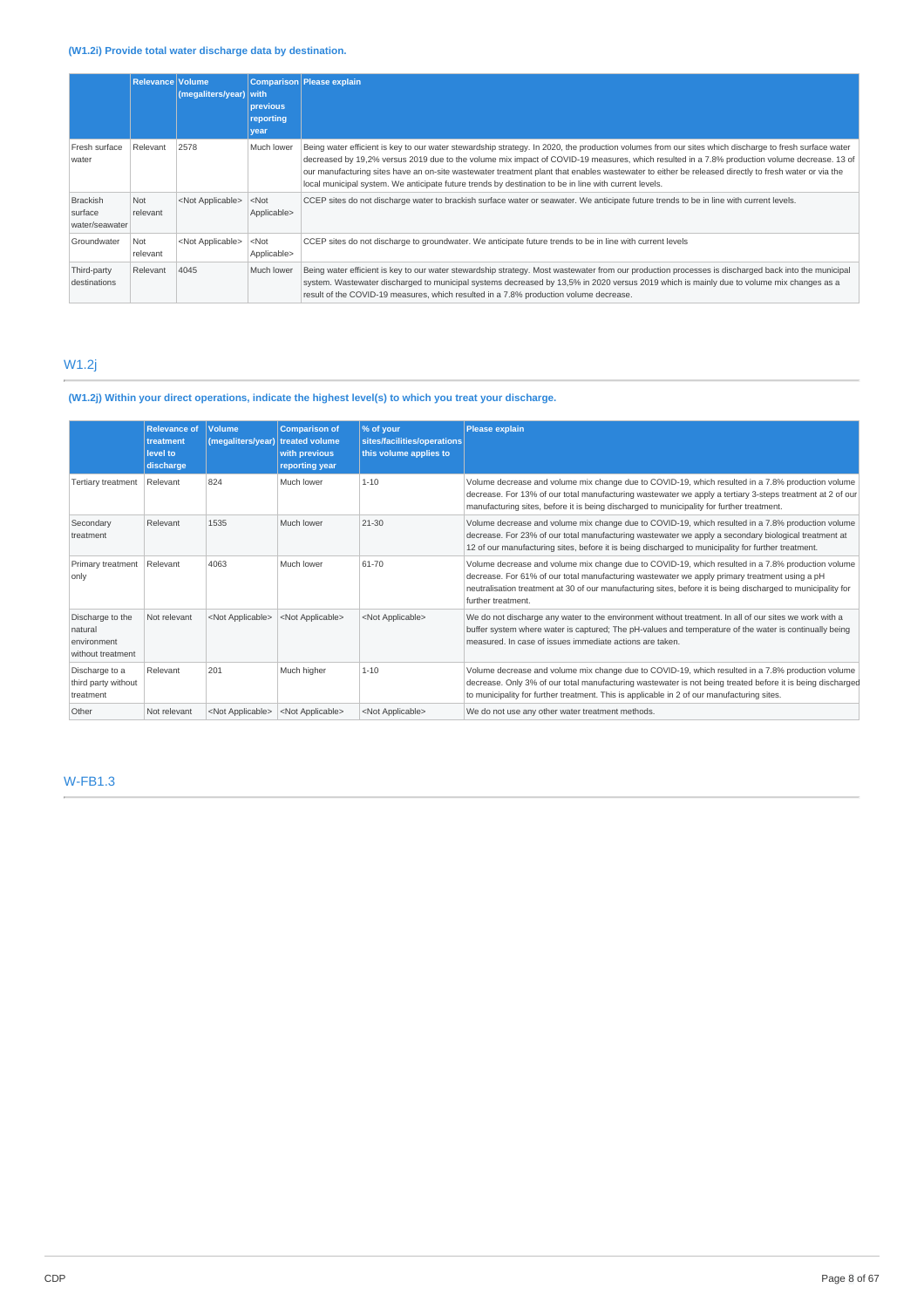### (W1.2i) Provide total water discharge data by destination.

| | Relevance | Volume (megaliters/year) | Comparison with previous reporting year | Please explain |
|---|---|---|---|---|
| Fresh surface water | Relevant | 2578 | Much lower | Being water efficient is key to our water stewardship strategy. In 2020, the production volumes from our sites which discharge to fresh surface water decreased by 19,2% versus 2019 due to the volume mix impact of COVID-19 measures, which resulted in a 7.8% production volume decrease. 13 of our manufacturing sites have an on-site wastewater treatment plant that enables wastewater to either be released directly to fresh water or via the local municipal system. We anticipate future trends by destination to be in line with current levels. |
| Brackish surface water/seawater | Not relevant | <Not Applicable> | <Not Applicable> | CCEP sites do not discharge water to brackish surface water or seawater. We anticipate future trends to be in line with current levels. |
| Groundwater | Not relevant | <Not Applicable> | <Not Applicable> | CCEP sites do not discharge to groundwater. We anticipate future trends to be in line with current levels |
| Third-party destinations | Relevant | 4045 | Much lower | Being water efficient is key to our water stewardship strategy. Most wastewater from our production processes is discharged back into the municipal system. Wastewater discharged to municipal systems decreased by 13,5% in 2020 versus 2019 which is mainly due to volume mix changes as a result of the COVID-19 measures, which resulted in a 7.8% production volume decrease. |

## W1.2j

### (W1.2j) Within your direct operations, indicate the highest level(s) to which you treat your discharge.

| | Relevance of treatment level to discharge | Volume (megaliters/year) | Comparison of treated volume with previous reporting year | % of your sites/facilities/operations this volume applies to | Please explain |
|---|---|---|---|---|---|
| Tertiary treatment | Relevant | 824 | Much lower | 1-10 | Volume decrease and volume mix change due to COVID-19, which resulted in a 7.8% production volume decrease. For 13% of our total manufacturing wastewater we apply a tertiary 3-steps treatment at 2 of our manufacturing sites, before it is being discharged to municipality for further treatment. |
| Secondary treatment | Relevant | 1535 | Much lower | 21-30 | Volume decrease and volume mix change due to COVID-19, which resulted in a 7.8% production volume decrease. For 23% of our total manufacturing wastewater we apply a secondary biological treatment at 12 of our manufacturing sites, before it is being discharged to municipality for further treatment. |
| Primary treatment only | Relevant | 4063 | Much lower | 61-70 | Volume decrease and volume mix change due to COVID-19, which resulted in a 7.8% production volume decrease. For 61% of our total manufacturing wastewater we apply primary treatment using a pH neutralisation treatment at 30 of our manufacturing sites, before it is being discharged to municipality for further treatment. |
| Discharge to the natural environment without treatment | Not relevant | <Not Applicable> | <Not Applicable> | <Not Applicable> | We do not discharge any water to the environment without treatment. In all of our sites we work with a buffer system where water is captured; The pH-values and temperature of the water is continually being measured. In case of issues immediate actions are taken. |
| Discharge to a third party without treatment | Relevant | 201 | Much higher | 1-10 | Volume decrease and volume mix change due to COVID-19, which resulted in a 7.8% production volume decrease. Only 3% of our total manufacturing wastewater is not being treated before it is being discharged to municipality for further treatment. This is applicable in 2 of our manufacturing sites. |
| Other | Not relevant | <Not Applicable> | <Not Applicable> | <Not Applicable> | We do not use any other water treatment methods. |

## W-FB1.3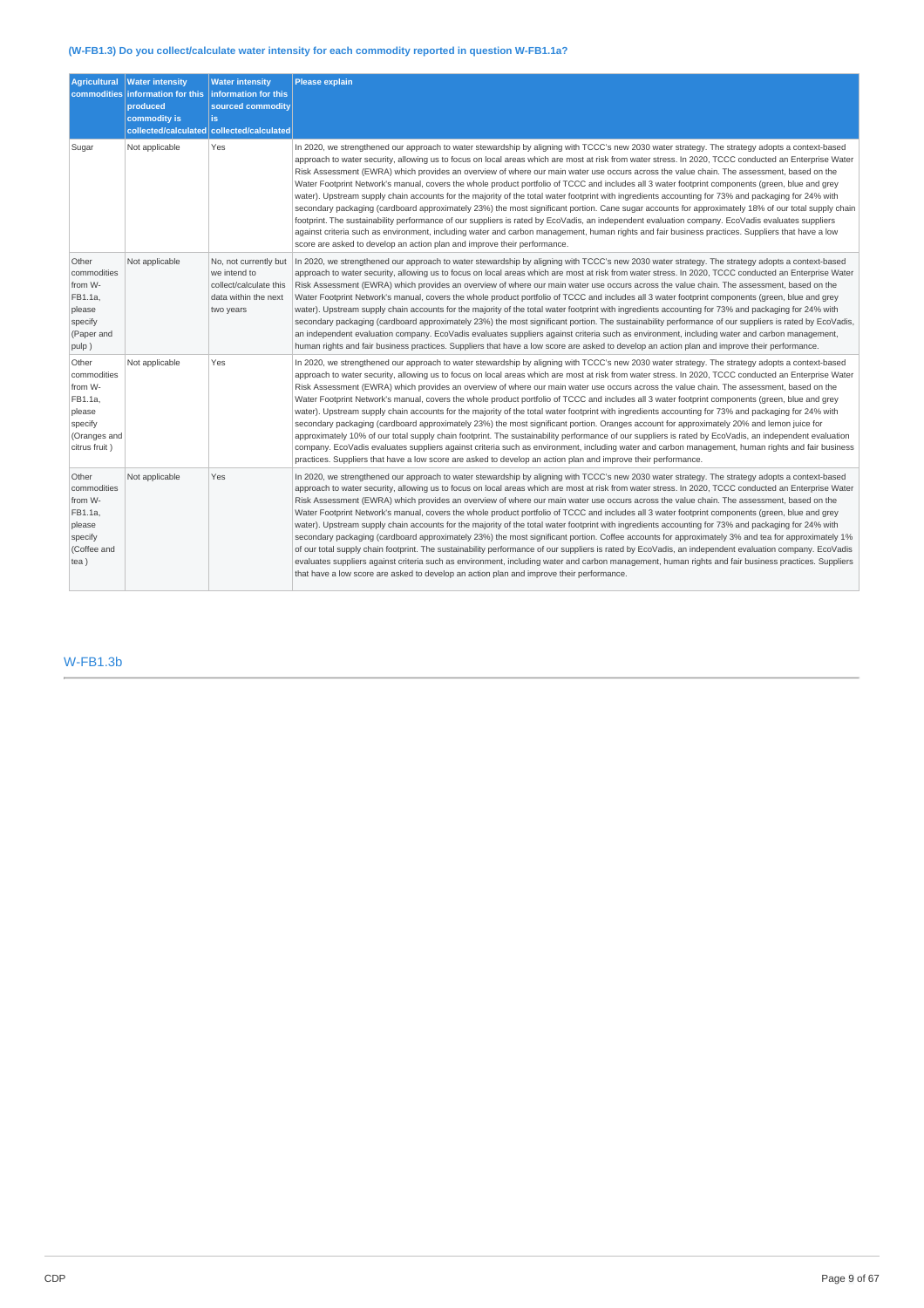### (W-FB1.3) Do you collect/calculate water intensity for each commodity reported in question W-FB1.1a?

| Agricultural commodities | Water intensity information for this produced commodity is collected/calculated | Water intensity information for this sourced commodity is collected/calculated | Please explain |
|---|---|---|---|
| Sugar | Not applicable | Yes | In 2020, we strengthened our approach to water stewardship by aligning with TCCC's new 2030 water strategy. The strategy adopts a context-based approach to water security, allowing us to focus on local areas which are most at risk from water stress. In 2020, TCCC conducted an Enterprise Water Risk Assessment (EWRA) which provides an overview of where our main water use occurs across the value chain. The assessment, based on the Water Footprint Network's manual, covers the whole product portfolio of TCCC and includes all 3 water footprint components (green, blue and grey water). Upstream supply chain accounts for the majority of the total water footprint with ingredients accounting for 73% and packaging for 24% with secondary packaging (cardboard approximately 23%) the most significant portion. Cane sugar accounts for approximately 18% of our total supply chain footprint. The sustainability performance of our suppliers is rated by EcoVadis, an independent evaluation company. EcoVadis evaluates suppliers against criteria such as environment, including water and carbon management, human rights and fair business practices. Suppliers that have a low score are asked to develop an action plan and improve their performance. |
| Other commodities from W-FB1.1a, please specify (Paper and pulp ) | Not applicable | No, not currently but we intend to collect/calculate this data within the next two years | In 2020, we strengthened our approach to water stewardship by aligning with TCCC's new 2030 water strategy. The strategy adopts a context-based approach to water security, allowing us to focus on local areas which are most at risk from water stress. In 2020, TCCC conducted an Enterprise Water Risk Assessment (EWRA) which provides an overview of where our main water use occurs across the value chain. The assessment, based on the Water Footprint Network's manual, covers the whole product portfolio of TCCC and includes all 3 water footprint components (green, blue and grey water). Upstream supply chain accounts for the majority of the total water footprint with ingredients accounting for 73% and packaging for 24% with secondary packaging (cardboard approximately 23%) the most significant portion. The sustainability performance of our suppliers is rated by EcoVadis, an independent evaluation company. EcoVadis evaluates suppliers against criteria such as environment, including water and carbon management, human rights and fair business practices. Suppliers that have a low score are asked to develop an action plan and improve their performance. |
| Other commodities from W-FB1.1a, please specify (Oranges and citrus fruit ) | Not applicable | Yes | In 2020, we strengthened our approach to water stewardship by aligning with TCCC's new 2030 water strategy. The strategy adopts a context-based approach to water security, allowing us to focus on local areas which are most at risk from water stress. In 2020, TCCC conducted an Enterprise Water Risk Assessment (EWRA) which provides an overview of where our main water use occurs across the value chain. The assessment, based on the Water Footprint Network's manual, covers the whole product portfolio of TCCC and includes all 3 water footprint components (green, blue and grey water). Upstream supply chain accounts for the majority of the total water footprint with ingredients accounting for 73% and packaging for 24% with secondary packaging (cardboard approximately 23%) the most significant portion. Oranges account for approximately 20% and lemon juice for approximately 10% of our total supply chain footprint. The sustainability performance of our suppliers is rated by EcoVadis, an independent evaluation company. EcoVadis evaluates suppliers against criteria such as environment, including water and carbon management, human rights and fair business practices. Suppliers that have a low score are asked to develop an action plan and improve their performance. |
| Other commodities from W-FB1.1a, please specify (Coffee and tea ) | Not applicable | Yes | In 2020, we strengthened our approach to water stewardship by aligning with TCCC's new 2030 water strategy. The strategy adopts a context-based approach to water security, allowing us to focus on local areas which are most at risk from water stress. In 2020, TCCC conducted an Enterprise Water Risk Assessment (EWRA) which provides an overview of where our main water use occurs across the value chain. The assessment, based on the Water Footprint Network's manual, covers the whole product portfolio of TCCC and includes all 3 water footprint components (green, blue and grey water). Upstream supply chain accounts for the majority of the total water footprint with ingredients accounting for 73% and packaging for 24% with secondary packaging (cardboard approximately 23%) the most significant portion. Coffee accounts for approximately 3% and tea for approximately 1% of our total supply chain footprint. The sustainability performance of our suppliers is rated by EcoVadis, an independent evaluation company. EcoVadis evaluates suppliers against criteria such as environment, including water and carbon management, human rights and fair business practices. Suppliers that have a low score are asked to develop an action plan and improve their performance. |

## W-FB1.3b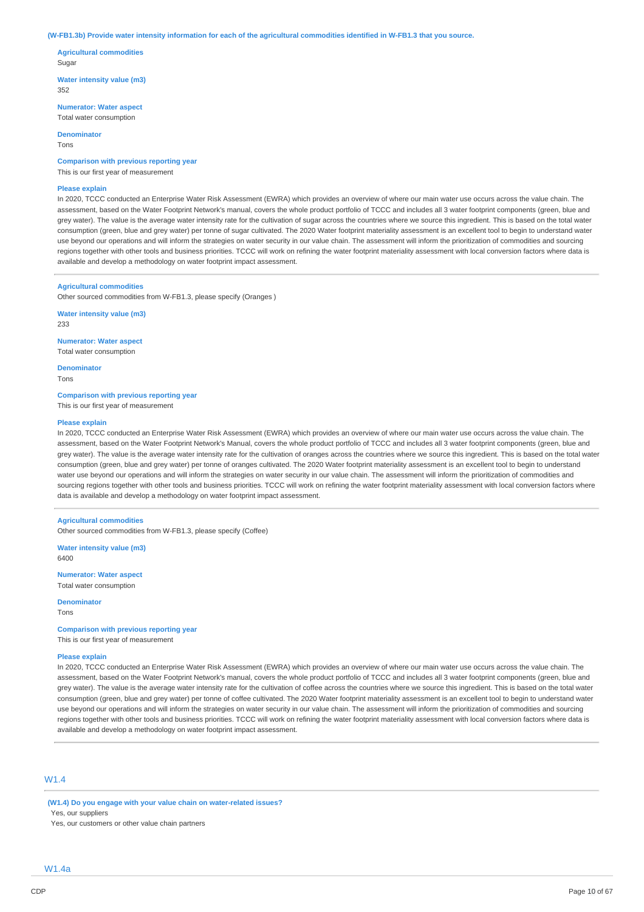**(W-FB1.3b) Provide water intensity information for each of the agricultural commodities identified in W-FB1.3 that you source.**

**Agricultural commodities**
Sugar

**Water intensity value (m3)**
352

**Numerator: Water aspect**
Total water consumption

**Denominator**
Tons

**Comparison with previous reporting year**
This is our first year of measurement

**Please explain**
In 2020, TCCC conducted an Enterprise Water Risk Assessment (EWRA) which provides an overview of where our main water use occurs across the value chain. The assessment, based on the Water Footprint Network's manual, covers the whole product portfolio of TCCC and includes all 3 water footprint components (green, blue and grey water). The value is the average water intensity rate for the cultivation of sugar across the countries where we source this ingredient. This is based on the total water consumption (green, blue and grey water) per tonne of sugar cultivated. The 2020 Water footprint materiality assessment is an excellent tool to begin to understand water use beyond our operations and will inform the strategies on water security in our value chain. The assessment will inform the prioritization of commodities and sourcing regions together with other tools and business priorities. TCCC will work on refining the water footprint materiality assessment with local conversion factors where data is available and develop a methodology on water footprint impact assessment.

---

**Agricultural commodities**
Other sourced commodities from W-FB1.3, please specify (Oranges )

**Water intensity value (m3)**
233

**Numerator: Water aspect**
Total water consumption

**Denominator**
Tons

**Comparison with previous reporting year**
This is our first year of measurement

**Please explain**
In 2020, TCCC conducted an Enterprise Water Risk Assessment (EWRA) which provides an overview of where our main water use occurs across the value chain. The assessment, based on the Water Footprint Network's manual, covers the whole product portfolio of TCCC and includes all 3 water footprint components (green, blue and grey water). The value is the average water intensity rate for the cultivation of oranges across the countries where we source this ingredient. This is based on the total water consumption (green, blue and grey water) per tonne of oranges cultivated. The 2020 Water footprint materiality assessment is an excellent tool to begin to understand water use beyond our operations and will inform the strategies on water security in our value chain. The assessment will inform the prioritization of commodities and sourcing regions together with other tools and business priorities. TCCC will work on refining the water footprint materiality assessment with local conversion factors where data is available and develop a methodology on water footprint impact assessment.

---

**Agricultural commodities**
Other sourced commodities from W-FB1.3, please specify (Coffee)

**Water intensity value (m3)**
6400

**Numerator: Water aspect**
Total water consumption

**Denominator**
Tons

**Comparison with previous reporting year**
This is our first year of measurement

**Please explain**
In 2020, TCCC conducted an Enterprise Water Risk Assessment (EWRA) which provides an overview of where our main water use occurs across the value chain. The assessment, based on the Water Footprint Network's manual, covers the whole product portfolio of TCCC and includes all 3 water footprint components (green, blue and grey water). The value is the average water intensity rate for the cultivation of coffee across the countries where we source this ingredient. This is based on the total water consumption (green, blue and grey water) per tonne of coffee cultivated. The 2020 Water footprint materiality assessment is an excellent tool to begin to understand water use beyond our operations and will inform the strategies on water security in our value chain. The assessment will inform the prioritization of commodities and sourcing regions together with other tools and business priorities. TCCC will work on refining the water footprint materiality assessment with local conversion factors where data is available and develop a methodology on water footprint impact assessment.

## W1.4

**(W1.4) Do you engage with your value chain on water-related issues?**
Yes, our suppliers
Yes, our customers or other value chain partners

## W1.4a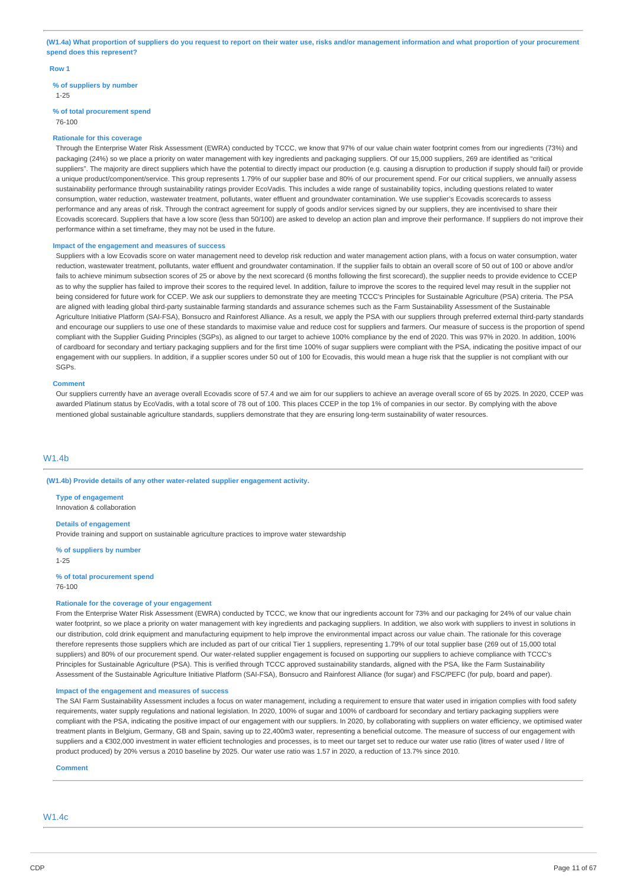**(W1.4a) What proportion of suppliers do you request to report on their water use, risks and/or management information and what proportion of your procurement spend does this represent?**

**Row 1**

**% of suppliers by number**

1-25

**% of total procurement spend**

76-100

**Rationale for this coverage**

Through the Enterprise Water Risk Assessment (EWRA) conducted by TCCC, we know that 97% of our value chain water footprint comes from our ingredients (73%) and packaging (24%) so we place a priority on water management with key ingredients and packaging suppliers. Of our 15,000 suppliers, 269 are identified as "critical suppliers". The majority are direct suppliers which have the potential to directly impact our production (e.g. causing a disruption to production if supply should fail) or provide a unique product/component/service. This group represents 1.79% of our supplier base and 80% of our procurement spend. For our critical suppliers, we annually assess sustainability performance through sustainability ratings provider EcoVadis. This includes a wide range of sustainability topics, including questions related to water consumption, water reduction, wastewater treatment, pollutants, water effluent and groundwater contamination. We use supplier's Ecovadis scorecards to assess performance and any areas of risk. Through the contract agreement for supply of goods and/or services signed by our suppliers, they are incentivised to share their Ecovadis scorecard. Suppliers that have a low score (less than 50/100) are asked to develop an action plan and improve their performance. If suppliers do not improve their performance within a set timeframe, they may not be used in the future.

**Impact of the engagement and measures of success**

Suppliers with a low Ecovadis score on water management need to develop risk reduction and water management action plans, with a focus on water consumption, water reduction, wastewater treatment, pollutants, water effluent and groundwater contamination. If the supplier fails to obtain an overall score of 50 out of 100 or above and/or fails to achieve minimum subsection scores of 25 or above by the next scorecard (6 months following the first scorecard), the supplier needs to provide evidence to CCEP as to why the supplier has failed to improve their scores to the required level. In addition, failure to improve the scores to the required level may result in the supplier not being considered for future work for CCEP. We ask our suppliers to demonstrate they are meeting TCCC's Principles for Sustainable Agriculture (PSA) criteria. The PSA are aligned with leading global third-party sustainable farming standards and assurance schemes such as the Farm Sustainability Assessment of the Sustainable Agriculture Initiative Platform (SAI-FSA), Bonsucro and Rainforest Alliance. As a result, we apply the PSA with our suppliers through preferred external third-party standards and encourage our suppliers to use one of these standards to maximise value and reduce cost for suppliers and farmers. Our measure of success is the proportion of spend compliant with the Supplier Guiding Principles (SGPs), as aligned to our target to achieve 100% compliance by the end of 2020. This was 97% in 2020. In addition, 100% of cardboard for secondary and tertiary packaging suppliers and for the first time 100% of sugar suppliers were compliant with the PSA, indicating the positive impact of our engagement with our suppliers. In addition, if a supplier scores under 50 out of 100 for Ecovadis, this would mean a huge risk that the supplier is not compliant with our SGPs.

**Comment**

Our suppliers currently have an average overall Ecovadis score of 57.4 and we aim for our suppliers to achieve an average overall score of 65 by 2025. In 2020, CCEP was awarded Platinum status by EcoVadis, with a total score of 78 out of 100. This places CCEP in the top 1% of companies in our sector. By complying with the above mentioned global sustainable agriculture standards, suppliers demonstrate that they are ensuring long-term sustainability of water resources.

## W1.4b

**(W1.4b) Provide details of any other water-related supplier engagement activity.**

**Type of engagement**

Innovation & collaboration

**Details of engagement**

Provide training and support on sustainable agriculture practices to improve water stewardship

**% of suppliers by number**

1-25

**% of total procurement spend**

76-100

**Rationale for the coverage of your engagement**

From the Enterprise Water Risk Assessment (EWRA) conducted by TCCC, we know that our ingredients account for 73% and our packaging for 24% of our value chain water footprint, so we place a priority on water management with key ingredients and packaging suppliers. In addition, we also work with suppliers to invest in solutions in our distribution, cold drink equipment and manufacturing equipment to help improve the environmental impact across our value chain. The rationale for this coverage therefore represents those suppliers which are included as part of our critical Tier 1 suppliers, representing 1.79% of our total supplier base (269 out of 15,000 total suppliers) and 80% of our procurement spend. Our water-related supplier engagement is focused on supporting our suppliers to achieve compliance with TCCC's Principles for Sustainable Agriculture (PSA). This is verified through TCCC approved sustainability standards, aligned with the PSA, like the Farm Sustainability Assessment of the Sustainable Agriculture Initiative Platform (SAI-FSA), Bonsucro and Rainforest Alliance (for sugar) and FSC/PEFC (for pulp, board and paper).

**Impact of the engagement and measures of success**

The SAI Farm Sustainability Assessment includes a focus on water management, including a requirement to ensure that water used in irrigation complies with food safety requirements, water supply regulations and national legislation. In 2020, 100% of sugar and 100% of cardboard for secondary and tertiary packaging suppliers were compliant with the PSA, indicating the positive impact of our engagement with our suppliers. In 2020, by collaborating with suppliers on water efficiency, we optimised water treatment plants in Belgium, Germany, GB and Spain, saving up to 22,400m3 water, representing a beneficial outcome. The measure of success of our engagement with suppliers and a €302,000 investment in water efficient technologies and processes, is to meet our target set to reduce our water use ratio (litres of water used / litre of product produced) by 20% versus a 2010 baseline by 2025. Our water use ratio was 1.57 in 2020, a reduction of 13.7% since 2010.

**Comment**

## W1.4c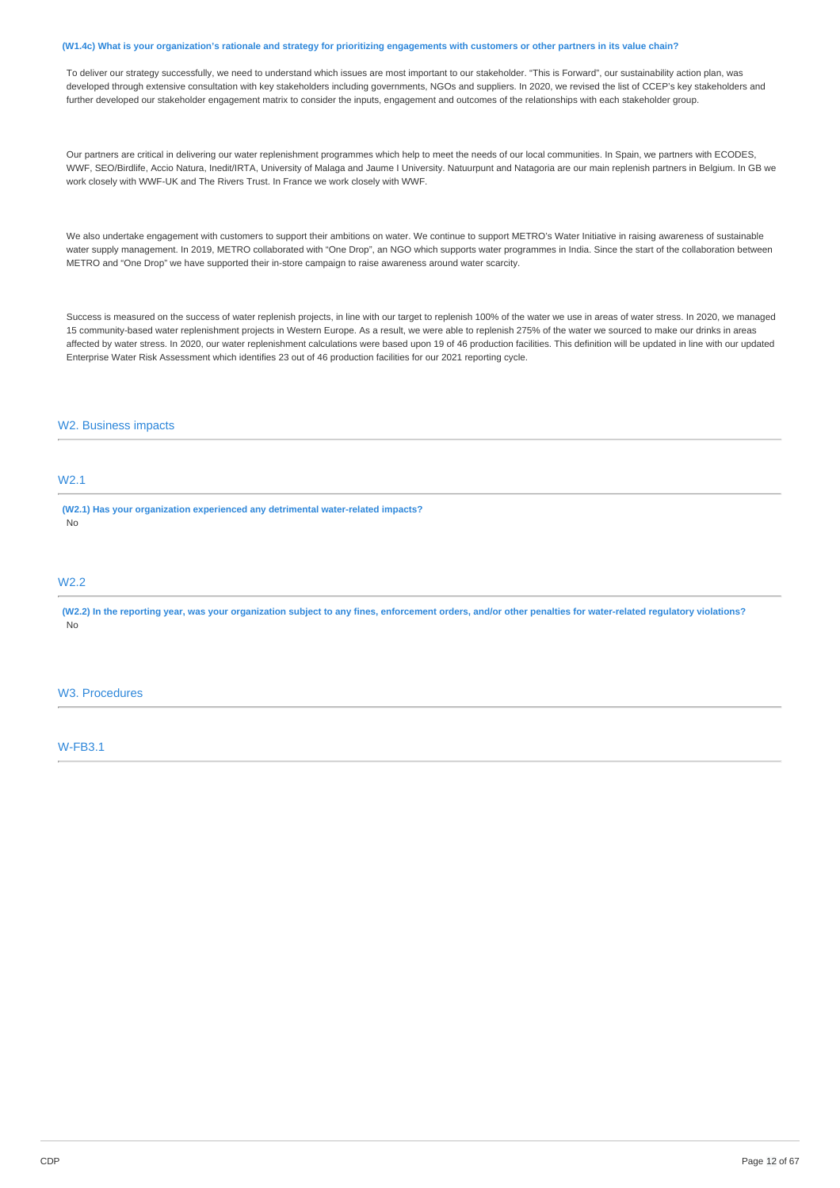**(W1.4c) What is your organization's rationale and strategy for prioritizing engagements with customers or other partners in its value chain?**

To deliver our strategy successfully, we need to understand which issues are most important to our stakeholder. "This is Forward", our sustainability action plan, was developed through extensive consultation with key stakeholders including governments, NGOs and suppliers. In 2020, we revised the list of CCEP's key stakeholders and further developed our stakeholder engagement matrix to consider the inputs, engagement and outcomes of the relationships with each stakeholder group.

Our partners are critical in delivering our water replenishment programmes which help to meet the needs of our local communities. In Spain, we partners with ECODES, WWF, SEO/Birdlife, Accio Natura, Inedit/IRTA, University of Malaga and Jaume I University. Natuurpunt and Natagoria are our main replenish partners in Belgium. In GB we work closely with WWF-UK and The Rivers Trust. In France we work closely with WWF.

We also undertake engagement with customers to support their ambitions on water. We continue to support METRO's Water Initiative in raising awareness of sustainable water supply management. In 2019, METRO collaborated with "One Drop", an NGO which supports water programmes in India. Since the start of the collaboration between METRO and "One Drop" we have supported their in-store campaign to raise awareness around water scarcity.

Success is measured on the success of water replenish projects, in line with our target to replenish 100% of the water we use in areas of water stress. In 2020, we managed 15 community-based water replenishment projects in Western Europe. As a result, we were able to replenish 275% of the water we sourced to make our drinks in areas affected by water stress. In 2020, our water replenishment calculations were based upon 19 of 46 production facilities. This definition will be updated in line with our updated Enterprise Water Risk Assessment which identifies 23 out of 46 production facilities for our 2021 reporting cycle.

## W2. Business impacts

### W2.1

**(W2.1) Has your organization experienced any detrimental water-related impacts?**

No

### W2.2

**(W2.2) In the reporting year, was your organization subject to any fines, enforcement orders, and/or other penalties for water-related regulatory violations?**

No

## W3. Procedures

### W-FB3.1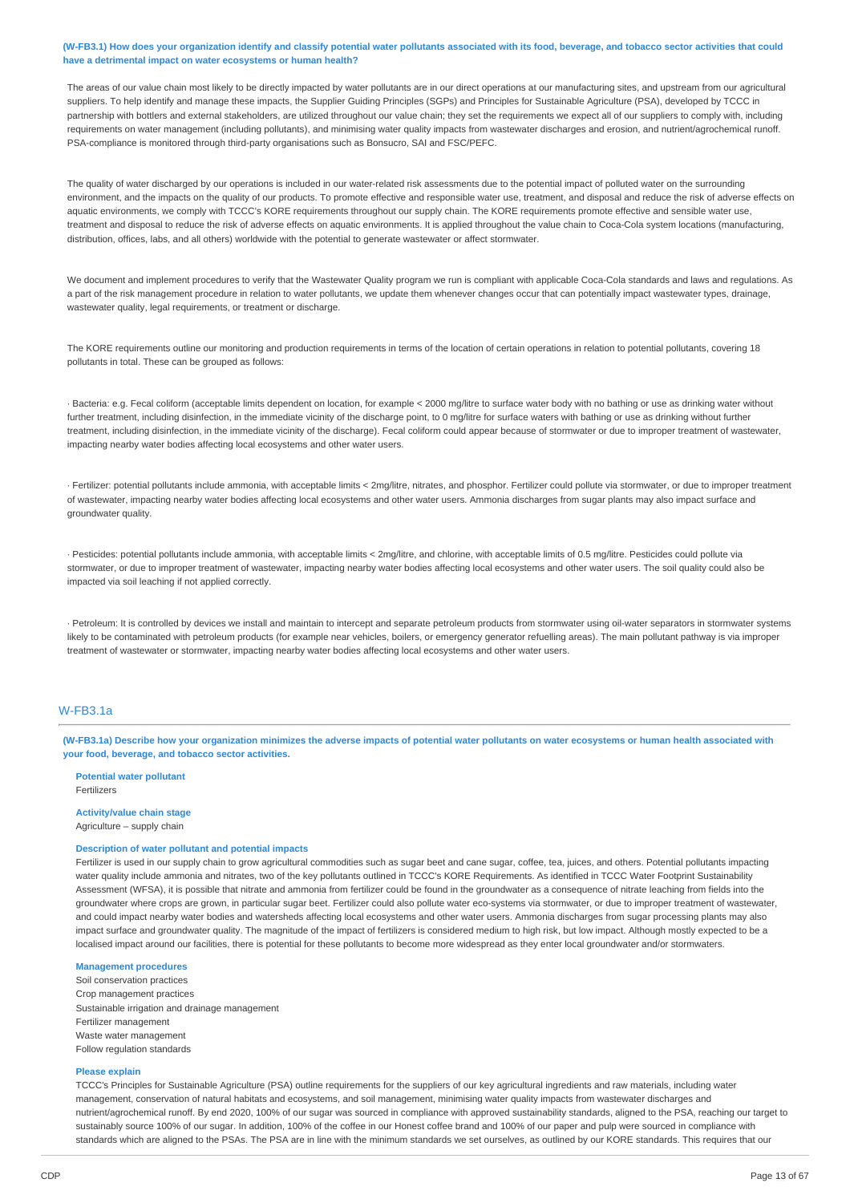**(W-FB3.1) How does your organization identify and classify potential water pollutants associated with its food, beverage, and tobacco sector activities that could have a detrimental impact on water ecosystems or human health?**

The areas of our value chain most likely to be directly impacted by water pollutants are in our direct operations at our manufacturing sites, and upstream from our agricultural suppliers. To help identify and manage these impacts, the Supplier Guiding Principles (SGPs) and Principles for Sustainable Agriculture (PSA), developed by TCCC in partnership with bottlers and external stakeholders, are utilized throughout our value chain; they set the requirements we expect all of our suppliers to comply with, including requirements on water management (including pollutants), and minimising water quality impacts from wastewater discharges and erosion, and nutrient/agrochemical runoff. PSA-compliance is monitored through third-party organisations such as Bonsucro, SAI and FSC/PEFC.

The quality of water discharged by our operations is included in our water-related risk assessments due to the potential impact of polluted water on the surrounding environment, and the impacts on the quality of our products. To promote effective and responsible water use, treatment, and disposal and reduce the risk of adverse effects on aquatic environments, we comply with TCCC's KORE requirements throughout our supply chain. The KORE requirements promote effective and sensible water use, treatment and disposal to reduce the risk of adverse effects on aquatic environments. It is applied throughout the value chain to Coca-Cola system locations (manufacturing, distribution, offices, labs, and all others) worldwide with the potential to generate wastewater or affect stormwater.

We document and implement procedures to verify that the Wastewater Quality program we run is compliant with applicable Coca-Cola standards and laws and regulations. As a part of the risk management procedure in relation to water pollutants, we update them whenever changes occur that can potentially impact wastewater types, drainage, wastewater quality, legal requirements, or treatment or discharge.

The KORE requirements outline our monitoring and production requirements in terms of the location of certain operations in relation to potential pollutants, covering 18 pollutants in total. These can be grouped as follows:

· Bacteria: e.g. Fecal coliform (acceptable limits dependent on location, for example < 2000 mg/litre to surface water body with no bathing or use as drinking water without further treatment, including disinfection, in the immediate vicinity of the discharge point, to 0 mg/litre for surface waters with bathing or use as drinking without further treatment, including disinfection, in the immediate vicinity of the discharge). Fecal coliform could appear because of stormwater or due to improper treatment of wastewater, impacting nearby water bodies affecting local ecosystems and other water users.

· Fertilizer: potential pollutants include ammonia, with acceptable limits < 2mg/litre, nitrates, and phosphor. Fertilizer could pollute via stormwater, or due to improper treatment of wastewater, impacting nearby water bodies affecting local ecosystems and other water users. Ammonia discharges from sugar plants may also impact surface and groundwater quality.

· Pesticides: potential pollutants include ammonia, with acceptable limits < 2mg/litre, and chlorine, with acceptable limits of 0.5 mg/litre. Pesticides could pollute via stormwater, or due to improper treatment of wastewater, impacting nearby water bodies affecting local ecosystems and other water users. The soil quality could also be impacted via soil leaching if not applied correctly.

· Petroleum: It is controlled by devices we install and maintain to intercept and separate petroleum products from stormwater using oil-water separators in stormwater systems likely to be contaminated with petroleum products (for example near vehicles, boilers, or emergency generator refuelling areas). The main pollutant pathway is via improper treatment of wastewater or stormwater, impacting nearby water bodies affecting local ecosystems and other water users.

## W-FB3.1a

**(W-FB3.1a) Describe how your organization minimizes the adverse impacts of potential water pollutants on water ecosystems or human health associated with your food, beverage, and tobacco sector activities.**

**Potential water pollutant**
Fertilizers

**Activity/value chain stage**
Agriculture – supply chain

**Description of water pollutant and potential impacts**
Fertilizer is used in our supply chain to grow agricultural commodities such as sugar beet and cane sugar, coffee, tea, juices, and others. Potential pollutants impacting water quality include ammonia and nitrates, two of the key pollutants outlined in TCCC's KORE Requirements. As identified in TCCC Water Footprint Sustainability Assessment (WFSA), it is possible that nitrate and ammonia from fertilizer could be found in the groundwater as a consequence of nitrate leaching from fields into the groundwater where crops are grown, in particular sugar beet. Fertilizer could also pollute water eco-systems via stormwater, or due to improper treatment of wastewater, and could impact nearby water bodies and watersheds affecting local ecosystems and other water users. Ammonia discharges from sugar processing plants may also impact surface and groundwater quality. The magnitude of the impact of fertilizers is considered medium to high risk, but low impact. Although mostly expected to be a localised impact around our facilities, there is potential for these pollutants to become more widespread as they enter local groundwater and/or stormwaters.

**Management procedures**
Soil conservation practices
Crop management practices
Sustainable irrigation and drainage management
Fertilizer management
Waste water management
Follow regulation standards

**Please explain**
TCCC's Principles for Sustainable Agriculture (PSA) outline requirements for the suppliers of our key agricultural ingredients and raw materials, including water management, conservation of natural habitats and ecosystems, and soil management, minimising water quality impacts from wastewater discharges and nutrient/agrochemical runoff. By end 2020, 100% of our sugar was sourced in compliance with approved sustainability standards, aligned to the PSA, reaching our target to sustainably source 100% of our sugar. In addition, 100% of the coffee in our Honest coffee brand and 100% of our paper and pulp were sourced in compliance with standards which are aligned to the PSAs. The PSA are in line with the minimum standards we set ourselves, as outlined by our KORE standards. This requires that our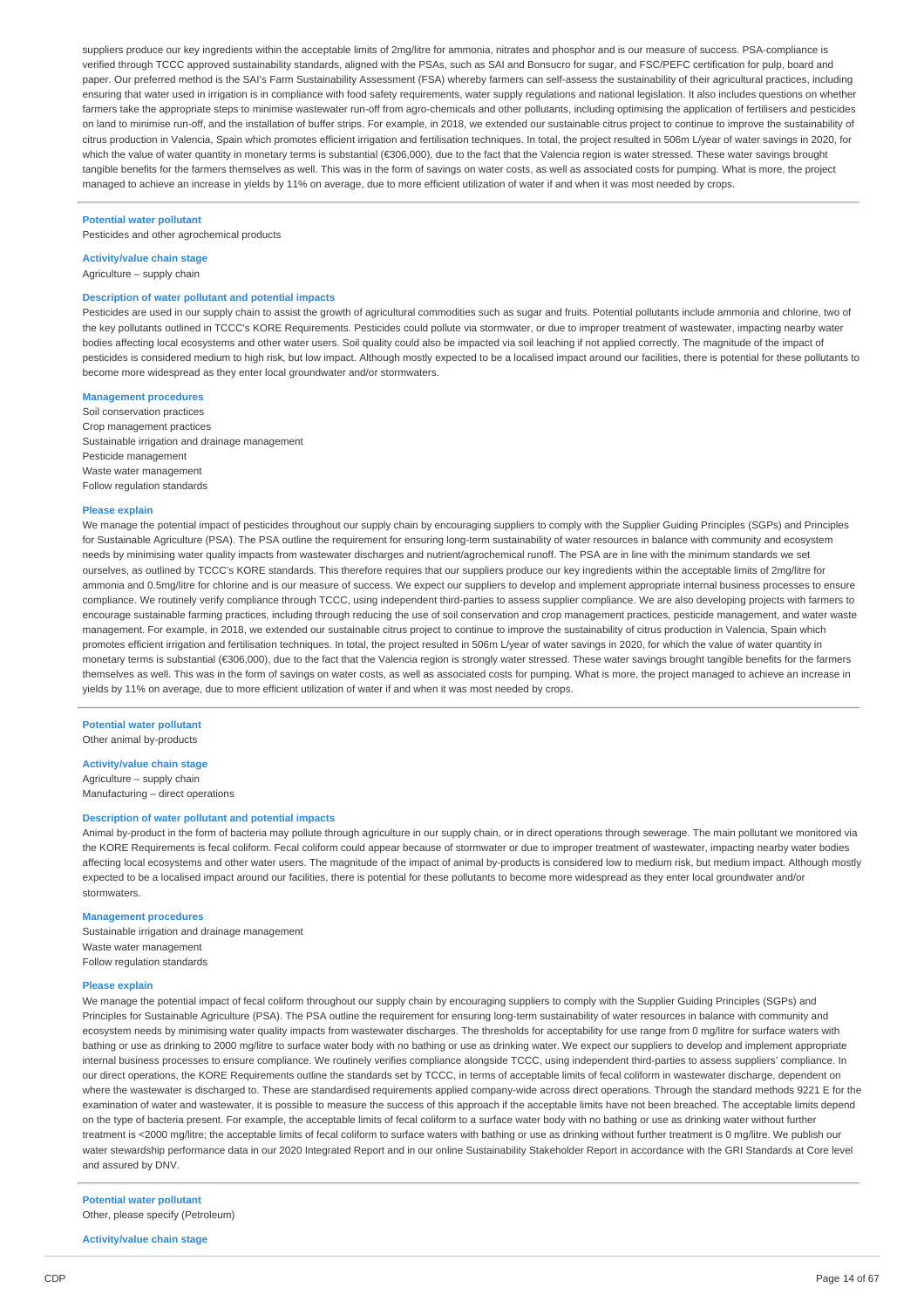suppliers produce our key ingredients within the acceptable limits of 2mg/litre for ammonia, nitrates and phosphor and is our measure of success. PSA-compliance is verified through TCCC approved sustainability standards, aligned with the PSAs, such as SAI and Bonsucro for sugar, and FSC/PEFC certification for pulp, board and paper. Our preferred method is the SAI's Farm Sustainability Assessment (FSA) whereby farmers can self-assess the sustainability of their agricultural practices, including ensuring that water used in irrigation is in compliance with food safety requirements, water supply regulations and national legislation. It also includes questions on whether farmers take the appropriate steps to minimise wastewater run-off from agro-chemicals and other pollutants, including optimising the application of fertilisers and pesticides on land to minimise run-off, and the installation of buffer strips. For example, in 2018, we extended our sustainable citrus project to continue to improve the sustainability of citrus production in Valencia, Spain which promotes efficient irrigation and fertilisation techniques. In total, the project resulted in 506m L/year of water savings in 2020, for which the value of water quantity in monetary terms is substantial (€306,000), due to the fact that the Valencia region is water stressed. These water savings brought tangible benefits for the farmers themselves as well. This was in the form of savings on water costs, as well as associated costs for pumping. What is more, the project managed to achieve an increase in yields by 11% on average, due to more efficient utilization of water if and when it was most needed by crops.

**Potential water pollutant**
Pesticides and other agrochemical products

**Activity/value chain stage**
Agriculture – supply chain

**Description of water pollutant and potential impacts**
Pesticides are used in our supply chain to assist the growth of agricultural commodities such as sugar and fruits. Potential pollutants include ammonia and chlorine, two of the key pollutants outlined in TCCC's KORE Requirements. Pesticides could pollute via stormwater, or due to improper treatment of wastewater, impacting nearby water bodies affecting local ecosystems and other water users. Soil quality could also be impacted via soil leaching if not applied correctly. The magnitude of the impact of pesticides is considered medium to high risk, but low impact. Although mostly expected to be a localised impact around our facilities, there is potential for these pollutants to become more widespread as they enter local groundwater and/or stormwaters.

**Management procedures**
Soil conservation practices
Crop management practices
Sustainable irrigation and drainage management
Pesticide management
Waste water management
Follow regulation standards

**Please explain**
We manage the potential impact of pesticides throughout our supply chain by encouraging suppliers to comply with the Supplier Guiding Principles (SGPs) and Principles for Sustainable Agriculture (PSA). The PSA outline the requirement for ensuring long-term sustainability of water resources in balance with community and ecosystem needs by minimising water quality impacts from wastewater discharges and nutrient/agrochemical runoff. The PSA are in line with the minimum standards we set ourselves, as outlined by TCCC's KORE standards. This therefore requires that our suppliers produce our key ingredients within the acceptable limits of 2mg/litre for ammonia and 0.5mg/litre for chlorine and is our measure of success. We expect our suppliers to develop and implement appropriate internal business processes to ensure compliance. We routinely verify compliance through TCCC, using independent third-parties to assess supplier compliance. We are also developing projects with farmers to encourage sustainable farming practices, including through reducing the use of soil conservation and crop management practices, pesticide management, and water waste management. For example, in 2018, we extended our sustainable citrus project to continue to improve the sustainability of citrus production in Valencia, Spain which promotes efficient irrigation and fertilisation techniques. In total, the project resulted in 506m L/year of water savings in 2020, for which the value of water quantity in monetary terms is substantial (€306,000), due to the fact that the Valencia region is strongly water stressed. These water savings brought tangible benefits for the farmers themselves as well. This was in the form of savings on water costs, as well as associated costs for pumping. What is more, the project managed to achieve an increase in yields by 11% on average, due to more efficient utilization of water if and when it was most needed by crops.

**Potential water pollutant**
Other animal by-products

**Activity/value chain stage**
Agriculture – supply chain
Manufacturing – direct operations

**Description of water pollutant and potential impacts**
Animal by-product in the form of bacteria may pollute through agriculture in our supply chain, or in direct operations through sewerage. The main pollutant we monitored via the KORE Requirements is fecal coliform. Fecal coliform could appear because of stormwater or due to improper treatment of wastewater, impacting nearby water bodies affecting local ecosystems and other water users. The magnitude of the impact of animal by-products is considered low to medium risk, but medium impact. Although mostly expected to be a localised impact around our facilities, there is potential for these pollutants to become more widespread as they enter local groundwater and/or stormwaters.

**Management procedures**
Sustainable irrigation and drainage management
Waste water management
Follow regulation standards

**Please explain**
We manage the potential impact of fecal coliform throughout our supply chain by encouraging suppliers to comply with the Supplier Guiding Principles (SGPs) and Principles for Sustainable Agriculture (PSA). The PSA outline the requirement for ensuring long-term sustainability of water resources in balance with community and ecosystem needs by minimising water quality impacts from wastewater discharges. The thresholds for acceptability for use range from 0 mg/litre for surface waters with bathing or use as drinking to 2000 mg/litre to surface water body with no bathing or use as drinking water. We expect our suppliers to develop and implement appropriate internal business processes to ensure compliance. We routinely verifies compliance alongside TCCC, using independent third-parties to assess suppliers' compliance. In our direct operations, the KORE Requirements outline the standards set by TCCC, in terms of acceptable limits of fecal coliform in wastewater discharge, dependent on where the wastewater is discharged to. These are standardised requirements applied company-wide across direct operations. Through the standard methods 9221 E for the examination of water and wastewater, it is possible to measure the success of this approach if the acceptable limits have not been breached. The acceptable limits depend on the type of bacteria present. For example, the acceptable limits of fecal coliform to a surface water body with no bathing or use as drinking water without further treatment is <2000 mg/litre; the acceptable limits of fecal coliform to surface waters with bathing or use as drinking without further treatment is 0 mg/litre. We publish our water stewardship performance data in our 2020 Integrated Report and in our online Sustainability Stakeholder Report in accordance with the GRI Standards at Core level and assured by DNV.

**Potential water pollutant**
Other, please specify (Petroleum)

**Activity/value chain stage**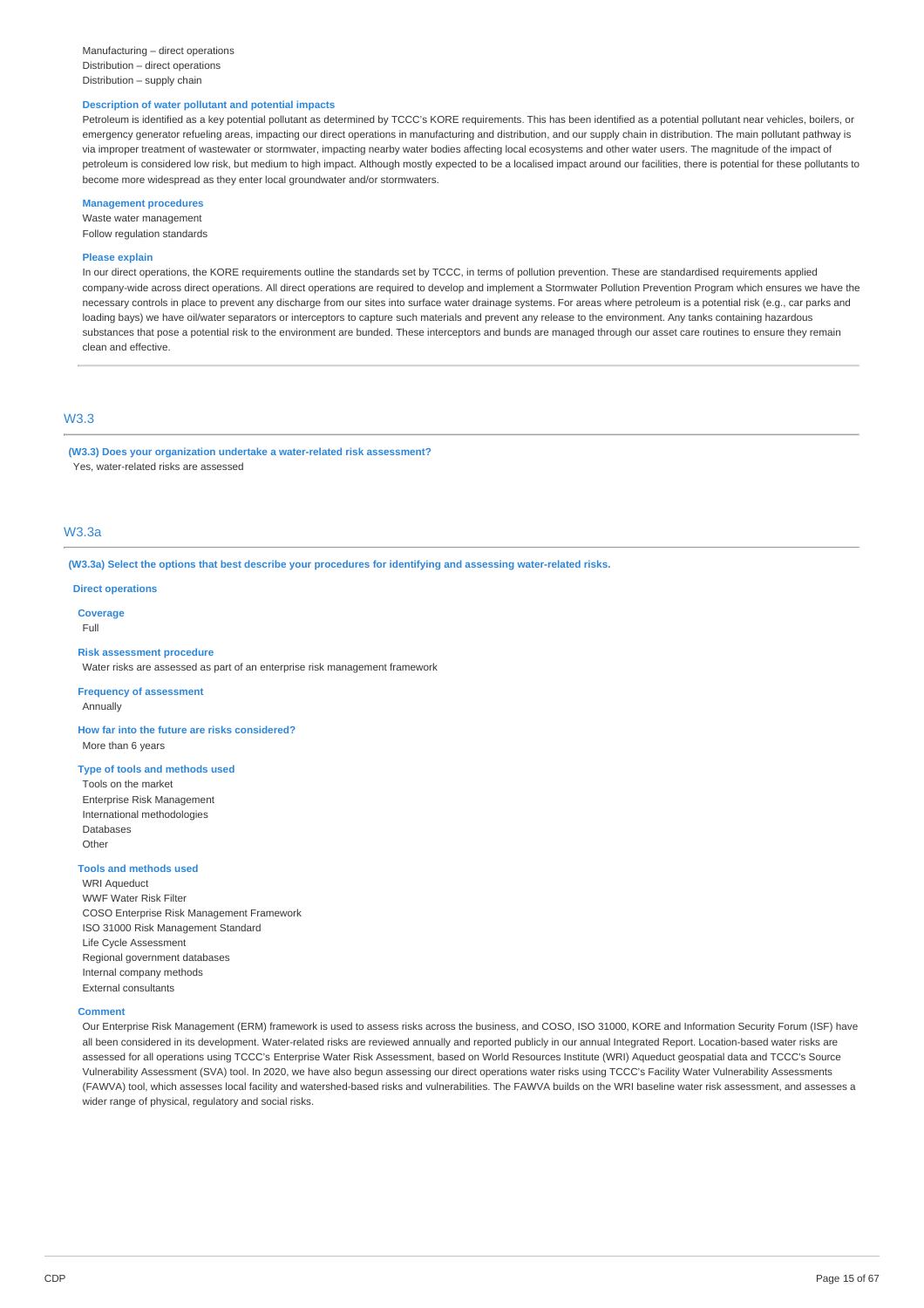Manufacturing – direct operations
Distribution – direct operations
Distribution – supply chain

**Description of water pollutant and potential impacts**

Petroleum is identified as a key potential pollutant as determined by TCCC's KORE requirements. This has been identified as a potential pollutant near vehicles, boilers, or emergency generator refueling areas, impacting our direct operations in manufacturing and distribution, and our supply chain in distribution. The main pollutant pathway is via improper treatment of wastewater or stormwater, impacting nearby water bodies affecting local ecosystems and other water users. The magnitude of the impact of petroleum is considered low risk, but medium to high impact. Although mostly expected to be a localised impact around our facilities, there is potential for these pollutants to become more widespread as they enter local groundwater and/or stormwaters.

**Management procedures**

Waste water management
Follow regulation standards

**Please explain**

In our direct operations, the KORE requirements outline the standards set by TCCC, in terms of pollution prevention. These are standardised requirements applied company-wide across direct operations. All direct operations are required to develop and implement a Stormwater Pollution Prevention Program which ensures we have the necessary controls in place to prevent any discharge from our sites into surface water drainage systems. For areas where petroleum is a potential risk (e.g., car parks and loading bays) we have oil/water separators or interceptors to capture such materials and prevent any release to the environment. Any tanks containing hazardous substances that pose a potential risk to the environment are bunded. These interceptors and bunds are managed through our asset care routines to ensure they remain clean and effective.

## W3.3

**(W3.3) Does your organization undertake a water-related risk assessment?**

Yes, water-related risks are assessed

## W3.3a

**(W3.3a) Select the options that best describe your procedures for identifying and assessing water-related risks.**

**Direct operations**

**Coverage**

Full

**Risk assessment procedure**

Water risks are assessed as part of an enterprise risk management framework

**Frequency of assessment**

Annually

**How far into the future are risks considered?**

More than 6 years

**Type of tools and methods used**

Tools on the market
Enterprise Risk Management
International methodologies
Databases
Other

**Tools and methods used**

WRI Aqueduct
WWF Water Risk Filter
COSO Enterprise Risk Management Framework
ISO 31000 Risk Management Standard
Life Cycle Assessment
Regional government databases
Internal company methods
External consultants

**Comment**

Our Enterprise Risk Management (ERM) framework is used to assess risks across the business, and COSO, ISO 31000, KORE and Information Security Forum (ISF) have all been considered in its development. Water-related risks are reviewed annually and reported publicly in our annual Integrated Report. Location-based water risks are assessed for all operations using TCCC's Enterprise Water Risk Assessment, based on World Resources Institute (WRI) Aqueduct geospatial data and TCCC's Source Vulnerability Assessment (SVA) tool. In 2020, we have also begun assessing our direct operations water risks using TCCC's Facility Water Vulnerability Assessments (FAWVA) tool, which assesses local facility and watershed-based risks and vulnerabilities. The FAWVA builds on the WRI baseline water risk assessment, and assesses a wider range of physical, regulatory and social risks.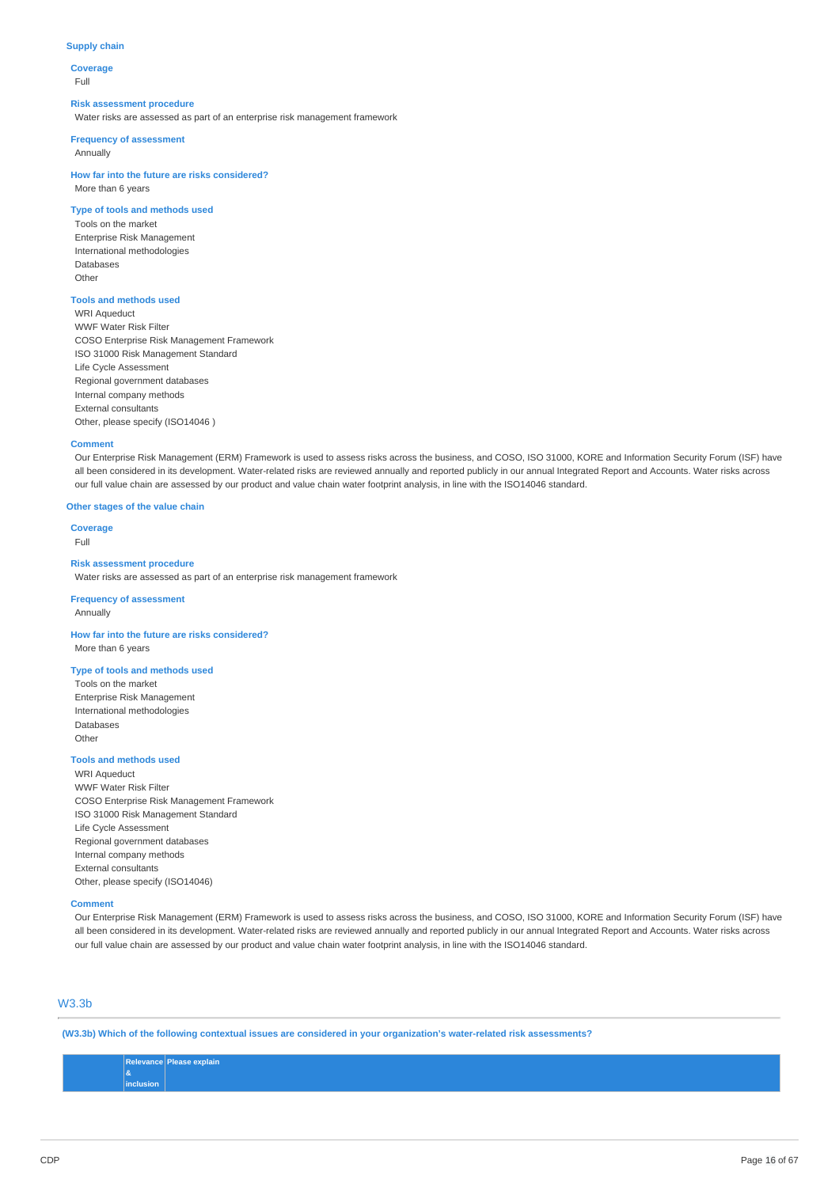### Supply chain

**Coverage**
Full

**Risk assessment procedure**
Water risks are assessed as part of an enterprise risk management framework

**Frequency of assessment**
Annually

**How far into the future are risks considered?**
More than 6 years

**Type of tools and methods used**
Tools on the market
Enterprise Risk Management
International methodologies
Databases
Other

**Tools and methods used**
WRI Aqueduct
WWF Water Risk Filter
COSO Enterprise Risk Management Framework
ISO 31000 Risk Management Standard
Life Cycle Assessment
Regional government databases
Internal company methods
External consultants
Other, please specify (ISO14046 )

**Comment**
Our Enterprise Risk Management (ERM) Framework is used to assess risks across the business, and COSO, ISO 31000, KORE and Information Security Forum (ISF) have all been considered in its development. Water-related risks are reviewed annually and reported publicly in our annual Integrated Report and Accounts. Water risks across our full value chain are assessed by our product and value chain water footprint analysis, in line with the ISO14046 standard.

### Other stages of the value chain

**Coverage**
Full

**Risk assessment procedure**
Water risks are assessed as part of an enterprise risk management framework

**Frequency of assessment**
Annually

**How far into the future are risks considered?**
More than 6 years

**Type of tools and methods used**
Tools on the market
Enterprise Risk Management
International methodologies
Databases
Other

**Tools and methods used**
WRI Aqueduct
WWF Water Risk Filter
COSO Enterprise Risk Management Framework
ISO 31000 Risk Management Standard
Life Cycle Assessment
Regional government databases
Internal company methods
External consultants
Other, please specify (ISO14046)

**Comment**
Our Enterprise Risk Management (ERM) Framework is used to assess risks across the business, and COSO, ISO 31000, KORE and Information Security Forum (ISF) have all been considered in its development. Water-related risks are reviewed annually and reported publicly in our annual Integrated Report and Accounts. Water risks across our full value chain are assessed by our product and value chain water footprint analysis, in line with the ISO14046 standard.

## W3.3b

**(W3.3b) Which of the following contextual issues are considered in your organization's water-related risk assessments?**

| | Relevance & inclusion | Please explain |
|---|---|---|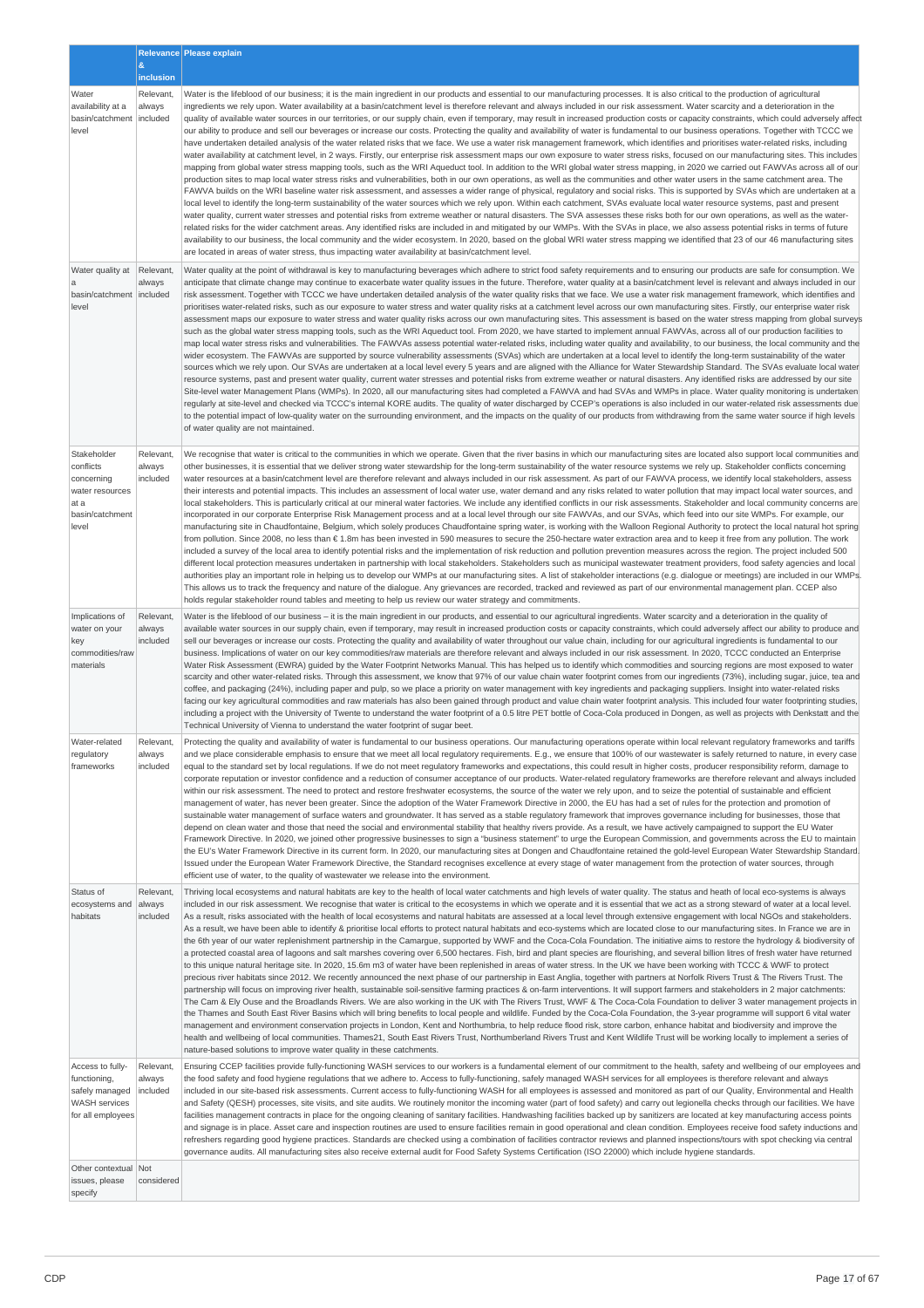| | Relevance & inclusion | Please explain |
|---|---|---|
| Water availability at a basin/catchment level | Relevant, always included | Water is the lifeblood of our business; it is the main ingredient in our products and essential to our manufacturing processes. It is also critical to the production of agricultural ingredients we rely upon. Water availability at a basin/catchment level is therefore relevant and always included in our risk assessment. Water scarcity and a deterioration in the quality of available water sources in our territories, or our supply chain, even if temporary, may result in increased production costs or capacity constraints, which could adversely affect our ability to produce and sell our beverages or increase our costs. Protecting the quality and availability of water is fundamental to our business operations. Together with TCCC we have undertaken detailed analysis of the water related risks that we face. We use a water risk management framework, which identifies and prioritises water-related risks, including water availability at catchment level, in 2 ways. Firstly, our enterprise risk assessment maps our own exposure to water stress risks, focused on our manufacturing sites. This includes mapping from global water stress mapping tools, such as the WRI Aqueduct tool. In addition to the WRI global water stress mapping, in 2020 we carried out FAWVAs across all of our production sites to map local water stress risks and vulnerabilities, both in our own operations, as well as the communities and other water users in the same catchment area. The FAWVA builds on the WRI baseline water risk assessment, and assesses a wider range of physical, regulatory and social risks. This is supported by SVAs which are undertaken at a local level to identify the long-term sustainability of the water sources which we rely upon. Within each catchment, SVAs evaluate local water resource systems, past and present water quality, current water stresses and potential risks from extreme weather or natural disasters. The SVA assesses these risks both for our own operations, as well as the water-related risks for the wider catchment areas. Any identified risks are included in and mitigated by our WMPs. With the SVAs in place, we also assess potential risks in terms of future availability to our business, the local community and the wider ecosystem. In 2020, based on the global WRI water stress mapping we identified that 23 of our 46 manufacturing sites are located in areas of water stress, thus impacting water availability at basin/catchment level. |
| Water quality at a basin/catchment level | Relevant, always included | Water quality at the point of withdrawal is key to manufacturing beverages which adhere to strict food safety requirements and to ensuring our products are safe for consumption. We anticipate that climate change may continue to exacerbate water quality issues in the future. Therefore, water quality at a basin/catchment level is relevant and always included in our risk assessment. Together with TCCC we have undertaken detailed analysis of the water quality risks that we face. We use a water risk management framework, which identifies and prioritises water-related risks, such as our exposure to water stress and water quality risks at a catchment level across our own manufacturing sites. Firstly, our enterprise water risk assessment maps our exposure to water stress and water quality risks across our own manufacturing sites. This assessment is based on the water stress mapping from global surveys such as the global water stress mapping tools, such as the WRI Aqueduct tool. From 2020, we have started to implement annual FAWVAs, across all of our production facilities to map local water stress risks and vulnerabilities. The FAWVAs assess potential water-related risks, including water quality and availability, to our business, the local community and the wider ecosystem. The FAWVAs are supported by source vulnerability assessments (SVAs) which are undertaken at a local level to identify the long-term sustainability of the water sources which we rely upon. Our SVAs are undertaken at a local level every 5 years and are aligned with the Alliance for Water Stewardship Standard. The SVAs evaluate local water resource systems, past and present water quality, current water stresses and potential risks from extreme weather or natural disasters. Any identified risks are addressed by our site Site-level water Management Plans (WMPs). In 2020, all our manufacturing sites had completed a FAWVA and had SVAs and WMPs in place. Water quality monitoring is undertaken regularly at site-level and checked via TCCC's internal KORE audits. The quality of water discharged by CCEP's operations is also included in our water-related risk assessments due to the potential impact of low-quality water on the surrounding environment, and the impacts on the quality of our products from withdrawing from the same water source if high levels of water quality are not maintained. |
| Stakeholder conflicts concerning water resources at a basin/catchment level | Relevant, always included | We recognise that water is critical to the communities in which we operate. Given that the river basins in which our manufacturing sites are located also support local communities and other businesses, it is essential that we deliver strong water stewardship for the long-term sustainability of the water resource systems we rely up. Stakeholder conflicts concerning water resources at a basin/catchment level are therefore relevant and always included in our risk assessment. As part of our FAWVA process, we identify local stakeholders, assess their interests and potential impacts. This includes an assessment of local water use, water demand and any risks related to water pollution that may impact local water sources, and local stakeholders. This is particularly critical at our mineral water factories. We include any identified conflicts in our risk assessments. Stakeholder and local community concerns are incorporated in our corporate Enterprise Risk Management process and at a local level through our site FAWVAs, and our SVAs, which feed into our site WMPs. For example, our manufacturing site in Chaudfontaine, Belgium, which solely produces Chaudfontaine spring water, is working with the Walloon Regional Authority to protect the local natural hot spring from pollution. Since 2008, no less than € 1.8m has been invested in 590 measures to secure the 250-hectare water extraction area and to keep it free from any pollution. The work included a survey of the local area to identify potential risks and the implementation of risk reduction and pollution prevention measures across the region. The project included 500 different local protection measures undertaken in partnership with local stakeholders. Stakeholders such as municipal wastewater treatment providers, food safety agencies and local authorities play an important role in helping us to develop our WMPs at our manufacturing sites. A list of stakeholder interactions (e.g. dialogue or meetings) are included in our WMPs. This allows us to track the frequency and nature of the dialogue. Any grievances are recorded, tracked and reviewed as part of our environmental management plan. CCEP also holds regular stakeholder round tables and meeting to help us review our water strategy and commitments. |
| Implications of water on your key commodities/raw materials | Relevant, always included | Water is the lifeblood of our business – it is the main ingredient in our products, and essential to our agricultural ingredients. Water scarcity and a deterioration in the quality of available water sources in our supply chain, even if temporary, may result in increased production costs or capacity constraints, which could adversely affect our ability to produce and sell our beverages or increase our costs. Protecting the quality and availability of water throughout our value chain, including for our agricultural ingredients is fundamental to our business. Implications of water on our key commodities/raw materials are therefore relevant and always included in our risk assessment. In 2020, TCCC conducted an Enterprise Water Risk Assessment (EWRA) guided by the Water Footprint Networks Manual. This has helped us to identify which commodities and sourcing regions are most exposed to water scarcity and other water-related risks. Through this assessment, we know that 97% of our value chain water footprint comes from our ingredients (73%), including sugar, juice, tea and coffee, and packaging (24%), including paper and pulp, so we place a priority on water management with key ingredients and packaging suppliers. Insight into water-related risks facing our key agricultural commodities and raw materials has also been gained through product and value chain water footprint analysis. This included four water footprinting studies, including a project with the University of Twente to understand the water footprint of a 0.5 litre PET bottle of Coca-Cola produced in Dongen, as well as projects with Denkstatt and the Technical University of Vienna to understand the water footprint of sugar beet. |
| Water-related regulatory frameworks | Relevant, always included | Protecting the quality and availability of water is fundamental to our business operations. Our manufacturing operations operate within local water regulatory frameworks and tariffs and we place considerable emphasis to ensure that we meet all local regulatory requirements. E.g., we ensure that 100% of our wastewater is safely returned to nature, in every case equal to the standard set by local regulations. If we do not meet regulatory frameworks and expectations, this could result in higher costs, producer responsibility reform, damage to corporate reputation or investor confidence and a reduction of consumer acceptance of our products. Water-related regulatory frameworks are therefore relevant and always included within our risk assessment. The need to protect and restore freshwater ecosystems, the source of the water we rely upon, and to seize the potential of sustainable and efficient management of water, has never been greater. Since the adoption of the Water Framework Directive in 2000, the EU has had a set of rules for the protection and promotion of sustainable water management of surface waters and groundwater. It has served as a stable regulatory framework that improves governance including for businesses, those that depend on clean water and those that need the social and environmental stability that healthy rivers provide. As a result, we have actively campaigned to support the EU Water Framework Directive. In 2020, we joined other progressive businesses to sign a "business statement" to urge the European Commission, and governments across the EU to maintain the EU's Water Framework Directive in its current form. In 2020, our manufacturing sites at Dongen and Chaudfontaine retained the gold-level European Water Stewardship Standard. Issued under the European Water Framework Directive, the Standard recognises excellence at every stage of water management from the protection of water sources, through efficient use of water, to the quality of wastewater we release into the environment. |
| Status of ecosystems and habitats | Relevant, always included | Thriving local ecosystems and natural habitats are key to the health of local water catchments and high levels of water quality. The status and heath of local eco-systems is always included in our risk assessment. We recognise that water is critical to the ecosystems in which we operate and it is essential that we act as a strong steward of water at a local level. As a result, risks associated with the health of local ecosystems and natural habitats are assessed at a local level through extensive engagement with local NGOs and stakeholders. As a result, we have been able to identify & prioritise local efforts to protect natural habitats and eco-systems which are located close to our manufacturing sites. In France we are in the 6th year of our water replenishment partnership in the Camargue, supported by WWF and the Coca-Cola Foundation. The initiative aims to restore the hydrology & biodiversity of a protected coastal area of lagoons and salt marshes covering over 6,500 hectares. Fish, bird and plant species are flourishing, and several billion litres of fresh water have returned to this unique natural heritage site. In 2020, 15.6m m3 of water have been replenished in areas of water stress. In the UK we have been working with TCCC & WWF to protect precious river habitats since 2012. We recently announced the next phase of our partnership in East Anglia, together with partners at Norfolk Rivers Trust & The Rivers Trust. The partnership will focus on improving river health, sustainable soil-sensitive farming practices & on-farm interventions. It will support farmers and stakeholders in 2 major catchments: The Cam & Ely Ouse and the Broadlands Rivers. We are also working in the UK with The Rivers Trust, WWF & The Coca-Cola Foundation to deliver 3 water management projects in the Thames and South East River Basins which will bring benefits to local people and wildlife. Funded by the Coca-Cola Foundation, the 3-year programme will support 6 vital water management and environment conservation projects in London, Kent and Northumbria, to help reduce flood risk, store carbon, enhance habitat and biodiversity and improve the health and wellbeing of local communities. Thames21, South East Rivers Trust, Northumberland Rivers Trust and Kent Wildlife Trust will be working locally to implement a series of nature-based solutions to improve water quality in these catchments. |
| Access to fully-functioning, safely managed WASH services for all employees | Relevant, always included | Ensuring CCEP facilities provide fully-functioning WASH services to our workers is a fundamental element of our commitment to the health, safety and wellbeing of our employees and the food safety and food hygiene regulations that we adhere to. Access to fully-functioning, safely managed WASH services for all employees is therefore relevant and always included in our site-based risk assessments. Current access to fully-functioning WASH for all employees is assessed and monitored as part of our Quality, Environmental and Health and Safety (QESH) processes, site visits, and site audits. We routinely monitor the incoming water (part of food safety) and carry out legionella checks through our facilities. We have facilities management contracts in place for the ongoing cleaning of sanitary facilities. Handwashing facilities backed up by sanitizers are located at key manufacturing access points and signage is in place. Asset care and inspection routines are used to ensure facilities remain in good operational and clean condition. Employees receive food safety inductions and refreshers regarding good hygiene practices. Standards are checked using a combination of facilities contractor reviews and planned inspections/tours with spot checking via central governance audits. All manufacturing sites also receive external audit for Food Safety Systems Certification (ISO 22000) which include hygiene standards. |
| Other contextual issues, please specify | Not considered | |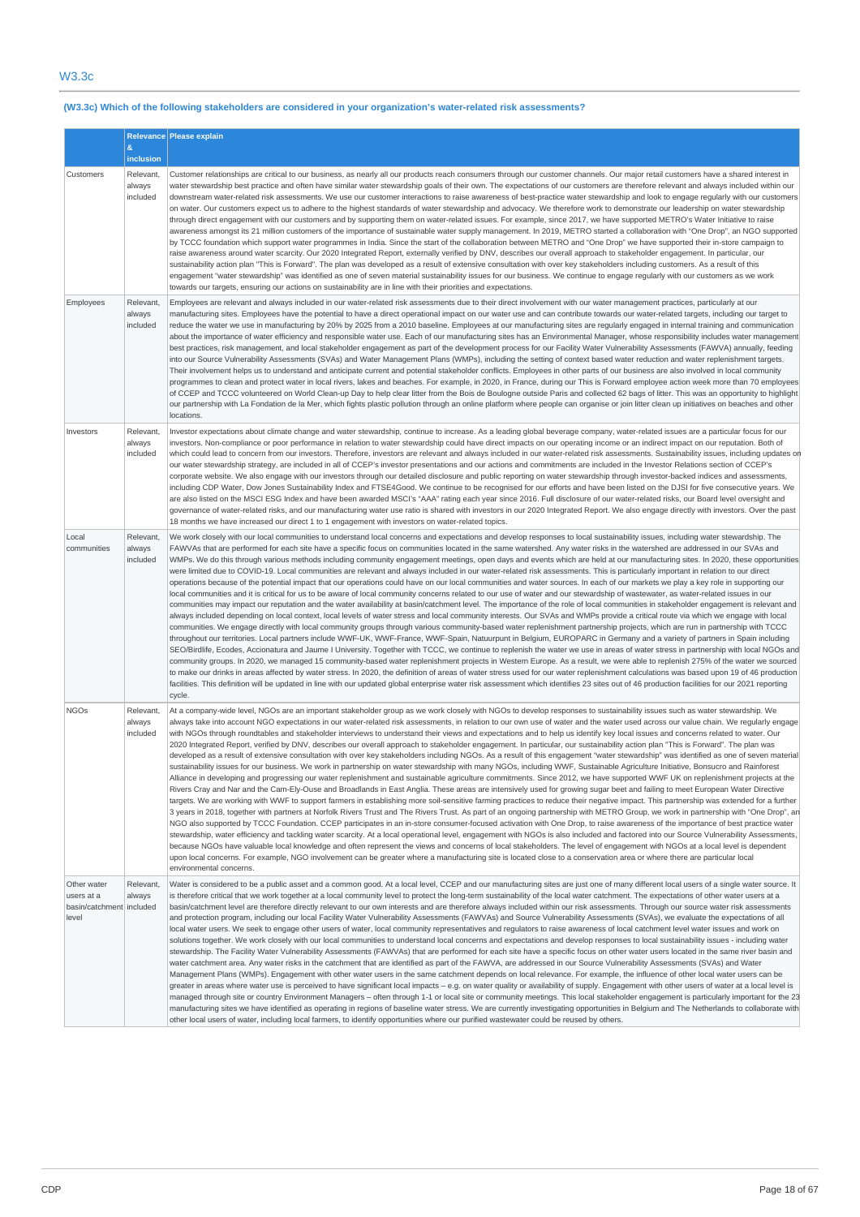## W3.3c

**(W3.3c) Which of the following stakeholders are considered in your organization's water-related risk assessments?**

| | Relevance & inclusion | Please explain |
|---|---|---|
| Customers | Relevant, always included | Customer relationships are critical to our business, as nearly all our products reach consumers through our customer channels. Our major retail customers have a shared interest in water stewardship best practice and often have similar water stewardship goals of their own. The expectations of our customers are therefore relevant and always included within our downstream water-related risk assessments. We use our customer interactions to raise awareness of best-practice water stewardship and look to engage regularly with our customers on water. Our customers expect us to adhere to the highest standards of water stewardship and advocacy. We therefore work to demonstrate our leadership on water stewardship through direct engagement with our customers and by supporting them on water-related issues. For example, since 2017, we have supported METRO's Water Initiative to raise awareness amongst its 21 million customers of the importance of sustainable water supply management. In 2019, METRO started a collaboration with "One Drop", an NGO supported by TCCC foundation which support water programmes in India. Since the start of the collaboration between METRO and "One Drop" we have supported their in-store campaign to raise awareness around water scarcity. Our 2020 Integrated Report, externally verified by DNV, describes our overall approach to stakeholder engagement. In particular, our sustainability action plan "This is Forward". The plan was developed as a result of extensive consultation with over key stakeholders including customers. As a result of this engagement "water stewardship" was identified as one of seven material sustainability issues for our business. We continue to engage regularly with our customers as we work towards our targets, ensuring our actions on sustainability are in line with their priorities and expectations. |
| Employees | Relevant, always included | Employees are relevant and always included in our water-related risk assessments due to their direct involvement with our water management practices, particularly at our manufacturing sites. Employees have the potential to have a direct operational impact on our water use and can contribute towards our water-related targets, including our target to reduce the water we use in manufacturing by 20% by 2025 from a 2010 baseline. Employees at our manufacturing sites are regularly engaged in internal training and communication about the importance of water efficiency and responsible water use. Each of our manufacturing sites has an Environmental Manager, whose responsibility includes water management best practices, risk management, and local stakeholder engagement as part of the development process for our Facility Water Vulnerability Assessments (FAWVA) annually, feeding into our Source Vulnerability Assessments (SVAs) and Water Management Plans (WMPs), including the setting of context based water reduction and water replenishment targets. Their involvement helps us to understand and anticipate current and potential stakeholder conflicts. Employees in other parts of our business are also involved in local community programmes to clean and protect water in local rivers, lakes and beaches. For example, in 2020, in France, during our This is Forward employee action week more than 70 employees of CCEP and TCCC volunteered on World Clean-up Day to help clear litter from the Bois de Boulogne outside Paris and collected 62 bags of litter. This was an opportunity to highlight our partnership with La Fondation de la Mer, which fights plastic pollution through an online platform where people can organise or join litter clean up initiatives on beaches and other locations. |
| Investors | Relevant, always included | Investor expectations about climate change and water stewardship, continue to increase. As a leading global beverage company, water-related issues are a particular focus for our investors. Non-compliance or poor performance in relation to water stewardship could have direct impacts on our operating income or an indirect impact on our reputation. Both of which could lead to concern from our investors. Therefore, investors are relevant and always included in our water-related risk assessments. Sustainability issues, including updates on our water stewardship strategy, are included in all of CCEP's investor presentations and our actions and commitments are included in the Investor Relations section of CCEP's corporate website. We also engage with our investors through our detailed disclosure and public reporting on water stewardship through investor-backed indices and assessments, including CDP Water, Dow Jones Sustainability Index and FTSE4Good. We continue to be recognised for our efforts and have been listed on the DJSI for five consecutive years. We are also listed on the MSCI ESG Index and have been awarded MSCI's "AAA" rating each year since 2016. Full disclosure of our water-related risks, our Board level oversight and governance of water-related risks, and our manufacturing water use ratio is shared with investors in our 2020 Integrated Report. We also engage directly with investors. Over the past 18 months we have increased our direct 1 to 1 engagement with investors on water-related topics. |
| Local communities | Relevant, always included | We work closely with our local communities to understand local concerns and expectations and develop responses to local sustainability issues, including water stewardship. The FAWVAs that are performed for each site have a specific focus on communities located in the same watershed. Any water risks in the watershed are addressed in our SVAs and WMPs. We do this through various methods including community engagement meetings, open days and events which are held at our manufacturing sites. In 2020, these opportunities were limited due to COVID-19. Local communities are relevant and always included in our water-related risk assessments. This is particularly important in relation to our direct operations because of the potential impact that our operations could have on our local communities and water sources. In each of our markets we play a key role in supporting our local communities and it is critical for us to be aware of local community concerns related to our use of water and our stewardship of wastewater, as water-related issues in our communities may impact our reputation and the water availability at basin/catchment level. The importance of the role of local communities in stakeholder engagement is relevant and always included depending on local context, local levels of water stress and local community interests. Our SVAs and WMPs provide a critical route via which we engage with local communities. We engage directly with local community groups through various community-based water replenishment partnership projects, which are run in partnership with TCCC throughout our territories. Local partners include WWF-UK, WWF-France, WWF-Spain, Natuurpunt in Belgium, EUROPARC in Germany and a variety of partners in Spain including SEO/Birdlife, Ecodes, Accionatura and Jaume I University. Together with TCCC, we continue to replenish the water we use in areas of water stress in partnership with local NGOs and community groups. In 2020, we managed 15 community-based water replenishment projects in Western Europe. As a result, we were able to replenish 275% of the water we sourced to make our drinks in areas affected by water stress. In 2020, the definition of areas of water stress used for our water replenishment calculations was based upon 19 of 46 production facilities. This definition will be updated in line with our updated global enterprise water risk assessment which identifies 23 sites out of 46 production facilities for our 2021 reporting cycle. |
| NGOs | Relevant, always included | At a company-wide level, NGOs are an important stakeholder group as we work closely with NGOs to develop responses to sustainability issues such as water stewardship. We always take into account NGO expectations in our water-related risk assessments, in relation to our own use of water and the water used across our value chain. We regularly engage with NGOs through roundtables and stakeholder interviews to understand their views and expectations and to help us identify key local issues and concerns related to water. Our 2020 Integrated Report, verified by DNV, describes our overall approach to stakeholder engagement. In particular, our sustainability action plan "This is Forward". The plan was developed as a result of extensive consultation with over key stakeholders including NGOs. As a result of this engagement "water stewardship" was identified as one of seven material sustainability issues for our business. We work in partnership on water stewardship with many NGOs, including WWF, Sustainable Agriculture Initiative, Bonsucro and Rainforest Alliance in developing and progressing our water replenishment and sustainable agriculture commitments. Since 2012, we have supported WWF UK on replenishment projects at the Rivers Cray and Nar and the Cam-Ely-Ouse and Broadlands in East Anglia. These areas are intensively used for growing sugar beet and failing to meet European Water Directive targets. We are working with WWF to support farmers in establishing more soil-sensitive farming practices to reduce their negative impact. This partnership was extended for a further 3 years in 2018, together with partners at Norfolk Rivers Trust and The Rivers Trust. As part of an ongoing partnership with METRO Group, we work in partnership with "One Drop", an NGO also supported by TCCC Foundation. CCEP participates in an in-store consumer-focused activation with One Drop, to raise awareness of the importance of best practice water stewardship, water efficiency and tackling water scarcity. At a local operational level, engagement with NGOs is also included and factored into our Source Vulnerability Assessments, because NGOs have valuable local knowledge and often represent the views and concerns of local stakeholders. The level of engagement with NGOs at a local level is dependent upon local concerns. For example, NGO involvement can be greater where a manufacturing site is located close to a conservation area or where there are particular local environmental concerns. |
| Other water users at a basin/catchment level | Relevant, always included | Water is considered to be a public asset and a common good. At a local level, CCEP and our manufacturing sites are just one of many different local users of a single water source. It is therefore critical that we work together at a local community level to protect the long-term sustainability of the local water catchment. The expectations of other water users at a basin/catchment level are therefore directly relevant to our own interests and are therefore always included within our risk assessments. Through our source water risk assessments and protection program, including our Facility Water Vulnerability Assessments (FAWVAs) and Source Vulnerability Assessments (SVAs), we evaluate the expectations of all local water users. We seek to engage other users of water, local community representatives and regulators to raise awareness of local catchment level water issues and work on solutions together. We work closely with our local communities to understand local concerns and expectations and develop responses to local sustainability issues - including water stewardship. The Facility Water Vulnerability Assessments (FAWVAs) that are performed for each site have a specific focus on other water users located in the same river basin and water catchment area. Any water risks in the catchment that are identified as part of the FAWVA, are addressed in our Source Vulnerability Assessments (SVAs) and Water Management Plans (WMPs). Engagement with other water users in the same catchment depends on local relevance. For example, the influence of other local water users can be greater in areas where water use is perceived to have significant local impacts – e.g. on water quality or availability of supply. Engagement with other users of water at a local level is managed through site or country Environment Managers – often through 1-1 or local site or community meetings. This local stakeholder engagement is particularly important for the 23 manufacturing sites we have identified as operating in regions of baseline water stress. We are currently investigating opportunities in Belgium and The Netherlands to collaborate with other local users of water, including local farmers, to identify opportunities where our purified wastewater could be reused by others. |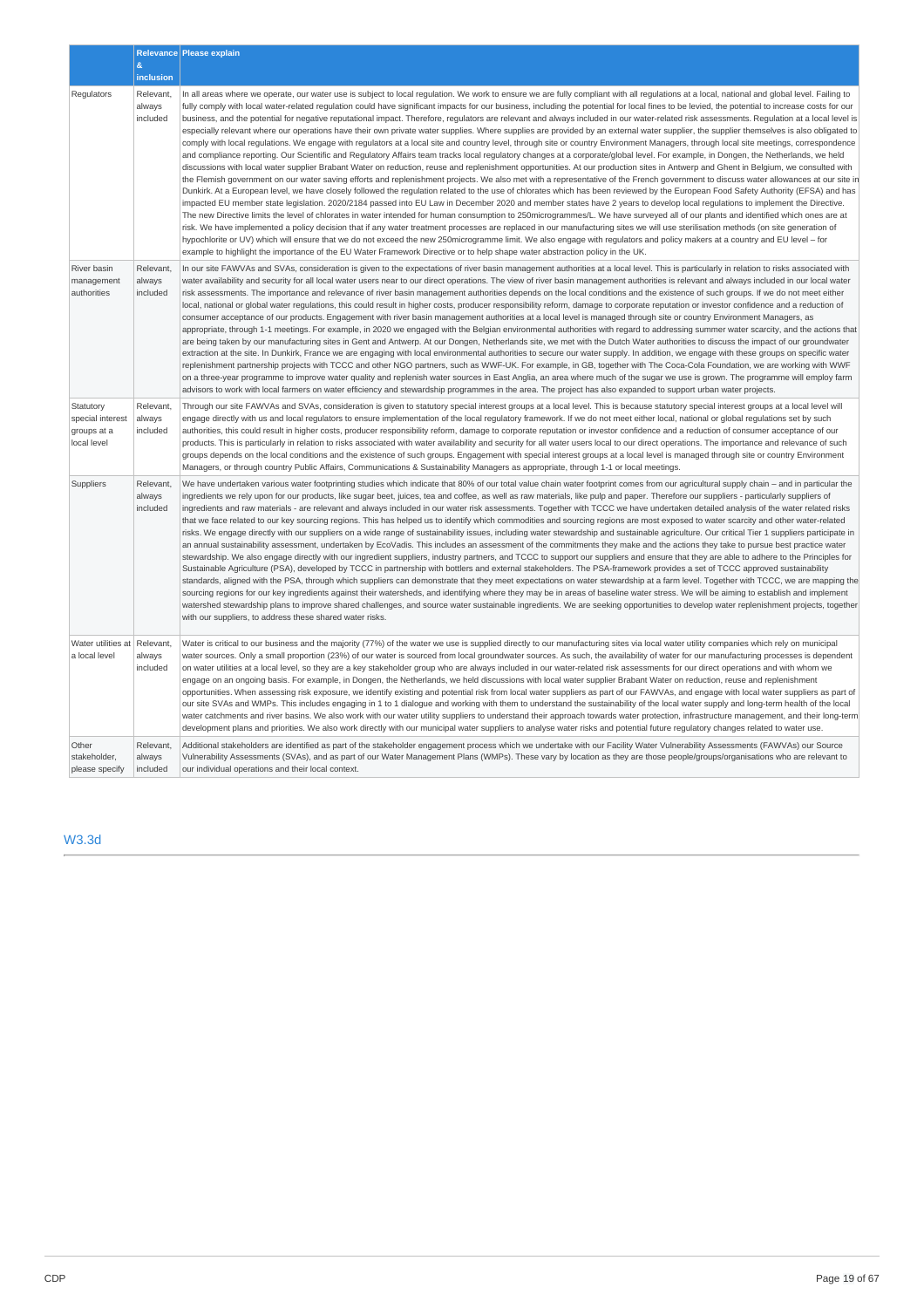| | Relevance & inclusion | Please explain |
|---|---|---|
| Regulators | Relevant, always included | In all areas where we operate, our water use is subject to local regulation. We work to ensure we are fully compliant with all regulations at a local, national and global level. Failing to fully comply with local water-related regulation could have significant impacts for our business, including the potential for local fines to be levied, the potential to increase costs for our business, and the potential for negative reputational impact. Therefore, regulators are relevant and always included in our water-related risk assessments. Regulation at a local level is especially relevant where our operations have their own private water supplies. Where supplies are provided by an external water supplier, the supplier themselves is also obligated to comply with local regulations. We engage with regulators at a local site and country level, through site or country Environment Managers, through local site meetings, correspondence and compliance reporting. Our Scientific and Regulatory Affairs team tracks local regulatory changes at a corporate/global level. For example, in Dongen, the Netherlands, we held discussions with local water supplier Brabant Water on reduction, reuse and replenishment opportunities. At our production sites in Antwerp and Ghent in Belgium, we consulted with the Flemish government on our water saving efforts and replenishment projects. We also met with a representative of the French government to discuss water allowances at our site in Dunkirk. At a European level, we have closely followed the regulation related to the use of chlorates which has been reviewed by the European Food Safety Authority (EFSA) and has impacted EU member state legislation. 2020/2184 passed into EU Law in December 2020 and member states have 2 years to develop local regulations to implement the Directive. The new Directive limits the level of chlorates in water intended for human consumption to 250microgrammes/L. We have surveyed all of our plants and identified which ones are at risk. We have implemented a policy decision that if any water treatment processes are replaced in our manufacturing sites we will use sterilisation methods (on site generation of hypochlorite or UV) which will ensure that we do not exceed the new 250microgramme limit. We also engage with regulators and policy makers at a country and EU level – for example to highlight the importance of the EU Water Framework Directive or to help shape water abstraction policy in the UK. |
| River basin management authorities | Relevant, always included | In our site FAWVAs and SVAs, consideration is given to the expectations of river basin management authorities at a local level. This is particularly in relation to risks associated with water availability and security for all local water users near to our direct operations. The view of river basin management authorities is relevant and always included in our local water risk assessments. The importance and relevance of river basin management authorities depends on the local conditions and the existence of such groups. If we do not meet either local, national or global water regulations, this could result in higher costs, producer responsibility reform, damage to corporate reputation or investor confidence and a reduction of consumer acceptance of our products. Engagement with river basin management authorities at a local level is managed through site or country Environment Managers, as appropriate, through 1-1 meetings. For example, in 2020 we engaged with the Belgian environmental authorities with regard to addressing summer water scarcity, and the actions that are being taken by our manufacturing sites in Gent and Antwerp. At our Dongen, Netherlands site, we met with the Dutch Water authorities to discuss the impact of our groundwater extraction at the site. In Dunkirk, France we are engaging with local environmental authorities to secure our water supply. In addition, we engage with these groups on specific water replenishment partnership projects with TCCC and other NGO partners, such as WWF-UK. For example, in GB, together with The Coca-Cola Foundation, we are working with WWF on a three-year programme to improve water quality and replenish water sources in East Anglia, an area where much of the sugar we use is grown. The programme will employ farm advisors to work with local farmers on water efficiency and stewardship programmes in the area. The project has also expanded to support urban water projects. |
| Statutory special interest groups at a local level | Relevant, always included | Through our site FAWVAs and SVAs, consideration is given to statutory special interest groups at a local level. This is because statutory special interest groups at a local level will engage directly with us and local regulators to ensure implementation of the local regulatory framework. If we do not meet either local, national or global regulations set by such authorities, this could result in higher costs, producer responsibility reform, damage to corporate reputation or investor confidence and a reduction of consumer acceptance of our products. This is particularly in relation to risks associated with water availability and security for all water users local to our direct operations. The importance and relevance of such groups depends on the local conditions and the existence of such groups. Engagement with special interest groups at a local level is managed through site or country Environment Managers, or through country Public Affairs, Communications & Sustainability Managers as appropriate, through 1-1 or local meetings. |
| Suppliers | Relevant, always included | We have undertaken various water footprinting studies which indicate that 80% of our total value chain water footprint comes from our agricultural supply chain – and in particular the ingredients we rely upon for our products, like sugar beet, juices, tea and coffee, as well as raw materials, like pulp and paper. Therefore our suppliers - particularly suppliers of ingredients and raw materials - are relevant and always included in our water risk assessments. Together with TCCC we have undertaken detailed analysis of the water related risks that we face related to our key sourcing regions. This has helped us to identify which commodities and sourcing regions are most exposed to water scarcity and other water-related risks. We engage directly with our suppliers on a wide range of sustainability issues, including water stewardship and sustainable agriculture. Our critical Tier 1 suppliers participate in an annual sustainability assessment, undertaken by EcoVadis. This includes an assessment of the commitments they make and the actions they take to pursue best practice water stewardship. We also engage directly with our ingredient suppliers, industry partners, and TCCC to support our suppliers and ensure that they are able to adhere to the Principles for Sustainable Agriculture (PSA), developed by TCCC in partnership with bottlers and external stakeholders. The PSA-framework provides a set of TCCC approved sustainability standards, aligned with the PSA, through which suppliers can demonstrate that they meet expectations on water stewardship at a farm level. Together with TCCC, we are mapping the sourcing regions for our key ingredients against their watersheds, and identifying where they may be in areas of baseline water stress. We will be aiming to establish and implement watershed stewardship plans to improve shared challenges, and source water sustainable ingredients. We are seeking opportunities to develop water replenishment projects, together with our suppliers, to address these shared water risks. |
| Water utilities at a local level | Relevant, always included | Water is critical to our business and the majority (77%) of the water we use is supplied directly to our manufacturing sites via local water utility companies which rely on municipal water sources. Only a small proportion (23%) of our water is sourced from local groundwater sources. As such, the availability of water for our manufacturing processes is dependent on water utilities at a local level, so they are a key stakeholder group who are always included in our water-related risk assessments for our direct operations and with whom we engage on an ongoing basis. For example, in Dongen, the Netherlands, we held discussions with local water supplier Brabant Water on reduction, reuse and replenishment opportunities. When assessing risk exposure, we identify existing and potential risk from local water suppliers as part of our FAWVAs, and engage with local water suppliers as part of our site SVAs and WMPs. This includes engaging in 1 to 1 dialogue and working with them to understand the sustainability of the local water supply and long-term health of the local water catchments and river basins. We also work with our water utility suppliers to understand their approach towards water protection, infrastructure management, and their long-term development plans and priorities. We also work directly with our municipal water suppliers to analyse water risks and potential future regulatory changes related to water use. |
| Other stakeholder, please specify | Relevant, always included | Additional stakeholders are identified as part of the stakeholder engagement process which we undertake with our Facility Water Vulnerability Assessments (FAWVAs) our Source Vulnerability Assessments (SVAs), and as part of our Water Management Plans (WMPs). These vary by location as they are those people/groups/organisations who are relevant to our individual operations and their local context. |

## W3.3d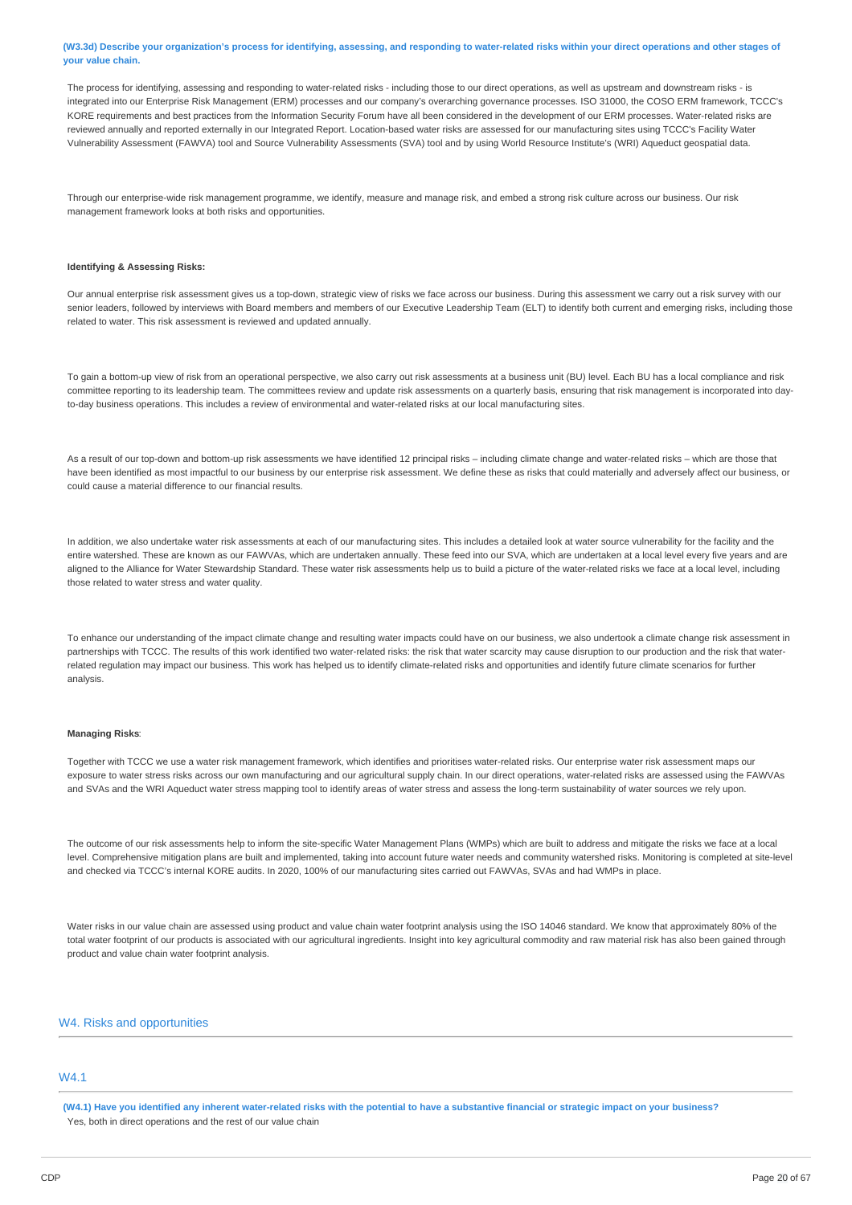**(W3.3d) Describe your organization's process for identifying, assessing, and responding to water-related risks within your direct operations and other stages of your value chain.**

The process for identifying, assessing and responding to water-related risks - including those to our direct operations, as well as upstream and downstream risks - is integrated into our Enterprise Risk Management (ERM) processes and our company's overarching governance processes. ISO 31000, the COSO ERM framework, TCCC's KORE requirements and best practices from the Information Security Forum have all been considered in the development of our ERM processes. Water-related risks are reviewed annually and reported externally in our Integrated Report. Location-based water risks are assessed for our manufacturing sites using TCCC's Facility Water Vulnerability Assessment (FAWVA) tool and Source Vulnerability Assessments (SVA) tool and by using World Resource Institute's (WRI) Aqueduct geospatial data.

Through our enterprise-wide risk management programme, we identify, measure and manage risk, and embed a strong risk culture across our business. Our risk management framework looks at both risks and opportunities.

**Identifying & Assessing Risks:**

Our annual enterprise risk assessment gives us a top-down, strategic view of risks we face across our business. During this assessment we carry out a risk survey with our senior leaders, followed by interviews with Board members and members of our Executive Leadership Team (ELT) to identify both current and emerging risks, including those related to water. This risk assessment is reviewed and updated annually.

To gain a bottom-up view of risk from an operational perspective, we also carry out risk assessments at a business unit (BU) level. Each BU has a local compliance and risk committee reporting to its leadership team. The committees review and update risk assessments on a quarterly basis, ensuring that risk management is incorporated into day-to-day business operations. This includes a review of environmental and water-related risks at our local manufacturing sites.

As a result of our top-down and bottom-up risk assessments we have identified 12 principal risks – including climate change and water-related risks – which are those that have been identified as most impactful to our business by our enterprise risk assessment. We define these as risks that could materially and adversely affect our business, or could cause a material difference to our financial results.

In addition, we also undertake water risk assessments at each of our manufacturing sites. This includes a detailed look at water source vulnerability for the facility and the entire watershed. These are known as our FAWVAs, which are undertaken annually. These feed into our SVA, which are undertaken at a local level every five years and are aligned to the Alliance for Water Stewardship Standard. These water risk assessments help us to build a picture of the water-related risks we face at a local level, including those related to water stress and water quality.

To enhance our understanding of the impact climate change and resulting water impacts could have on our business, we also undertook a climate change risk assessment in partnerships with TCCC. The results of this work identified two water-related risks: the risk that water scarcity may cause disruption to our production and the risk that water-related regulation may impact our business. This work has helped us to identify climate-related risks and opportunities and identify future climate scenarios for further analysis.

**Managing Risks**:

Together with TCCC we use a water risk management framework, which identifies and prioritises water-related risks. Our enterprise water risk assessment maps our exposure to water stress risks across our own manufacturing and our agricultural supply chain. In our direct operations, water-related risks are assessed using the FAWVAs and SVAs and the WRI Aqueduct water stress mapping tool to identify areas of water stress and assess the long-term sustainability of water sources we rely upon.

The outcome of our risk assessments help to inform the site-specific Water Management Plans (WMPs) which are built to address and mitigate the risks we face at a local level. Comprehensive mitigation plans are built and implemented, taking into account future water needs and community watershed risks. Monitoring is completed at site-level and checked via TCCC's internal KORE audits. In 2020, 100% of our manufacturing sites carried out FAWVAs, SVAs and had WMPs in place.

Water risks in our value chain are assessed using product and value chain water footprint analysis using the ISO 14046 standard. We know that approximately 80% of the total water footprint of our products is associated with our agricultural ingredients. Insight into key agricultural commodity and raw material risk has also been gained through product and value chain water footprint analysis.

## W4. Risks and opportunities

### W4.1

**(W4.1) Have you identified any inherent water-related risks with the potential to have a substantive financial or strategic impact on your business?**

Yes, both in direct operations and the rest of our value chain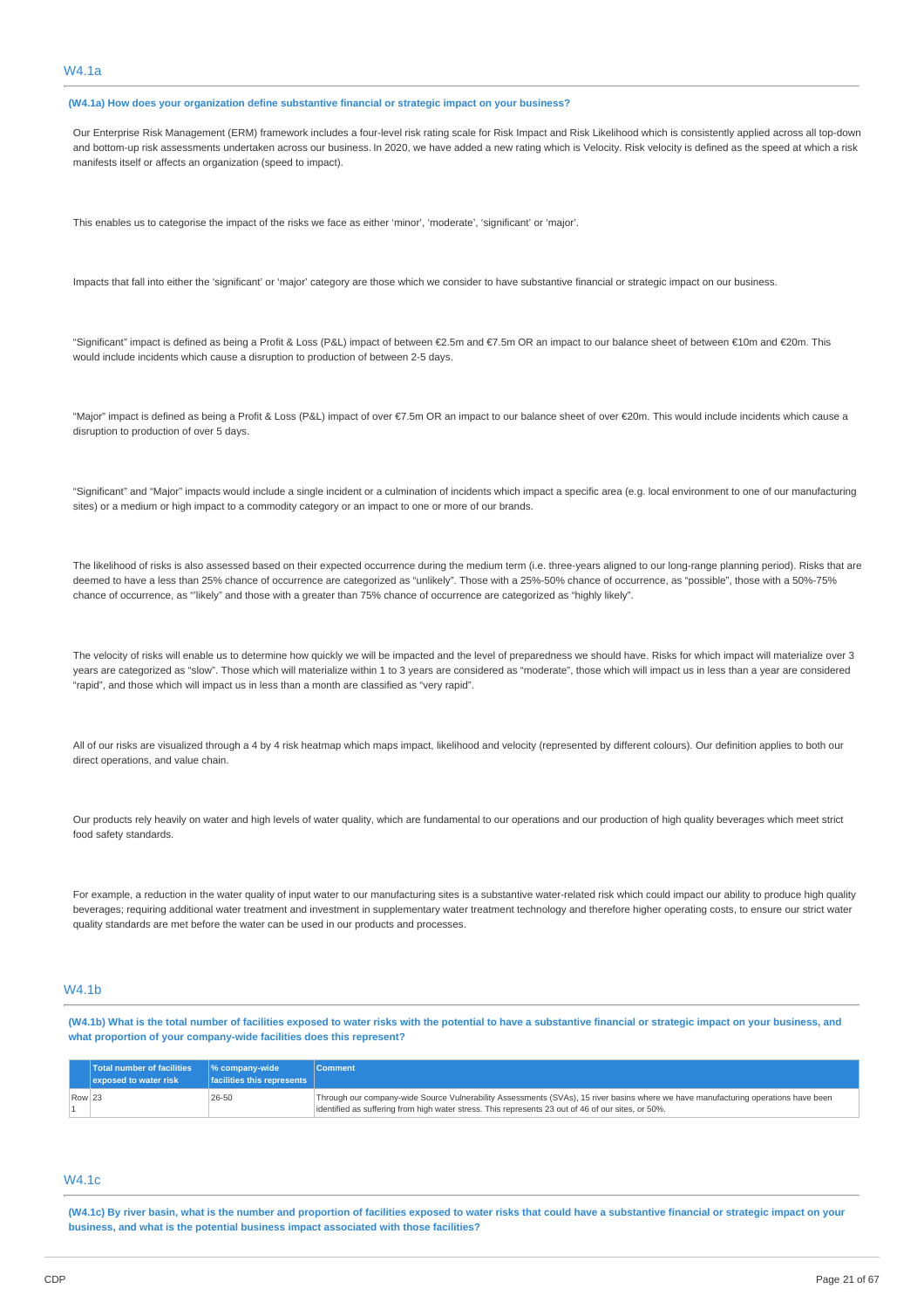## W4.1a

**(W4.1a) How does your organization define substantive financial or strategic impact on your business?**

Our Enterprise Risk Management (ERM) framework includes a four-level risk rating scale for Risk Impact and Risk Likelihood which is consistently applied across all top-down and bottom-up risk assessments undertaken across our business. In 2020, we have added a new rating which is Velocity. Risk velocity is defined as the speed at which a risk manifests itself or affects an organization (speed to impact).

This enables us to categorise the impact of the risks we face as either 'minor', 'moderate', 'significant' or 'major'.

Impacts that fall into either the 'significant' or 'major' category are those which we consider to have substantive financial or strategic impact on our business.

"Significant" impact is defined as being a Profit & Loss (P&L) impact of between €2.5m and €7.5m OR an impact to our balance sheet of between €10m and €20m. This would include incidents which cause a disruption to production of between 2-5 days.

"Major" impact is defined as being a Profit & Loss (P&L) impact of over €7.5m OR an impact to our balance sheet of over €20m. This would include incidents which cause a disruption to production of over 5 days.

"Significant" and "Major" impacts would include a single incident or a culmination of incidents which impact a specific area (e.g. local environment to one of our manufacturing sites) or a medium or high impact to a commodity category or an impact to one or more of our brands.

The likelihood of risks is also assessed based on their expected occurrence during the medium term (i.e. three-years aligned to our long-range planning period). Risks that are deemed to have a less than 25% chance of occurrence are categorized as "unlikely". Those with a 25%-50% chance of occurrence, as "possible", those with a 50%-75% chance of occurrence, as ""likely" and those with a greater than 75% chance of occurrence are categorized as "highly likely".

The velocity of risks will enable us to determine how quickly we will be impacted and the level of preparedness we should have. Risks for which impact will materialize over 3 years are categorized as "slow". Those which will materialize within 1 to 3 years are considered as "moderate", those which will impact us in less than a year are considered "rapid", and those which will impact us in less than a month are classified as "very rapid".

All of our risks are visualized through a 4 by 4 risk heatmap which maps impact, likelihood and velocity (represented by different colours). Our definition applies to both our direct operations, and value chain.

Our products rely heavily on water and high levels of water quality, which are fundamental to our operations and our production of high quality beverages which meet strict food safety standards.

For example, a reduction in the water quality of input water to our manufacturing sites is a substantive water-related risk which could impact our ability to produce high quality beverages; requiring additional water treatment and investment in supplementary water treatment technology and therefore higher operating costs, to ensure our strict water quality standards are met before the water can be used in our products and processes.

## W4.1b

**(W4.1b) What is the total number of facilities exposed to water risks with the potential to have a substantive financial or strategic impact on your business, and what proportion of your company-wide facilities does this represent?**

| | Total number of facilities exposed to water risk | % company-wide facilities this represents | Comment |
|---|---|---|---|
| Row 1 | 23 | 26-50 | Through our company-wide Source Vulnerability Assessments (SVAs), 15 river basins where we have manufacturing operations have been identified as suffering from high water stress. This represents 23 out of 46 of our sites, or 50%. |

## W4.1c

**(W4.1c) By river basin, what is the number and proportion of facilities exposed to water risks that could have a substantive financial or strategic impact on your business, and what is the potential business impact associated with those facilities?**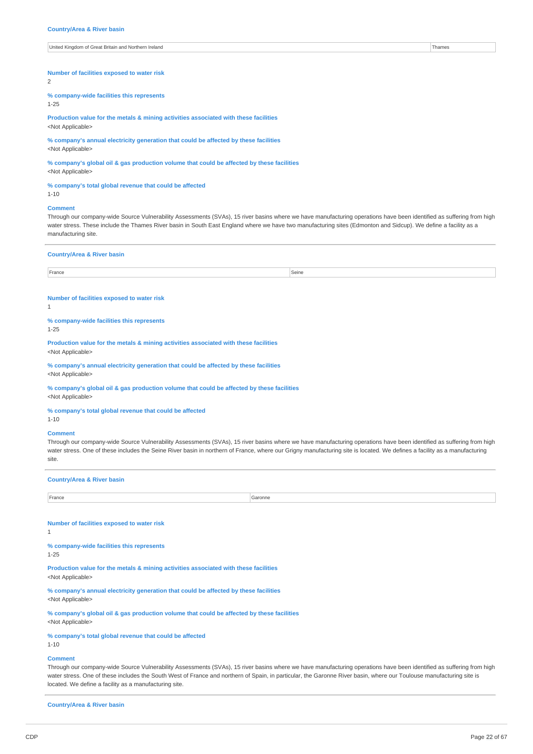**Country/Area & River basin**

| United Kingdom of Great Britain and Northern Ireland | Thames |
|---|---|

**Number of facilities exposed to water risk**
2

**% company-wide facilities this represents**
1-25

**Production value for the metals & mining activities associated with these facilities**
<Not Applicable>

**% company's annual electricity generation that could be affected by these facilities**
<Not Applicable>

**% company's global oil & gas production volume that could be affected by these facilities**
<Not Applicable>

**% company's total global revenue that could be affected**
1-10

**Comment**
Through our company-wide Source Vulnerability Assessments (SVAs), 15 river basins where we have manufacturing operations have been identified as suffering from high water stress. These include the Thames River basin in South East England where we have two manufacturing sites (Edmonton and Sidcup). We define a facility as a manufacturing site.

---

**Country/Area & River basin**

| France | Seine |
|---|---|

**Number of facilities exposed to water risk**
1

**% company-wide facilities this represents**
1-25

**Production value for the metals & mining activities associated with these facilities**
<Not Applicable>

**% company's annual electricity generation that could be affected by these facilities**
<Not Applicable>

**% company's global oil & gas production volume that could be affected by these facilities**
<Not Applicable>

**% company's total global revenue that could be affected**
1-10

**Comment**
Through our company-wide Source Vulnerability Assessments (SVAs), 15 river basins where we have manufacturing operations have been identified as suffering from high water stress. One of these includes the Seine River basin in northern of France, where our Grigny manufacturing site is located. We defines a facility as a manufacturing site.

---

**Country/Area & River basin**

| France | Garonne |
|---|---|

**Number of facilities exposed to water risk**
1

**% company-wide facilities this represents**
1-25

**Production value for the metals & mining activities associated with these facilities**
<Not Applicable>

**% company's annual electricity generation that could be affected by these facilities**
<Not Applicable>

**% company's global oil & gas production volume that could be affected by these facilities**
<Not Applicable>

**% company's total global revenue that could be affected**
1-10

**Comment**
Through our company-wide Source Vulnerability Assessments (SVAs), 15 river basins where we have manufacturing operations have been identified as suffering from high water stress. One of these includes the South West of France and northern of Spain, in particular, the Garonne River basin, where our Toulouse manufacturing site is located. We define a facility as a manufacturing site.

---

**Country/Area & River basin**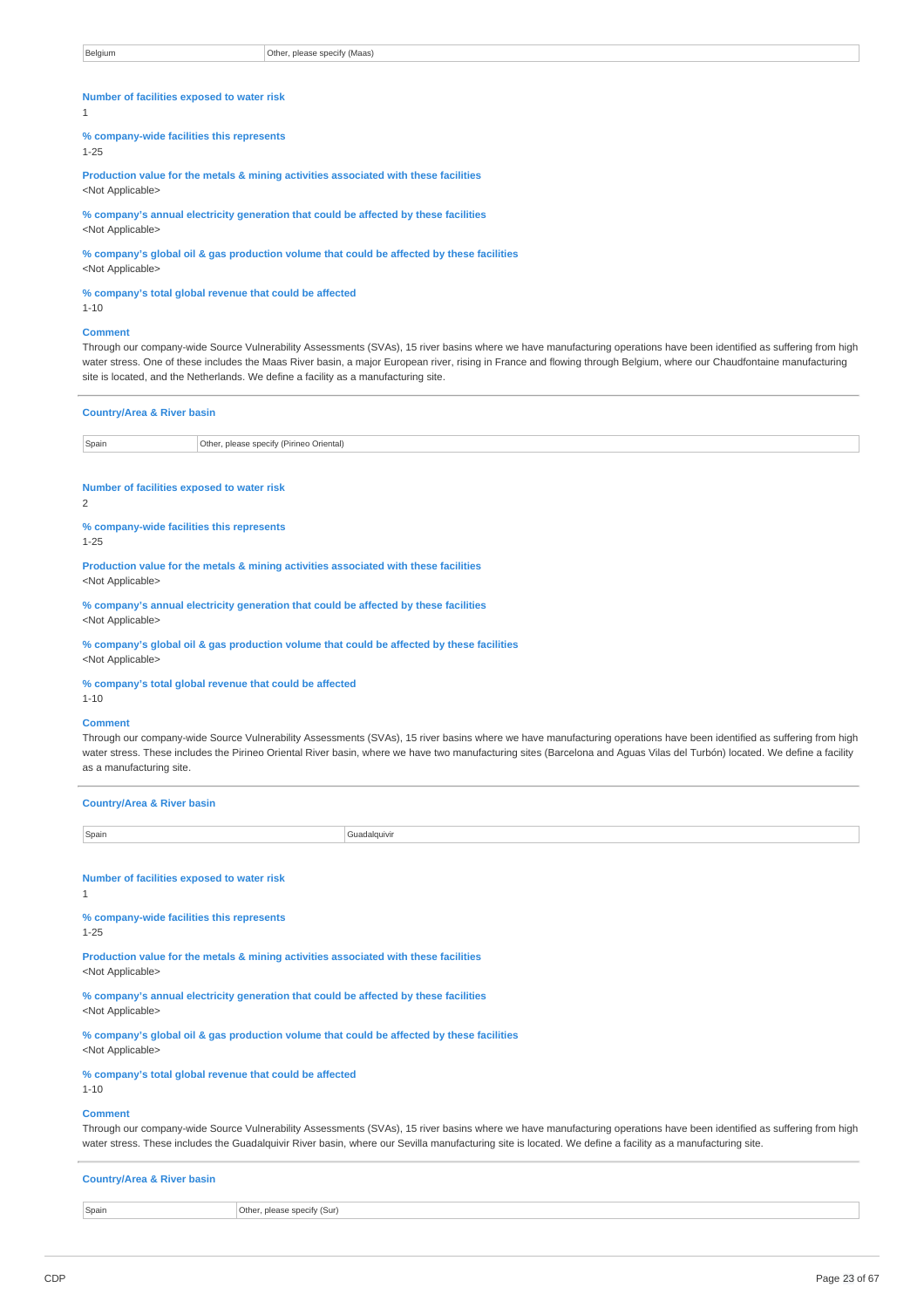| Belgium | Other, please specify (Maas) |
|---|---|

**Number of facilities exposed to water risk**
1

**% company-wide facilities this represents**
1-25

**Production value for the metals & mining activities associated with these facilities**
<Not Applicable>

**% company's annual electricity generation that could be affected by these facilities**
<Not Applicable>

**% company's global oil & gas production volume that could be affected by these facilities**
<Not Applicable>

**% company's total global revenue that could be affected**
1-10

**Comment**
Through our company-wide Source Vulnerability Assessments (SVAs), 15 river basins where we have manufacturing operations have been identified as suffering from high water stress. One of these includes the Maas River basin, a major European river, rising in France and flowing through Belgium, where our Chaudfontaine manufacturing site is located, and the Netherlands. We define a facility as a manufacturing site.

---

**Country/Area & River basin**

| Spain | Other, please specify (Pirineo Oriental) |
|---|---|

**Number of facilities exposed to water risk**
2

**% company-wide facilities this represents**
1-25

**Production value for the metals & mining activities associated with these facilities**
<Not Applicable>

**% company's annual electricity generation that could be affected by these facilities**
<Not Applicable>

**% company's global oil & gas production volume that could be affected by these facilities**
<Not Applicable>

**% company's total global revenue that could be affected**
1-10

**Comment**
Through our company-wide Source Vulnerability Assessments (SVAs), 15 river basins where we have manufacturing operations have been identified as suffering from high water stress. These includes the Pirineo Oriental River basin, where we have two manufacturing sites (Barcelona and Aguas Vilas del Turbón) located. We define a facility as a manufacturing site.

---

**Country/Area & River basin**

| Spain | Guadalquivir |
|---|---|

**Number of facilities exposed to water risk**
1

**% company-wide facilities this represents**
1-25

**Production value for the metals & mining activities associated with these facilities**
<Not Applicable>

**% company's annual electricity generation that could be affected by these facilities**
<Not Applicable>

**% company's global oil & gas production volume that could be affected by these facilities**
<Not Applicable>

**% company's total global revenue that could be affected**
1-10

**Comment**
Through our company-wide Source Vulnerability Assessments (SVAs), 15 river basins where we have manufacturing operations have been identified as suffering from high water stress. These includes the Guadalquivir River basin, where our Sevilla manufacturing site is located. We define a facility as a manufacturing site.

---

**Country/Area & River basin**

| Spain | Other, please specify (Sur) |
|---|---|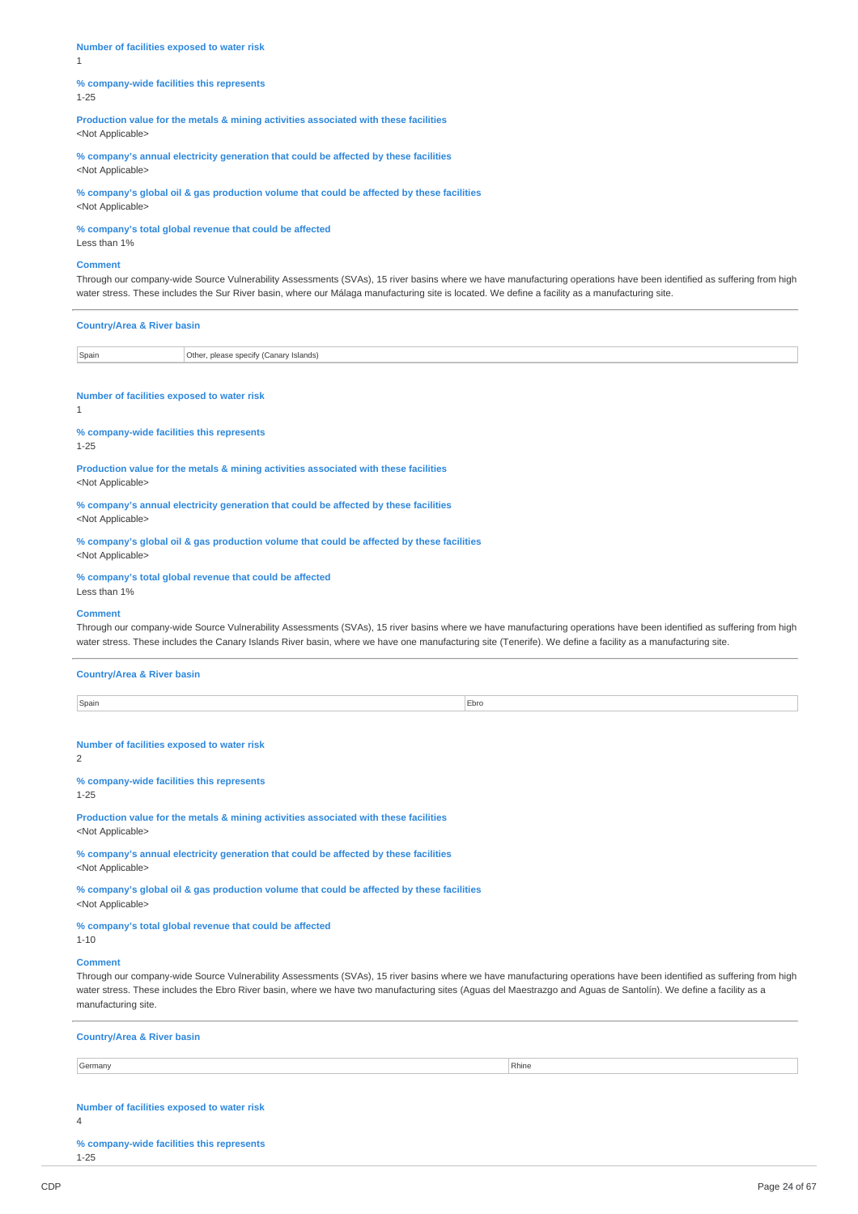**Number of facilities exposed to water risk**
1

**% company-wide facilities this represents**
1-25

**Production value for the metals & mining activities associated with these facilities**
<Not Applicable>

**% company's annual electricity generation that could be affected by these facilities**
<Not Applicable>

**% company's global oil & gas production volume that could be affected by these facilities**
<Not Applicable>

**% company's total global revenue that could be affected**
Less than 1%

**Comment**
Through our company-wide Source Vulnerability Assessments (SVAs), 15 river basins where we have manufacturing operations have been identified as suffering from high water stress. These includes the Sur River basin, where our Málaga manufacturing site is located. We define a facility as a manufacturing site.

---

**Country/Area & River basin**

| Spain | Other, please specify (Canary Islands) |
|---|---|

**Number of facilities exposed to water risk**
1

**% company-wide facilities this represents**
1-25

**Production value for the metals & mining activities associated with these facilities**
<Not Applicable>

**% company's annual electricity generation that could be affected by these facilities**
<Not Applicable>

**% company's global oil & gas production volume that could be affected by these facilities**
<Not Applicable>

**% company's total global revenue that could be affected**
Less than 1%

**Comment**
Through our company-wide Source Vulnerability Assessments (SVAs), 15 river basins where we have manufacturing operations have been identified as suffering from high water stress. These includes the Canary Islands River basin, where we have one manufacturing site (Tenerife). We define a facility as a manufacturing site.

---

**Country/Area & River basin**

| Spain | Ebro |
|---|---|

**Number of facilities exposed to water risk**
2

**% company-wide facilities this represents**
1-25

**Production value for the metals & mining activities associated with these facilities**
<Not Applicable>

**% company's annual electricity generation that could be affected by these facilities**
<Not Applicable>

**% company's global oil & gas production volume that could be affected by these facilities**
<Not Applicable>

**% company's total global revenue that could be affected**
1-10

**Comment**
Through our company-wide Source Vulnerability Assessments (SVAs), 15 river basins where we have manufacturing operations have been identified as suffering from high water stress. These includes the Ebro River basin, where we have two manufacturing sites (Aguas del Maestrazgo and Aguas de Santolín). We define a facility as a manufacturing site.

---

**Country/Area & River basin**

| Germany | Rhine |
|---|---|

**Number of facilities exposed to water risk**
4

**% company-wide facilities this represents**
1-25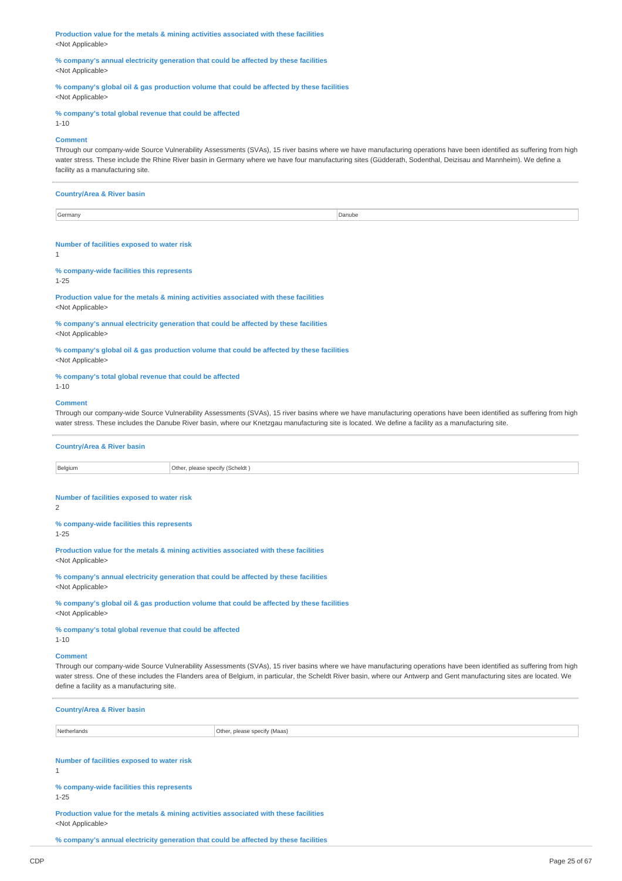**Production value for the metals & mining activities associated with these facilities**
<Not Applicable>

**% company's annual electricity generation that could be affected by these facilities**
<Not Applicable>

**% company's global oil & gas production volume that could be affected by these facilities**
<Not Applicable>

**% company's total global revenue that could be affected**
1-10

**Comment**
Through our company-wide Source Vulnerability Assessments (SVAs), 15 river basins where we have manufacturing operations have been identified as suffering from high water stress. These include the Rhine River basin in Germany where we have four manufacturing sites (Güdderath, Sodenthal, Deizisau and Mannheim). We define a facility as a manufacturing site.

**Country/Area & River basin**

| Germany | Danube |
|---|---|

**Number of facilities exposed to water risk**
1

**% company-wide facilities this represents**
1-25

**Production value for the metals & mining activities associated with these facilities**
<Not Applicable>

**% company's annual electricity generation that could be affected by these facilities**
<Not Applicable>

**% company's global oil & gas production volume that could be affected by these facilities**
<Not Applicable>

**% company's total global revenue that could be affected**
1-10

**Comment**
Through our company-wide Source Vulnerability Assessments (SVAs), 15 river basins where we have manufacturing operations have been identified as suffering from high water stress. These includes the Danube River basin, where our Knetzgau manufacturing site is located. We define a facility as a manufacturing site.

**Country/Area & River basin**

| Belgium | Other, please specify (Scheldt ) |
|---|---|

**Number of facilities exposed to water risk**
2

**% company-wide facilities this represents**
1-25

**Production value for the metals & mining activities associated with these facilities**
<Not Applicable>

**% company's annual electricity generation that could be affected by these facilities**
<Not Applicable>

**% company's global oil & gas production volume that could be affected by these facilities**
<Not Applicable>

**% company's total global revenue that could be affected**
1-10

**Comment**
Through our company-wide Source Vulnerability Assessments (SVAs), 15 river basins where we have manufacturing operations have been identified as suffering from high water stress. One of these includes the Flanders area of Belgium, in particular, the Scheldt River basin, where our Antwerp and Gent manufacturing sites are located. We define a facility as a manufacturing site.

**Country/Area & River basin**

| Netherlands | Other, please specify (Maas) |
|---|---|

**Number of facilities exposed to water risk**
1

**% company-wide facilities this represents**
1-25

**Production value for the metals & mining activities associated with these facilities**
<Not Applicable>

**% company's annual electricity generation that could be affected by these facilities**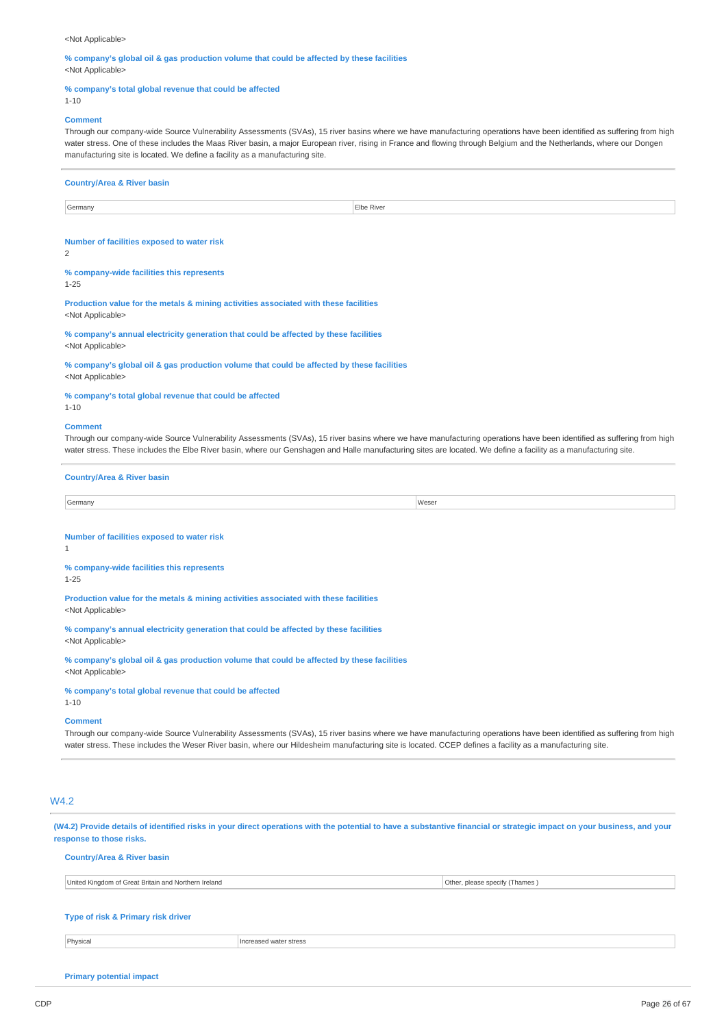<Not Applicable>

**% company's global oil & gas production volume that could be affected by these facilities**
<Not Applicable>

**% company's total global revenue that could be affected**
1-10

**Comment**
Through our company-wide Source Vulnerability Assessments (SVAs), 15 river basins where we have manufacturing operations have been identified as suffering from high water stress. One of these includes the Maas River basin, a major European river, rising in France and flowing through Belgium and the Netherlands, where our Dongen manufacturing site is located. We define a facility as a manufacturing site.

---

**Country/Area & River basin**

| | |
|---|---|
| Germany | Elbe River |

**Number of facilities exposed to water risk**
2

**% company-wide facilities this represents**
1-25

**Production value for the metals & mining activities associated with these facilities**
<Not Applicable>

**% company's annual electricity generation that could be affected by these facilities**
<Not Applicable>

**% company's global oil & gas production volume that could be affected by these facilities**
<Not Applicable>

**% company's total global revenue that could be affected**
1-10

**Comment**
Through our company-wide Source Vulnerability Assessments (SVAs), 15 river basins where we have manufacturing operations have been identified as suffering from high water stress. These includes the Elbe River basin, where our Genshagen and Halle manufacturing sites are located. We define a facility as a manufacturing site.

---

**Country/Area & River basin**

| | |
|---|---|
| Germany | Weser |

**Number of facilities exposed to water risk**
1

**% company-wide facilities this represents**
1-25

**Production value for the metals & mining activities associated with these facilities**
<Not Applicable>

**% company's annual electricity generation that could be affected by these facilities**
<Not Applicable>

**% company's global oil & gas production volume that could be affected by these facilities**
<Not Applicable>

**% company's total global revenue that could be affected**
1-10

**Comment**
Through our company-wide Source Vulnerability Assessments (SVAs), 15 river basins where we have manufacturing operations have been identified as suffering from high water stress. These includes the Weser River basin, where our Hildesheim manufacturing site is located. CCEP defines a facility as a manufacturing site.

---

## W4.2

**(W4.2) Provide details of identified risks in your direct operations with the potential to have a substantive financial or strategic impact on your business, and your response to those risks.**

**Country/Area & River basin**

| | |
|---|---|
| United Kingdom of Great Britain and Northern Ireland | Other, please specify (Thames ) |

**Type of risk & Primary risk driver**

| | |
|---|---|
| Physical | Increased water stress |

**Primary potential impact**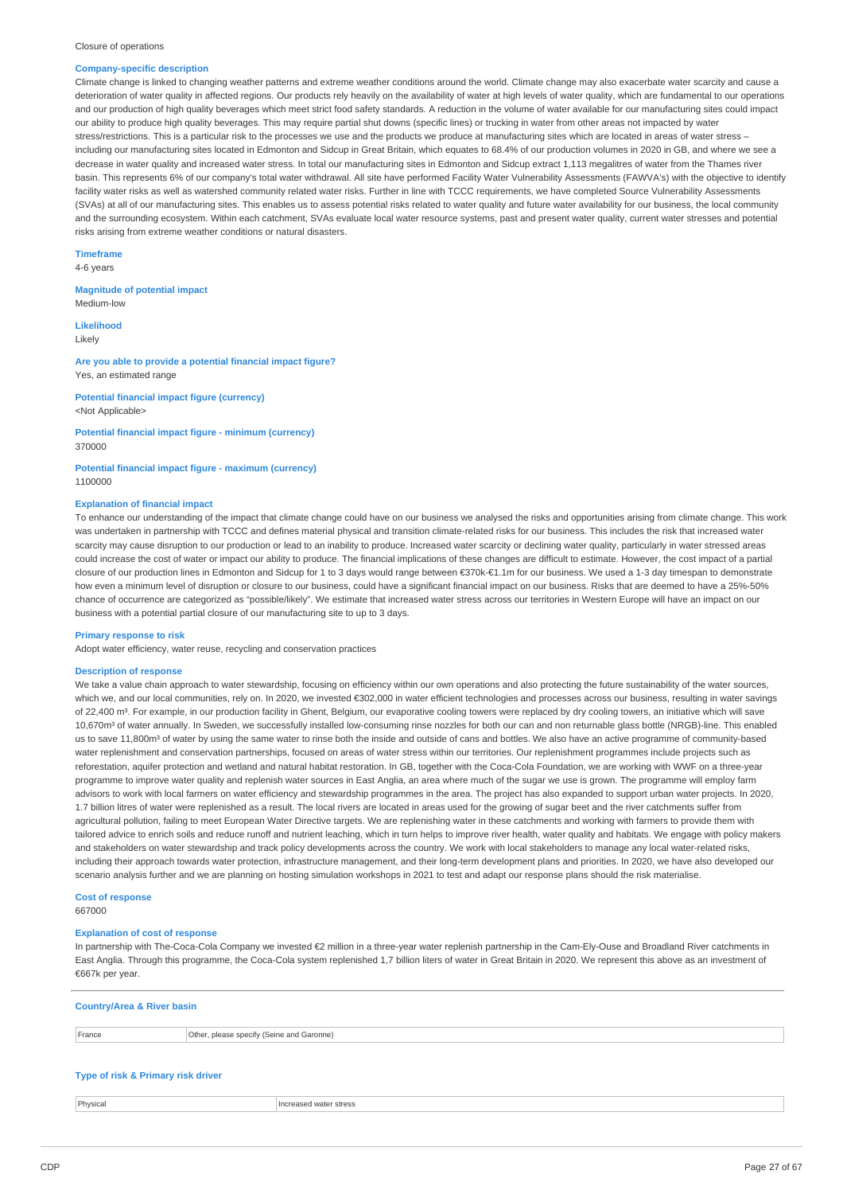Closure of operations

**Company-specific description**

Climate change is linked to changing weather patterns and extreme weather conditions around the world. Climate change may also exacerbate water scarcity and cause a deterioration of water quality in affected regions. Our products rely heavily on the availability of water at high levels of water quality, which are fundamental to our operations and our production of high quality beverages which meet strict food safety standards. A reduction in the volume of water available for our manufacturing sites could impact our ability to produce high quality beverages. This may require partial shut downs (specific lines) or trucking in water from other areas not impacted by water stress/restrictions. This is a particular risk to the processes we use and the products we produce at manufacturing sites which are located in areas of water stress – including our manufacturing sites located in Edmonton and Sidcup in Great Britain, which equates to 68.4% of our production volumes in 2020 in GB, and where we see a decrease in water quality and increased water stress. In total our manufacturing sites in Edmonton and Sidcup extract 1,113 megalitres of water from the Thames river basin. This represents 6% of our company's total water withdrawal. All site have performed Facility Water Vulnerability Assessments (FAWVA's) with the objective to identify facility water risks as well as watershed community related water risks. Further in line with TCCC requirements, we have completed Source Vulnerability Assessments (SVAs) at all of our manufacturing sites. This enables us to assess potential risks related to water quality and future water availability for our business, the local community and the surrounding ecosystem. Within each catchment, SVAs evaluate local water resource systems, past and present water quality, current water stresses and potential risks arising from extreme weather conditions or natural disasters.

**Timeframe**

4-6 years

**Magnitude of potential impact**

Medium-low

**Likelihood**

Likely

**Are you able to provide a potential financial impact figure?**

Yes, an estimated range

**Potential financial impact figure (currency)**

<Not Applicable>

**Potential financial impact figure - minimum (currency)**

370000

**Potential financial impact figure - maximum (currency)**

1100000

**Explanation of financial impact**

To enhance our understanding of the impact that climate change could have on our business we analysed the risks and opportunities arising from climate change. This work was undertaken in partnership with TCCC and defines material physical and transition climate-related risks for our business. This includes the risk that increased water scarcity may cause disruption to our production or lead to an inability to produce. Increased water scarcity or declining water quality, particularly in water stressed areas could increase the cost of water or impact our ability to produce. The financial implications of these changes are difficult to estimate. However, the cost impact of a partial closure of our production lines in Edmonton and Sidcup for 1 to 3 days would range between €370k-€1.1m for our business. We used a 1-3 day timespan to demonstrate how even a minimum level of disruption or closure to our business, could have a significant financial impact on our business. Risks that are deemed to have a 25%-50% chance of occurrence are categorized as "possible/likely". We estimate that increased water stress across our territories in Western Europe will have an impact on our business with a potential partial closure of our manufacturing site to up to 3 days.

**Primary response to risk**

Adopt water efficiency, water reuse, recycling and conservation practices

**Description of response**

We take a value chain approach to water stewardship, focusing on efficiency within our own operations and also protecting the future sustainability of the water sources, which we, and our local communities, rely on. In 2020, we invested €302,000 in water efficient technologies and processes across our business, resulting in water savings of 22,400 m³. For example, in our production facility in Ghent, Belgium, our evaporative cooling towers were replaced by dry cooling towers, an initiative which will save 10,670m³ of water annually. In Sweden, we successfully installed low-consuming rinse nozzles for both our can and non returnable glass bottle (NRGB)-line. This enabled us to save 11,800m³ of water by using the same water to rinse both the inside and outside of cans and bottles. We also have an active programme of community-based water replenishment and conservation partnerships, focused on areas of water stress within our territories. Our replenishment programmes include projects such as reforestation, aquifer protection and wetland and natural habitat restoration. In GB, together with the Coca-Cola Foundation, we are working with WWF on a three-year programme to improve water quality and replenish water sources in East Anglia, an area where much of the sugar we use is grown. The programme will employ farm advisors to work with local farmers on water efficiency and stewardship programmes in the area. The project has also expanded to support urban water projects. In 2020, 1.7 billion litres of water were replenished as a result. The local rivers are located in areas used for the growing of sugar beet and the river catchments suffer from agricultural pollution, failing to meet European Water Directive targets. We are replenishing water in these catchments and working with farmers to provide them with tailored advice to enrich soils and reduce runoff and nutrient leaching, which in turn helps to improve river health, water quality and habitats. We engage with policy makers and stakeholders on water stewardship and track policy developments across the country. We work with local stakeholders to manage any local water-related risks, including their approach towards water protection, infrastructure management, and their long-term development plans and priorities. In 2020, we have also developed our scenario analysis further and we are planning on hosting simulation workshops in 2021 to test and adapt our response plans should the risk materialise.

**Cost of response**

667000

**Explanation of cost of response**

In partnership with The-Coca-Cola Company we invested €2 million in a three-year water replenish partnership in the Cam-Ely-Ouse and Broadland River catchments in East Anglia. Through this programme, the Coca-Cola system replenished 1,7 billion liters of water in Great Britain in 2020. We represent this above as an investment of €667k per year.

---

**Country/Area & River basin**

| France | Other, please specify (Seine and Garonne) |
|---|---|

**Type of risk & Primary risk driver**

| Physical | Increased water stress |
|---|---|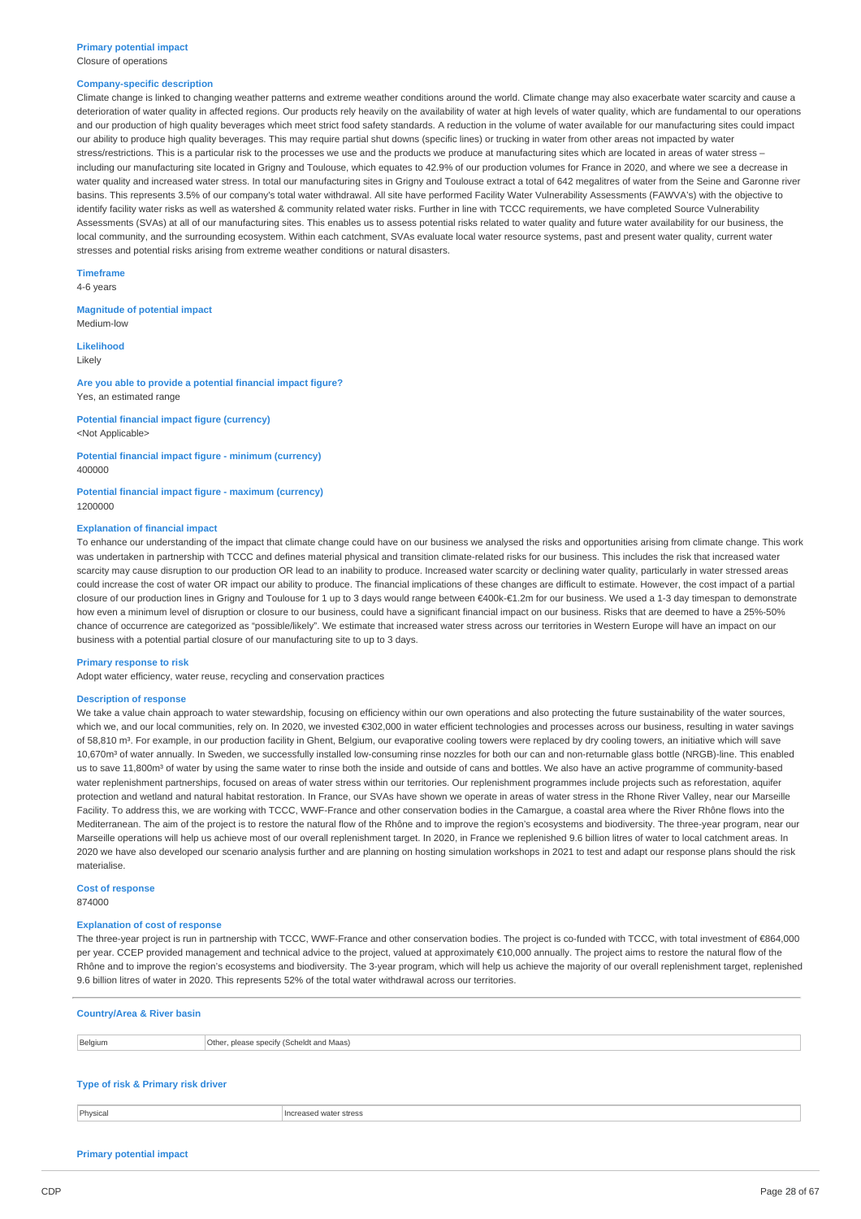**Primary potential impact**
Closure of operations

**Company-specific description**
Climate change is linked to changing weather patterns and extreme weather conditions around the world. Climate change may also exacerbate water scarcity and cause a deterioration of water quality in affected regions. Our products rely heavily on the availability of water at high levels of water quality, which are fundamental to our operations and our production of high quality beverages which meet strict food safety standards. A reduction in the volume of water available for our manufacturing sites could impact our ability to produce high quality beverages. This may require partial shut downs (specific lines) or trucking in water from other areas not impacted by water stress/restrictions. This is a particular risk to the processes we use and the products we produce at manufacturing sites which are located in areas of water stress – including our manufacturing site located in Grigny and Toulouse, which equates to 42.9% of our production volumes for France in 2020, and where we see a decrease in water quality and increased water stress. In total our manufacturing sites in Grigny and Toulouse extract a total of 642 megalitres of water from the Seine and Garonne river basins. This represents 3.5% of our company's total water withdrawal. All site have performed Facility Water Vulnerability Assessments (FAWVA's) with the objective to identify facility water risks as well as watershed & community related water risks. Further in line with TCCC requirements, we have completed Source Vulnerability Assessments (SVAs) at all of our manufacturing sites. This enables us to assess potential risks related to water quality and future water availability for our business, the local community, and the surrounding ecosystem. Within each catchment, SVAs evaluate local water resource systems, past and present water quality, current water stresses and potential risks arising from extreme weather conditions or natural disasters.

**Timeframe**
4-6 years

**Magnitude of potential impact**
Medium-low

**Likelihood**
Likely

**Are you able to provide a potential financial impact figure?**
Yes, an estimated range

**Potential financial impact figure (currency)**
<Not Applicable>

**Potential financial impact figure - minimum (currency)**
400000

**Potential financial impact figure - maximum (currency)**
1200000

**Explanation of financial impact**
To enhance our understanding of the impact that climate change could have on our business we analysed the risks and opportunities arising from climate change. This work was undertaken in partnership with TCCC and defines material physical and transition climate-related risks for our business. This includes the risk that increased water scarcity may cause disruption to our production OR lead to an inability to produce. Increased water scarcity or declining water quality, particularly in water stressed areas could increase the cost of water OR impact our ability to produce. The financial implications of these changes are difficult to estimate. However, the cost impact of a partial closure of our production lines in Grigny and Toulouse for 1 up to 3 days would range between €400k-€1.2m for our business. We used a 1-3 day timespan to demonstrate how even a minimum level of disruption or closure to our business, could have a significant financial impact on our business. Risks that are deemed to have a 25%-50% chance of occurrence are categorized as "possible/likely". We estimate that increased water stress across our territories in Western Europe will have an impact on our business with a potential partial closure of our manufacturing site to up to 3 days.

**Primary response to risk**
Adopt water efficiency, water reuse, recycling and conservation practices

**Description of response**
We take a value chain approach to water stewardship, focusing on efficiency within our own operations and also protecting the future sustainability of the water sources, which we, and our local communities, rely on. In 2020, we invested €302,000 in water efficient technologies and processes across our business, resulting in water savings of 58,810 m³. For example, in our production facility in Ghent, Belgium, our evaporative cooling towers were replaced by dry cooling towers, an initiative which will save 10,670m³ of water annually. In Sweden, we successfully installed low-consuming rinse nozzles for both our can and non-returnable glass bottle (NRGB)-line. This enabled us to save 11,800m³ of water by using the same water to rinse both the inside and outside of cans and bottles. We also have an active programme of community-based water replenishment partnerships, focused on areas of water stress within our territories. Our replenishment programmes include projects such as reforestation, aquifer protection and wetland and natural habitat restoration. In France, our SVAs have shown we operate in areas of water stress in the Rhone River Valley, near our Marseille Facility. To address this, we are working with TCCC, WWF-France and other conservation bodies in the Camargue, a coastal area where the River Rhône flows into the Mediterranean. The aim of the project is to restore the natural flow of the Rhône and to improve the region's ecosystems and biodiversity. The three-year program, near our Marseille operations will help us achieve most of our overall replenishment target. In 2020, in France we replenished 9.6 billion litres of water to local catchment areas. In 2020 we have also developed our scenario analysis further and are planning on hosting simulation workshops in 2021 to test and adapt our response plans should the risk materialise.

**Cost of response**
874000

**Explanation of cost of response**
The three-year project is run in partnership with TCCC, WWF-France and other conservation bodies. The project is co-funded with TCCC, with total investment of €864,000 per year. CCEP provided management and technical advice to the project, valued at approximately €10,000 annually. The project aims to restore the natural flow of the Rhône and to improve the region's ecosystems and biodiversity. The 3-year program, which will help us achieve the majority of our overall replenishment target, replenished 9.6 billion litres of water in 2020. This represents 52% of the total water withdrawal across our territories.

---

**Country/Area & River basin**

| | |
|---|---|
| Belgium | Other, please specify (Scheldt and Maas) |

**Type of risk & Primary risk driver**

| | |
|---|---|
| Physical | Increased water stress |

**Primary potential impact**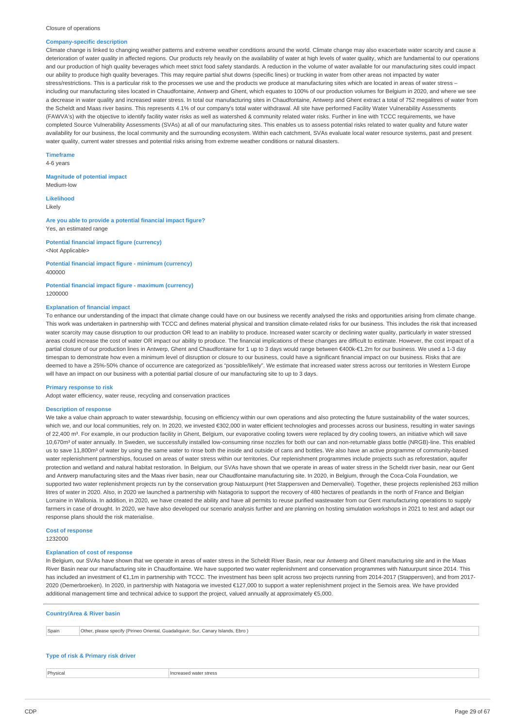Closure of operations

**Company-specific description**

Climate change is linked to changing weather patterns and extreme weather conditions around the world. Climate change may also exacerbate water scarcity and cause a deterioration of water quality in affected regions. Our products rely heavily on the availability of water at high levels of water quality, which are fundamental to our operations and our production of high quality beverages which meet strict food safety standards. A reduction in the volume of water available for our manufacturing sites could impact our ability to produce high quality beverages. This may require partial shut downs (specific lines) or trucking in water from other areas not impacted by water stress/restrictions. This is a particular risk to the processes we use and the products we produce at manufacturing sites which are located in areas of water stress – including our manufacturing sites located in Chaudfontaine, Antwerp and Ghent, which equates to 100% of our production volumes for Belgium in 2020, and where we see a decrease in water quality and increased water stress. In total our manufacturing sites in Chaudfontaine, Antwerp and Ghent extract a total of 752 megalitres of water from the Scheldt and Maas river basins. This represents 4.1% of our company's total water withdrawal. All site have performed Facility Water Vulnerability Assessments (FAWVA's) with the objective to identify facility water risks as well as watershed & community related water risks. Further in line with TCCC requirements, we have completed Source Vulnerability Assessments (SVAs) at all of our manufacturing sites. This enables us to assess potential risks related to water quality and future water availability for our business, the local community and the surrounding ecosystem. Within each catchment, SVAs evaluate local water resource systems, past and present water quality, current water stresses and potential risks arising from extreme weather conditions or natural disasters.

**Timeframe**

4-6 years

**Magnitude of potential impact**

Medium-low

**Likelihood**

Likely

**Are you able to provide a potential financial impact figure?**

Yes, an estimated range

**Potential financial impact figure (currency)**

<Not Applicable>

**Potential financial impact figure - minimum (currency)**

400000

**Potential financial impact figure - maximum (currency)**

1200000

**Explanation of financial impact**

To enhance our understanding of the impact that climate change could have on our business we recently analysed the risks and opportunities arising from climate change. This work was undertaken in partnership with TCCC and defines material physical and transition climate-related risks for our business. This includes the risk that increased water scarcity may cause disruption to our production OR lead to an inability to produce. Increased water scarcity or declining water quality, particularly in water stressed areas could increase the cost of water OR impact our ability to produce. The financial implications of these changes are difficult to estimate. However, the cost impact of a partial closure of our production lines in Antwerp, Ghent and Chaudfontaine for 1 up to 3 days would range between €400k-€1.2m for our business. We used a 1-3 day timespan to demonstrate how even a minimum level of disruption or closure to our business, could have a significant financial impact on our business. Risks that are deemed to have a 25%-50% chance of occurrence are categorized as "possible/likely". We estimate that increased water stress across our territories in Western Europe will have an impact on our business with a potential partial closure of our manufacturing site to up to 3 days.

**Primary response to risk**

Adopt water efficiency, water reuse, recycling and conservation practices

**Description of response**

We take a value chain approach to water stewardship, focusing on efficiency within our own operations and also protecting the future sustainability of the water sources, which we, and our local communities, rely on. In 2020, we invested €302,000 in water efficient technologies and processes across our business, resulting in water savings of 22,400 m³. For example, in our production facility in Ghent, Belgium, our evaporative cooling towers were replaced by dry cooling towers, an initiative which will save 10,670m³ of water annually. In Sweden, we successfully installed low-consuming rinse nozzles for both our can and non-returnable glass bottle (NRGB)-line. This enabled us to save 11,800m³ of water by using the same water to rinse both the inside and outside of cans and bottles. We also have an active programme of community-based water replenishment partnerships, focused on areas of water stress within our territories. Our replenishment programmes include projects such as reforestation, aquifer protection and wetland and natural habitat restoration. In Belgium, our SVAs have shown that we operate in areas of water stress in the Scheldt river basin, near our Gent and Antwerp manufacturing sites and the Maas river basin, near our Chaudfontaine manufacturing site. In 2020, in Belgium, through the Coca-Cola Foundation, we supported two water replenishment projects run by the conservation group Natuurpunt (Het Stappersven and Demervallei). Together, these projects replenished 263 million litres of water in 2020. Also, in 2020 we launched a partnership with Natagoria to support the recovery of 480 hectares of peatlands in the north of France and Belgian Lorraine in Wallonia. In addition, in 2020, we have created the ability and have all permits to reuse purified wastewater from our Gent manufacturing operations to supply farmers in case of drought. In 2020, we have also developed our scenario analysis further and are planning on hosting simulation workshops in 2021 to test and adapt our response plans should the risk materialise.

**Cost of response**

1232000

**Explanation of cost of response**

In Belgium, our SVAs have shown that we operate in areas of water stress in the Scheldt River Basin, near our Antwerp and Ghent manufacturing site and in the Maas River Basin near our manufacturing site in Chaudfontaine. We have supported two water replenishment and conservation programmes with Natuurpunt since 2014. This has included an investment of €1,1m in partnership with TCCC. The investment has been split across two projects running from 2014-2017 (Stappersven), and from 2017-2020 (Demerbroeken). In 2020, in partnership with Natagoria we invested €127,000 to support a water replenishment project in the Semois area. We have provided additional management time and technical advice to support the project, valued annually at approximately €5,000.

**Country/Area & River basin**

| | |
|---|---|
| Spain | Other, please specify (Pirineo Oriental, Guadaliquivir, Sur, Canary Islands, Ebro ) |

**Type of risk & Primary risk driver**

| | |
|---|---|
| Physical | Increased water stress |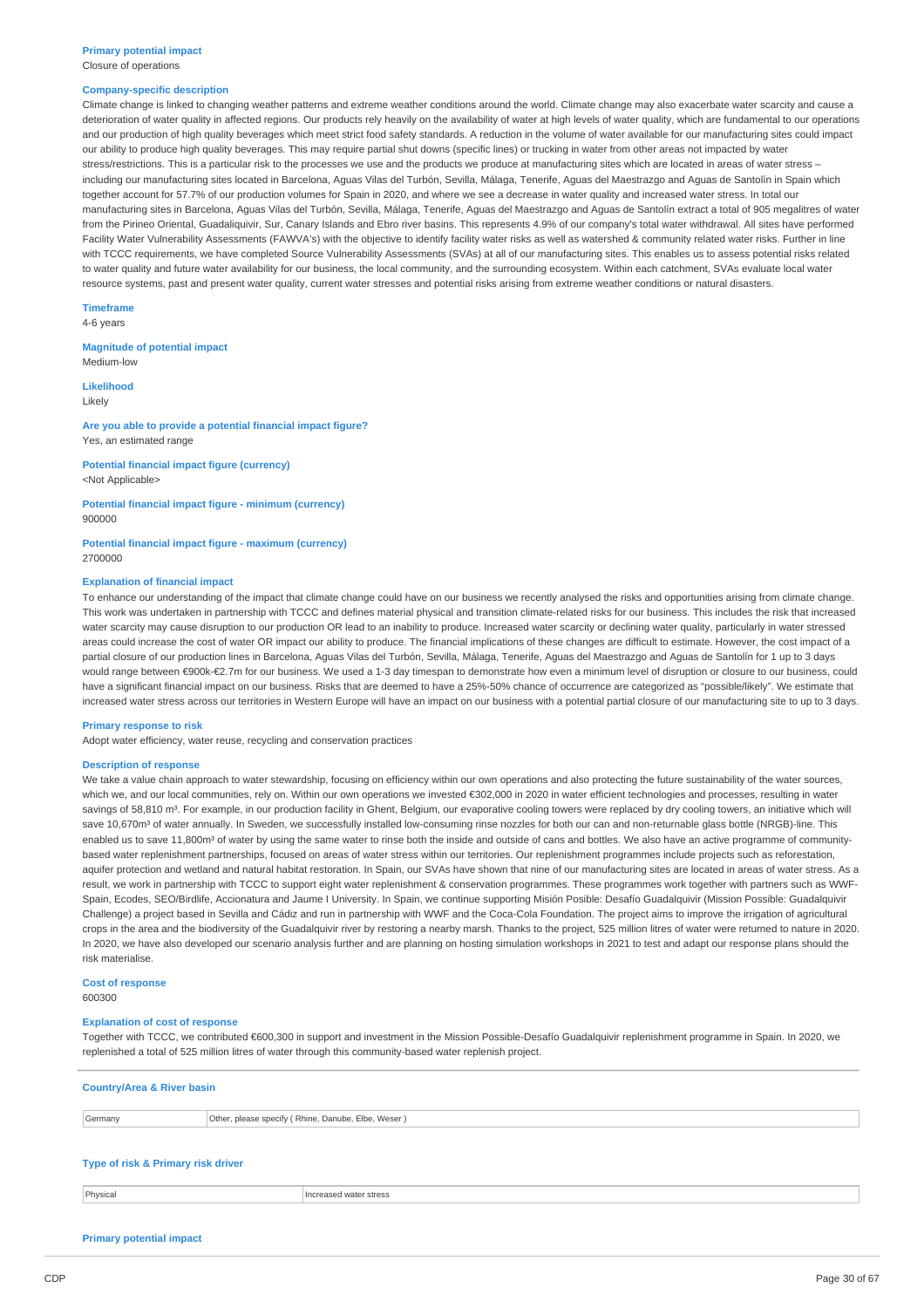**Primary potential impact**
Closure of operations

**Company-specific description**
Climate change is linked to changing weather patterns and extreme weather conditions around the world. Climate change may also exacerbate water scarcity and cause a deterioration of water quality in affected regions. Our products rely heavily on the availability of water at high levels of water quality, which are fundamental to our operations and our production of high quality beverages which meet strict food safety standards. A reduction in the volume of water available for our manufacturing sites could impact our ability to produce high quality beverages. This may require partial shut downs (specific lines) or trucking in water from other areas not impacted by water stress/restrictions. This is a particular risk to the processes we use and the products we produce at manufacturing sites which are located in areas of water stress – including our manufacturing sites located in Barcelona, Aguas Vilas del Turbón, Sevilla, Málaga, Tenerife, Aguas del Maestrazgo and Aguas de Santolín in Spain which together account for 57.7% of our production volumes for Spain in 2020, and where we see a decrease in water quality and increased water stress. In total our manufacturing sites in Barcelona, Aguas Vilas del Turbón, Sevilla, Málaga, Tenerife, Aguas del Maestrazgo and Aguas de Santolín extract a total of 905 megalitres of water from the Pirineo Oriental, Guadaliquivir, Sur, Canary Islands and Ebro river basins. This represents 4.9% of our company's total water withdrawal. All sites have performed Facility Water Vulnerability Assessments (FAWVA's) with the objective to identify facility water risks as well as watershed & community related water risks. Further in line with TCCC requirements, we have completed Source Vulnerability Assessments (SVAs) at all of our manufacturing sites. This enables us to assess potential risks related to water quality and future water availability for our business, the local community, and the surrounding ecosystem. Within each catchment, SVAs evaluate local water resource systems, past and present water quality, current water stresses and potential risks arising from extreme weather conditions or natural disasters.

**Timeframe**
4-6 years

**Magnitude of potential impact**
Medium-low

**Likelihood**
Likely

**Are you able to provide a potential financial impact figure?**
Yes, an estimated range

**Potential financial impact figure (currency)**
<Not Applicable>

**Potential financial impact figure - minimum (currency)**
900000

**Potential financial impact figure - maximum (currency)**
2700000

**Explanation of financial impact**
To enhance our understanding of the impact that climate change could have on our business we recently analysed the risks and opportunities arising from climate change. This work was undertaken in partnership with TCCC and defines material physical and transition climate-related risks for our business. This includes the risk that increased water scarcity may cause disruption to our production OR lead to an inability to produce. Increased water scarcity or declining water quality, particularly in water stressed areas could increase the cost of water OR impact our ability to produce. The financial implications of these changes are difficult to estimate. However, the cost impact of a partial closure of our production lines in Barcelona, Aguas Vilas del Turbón, Sevilla, Málaga, Tenerife, Aguas del Maestrazgo and Aguas de Santolín for 1 up to 3 days would range between €900k-€2.7m for our business. We used a 1-3 day timespan to demonstrate how even a minimum level of disruption or closure to our business, could have a significant financial impact on our business. Risks that are deemed to have a 25%-50% chance of occurrence are categorized as "possible/likely". We estimate that increased water stress across our territories in Western Europe will have an impact on our business with a potential partial closure of our manufacturing site to up to 3 days.

**Primary response to risk**
Adopt water efficiency, water reuse, recycling and conservation practices

**Description of response**
We take a value chain approach to water stewardship, focusing on efficiency within our own operations and also protecting the future sustainability of the water sources, which we, and our local communities, rely on. Within our own operations we invested €302,000 in 2020 in water efficient technologies and processes, resulting in water savings of 58,810 m³. For example, in our production facility in Ghent, Belgium, our evaporative cooling towers were replaced by dry cooling towers, an initiative which will save 10,670m³ of water annually. In Sweden, we successfully installed low-consuming rinse nozzles for both our can and non-returnable glass bottle (NRGB)-line. This enabled us to save 11,800m³ of water by using the same water to rinse both the inside and outside of cans and bottles. We also have an active programme of community-based water replenishment partnerships, focused on areas of water stress within our territories. Our replenishment programmes include projects such as reforestation, aquifer protection and wetland and natural habitat restoration. In Spain, our SVAs have shown that nine of our manufacturing sites are located in areas of water stress. As a result, we work in partnership with TCCC to support eight water replenishment & conservation programmes. These programmes work together with partners such as WWF-Spain, Ecodes, SEO/Birdlife, Accionatura and Jaume I University. In Spain, we continue supporting Misión Posible: Desafío Guadalquivir (Mission Possible: Guadalquivir Challenge) a project based in Sevilla and Cádiz and run in partnership with WWF and the Coca-Cola Foundation. The project aims to improve the irrigation of agricultural crops in the area and the biodiversity of the Guadalquivir river by restoring a nearby marsh. Thanks to the project, 525 million litres of water were returned to nature in 2020. In 2020, we have also developed our scenario analysis further and are planning on hosting simulation workshops in 2021 to test and adapt our response plans should the risk materialise.

**Cost of response**
600300

**Explanation of cost of response**
Together with TCCC, we contributed €600,300 in support and investment in the Mission Possible-Desafío Guadalquivir replenishment programme in Spain. In 2020, we replenished a total of 525 million litres of water through this community-based water replenish project.

---

**Country/Area & River basin**

| | |
|---|---|
| Germany | Other, please specify ( Rhine, Danube, Elbe, Weser ) |

**Type of risk & Primary risk driver**

| | |
|---|---|
| Physical | Increased water stress |

**Primary potential impact**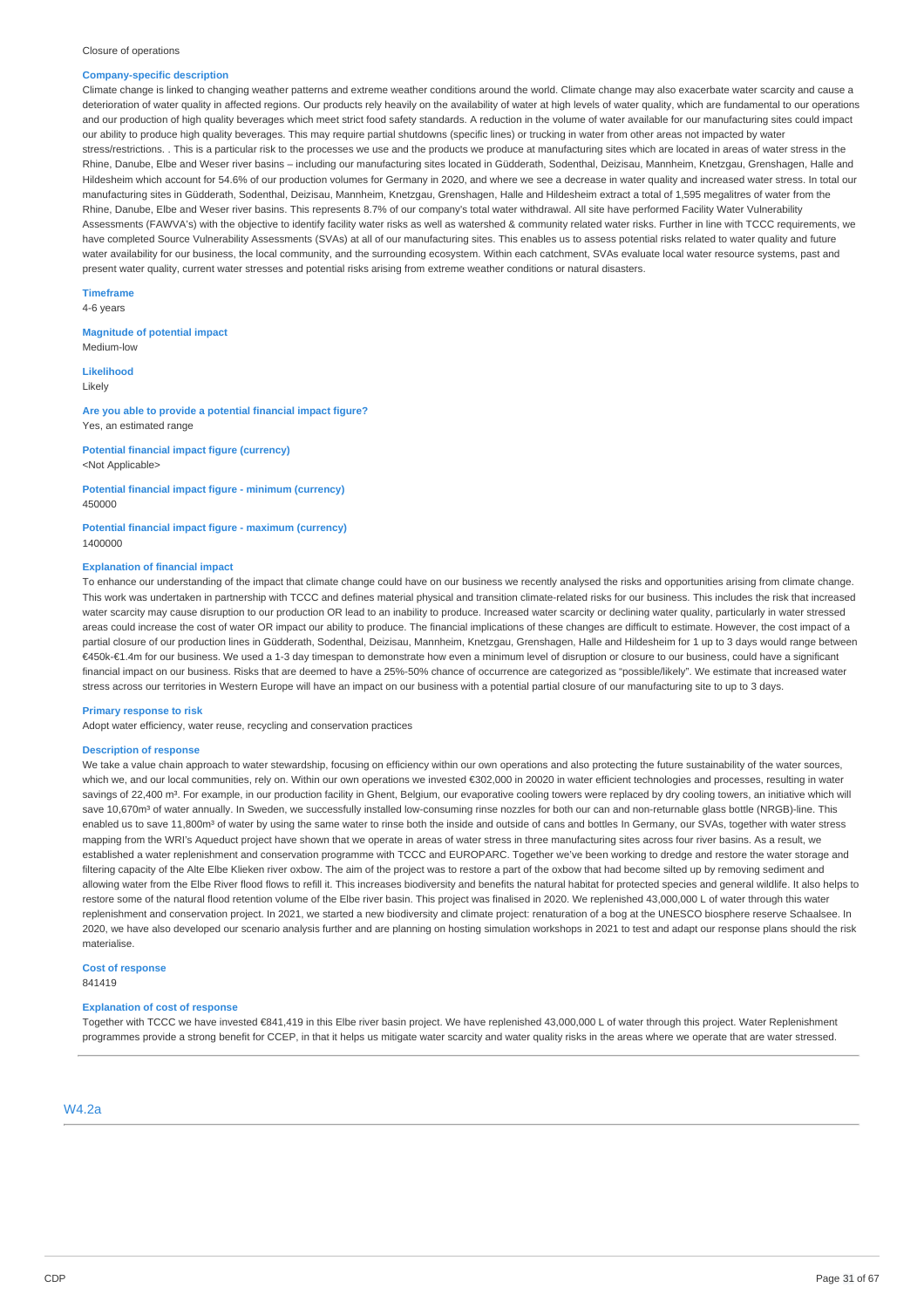Closure of operations

**Company-specific description**

Climate change is linked to changing weather patterns and extreme weather conditions around the world. Climate change may also exacerbate water scarcity and cause a deterioration of water quality in affected regions. Our products rely heavily on the availability of water at high levels of water quality, which are fundamental to our operations and our production of high quality beverages which meet strict food safety standards. A reduction in the volume of water available for our manufacturing sites could impact our ability to produce high quality beverages. This may require partial shutdowns (specific lines) or trucking in water from other areas not impacted by water stress/restrictions. . This is a particular risk to the processes we use and the products we produce at manufacturing sites which are located in areas of water stress in the Rhine, Danube, Elbe and Weser river basins – including our manufacturing sites located in Güdderath, Sodenthal, Deizisau, Mannheim, Knetzgau, Grenshagen, Halle and Hildesheim which account for 54.6% of our production volumes for Germany in 2020, and where we see a decrease in water quality and increased water stress. In total our manufacturing sites in Güdderath, Sodenthal, Deizisau, Mannheim, Knetzgau, Grenshagen, Halle and Hildesheim extract a total of 1,595 megalitres of water from the Rhine, Danube, Elbe and Weser river basins. This represents 8.7% of our company's total water withdrawal. All site have performed Facility Water Vulnerability Assessments (FAWVA's) with the objective to identify facility water risks as well as watershed & community related water risks. Further in line with TCCC requirements, we have completed Source Vulnerability Assessments (SVAs) at all of our manufacturing sites. This enables us to assess potential risks related to water quality and future water availability for our business, the local community, and the surrounding ecosystem. Within each catchment, SVAs evaluate local water resource systems, past and present water quality, current water stresses and potential risks arising from extreme weather conditions or natural disasters.

**Timeframe**

4-6 years

**Magnitude of potential impact**

Medium-low

**Likelihood**

Likely

**Are you able to provide a potential financial impact figure?**

Yes, an estimated range

**Potential financial impact figure (currency)**

<Not Applicable>

**Potential financial impact figure - minimum (currency)**

450000

**Potential financial impact figure - maximum (currency)**

1400000

**Explanation of financial impact**

To enhance our understanding of the impact that climate change could have on our business we recently analysed the risks and opportunities arising from climate change. This work was undertaken in partnership with TCCC and defines material physical and transition climate-related risks for our business. This includes the risk that increased water scarcity may cause disruption to our production OR lead to an inability to produce. Increased water scarcity or declining water quality, particularly in water stressed areas could increase the cost of water OR impact our ability to produce. The financial implications of these changes are difficult to estimate. However, the cost impact of a partial closure of our production lines in Güdderath, Sodenthal, Deizisau, Mannheim, Knetzgau, Grenshagen, Halle and Hildesheim for 1 up to 3 days would range between €450k-€1.4m for our business. We used a 1-3 day timespan to demonstrate how even a minimum level of disruption or closure to our business, could have a significant financial impact on our business. Risks that are deemed to have a 25%-50% chance of occurrence are categorized as "possible/likely". We estimate that increased water stress across our territories in Western Europe will have an impact on our business with a potential partial closure of our manufacturing site to up to 3 days.

**Primary response to risk**

Adopt water efficiency, water reuse, recycling and conservation practices

**Description of response**

We take a value chain approach to water stewardship, focusing on efficiency within our own operations and also protecting the future sustainability of the water sources, which we, and our local communities, rely on. Within our own operations we invested €302,000 in 20020 in water efficient technologies and processes, resulting in water savings of 22,400 m³. For example, in our production facility in Ghent, Belgium, our evaporative cooling towers were replaced by dry cooling towers, an initiative which will save 10,670m³ of water annually. In Sweden, we successfully installed low-consuming rinse nozzles for both our can and non-returnable glass bottle (NRGB)-line. This enabled us to save 11,800m³ of water by using the same water to rinse both the inside and outside of cans and bottles In Germany, our SVAs, together with water stress mapping from the WRI's Aqueduct project have shown that we operate in areas of water stress in three manufacturing sites across four river basins. As a result, we established a water replenishment and conservation programme with TCCC and EUROPARC. Together we've been working to dredge and restore the water storage and filtering capacity of the Alte Elbe Klieken river oxbow. The aim of the project was to restore a part of the oxbow that had become silted up by removing sediment and allowing water from the Elbe River flood flows to refill it. This increases biodiversity and benefits the natural habitat for protected species and general wildlife. It also helps to restore some of the natural flood retention volume of the Elbe river basin. This project was finalised in 2020. We replenished 43,000,000 L of water through this water replenishment and conservation project. In 2021, we started a new biodiversity and climate project: renaturation of a bog at the UNESCO biosphere reserve Schaalsee. In 2020, we have also developed our scenario analysis further and are planning on hosting simulation workshops in 2021 to test and adapt our response plans should the risk materialise.

**Cost of response**

841419

**Explanation of cost of response**

Together with TCCC we have invested €841,419 in this Elbe river basin project. We have replenished 43,000,000 L of water through this project. Water Replenishment programmes provide a strong benefit for CCEP, in that it helps us mitigate water scarcity and water quality risks in the areas where we operate that are water stressed.

## W4.2a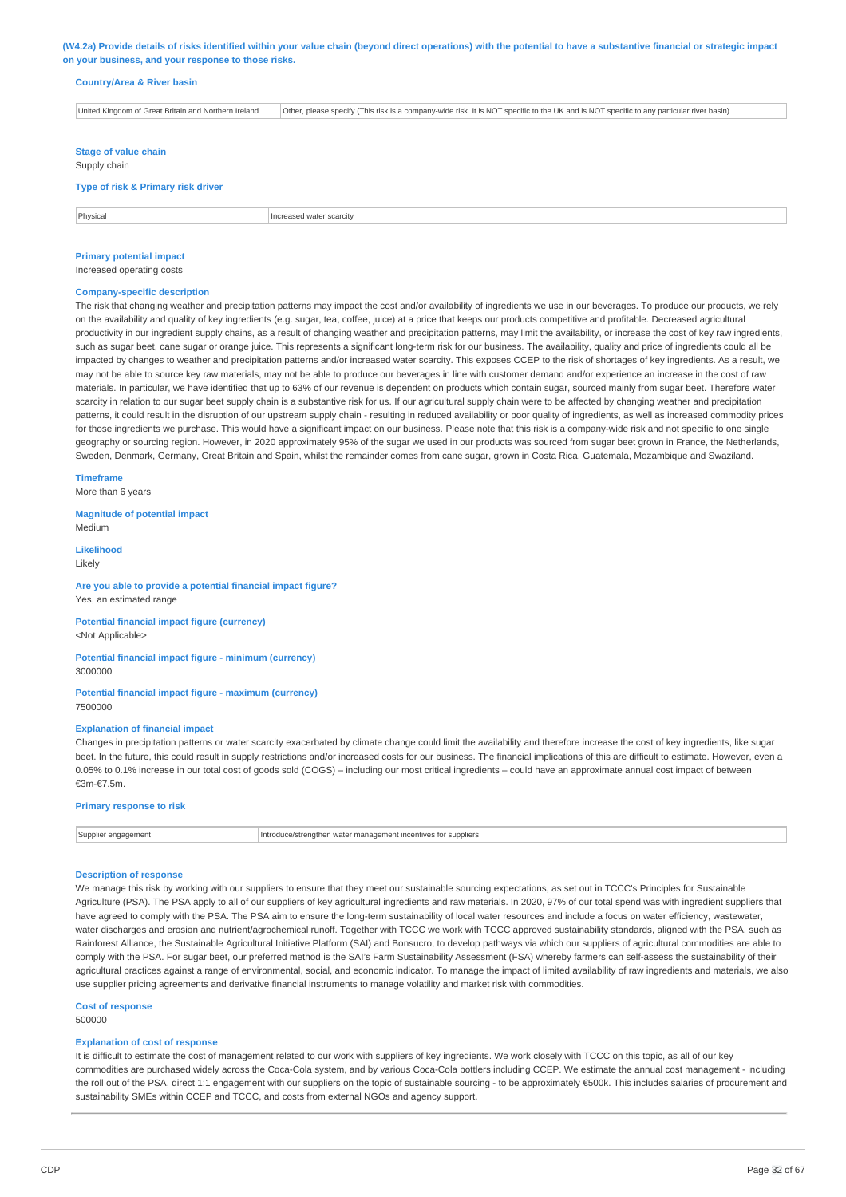**(W4.2a) Provide details of risks identified within your value chain (beyond direct operations) with the potential to have a substantive financial or strategic impact on your business, and your response to those risks.**

**Country/Area & River basin**

| United Kingdom of Great Britain and Northern Ireland | Other, please specify (This risk is a company-wide risk. It is NOT specific to the UK and is NOT specific to any particular river basin) |
|---|---|

**Stage of value chain**

Supply chain

**Type of risk & Primary risk driver**

| Physical | Increased water scarcity |
|---|---|

**Primary potential impact**

Increased operating costs

**Company-specific description**

The risk that changing weather and precipitation patterns may impact the cost and/or availability of ingredients we use in our beverages. To produce our products, we rely on the availability and quality of key ingredients (e.g. sugar, tea, coffee, juice) at a price that keeps our products competitive and profitable. Decreased agricultural productivity in our ingredient supply chains, as a result of changing weather and precipitation patterns, may limit the availability, or increase the cost of key raw ingredients, such as sugar beet, cane sugar or orange juice. This represents a significant long-term risk for our business. The availability, quality and price of ingredients could all be impacted by changes to weather and precipitation patterns and/or increased water scarcity. This exposes CCEP to the risk of shortages of key ingredients. As a result, we may not be able to source key raw materials, may not be able to produce our beverages in line with customer demand and/or experience an increase in the cost of raw materials. In particular, we have identified that up to 63% of our revenue is dependent on products which contain sugar, sourced mainly from sugar beet. Therefore water scarcity in relation to our sugar beet supply chain is a substantive risk for us. If our agricultural supply chain were to be affected by changing weather and precipitation patterns, it could result in the disruption of our upstream supply chain - resulting in reduced availability or poor quality of ingredients, as well as increased commodity prices for those ingredients we purchase. This would have a significant impact on our business. Please note that this risk is a company-wide risk and not specific to one single geography or sourcing region. However, in 2020 approximately 95% of the sugar we used in our products was sourced from sugar beet grown in France, the Netherlands, Sweden, Denmark, Germany, Great Britain and Spain, whilst the remainder comes from cane sugar, grown in Costa Rica, Guatemala, Mozambique and Swaziland.

**Timeframe**

More than 6 years

**Magnitude of potential impact**

Medium

**Likelihood**

Likely

**Are you able to provide a potential financial impact figure?**

Yes, an estimated range

**Potential financial impact figure (currency)**

<Not Applicable>

**Potential financial impact figure - minimum (currency)**

3000000

**Potential financial impact figure - maximum (currency)**

7500000

**Explanation of financial impact**

Changes in precipitation patterns or water scarcity exacerbated by climate change could limit the availability and therefore increase the cost of key ingredients, like sugar beet. In the future, this could result in supply restrictions and/or increased costs for our business. The financial implications of this are difficult to estimate. However, even a 0.05% to 0.1% increase in our total cost of goods sold (COGS) – including our most critical ingredients – could have an approximate annual cost impact of between €3m-€7.5m.

**Primary response to risk**

| Supplier engagement | Introduce/strengthen water management incentives for suppliers |
|---|---|

**Description of response**

We manage this risk by working with our suppliers to ensure that they meet our sustainable sourcing expectations, as set out in TCCC's Principles for Sustainable Agriculture (PSA). The PSA apply to all of our suppliers of key agricultural ingredients and raw materials. In 2020, 97% of our total spend was with ingredient suppliers that have agreed to comply with the PSA. The PSA aim to ensure the long-term sustainability of local water resources and include a focus on water efficiency, wastewater, water discharges and erosion and nutrient/agrochemical runoff. Together with TCCC we work with TCCC approved sustainability standards, aligned with the PSA, such as Rainforest Alliance, the Sustainable Agricultural Initiative Platform (SAI) and Bonsucro, to develop pathways via which our suppliers of agricultural commodities are able to comply with the PSA. For sugar beet, our preferred method is the SAI's Farm Sustainability Assessment (FSA) whereby farmers can self-assess the sustainability of their agricultural practices against a range of environmental, social, and economic indicator. To manage the impact of limited availability of raw ingredients and materials, we also use supplier pricing agreements and derivative financial instruments to manage volatility and market risk with commodities.

**Cost of response**

500000

**Explanation of cost of response**

It is difficult to estimate the cost of management related to our work with suppliers of key ingredients. We work closely with TCCC on this topic, as all of our key commodities are purchased widely across the Coca-Cola system, and by various Coca-Cola bottlers including CCEP. We estimate the annual cost management - including the roll out of the PSA, direct 1:1 engagement with our suppliers on the topic of sustainable sourcing - to be approximately €500k. This includes salaries of procurement and sustainability SMEs within CCEP and TCCC, and costs from external NGOs and agency support.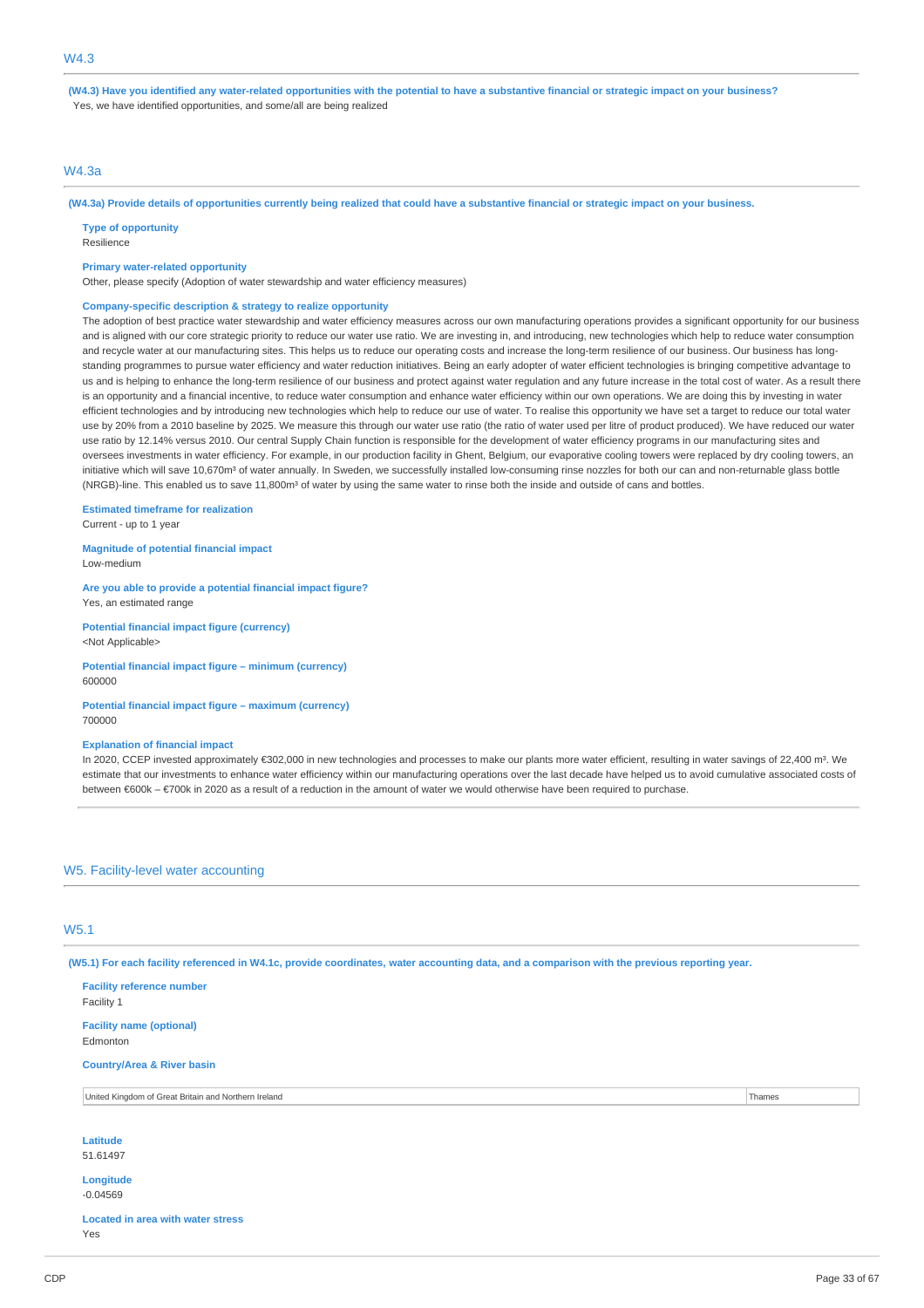## W4.3

**(W4.3) Have you identified any water-related opportunities with the potential to have a substantive financial or strategic impact on your business?**

Yes, we have identified opportunities, and some/all are being realized

## W4.3a

**(W4.3a) Provide details of opportunities currently being realized that could have a substantive financial or strategic impact on your business.**

**Type of opportunity**

Resilience

**Primary water-related opportunity**

Other, please specify (Adoption of water stewardship and water efficiency measures)

**Company-specific description & strategy to realize opportunity**

The adoption of best practice water stewardship and water efficiency measures across our own manufacturing operations provides a significant opportunity for our business and is aligned with our core strategic priority to reduce our water use ratio. We are investing in, and introducing, new technologies which help to reduce water consumption and recycle water at our manufacturing sites. This helps us to reduce our operating costs and increase the long-term resilience of our business. Our business has long-standing programmes to pursue water efficiency and water reduction initiatives. Being an early adopter of water efficient technologies is bringing competitive advantage to us and is helping to enhance the long-term resilience of our business and protect against water regulation and any future increase in the total cost of water. As a result there is an opportunity and a financial incentive, to reduce water consumption and enhance water efficiency within our own operations. We are doing this by investing in water efficient technologies and by introducing new technologies which help to reduce our use of water. To realise this opportunity we have set a target to reduce our total water use by 20% from a 2010 baseline by 2025. We measure this through our water use ratio (the ratio of water used per litre of product produced). We have reduced our water use ratio by 12.14% versus 2010. Our central Supply Chain function is responsible for the development of water efficiency programs in our manufacturing sites and oversees investments in water efficiency. For example, in our production facility in Ghent, Belgium, our evaporative cooling towers were replaced by dry cooling towers, an initiative which will save 10,670m³ of water annually. In Sweden, we successfully installed low-consuming rinse nozzles for both our can and non-returnable glass bottle (NRGB)-line. This enabled us to save 11,800m³ of water by using the same water to rinse both the inside and outside of cans and bottles.

**Estimated timeframe for realization**

Current - up to 1 year

**Magnitude of potential financial impact**

Low-medium

**Are you able to provide a potential financial impact figure?**

Yes, an estimated range

**Potential financial impact figure (currency)**

<Not Applicable>

**Potential financial impact figure – minimum (currency)**

600000

**Potential financial impact figure – maximum (currency)**

700000

**Explanation of financial impact**

In 2020, CCEP invested approximately €302,000 in new technologies and processes to make our plants more water efficient, resulting in water savings of 22,400 m³. We estimate that our investments to enhance water efficiency within our manufacturing operations over the last decade have helped us to avoid cumulative associated costs of between €600k – €700k in 2020 as a result of a reduction in the amount of water we would otherwise have been required to purchase.

# W5. Facility-level water accounting

## W5.1

**(W5.1) For each facility referenced in W4.1c, provide coordinates, water accounting data, and a comparison with the previous reporting year.**

**Facility reference number**

Facility 1

**Facility name (optional)**

Edmonton

**Country/Area & River basin**

| | |
|---|---|
| United Kingdom of Great Britain and Northern Ireland | Thames |

**Latitude**

51.61497

**Longitude**

-0.04569

**Located in area with water stress**

Yes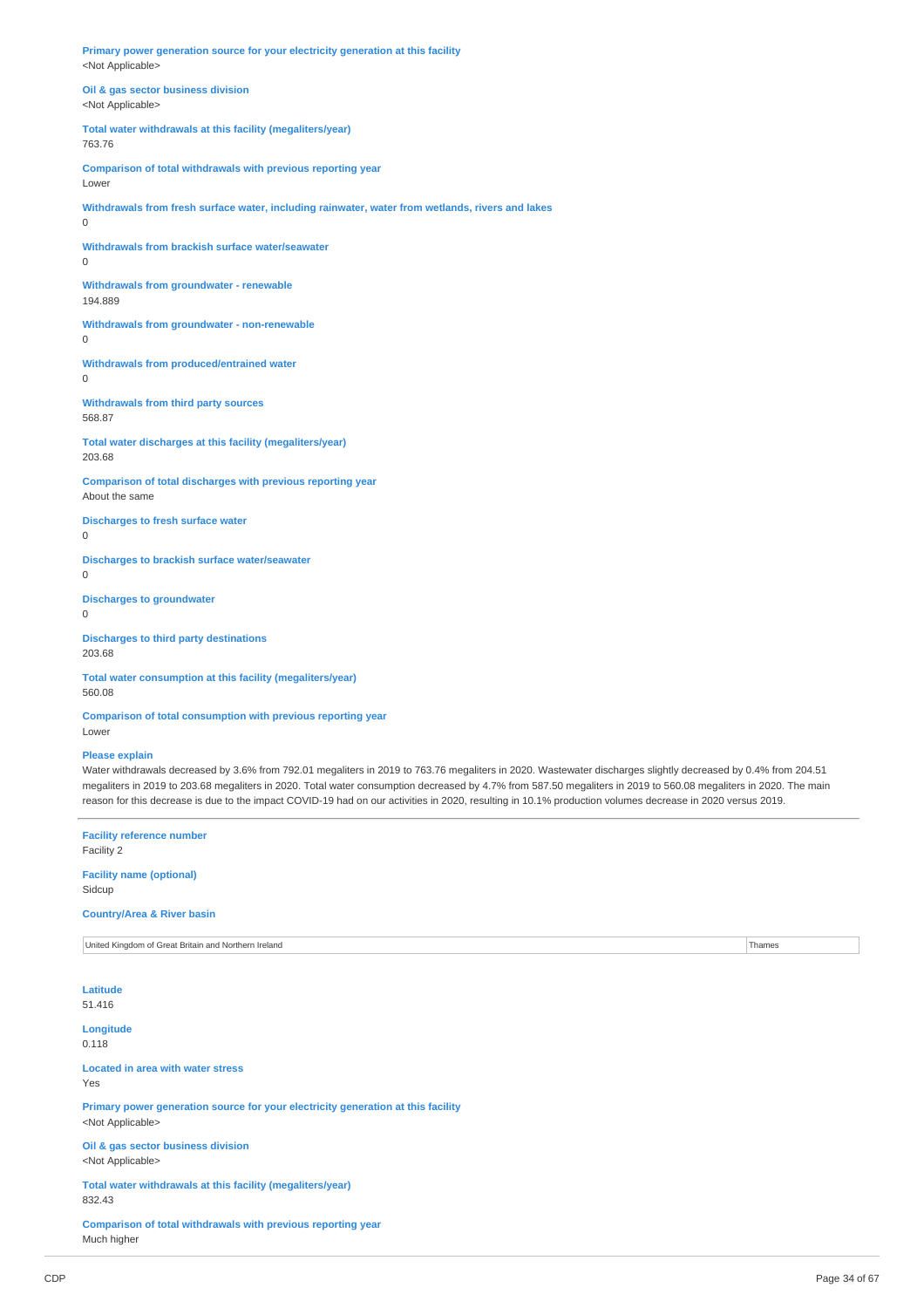**Primary power generation source for your electricity generation at this facility**
<Not Applicable>

**Oil & gas sector business division**
<Not Applicable>

**Total water withdrawals at this facility (megaliters/year)**
763.76

**Comparison of total withdrawals with previous reporting year**
Lower

**Withdrawals from fresh surface water, including rainwater, water from wetlands, rivers and lakes**
0

**Withdrawals from brackish surface water/seawater**
0

**Withdrawals from groundwater - renewable**
194.889

**Withdrawals from groundwater - non-renewable**
0

**Withdrawals from produced/entrained water**
0

**Withdrawals from third party sources**
568.87

**Total water discharges at this facility (megaliters/year)**
203.68

**Comparison of total discharges with previous reporting year**
About the same

**Discharges to fresh surface water**
0

**Discharges to brackish surface water/seawater**
0

**Discharges to groundwater**
0

**Discharges to third party destinations**
203.68

**Total water consumption at this facility (megaliters/year)**
560.08

**Comparison of total consumption with previous reporting year**
Lower

**Please explain**
Water withdrawals decreased by 3.6% from 792.01 megaliters in 2019 to 763.76 megaliters in 2020. Wastewater discharges slightly decreased by 0.4% from 204.51 megaliters in 2019 to 203.68 megaliters in 2020. Total water consumption decreased by 4.7% from 587.50 megaliters in 2019 to 560.08 megaliters in 2020. The main reason for this decrease is due to the impact COVID-19 had on our activities in 2020, resulting in 10.1% production volumes decrease in 2020 versus 2019.

---

**Facility reference number**
Facility 2

**Facility name (optional)**
Sidcup

**Country/Area & River basin**

| United Kingdom of Great Britain and Northern Ireland | Thames |
|---|---|

**Latitude**
51.416

**Longitude**
0.118

**Located in area with water stress**
Yes

**Primary power generation source for your electricity generation at this facility**
<Not Applicable>

**Oil & gas sector business division**
<Not Applicable>

**Total water withdrawals at this facility (megaliters/year)**
832.43

**Comparison of total withdrawals with previous reporting year**
Much higher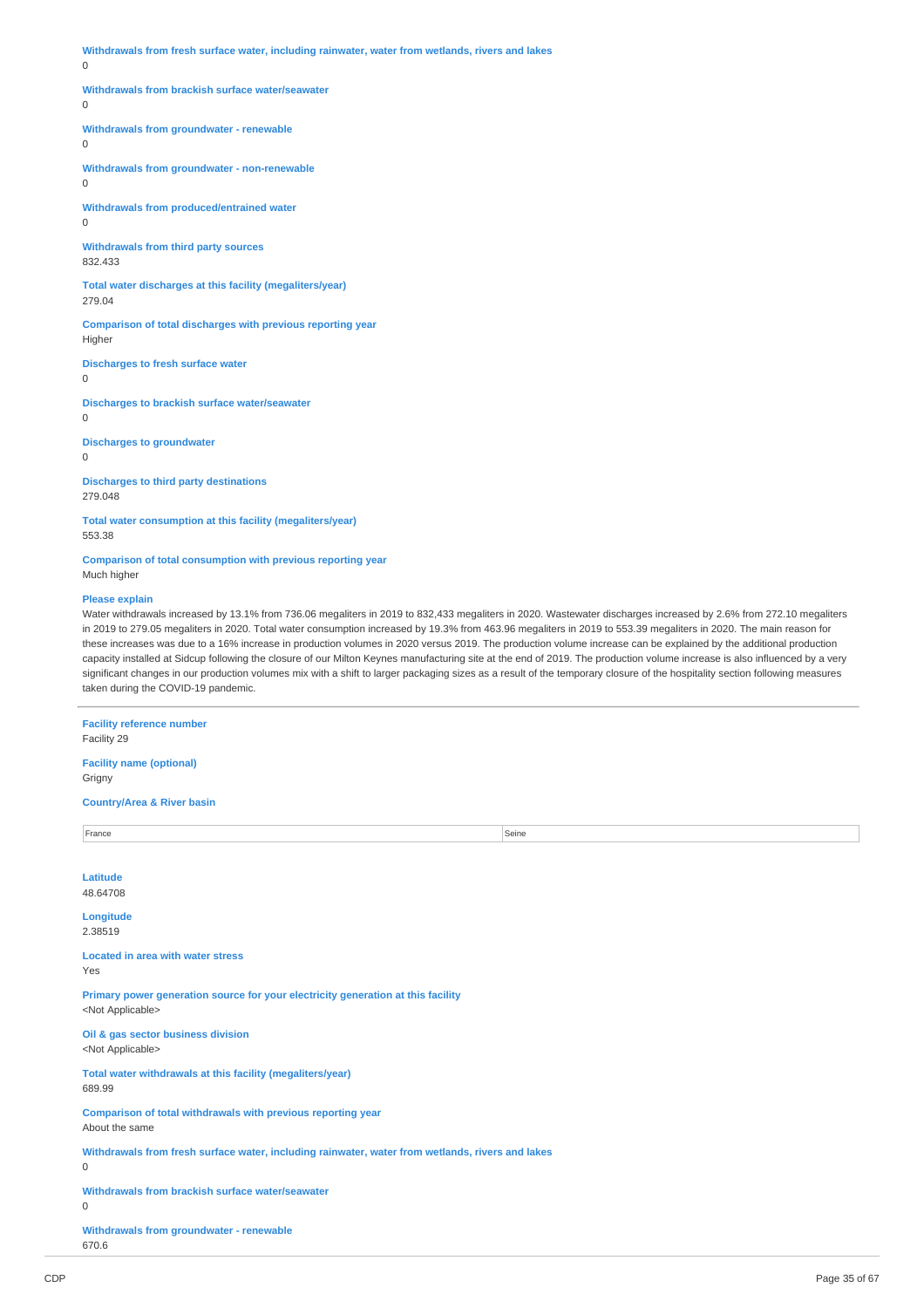**Withdrawals from fresh surface water, including rainwater, water from wetlands, rivers and lakes**
0

**Withdrawals from brackish surface water/seawater**
0

**Withdrawals from groundwater - renewable**
0

**Withdrawals from groundwater - non-renewable**
0

**Withdrawals from produced/entrained water**
0

**Withdrawals from third party sources**
832.433

**Total water discharges at this facility (megaliters/year)**
279.04

**Comparison of total discharges with previous reporting year**
Higher

**Discharges to fresh surface water**
0

**Discharges to brackish surface water/seawater**
0

**Discharges to groundwater**
0

**Discharges to third party destinations**
279.048

**Total water consumption at this facility (megaliters/year)**
553.38

**Comparison of total consumption with previous reporting year**
Much higher

**Please explain**
Water withdrawals increased by 13.1% from 736.06 megaliters in 2019 to 832,433 megaliters in 2020. Wastewater discharges increased by 2.6% from 272.10 megaliters in 2019 to 279.05 megaliters in 2020. Total water consumption increased by 19.3% from 463.96 megaliters in 2019 to 553.39 megaliters in 2020. The main reason for these increases was due to a 16% increase in production volumes in 2020 versus 2019. The production volume increase can be explained by the additional production capacity installed at Sidcup following the closure of our Milton Keynes manufacturing site at the end of 2019. The production volume increase is also influenced by a very significant changes in our production volumes mix with a shift to larger packaging sizes as a result of the temporary closure of the hospitality section following measures taken during the COVID-19 pandemic.

---

**Facility reference number**
Facility 29

**Facility name (optional)**
Grigny

**Country/Area & River basin**

| | |
|---|---|
| France | Seine |

**Latitude**
48.64708

**Longitude**
2.38519

**Located in area with water stress**
Yes

**Primary power generation source for your electricity generation at this facility**
<Not Applicable>

**Oil & gas sector business division**
<Not Applicable>

**Total water withdrawals at this facility (megaliters/year)**
689.99

**Comparison of total withdrawals with previous reporting year**
About the same

**Withdrawals from fresh surface water, including rainwater, water from wetlands, rivers and lakes**
0

**Withdrawals from brackish surface water/seawater**
0

**Withdrawals from groundwater - renewable**
670.6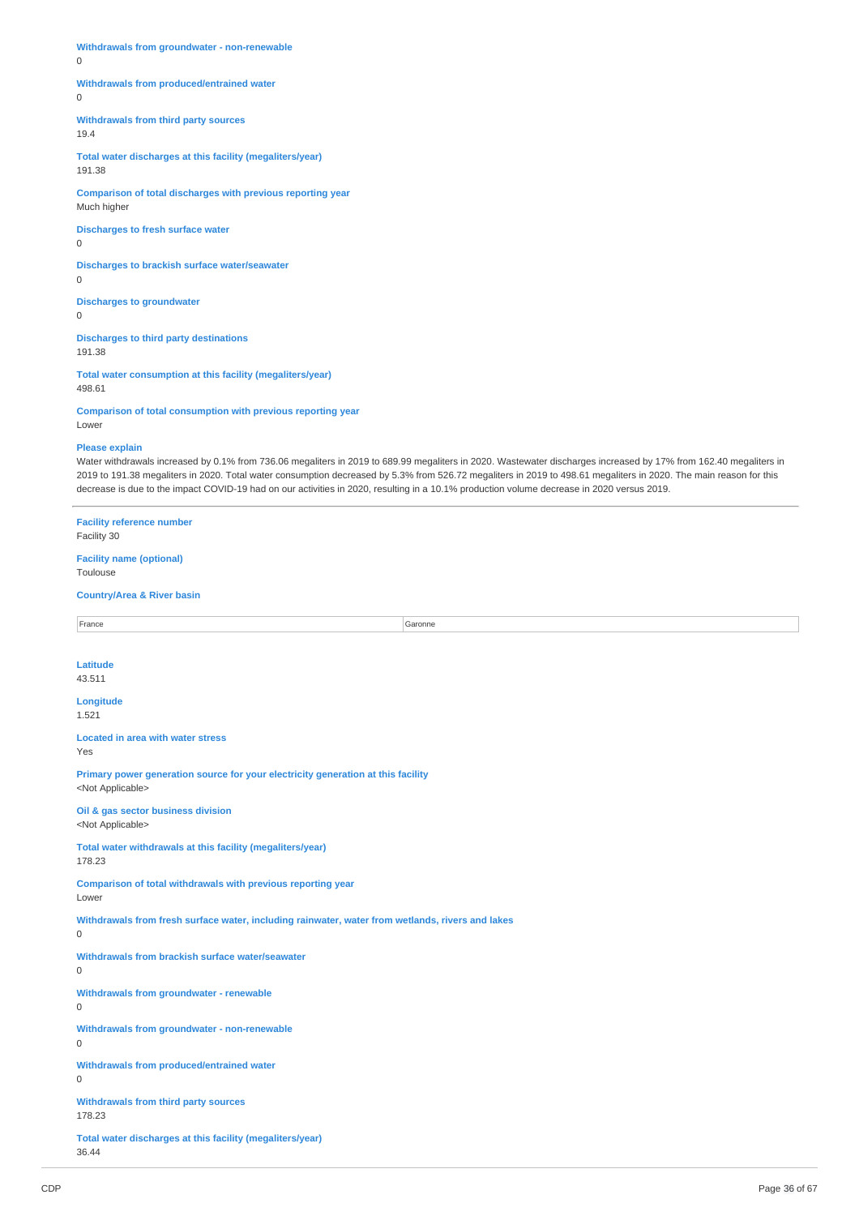**Withdrawals from groundwater - non-renewable**
0

**Withdrawals from produced/entrained water**
0

**Withdrawals from third party sources**
19.4

**Total water discharges at this facility (megaliters/year)**
191.38

**Comparison of total discharges with previous reporting year**
Much higher

**Discharges to fresh surface water**
0

**Discharges to brackish surface water/seawater**
0

**Discharges to groundwater**
0

**Discharges to third party destinations**
191.38

**Total water consumption at this facility (megaliters/year)**
498.61

**Comparison of total consumption with previous reporting year**
Lower

**Please explain**
Water withdrawals increased by 0.1% from 736.06 megaliters in 2019 to 689.99 megaliters in 2020. Wastewater discharges increased by 17% from 162.40 megaliters in 2019 to 191.38 megaliters in 2020. Total water consumption decreased by 5.3% from 526.72 megaliters in 2019 to 498.61 megaliters in 2020. The main reason for this decrease is due to the impact COVID-19 had on our activities in 2020, resulting in a 10.1% production volume decrease in 2020 versus 2019.

---

**Facility reference number**
Facility 30

**Facility name (optional)**
Toulouse

**Country/Area & River basin**

| France | Garonne |
|---|---|

**Latitude**
43.511

**Longitude**
1.521

**Located in area with water stress**
Yes

**Primary power generation source for your electricity generation at this facility**
<Not Applicable>

**Oil & gas sector business division**
<Not Applicable>

**Total water withdrawals at this facility (megaliters/year)**
178.23

**Comparison of total withdrawals with previous reporting year**
Lower

**Withdrawals from fresh surface water, including rainwater, water from wetlands, rivers and lakes**
0

**Withdrawals from brackish surface water/seawater**
0

**Withdrawals from groundwater - renewable**
0

**Withdrawals from groundwater - non-renewable**
0

**Withdrawals from produced/entrained water**
0

**Withdrawals from third party sources**
178.23

**Total water discharges at this facility (megaliters/year)**
36.44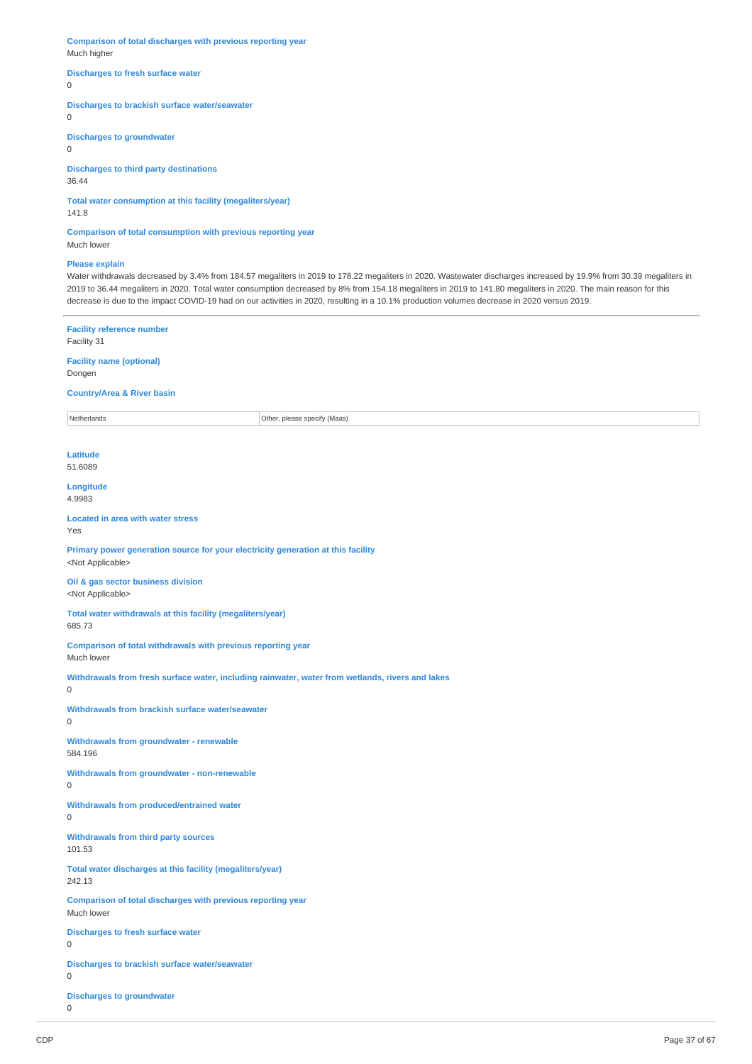**Comparison of total discharges with previous reporting year**
Much higher

**Discharges to fresh surface water**
0

**Discharges to brackish surface water/seawater**
0

**Discharges to groundwater**
0

**Discharges to third party destinations**
36.44

**Total water consumption at this facility (megaliters/year)**
141.8

**Comparison of total consumption with previous reporting year**
Much lower

**Please explain**
Water withdrawals decreased by 3.4% from 184.57 megaliters in 2019 to 178.22 megaliters in 2020. Wastewater discharges increased by 19.9% from 30.39 megaliters in 2019 to 36.44 megaliters in 2020. Total water consumption decreased by 8% from 154.18 megaliters in 2019 to 141.80 megaliters in 2020. The main reason for this decrease is due to the impact COVID-19 had on our activities in 2020, resulting in a 10.1% production volumes decrease in 2020 versus 2019.

---

**Facility reference number**
Facility 31

**Facility name (optional)**
Dongen

**Country/Area & River basin**

| Netherlands | Other, please specify (Maas) |
|---|---|

**Latitude**
51.6089

**Longitude**
4.9983

**Located in area with water stress**
Yes

**Primary power generation source for your electricity generation at this facility**
<Not Applicable>

**Oil & gas sector business division**
<Not Applicable>

**Total water withdrawals at this facility (megaliters/year)**
685.73

**Comparison of total withdrawals with previous reporting year**
Much lower

**Withdrawals from fresh surface water, including rainwater, water from wetlands, rivers and lakes**
0

**Withdrawals from brackish surface water/seawater**
0

**Withdrawals from groundwater - renewable**
584.196

**Withdrawals from groundwater - non-renewable**
0

**Withdrawals from produced/entrained water**
0

**Withdrawals from third party sources**
101.53

**Total water discharges at this facility (megaliters/year)**
242.13

**Comparison of total discharges with previous reporting year**
Much lower

**Discharges to fresh surface water**
0

**Discharges to brackish surface water/seawater**
0

**Discharges to groundwater**
0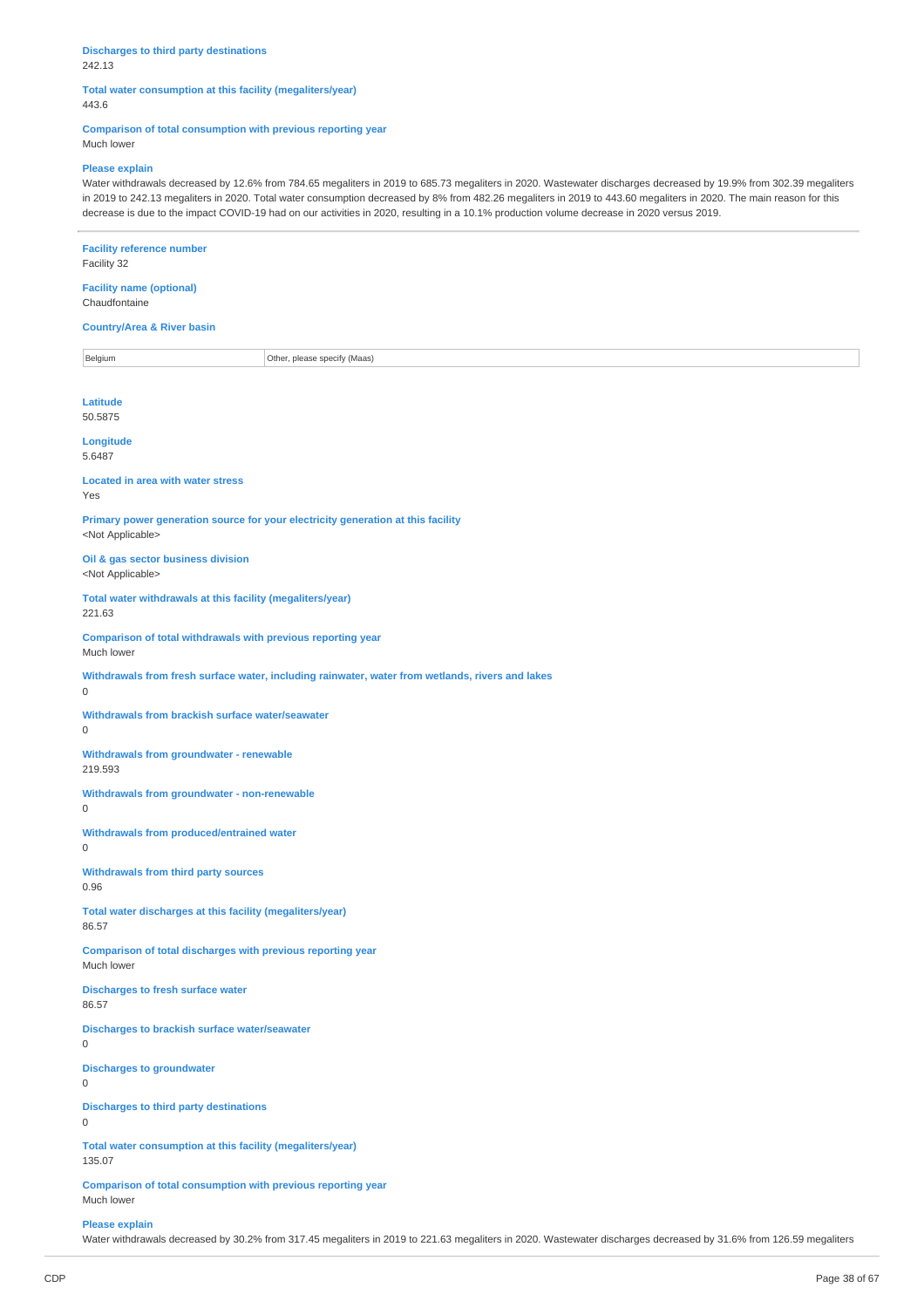**Discharges to third party destinations**
242.13

**Total water consumption at this facility (megaliters/year)**
443.6

**Comparison of total consumption with previous reporting year**
Much lower

**Please explain**
Water withdrawals decreased by 12.6% from 784.65 megaliters in 2019 to 685.73 megaliters in 2020. Wastewater discharges decreased by 19.9% from 302.39 megaliters in 2019 to 242.13 megaliters in 2020. Total water consumption decreased by 8% from 482.26 megaliters in 2019 to 443.60 megaliters in 2020. The main reason for this decrease is due to the impact COVID-19 had on our activities in 2020, resulting in a 10.1% production volume decrease in 2020 versus 2019.

---

**Facility reference number**
Facility 32

**Facility name (optional)**
Chaudfontaine

**Country/Area & River basin**

| Belgium | Other, please specify (Maas) |
|---|---|

**Latitude**
50.5875

**Longitude**
5.6487

**Located in area with water stress**
Yes

**Primary power generation source for your electricity generation at this facility**
<Not Applicable>

**Oil & gas sector business division**
<Not Applicable>

**Total water withdrawals at this facility (megaliters/year)**
221.63

**Comparison of total withdrawals with previous reporting year**
Much lower

**Withdrawals from fresh surface water, including rainwater, water from wetlands, rivers and lakes**
0

**Withdrawals from brackish surface water/seawater**
0

**Withdrawals from groundwater - renewable**
219.593

**Withdrawals from groundwater - non-renewable**
0

**Withdrawals from produced/entrained water**
0

**Withdrawals from third party sources**
0.96

**Total water discharges at this facility (megaliters/year)**
86.57

**Comparison of total discharges with previous reporting year**
Much lower

**Discharges to fresh surface water**
86.57

**Discharges to brackish surface water/seawater**
0

**Discharges to groundwater**
0

**Discharges to third party destinations**
0

**Total water consumption at this facility (megaliters/year)**
135.07

**Comparison of total consumption with previous reporting year**
Much lower

**Please explain**
Water withdrawals decreased by 30.2% from 317.45 megaliters in 2019 to 221.63 megaliters in 2020. Wastewater discharges decreased by 31.6% from 126.59 megaliters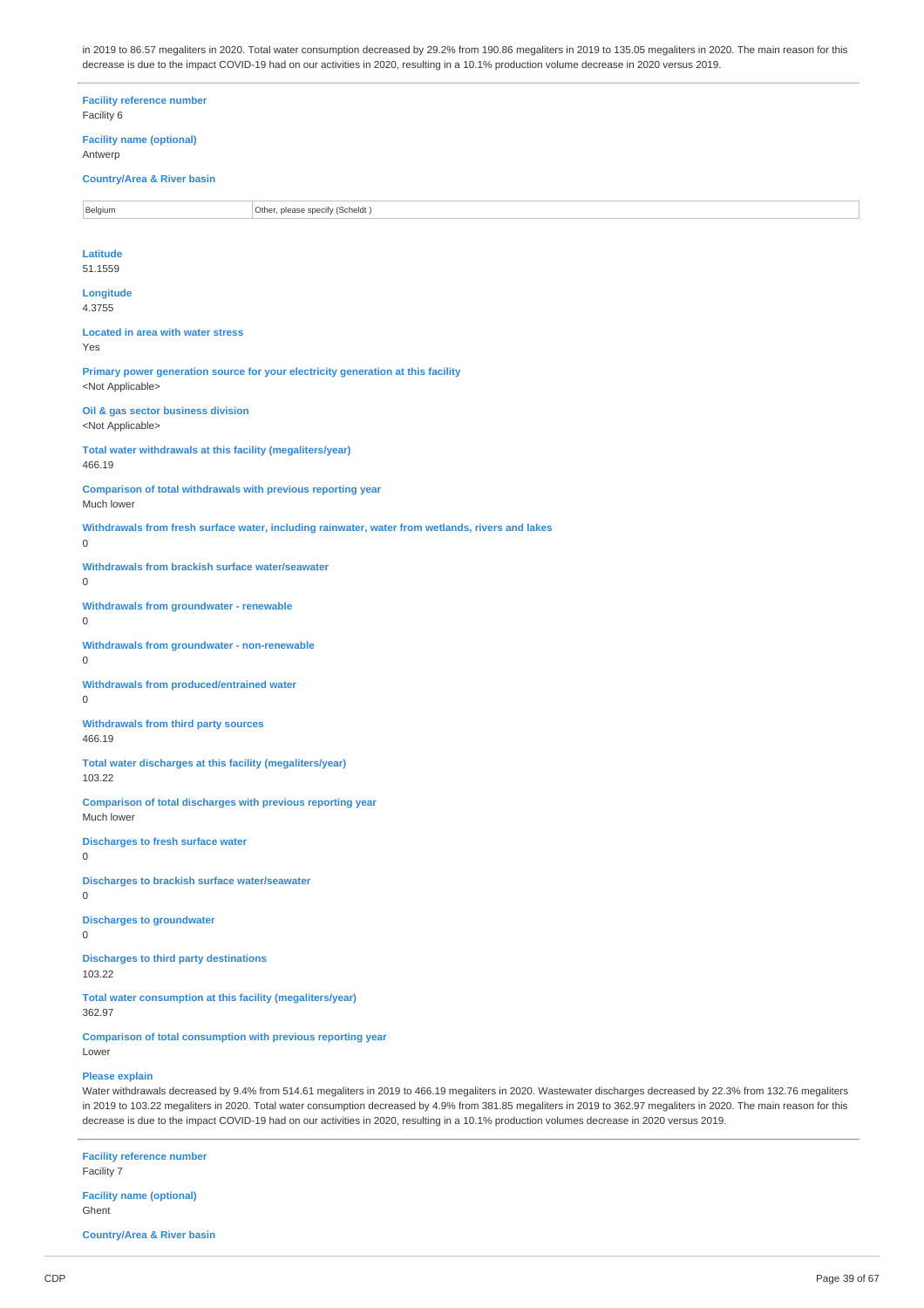in 2019 to 86.57 megaliters in 2020. Total water consumption decreased by 29.2% from 190.86 megaliters in 2019 to 135.05 megaliters in 2020. The main reason for this decrease is due to the impact COVID-19 had on our activities in 2020, resulting in a 10.1% production volume decrease in 2020 versus 2019.

---

**Facility reference number**
Facility 6

**Facility name (optional)**
Antwerp

**Country/Area & River basin**

| Belgium | Other, please specify (Scheldt ) |
|---|---|

**Latitude**
51.1559

**Longitude**
4.3755

**Located in area with water stress**
Yes

**Primary power generation source for your electricity generation at this facility**
<Not Applicable>

**Oil & gas sector business division**
<Not Applicable>

**Total water withdrawals at this facility (megaliters/year)**
466.19

**Comparison of total withdrawals with previous reporting year**
Much lower

**Withdrawals from fresh surface water, including rainwater, water from wetlands, rivers and lakes**
0

**Withdrawals from brackish surface water/seawater**
0

**Withdrawals from groundwater - renewable**
0

**Withdrawals from groundwater - non-renewable**
0

**Withdrawals from produced/entrained water**
0

**Withdrawals from third party sources**
466.19

**Total water discharges at this facility (megaliters/year)**
103.22

**Comparison of total discharges with previous reporting year**
Much lower

**Discharges to fresh surface water**
0

**Discharges to brackish surface water/seawater**
0

**Discharges to groundwater**
0

**Discharges to third party destinations**
103.22

**Total water consumption at this facility (megaliters/year)**
362.97

**Comparison of total consumption with previous reporting year**
Lower

**Please explain**
Water withdrawals decreased by 9.4% from 514.61 megaliters in 2019 to 466.19 megaliters in 2020. Wastewater discharges decreased by 22.3% from 132.76 megaliters in 2019 to 103.22 megaliters in 2020. Total water consumption decreased by 4.9% from 381.85 megaliters in 2019 to 362.97 megaliters in 2020. The main reason for this decrease is due to the impact COVID-19 had on our activities in 2020, resulting in a 10.1% production volumes decrease in 2020 versus 2019.

---

**Facility reference number**
Facility 7

**Facility name (optional)**
Ghent

**Country/Area & River basin**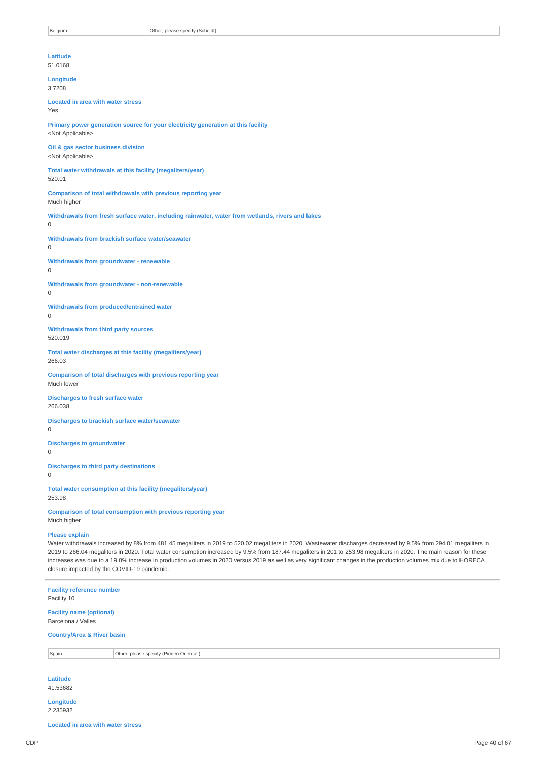| Belgium | Other, please specify (Scheldt) |
|---|---|

**Latitude**
51.0168

**Longitude**
3.7208

**Located in area with water stress**
Yes

**Primary power generation source for your electricity generation at this facility**
<Not Applicable>

**Oil & gas sector business division**
<Not Applicable>

**Total water withdrawals at this facility (megaliters/year)**
520.01

**Comparison of total withdrawals with previous reporting year**
Much higher

**Withdrawals from fresh surface water, including rainwater, water from wetlands, rivers and lakes**
0

**Withdrawals from brackish surface water/seawater**
0

**Withdrawals from groundwater - renewable**
0

**Withdrawals from groundwater - non-renewable**
0

**Withdrawals from produced/entrained water**
0

**Withdrawals from third party sources**
520.019

**Total water discharges at this facility (megaliters/year)**
266.03

**Comparison of total discharges with previous reporting year**
Much lower

**Discharges to fresh surface water**
266.038

**Discharges to brackish surface water/seawater**
0

**Discharges to groundwater**
0

**Discharges to third party destinations**
0

**Total water consumption at this facility (megaliters/year)**
253.98

**Comparison of total consumption with previous reporting year**
Much higher

**Please explain**
Water withdrawals increased by 8% from 481.45 megaliters in 2019 to 520.02 megaliters in 2020. Wastewater discharges decreased by 9.5% from 294.01 megaliters in 2019 to 266.04 megaliters in 2020. Total water consumption increased by 9.5% from 187.44 megaliters in 201 to 253.98 megaliters in 2020. The main reason for these increases was due to a 19.0% increase in production volumes in 2020 versus 2019 as well as very significant changes in the production volumes mix due to HORECA closure impacted by the COVID-19 pandemic.

---

**Facility reference number**
Facility 10

**Facility name (optional)**
Barcelona / Valles

**Country/Area & River basin**

| Spain | Other, please specify (Pirineo Oriental ) |
|---|---|

**Latitude**
41.53682

**Longitude**
2.235932

**Located in area with water stress**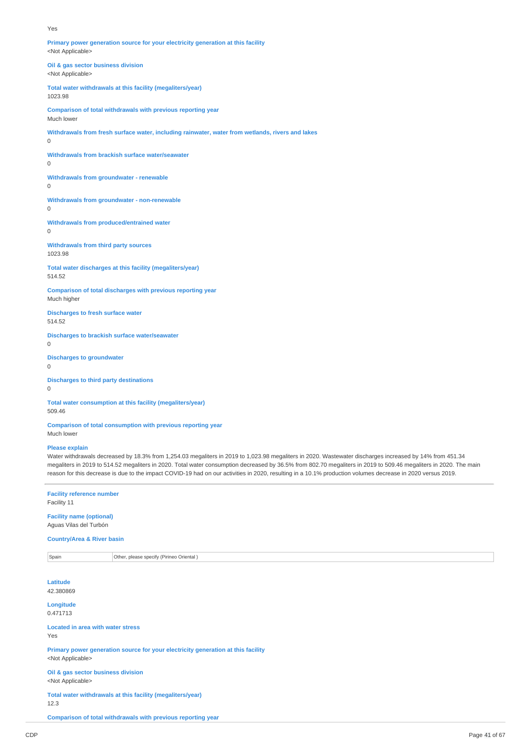Yes

**Primary power generation source for your electricity generation at this facility**
<Not Applicable>

**Oil & gas sector business division**
<Not Applicable>

**Total water withdrawals at this facility (megaliters/year)**
1023.98

**Comparison of total withdrawals with previous reporting year**
Much lower

**Withdrawals from fresh surface water, including rainwater, water from wetlands, rivers and lakes**
0

**Withdrawals from brackish surface water/seawater**
0

**Withdrawals from groundwater - renewable**
0

**Withdrawals from groundwater - non-renewable**
0

**Withdrawals from produced/entrained water**
0

**Withdrawals from third party sources**
1023.98

**Total water discharges at this facility (megaliters/year)**
514.52

**Comparison of total discharges with previous reporting year**
Much higher

**Discharges to fresh surface water**
514.52

**Discharges to brackish surface water/seawater**
0

**Discharges to groundwater**
0

**Discharges to third party destinations**
0

**Total water consumption at this facility (megaliters/year)**
509.46

**Comparison of total consumption with previous reporting year**
Much lower

**Please explain**
Water withdrawals decreased by 18.3% from 1,254.03 megaliters in 2019 to 1,023.98 megaliters in 2020. Wastewater discharges increased by 14% from 451.34 megaliters in 2019 to 514.52 megaliters in 2020. Total water consumption decreased by 36.5% from 802.70 megaliters in 2019 to 509.46 megaliters in 2020. The main reason for this decrease is due to the impact COVID-19 had on our activities in 2020, resulting in a 10.1% production volumes decrease in 2020 versus 2019.

---

**Facility reference number**
Facility 11

**Facility name (optional)**
Aguas Vilas del Turbón

**Country/Area & River basin**

| Spain | Other, please specify (Pirineo Oriental ) |
|---|---|

**Latitude**
42.380869

**Longitude**
0.471713

**Located in area with water stress**
Yes

**Primary power generation source for your electricity generation at this facility**
<Not Applicable>

**Oil & gas sector business division**
<Not Applicable>

**Total water withdrawals at this facility (megaliters/year)**
12.3

**Comparison of total withdrawals with previous reporting year**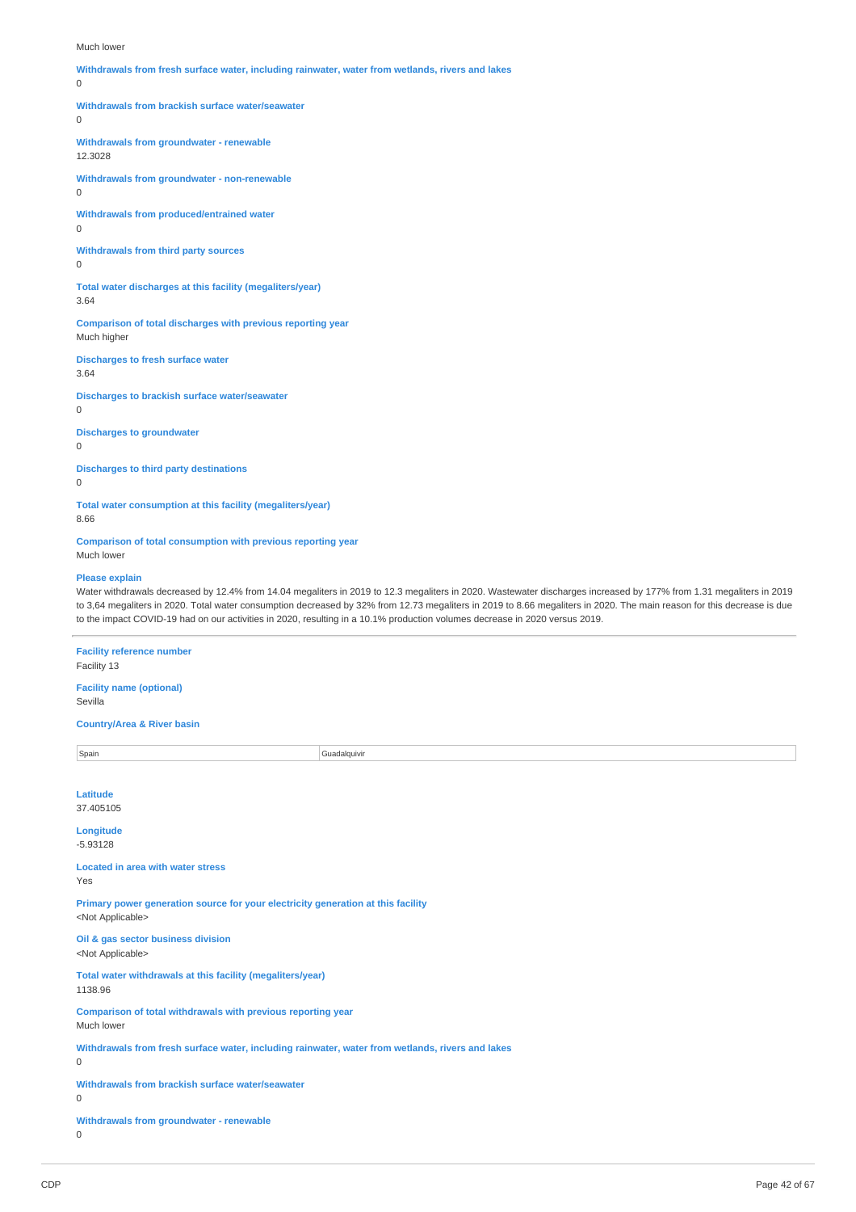Much lower

**Withdrawals from fresh surface water, including rainwater, water from wetlands, rivers and lakes**
0

**Withdrawals from brackish surface water/seawater**
0

**Withdrawals from groundwater - renewable**
12.3028

**Withdrawals from groundwater - non-renewable**
0

**Withdrawals from produced/entrained water**
0

**Withdrawals from third party sources**
0

**Total water discharges at this facility (megaliters/year)**
3.64

**Comparison of total discharges with previous reporting year**
Much higher

**Discharges to fresh surface water**
3.64

**Discharges to brackish surface water/seawater**
0

**Discharges to groundwater**
0

**Discharges to third party destinations**
0

**Total water consumption at this facility (megaliters/year)**
8.66

**Comparison of total consumption with previous reporting year**
Much lower

**Please explain**
Water withdrawals decreased by 12.4% from 14.04 megaliters in 2019 to 12.3 megaliters in 2020. Wastewater discharges increased by 177% from 1.31 megaliters in 2019 to 3,64 megaliters in 2020. Total water consumption decreased by 32% from 12.73 megaliters in 2019 to 8.66 megaliters in 2020. The main reason for this decrease is due to the impact COVID-19 had on our activities in 2020, resulting in a 10.1% production volumes decrease in 2020 versus 2019.

---

**Facility reference number**
Facility 13

**Facility name (optional)**
Sevilla

**Country/Area & River basin**

| | |
|---|---|
| Spain | Guadalquivir |

**Latitude**
37.405105

**Longitude**
-5.93128

**Located in area with water stress**
Yes

**Primary power generation source for your electricity generation at this facility**
<Not Applicable>

**Oil & gas sector business division**
<Not Applicable>

**Total water withdrawals at this facility (megaliters/year)**
1138.96

**Comparison of total withdrawals with previous reporting year**
Much lower

**Withdrawals from fresh surface water, including rainwater, water from wetlands, rivers and lakes**
0

**Withdrawals from brackish surface water/seawater**
0

**Withdrawals from groundwater - renewable**
0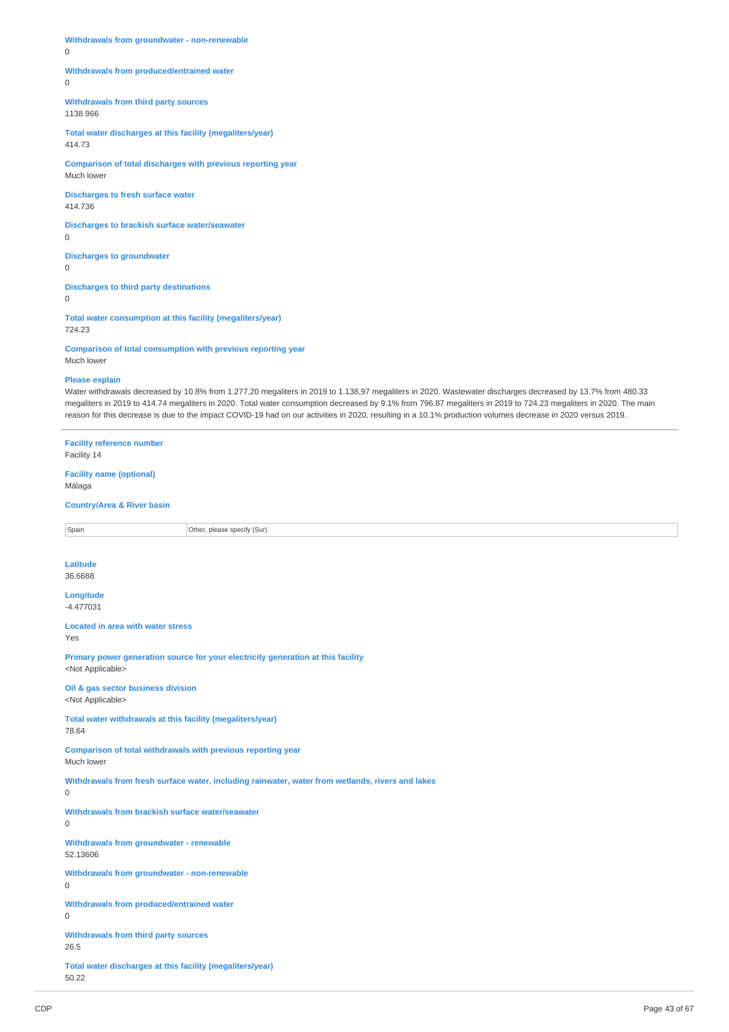**Withdrawals from groundwater - non-renewable**
0

**Withdrawals from produced/entrained water**
0

**Withdrawals from third party sources**
1138.966

**Total water discharges at this facility (megaliters/year)**
414.73

**Comparison of total discharges with previous reporting year**
Much lower

**Discharges to fresh surface water**
414.736

**Discharges to brackish surface water/seawater**
0

**Discharges to groundwater**
0

**Discharges to third party destinations**
0

**Total water consumption at this facility (megaliters/year)**
724.23

**Comparison of total consumption with previous reporting year**
Much lower

**Please explain**
Water withdrawals decreased by 10.8% from 1.277,20 megaliters in 2019 to 1.138,97 megaliters in 2020. Wastewater discharges decreased by 13.7% from 480.33 megaliters in 2019 to 414.74 megaliters in 2020. Total water consumption decreased by 9.1% from 796.87 megaliters in 2019 to 724.23 megaliters in 2020. The main reason for this decrease is due to the impact COVID-19 had on our activities in 2020, resulting in a 10.1% production volumes decrease in 2020 versus 2019.

---

**Facility reference number**
Facility 14

**Facility name (optional)**
Málaga

**Country/Area & River basin**

| Spain | Other, please specify (Sur) |
|---|---|

**Latitude**
36.6688

**Longitude**
-4.477031

**Located in area with water stress**
Yes

**Primary power generation source for your electricity generation at this facility**
<Not Applicable>

**Oil & gas sector business division**
<Not Applicable>

**Total water withdrawals at this facility (megaliters/year)**
78.64

**Comparison of total withdrawals with previous reporting year**
Much lower

**Withdrawals from fresh surface water, including rainwater, water from wetlands, rivers and lakes**
0

**Withdrawals from brackish surface water/seawater**
0

**Withdrawals from groundwater - renewable**
52.13606

**Withdrawals from groundwater - non-renewable**
0

**Withdrawals from produced/entrained water**
0

**Withdrawals from third party sources**
26.5

**Total water discharges at this facility (megaliters/year)**
50.22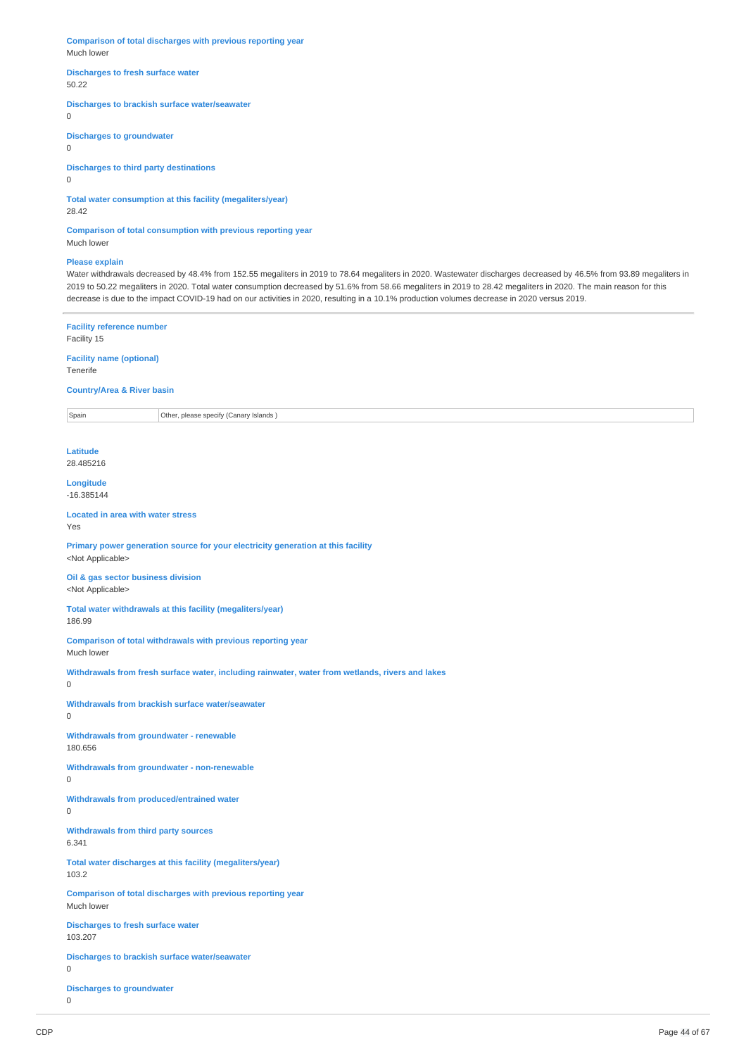**Comparison of total discharges with previous reporting year**
Much lower

**Discharges to fresh surface water**
50.22

**Discharges to brackish surface water/seawater**
0

**Discharges to groundwater**
0

**Discharges to third party destinations**
0

**Total water consumption at this facility (megaliters/year)**
28.42

**Comparison of total consumption with previous reporting year**
Much lower

**Please explain**
Water withdrawals decreased by 48.4% from 152.55 megaliters in 2019 to 78.64 megaliters in 2020. Wastewater discharges decreased by 46.5% from 93.89 megaliters in 2019 to 50.22 megaliters in 2020. Total water consumption decreased by 51.6% from 58.66 megaliters in 2019 to 28.42 megaliters in 2020. The main reason for this decrease is due to the impact COVID-19 had on our activities in 2020, resulting in a 10.1% production volumes decrease in 2020 versus 2019.

---

**Facility reference number**
Facility 15

**Facility name (optional)**
Tenerife

**Country/Area & River basin**

| Spain | Other, please specify (Canary Islands ) |
|---|---|

**Latitude**
28.485216

**Longitude**
-16.385144

**Located in area with water stress**
Yes

**Primary power generation source for your electricity generation at this facility**
<Not Applicable>

**Oil & gas sector business division**
<Not Applicable>

**Total water withdrawals at this facility (megaliters/year)**
186.99

**Comparison of total withdrawals with previous reporting year**
Much lower

**Withdrawals from fresh surface water, including rainwater, water from wetlands, rivers and lakes**
0

**Withdrawals from brackish surface water/seawater**
0

**Withdrawals from groundwater - renewable**
180.656

**Withdrawals from groundwater - non-renewable**
0

**Withdrawals from produced/entrained water**
0

**Withdrawals from third party sources**
6.341

**Total water discharges at this facility (megaliters/year)**
103.2

**Comparison of total discharges with previous reporting year**
Much lower

**Discharges to fresh surface water**
103.207

**Discharges to brackish surface water/seawater**
0

**Discharges to groundwater**
0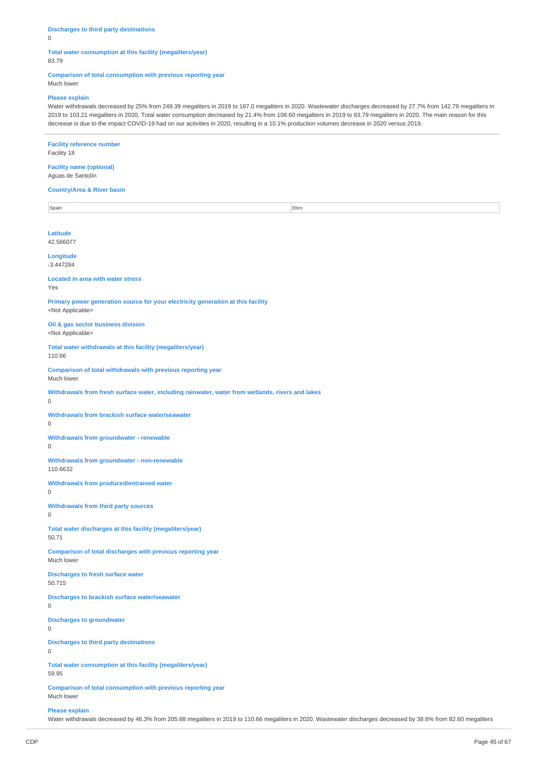**Discharges to third party destinations**
0

**Total water consumption at this facility (megaliters/year)**
83.79

**Comparison of total consumption with previous reporting year**
Much lower

**Please explain**
Water withdrawals decreased by 25% from 249.39 megaliters in 2019 to 187.0 megaliters in 2020. Wastewater discharges decreased by 27.7% from 142.79 megaliters in 2019 to 103.21 megaliters in 2020. Total water consumption decreased by 21.4% from 106.60 megaliters in 2019 to 83.79 megaliters in 2020. The main reason for this decrease is due to the impact COVID-19 had on our activities in 2020, resulting in a 10.1% production volumes decrease in 2020 versus 2019.

---

**Facility reference number**
Facility 18

**Facility name (optional)**
Aguas de Santolín

**Country/Area & River basin**

| Spain | Ebro |
|---|---|

**Latitude**
42.566077

**Longitude**
-3.447284

**Located in area with water stress**
Yes

**Primary power generation source for your electricity generation at this facility**
<Not Applicable>

**Oil & gas sector business division**
<Not Applicable>

**Total water withdrawals at this facility (megaliters/year)**
110.66

**Comparison of total withdrawals with previous reporting year**
Much lower

**Withdrawals from fresh surface water, including rainwater, water from wetlands, rivers and lakes**
0

**Withdrawals from brackish surface water/seawater**
0

**Withdrawals from groundwater - renewable**
0

**Withdrawals from groundwater - non-renewable**
110.6632

**Withdrawals from produced/entrained water**
0

**Withdrawals from third party sources**
0

**Total water discharges at this facility (megaliters/year)**
50.71

**Comparison of total discharges with previous reporting year**
Much lower

**Discharges to fresh surface water**
50.715

**Discharges to brackish surface water/seawater**
0

**Discharges to groundwater**
0

**Discharges to third party destinations**
0

**Total water consumption at this facility (megaliters/year)**
59.95

**Comparison of total consumption with previous reporting year**
Much lower

**Please explain**
Water withdrawals decreased by 46.3% from 205.88 megaliters in 2019 to 110.66 megaliters in 2020. Wastewater discharges decreased by 38.6% from 82.60 megaliters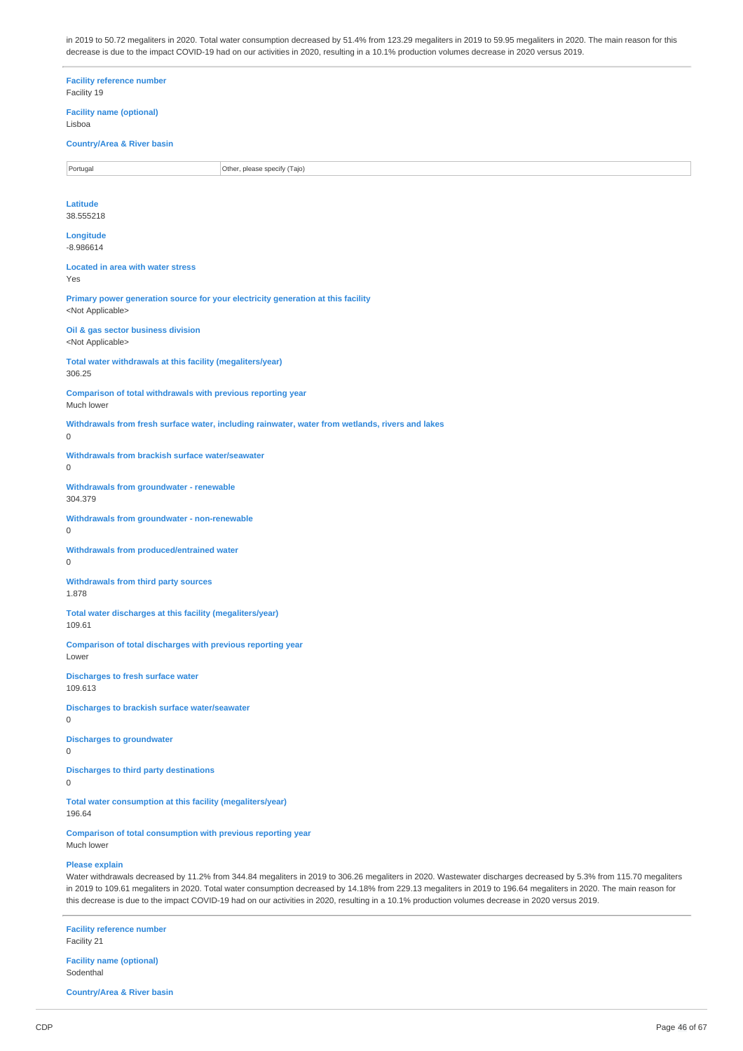in 2019 to 50.72 megaliters in 2020. Total water consumption decreased by 51.4% from 123.29 megaliters in 2019 to 59.95 megaliters in 2020. The main reason for this decrease is due to the impact COVID-19 had on our activities in 2020, resulting in a 10.1% production volumes decrease in 2020 versus 2019.

**Facility reference number**
Facility 19

**Facility name (optional)**
Lisboa

**Country/Area & River basin**

| Portugal | Other, please specify (Tajo) |
|---|---|

**Latitude**
38.555218

**Longitude**
-8.986614

**Located in area with water stress**
Yes

**Primary power generation source for your electricity generation at this facility**
<Not Applicable>

**Oil & gas sector business division**
<Not Applicable>

**Total water withdrawals at this facility (megaliters/year)**
306.25

**Comparison of total withdrawals with previous reporting year**
Much lower

**Withdrawals from fresh surface water, including rainwater, water from wetlands, rivers and lakes**
0

**Withdrawals from brackish surface water/seawater**
0

**Withdrawals from groundwater - renewable**
304.379

**Withdrawals from groundwater - non-renewable**
0

**Withdrawals from produced/entrained water**
0

**Withdrawals from third party sources**
1.878

**Total water discharges at this facility (megaliters/year)**
109.61

**Comparison of total discharges with previous reporting year**
Lower

**Discharges to fresh surface water**
109.613

**Discharges to brackish surface water/seawater**
0

**Discharges to groundwater**
0

**Discharges to third party destinations**
0

**Total water consumption at this facility (megaliters/year)**
196.64

**Comparison of total consumption with previous reporting year**
Much lower

**Please explain**
Water withdrawals decreased by 11.2% from 344.84 megaliters in 2019 to 306.26 megaliters in 2020. Wastewater discharges decreased by 5.3% from 115.70 megaliters in 2019 to 109.61 megaliters in 2020. Total water consumption decreased by 14.18% from 229.13 megaliters in 2019 to 196.64 megaliters in 2020. The main reason for this decrease is due to the impact COVID-19 had on our activities in 2020, resulting in a 10.1% production volumes decrease in 2020 versus 2019.

**Facility reference number**
Facility 21

**Facility name (optional)**
Sodenthal

**Country/Area & River basin**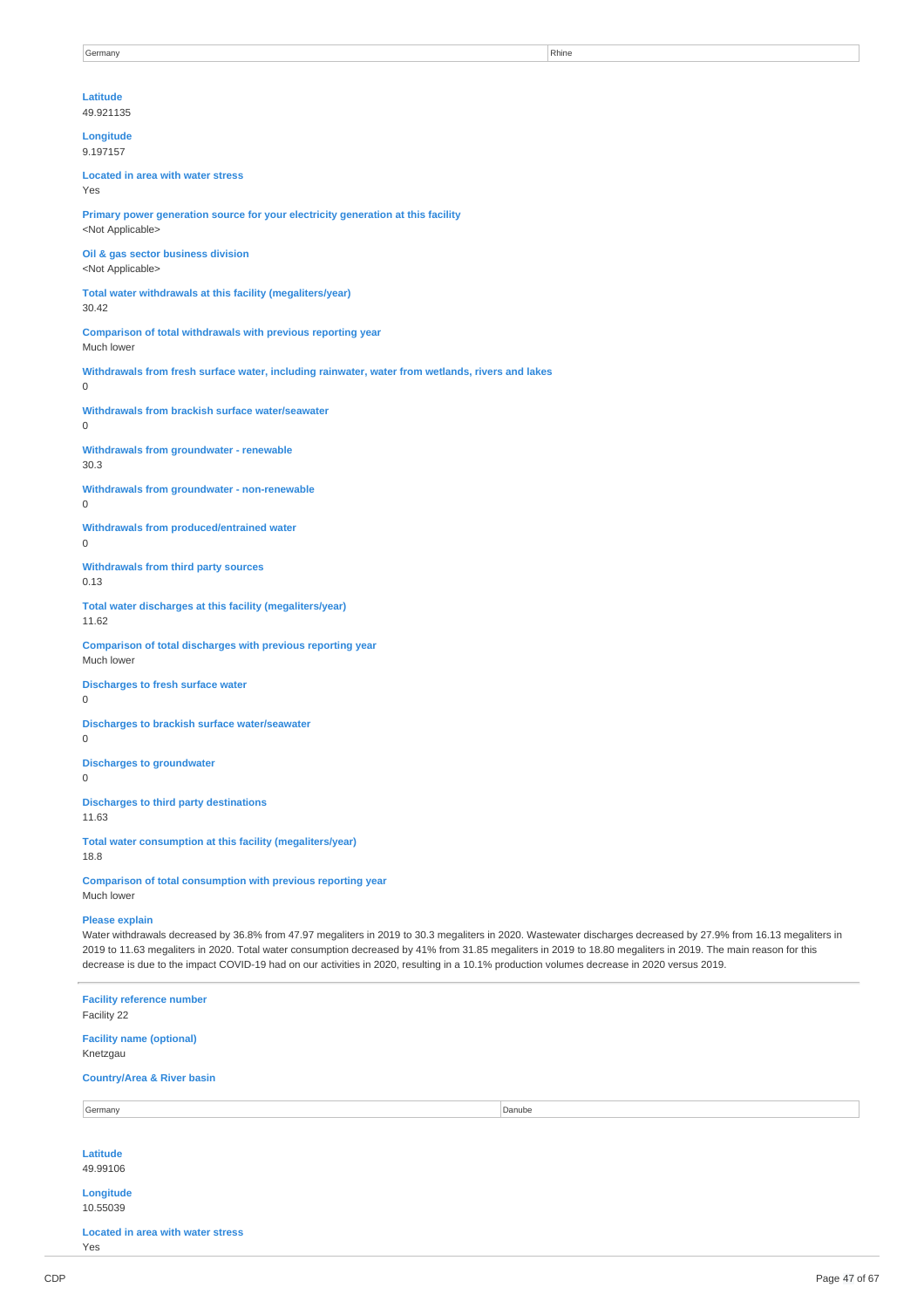| Germany | Rhine |
|---|---|

**Latitude**
49.921135

**Longitude**
9.197157

**Located in area with water stress**
Yes

**Primary power generation source for your electricity generation at this facility**
<Not Applicable>

**Oil & gas sector business division**
<Not Applicable>

**Total water withdrawals at this facility (megaliters/year)**
30.42

**Comparison of total withdrawals with previous reporting year**
Much lower

**Withdrawals from fresh surface water, including rainwater, water from wetlands, rivers and lakes**
0

**Withdrawals from brackish surface water/seawater**
0

**Withdrawals from groundwater - renewable**
30.3

**Withdrawals from groundwater - non-renewable**
0

**Withdrawals from produced/entrained water**
0

**Withdrawals from third party sources**
0.13

**Total water discharges at this facility (megaliters/year)**
11.62

**Comparison of total discharges with previous reporting year**
Much lower

**Discharges to fresh surface water**
0

**Discharges to brackish surface water/seawater**
0

**Discharges to groundwater**
0

**Discharges to third party destinations**
11.63

**Total water consumption at this facility (megaliters/year)**
18.8

**Comparison of total consumption with previous reporting year**
Much lower

**Please explain**
Water withdrawals decreased by 36.8% from 47.97 megaliters in 2019 to 30.3 megaliters in 2020. Wastewater discharges decreased by 27.9% from 16.13 megaliters in 2019 to 11.63 megaliters in 2020. Total water consumption decreased by 41% from 31.85 megaliters in 2019 to 18.80 megaliters in 2019. The main reason for this decrease is due to the impact COVID-19 had on our activities in 2020, resulting in a 10.1% production volumes decrease in 2020 versus 2019.

---

**Facility reference number**
Facility 22

**Facility name (optional)**
Knetzgau

**Country/Area & River basin**

| Germany | Danube |
|---|---|

**Latitude**
49.99106

**Longitude**
10.55039

**Located in area with water stress**
Yes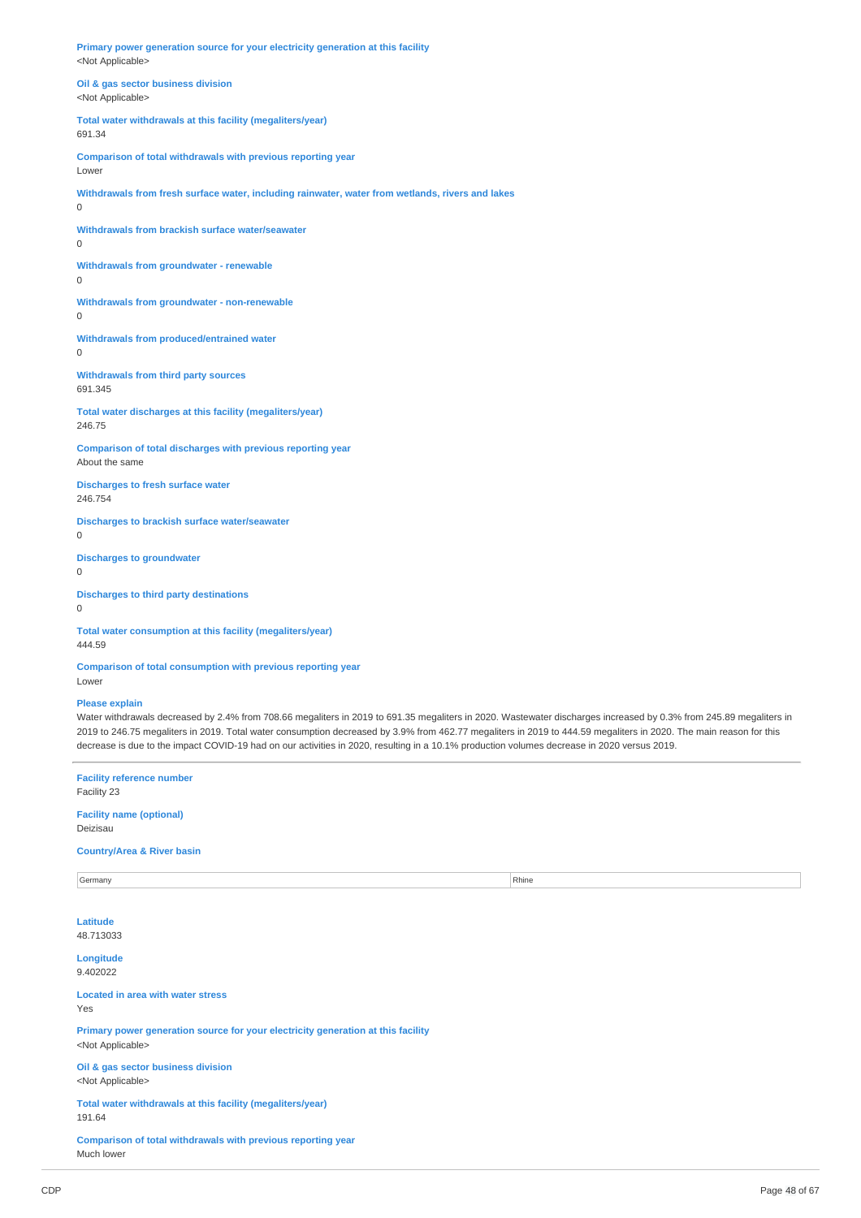**Primary power generation source for your electricity generation at this facility**
<Not Applicable>

**Oil & gas sector business division**
<Not Applicable>

**Total water withdrawals at this facility (megaliters/year)**
691.34

**Comparison of total withdrawals with previous reporting year**
Lower

**Withdrawals from fresh surface water, including rainwater, water from wetlands, rivers and lakes**
0

**Withdrawals from brackish surface water/seawater**
0

**Withdrawals from groundwater - renewable**
0

**Withdrawals from groundwater - non-renewable**
0

**Withdrawals from produced/entrained water**
0

**Withdrawals from third party sources**
691.345

**Total water discharges at this facility (megaliters/year)**
246.75

**Comparison of total discharges with previous reporting year**
About the same

**Discharges to fresh surface water**
246.754

**Discharges to brackish surface water/seawater**
0

**Discharges to groundwater**
0

**Discharges to third party destinations**
0

**Total water consumption at this facility (megaliters/year)**
444.59

**Comparison of total consumption with previous reporting year**
Lower

**Please explain**
Water withdrawals decreased by 2.4% from 708.66 megaliters in 2019 to 691.35 megaliters in 2020. Wastewater discharges increased by 0.3% from 245.89 megaliters in 2019 to 246.75 megaliters in 2019. Total water consumption decreased by 3.9% from 462.77 megaliters in 2019 to 444.59 megaliters in 2020. The main reason for this decrease is due to the impact COVID-19 had on our activities in 2020, resulting in a 10.1% production volumes decrease in 2020 versus 2019.

---

**Facility reference number**
Facility 23

**Facility name (optional)**
Deizisau

**Country/Area & River basin**

| Germany | Rhine |
|---|---|

**Latitude**
48.713033

**Longitude**
9.402022

**Located in area with water stress**
Yes

**Primary power generation source for your electricity generation at this facility**
<Not Applicable>

**Oil & gas sector business division**
<Not Applicable>

**Total water withdrawals at this facility (megaliters/year)**
191.64

**Comparison of total withdrawals with previous reporting year**
Much lower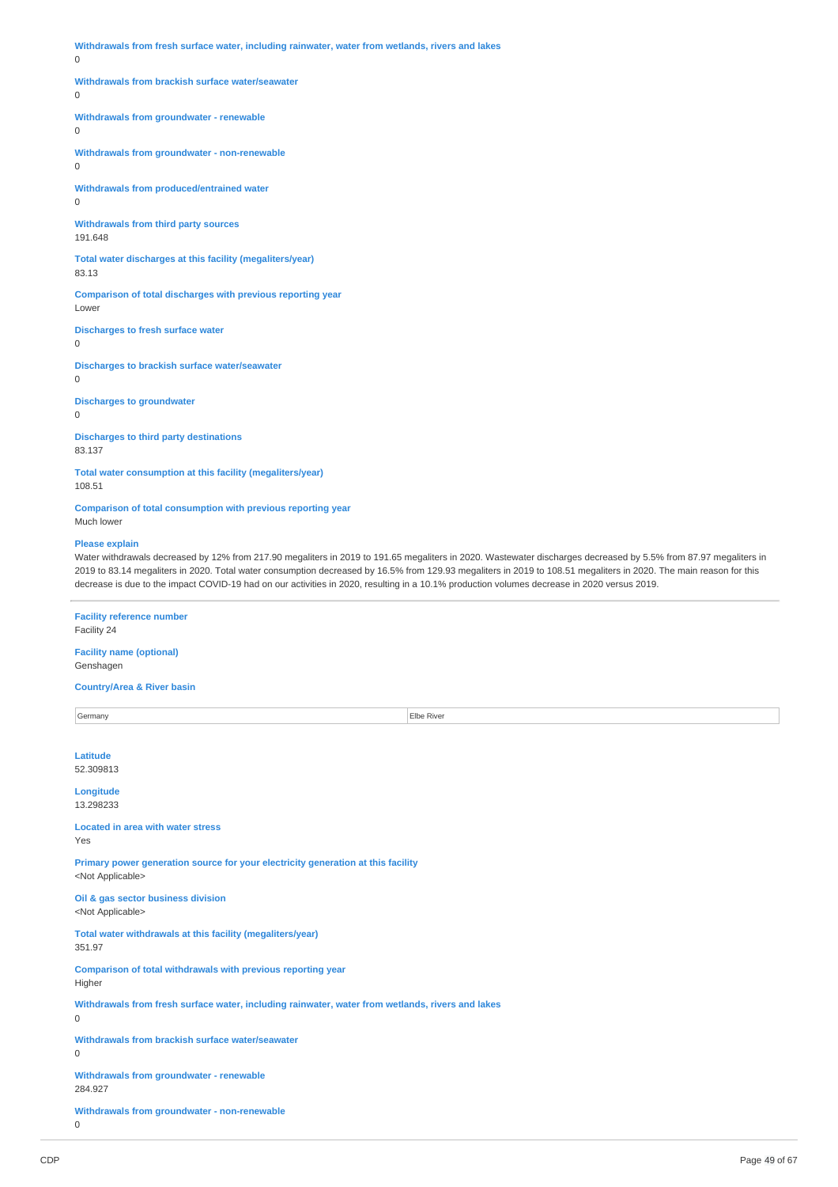**Withdrawals from fresh surface water, including rainwater, water from wetlands, rivers and lakes**
0

**Withdrawals from brackish surface water/seawater**
0

**Withdrawals from groundwater - renewable**
0

**Withdrawals from groundwater - non-renewable**
0

**Withdrawals from produced/entrained water**
0

**Withdrawals from third party sources**
191.648

**Total water discharges at this facility (megaliters/year)**
83.13

**Comparison of total discharges with previous reporting year**
Lower

**Discharges to fresh surface water**
0

**Discharges to brackish surface water/seawater**
0

**Discharges to groundwater**
0

**Discharges to third party destinations**
83.137

**Total water consumption at this facility (megaliters/year)**
108.51

**Comparison of total consumption with previous reporting year**
Much lower

**Please explain**
Water withdrawals decreased by 12% from 217.90 megaliters in 2019 to 191.65 megaliters in 2020. Wastewater discharges decreased by 5.5% from 87.97 megaliters in 2019 to 83.14 megaliters in 2020. Total water consumption decreased by 16.5% from 129.93 megaliters in 2019 to 108.51 megaliters in 2020. The main reason for this decrease is due to the impact COVID-19 had on our activities in 2020, resulting in a 10.1% production volumes decrease in 2020 versus 2019.

---

**Facility reference number**
Facility 24

**Facility name (optional)**
Genshagen

**Country/Area & River basin**

| Germany | Elbe River |
|---|---|

**Latitude**
52.309813

**Longitude**
13.298233

**Located in area with water stress**
Yes

**Primary power generation source for your electricity generation at this facility**
<Not Applicable>

**Oil & gas sector business division**
<Not Applicable>

**Total water withdrawals at this facility (megaliters/year)**
351.97

**Comparison of total withdrawals with previous reporting year**
Higher

**Withdrawals from fresh surface water, including rainwater, water from wetlands, rivers and lakes**
0

**Withdrawals from brackish surface water/seawater**
0

**Withdrawals from groundwater - renewable**
284.927

**Withdrawals from groundwater - non-renewable**
0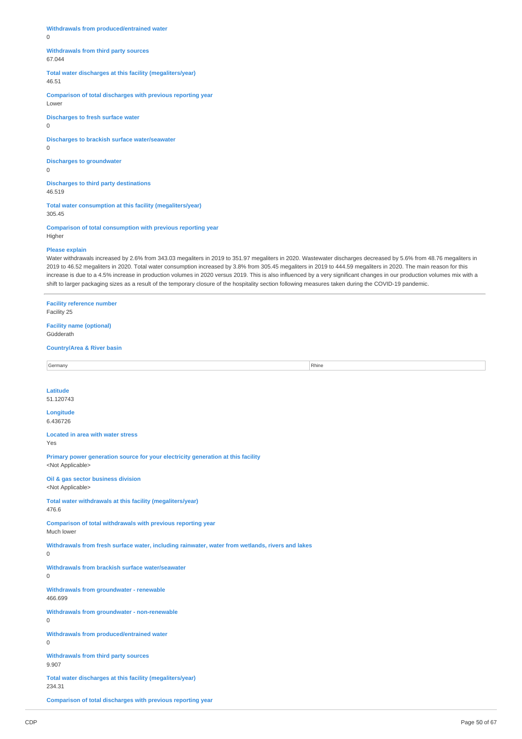**Withdrawals from produced/entrained water**
0

**Withdrawals from third party sources**
67.044

**Total water discharges at this facility (megaliters/year)**
46.51

**Comparison of total discharges with previous reporting year**
Lower

**Discharges to fresh surface water**
0

**Discharges to brackish surface water/seawater**
0

**Discharges to groundwater**
0

**Discharges to third party destinations**
46.519

**Total water consumption at this facility (megaliters/year)**
305.45

**Comparison of total consumption with previous reporting year**
Higher

**Please explain**
Water withdrawals increased by 2.6% from 343.03 megaliters in 2019 to 351.97 megaliters in 2020. Wastewater discharges decreased by 5.6% from 48.76 megaliters in 2019 to 46.52 megaliters in 2020. Total water consumption increased by 3.8% from 305.45 megaliters in 2019 to 444.59 megaliters in 2020. The main reason for this increase is due to a 4.5% increase in production volumes in 2020 versus 2019. This is also influenced by a very significant changes in our production volumes mix with a shift to larger packaging sizes as a result of the temporary closure of the hospitality section following measures taken during the COVID-19 pandemic.

---

**Facility reference number**
Facility 25

**Facility name (optional)**
Güdderath

**Country/Area & River basin**

| Germany | Rhine |
|---|---|

**Latitude**
51.120743

**Longitude**
6.436726

**Located in area with water stress**
Yes

**Primary power generation source for your electricity generation at this facility**
<Not Applicable>

**Oil & gas sector business division**
<Not Applicable>

**Total water withdrawals at this facility (megaliters/year)**
476.6

**Comparison of total withdrawals with previous reporting year**
Much lower

**Withdrawals from fresh surface water, including rainwater, water from wetlands, rivers and lakes**
0

**Withdrawals from brackish surface water/seawater**
0

**Withdrawals from groundwater - renewable**
466.699

**Withdrawals from groundwater - non-renewable**
0

**Withdrawals from produced/entrained water**
0

**Withdrawals from third party sources**
9.907

**Total water discharges at this facility (megaliters/year)**
234.31

**Comparison of total discharges with previous reporting year**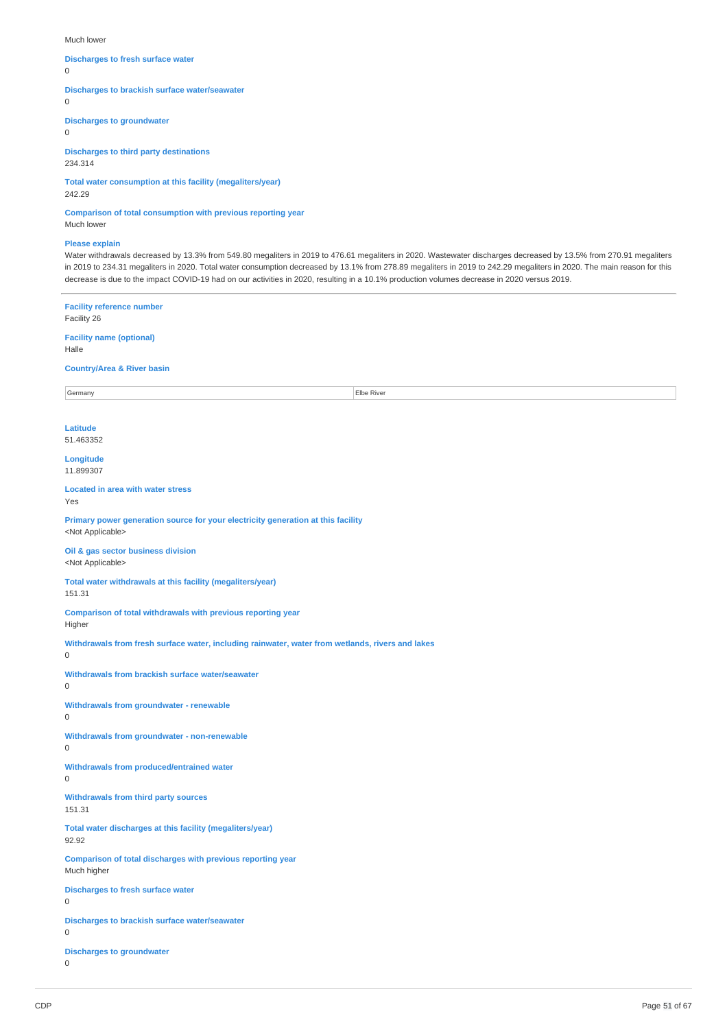Much lower

**Discharges to fresh surface water**

0

**Discharges to brackish surface water/seawater**

0

**Discharges to groundwater**

0

**Discharges to third party destinations**

234.314

**Total water consumption at this facility (megaliters/year)**

242.29

**Comparison of total consumption with previous reporting year**

Much lower

**Please explain**

Water withdrawals decreased by 13.3% from 549.80 megaliters in 2019 to 476.61 megaliters in 2020. Wastewater discharges decreased by 13.5% from 270.91 megaliters in 2019 to 234.31 megaliters in 2020. Total water consumption decreased by 13.1% from 278.89 megaliters in 2019 to 242.29 megaliters in 2020. The main reason for this decrease is due to the impact COVID-19 had on our activities in 2020, resulting in a 10.1% production volumes decrease in 2020 versus 2019.

---

**Facility reference number**

Facility 26

**Facility name (optional)**

Halle

**Country/Area & River basin**

| Germany | Elbe River |
|---|---|

**Latitude**

51.463352

**Longitude**

11.899307

**Located in area with water stress**

Yes

**Primary power generation source for your electricity generation at this facility**

<Not Applicable>

**Oil & gas sector business division**

<Not Applicable>

**Total water withdrawals at this facility (megaliters/year)**

151.31

**Comparison of total withdrawals with previous reporting year**

Higher

**Withdrawals from fresh surface water, including rainwater, water from wetlands, rivers and lakes**

0

**Withdrawals from brackish surface water/seawater**

0

**Withdrawals from groundwater - renewable**

0

**Withdrawals from groundwater - non-renewable**

0

**Withdrawals from produced/entrained water**

0

**Withdrawals from third party sources**

151.31

**Total water discharges at this facility (megaliters/year)**

92.92

**Comparison of total discharges with previous reporting year**

Much higher

**Discharges to fresh surface water**

0

**Discharges to brackish surface water/seawater**

0

**Discharges to groundwater**

0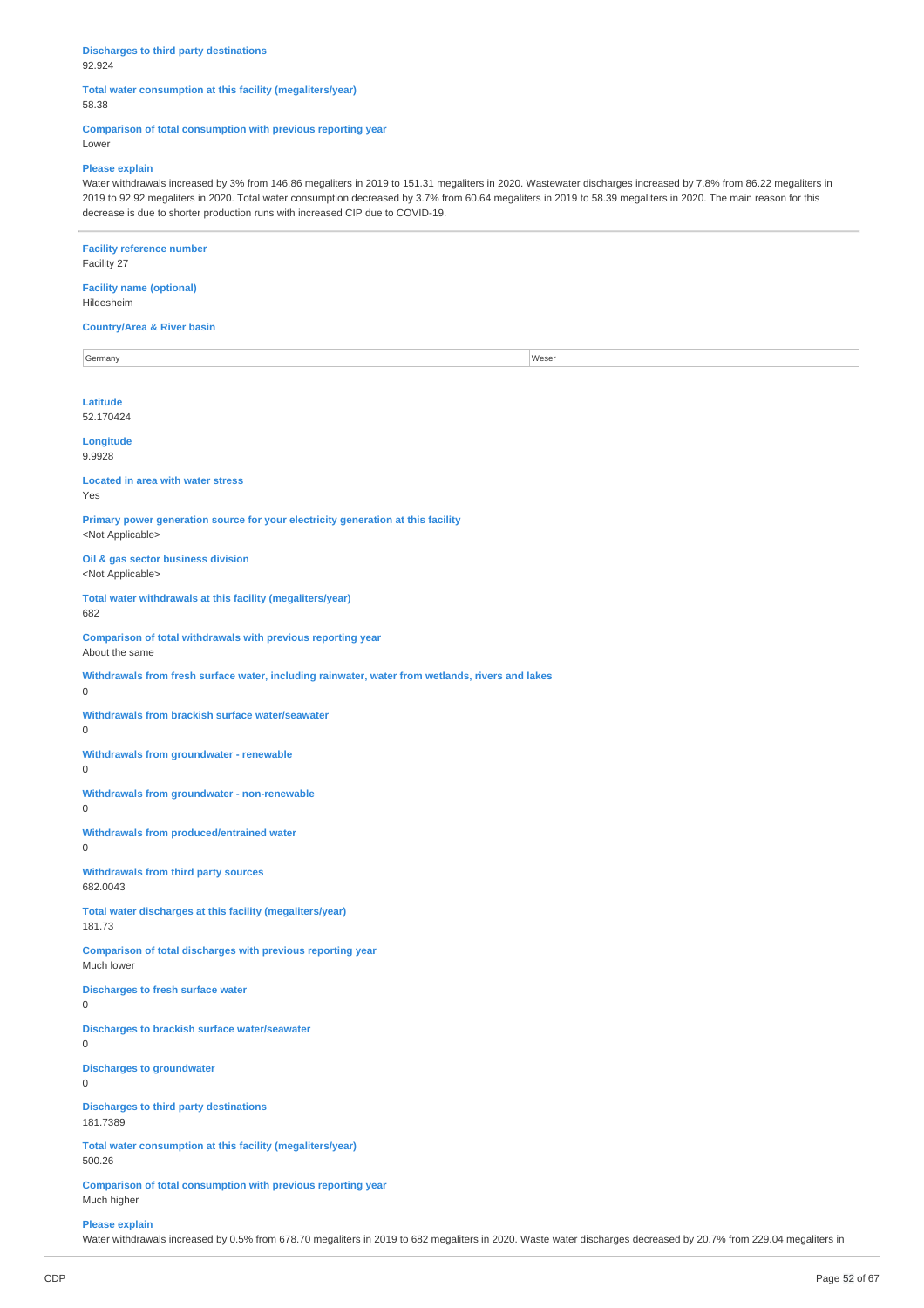**Discharges to third party destinations**
92.924

**Total water consumption at this facility (megaliters/year)**
58.38

**Comparison of total consumption with previous reporting year**
Lower

**Please explain**
Water withdrawals increased by 3% from 146.86 megaliters in 2019 to 151.31 megaliters in 2020. Wastewater discharges increased by 7.8% from 86.22 megaliters in 2019 to 92.92 megaliters in 2020. Total water consumption decreased by 3.7% from 60.64 megaliters in 2019 to 58.39 megaliters in 2020. The main reason for this decrease is due to shorter production runs with increased CIP due to COVID-19.

---

**Facility reference number**
Facility 27

**Facility name (optional)**
Hildesheim

**Country/Area & River basin**

| | |
|---|---|
| Germany | Weser |

**Latitude**
52.170424

**Longitude**
9.9928

**Located in area with water stress**
Yes

**Primary power generation source for your electricity generation at this facility**
<Not Applicable>

**Oil & gas sector business division**
<Not Applicable>

**Total water withdrawals at this facility (megaliters/year)**
682

**Comparison of total withdrawals with previous reporting year**
About the same

**Withdrawals from fresh surface water, including rainwater, water from wetlands, rivers and lakes**
0

**Withdrawals from brackish surface water/seawater**
0

**Withdrawals from groundwater - renewable**
0

**Withdrawals from groundwater - non-renewable**
0

**Withdrawals from produced/entrained water**
0

**Withdrawals from third party sources**
682.0043

**Total water discharges at this facility (megaliters/year)**
181.73

**Comparison of total discharges with previous reporting year**
Much lower

**Discharges to fresh surface water**
0

**Discharges to brackish surface water/seawater**
0

**Discharges to groundwater**
0

**Discharges to third party destinations**
181.7389

**Total water consumption at this facility (megaliters/year)**
500.26

**Comparison of total consumption with previous reporting year**
Much higher

**Please explain**
Water withdrawals increased by 0.5% from 678.70 megaliters in 2019 to 682 megaliters in 2020. Waste water discharges decreased by 20.7% from 229.04 megaliters in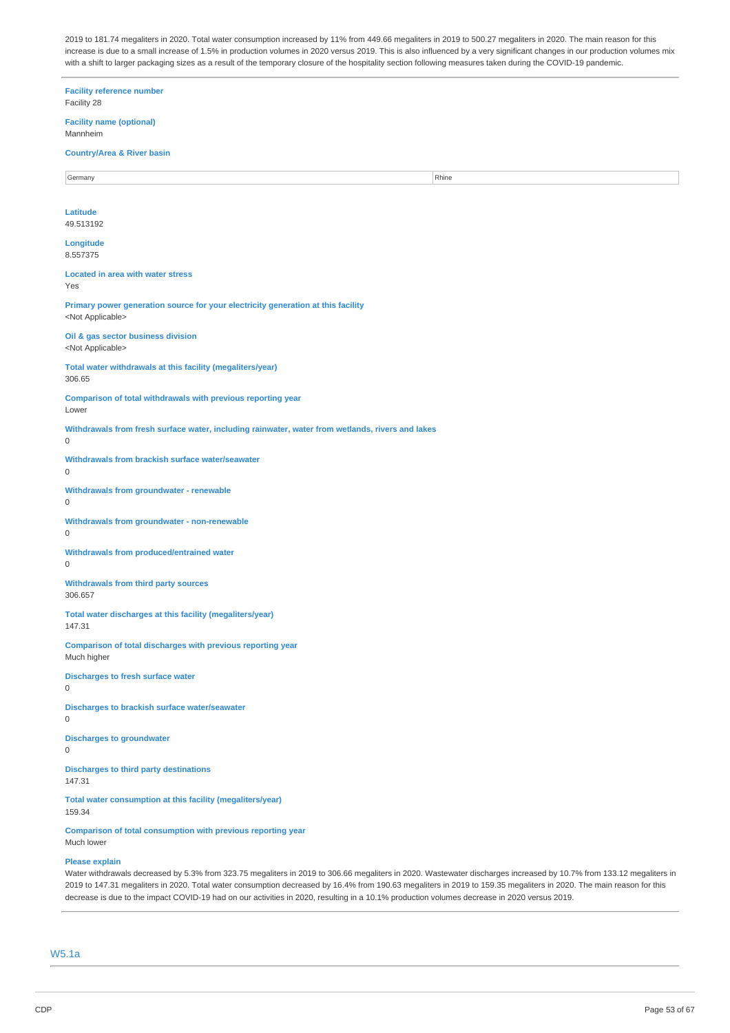2019 to 181.74 megaliters in 2020. Total water consumption increased by 11% from 449.66 megaliters in 2019 to 500.27 megaliters in 2020. The main reason for this increase is due to a small increase of 1.5% in production volumes in 2020 versus 2019. This is also influenced by a very significant changes in our production volumes mix with a shift to larger packaging sizes as a result of the temporary closure of the hospitality section following measures taken during the COVID-19 pandemic.

---

**Facility reference number**
Facility 28

**Facility name (optional)**
Mannheim

**Country/Area & River basin**

| Germany | Rhine |
|---|---|

**Latitude**
49.513192

**Longitude**
8.557375

**Located in area with water stress**
Yes

**Primary power generation source for your electricity generation at this facility**
<Not Applicable>

**Oil & gas sector business division**
<Not Applicable>

**Total water withdrawals at this facility (megaliters/year)**
306.65

**Comparison of total withdrawals with previous reporting year**
Lower

**Withdrawals from fresh surface water, including rainwater, water from wetlands, rivers and lakes**
0

**Withdrawals from brackish surface water/seawater**
0

**Withdrawals from groundwater - renewable**
0

**Withdrawals from groundwater - non-renewable**
0

**Withdrawals from produced/entrained water**
0

**Withdrawals from third party sources**
306.657

**Total water discharges at this facility (megaliters/year)**
147.31

**Comparison of total discharges with previous reporting year**
Much higher

**Discharges to fresh surface water**
0

**Discharges to brackish surface water/seawater**
0

**Discharges to groundwater**
0

**Discharges to third party destinations**
147.31

**Total water consumption at this facility (megaliters/year)**
159.34

**Comparison of total consumption with previous reporting year**
Much lower

**Please explain**
Water withdrawals decreased by 5.3% from 323.75 megaliters in 2019 to 306.66 megaliters in 2020. Wastewater discharges increased by 10.7% from 133.12 megaliters in 2019 to 147.31 megaliters in 2020. Total water consumption decreased by 16.4% from 190.63 megaliters in 2019 to 159.35 megaliters in 2020. The main reason for this decrease is due to the impact COVID-19 had on our activities in 2020, resulting in a 10.1% production volumes decrease in 2020 versus 2019.

---

## W5.1a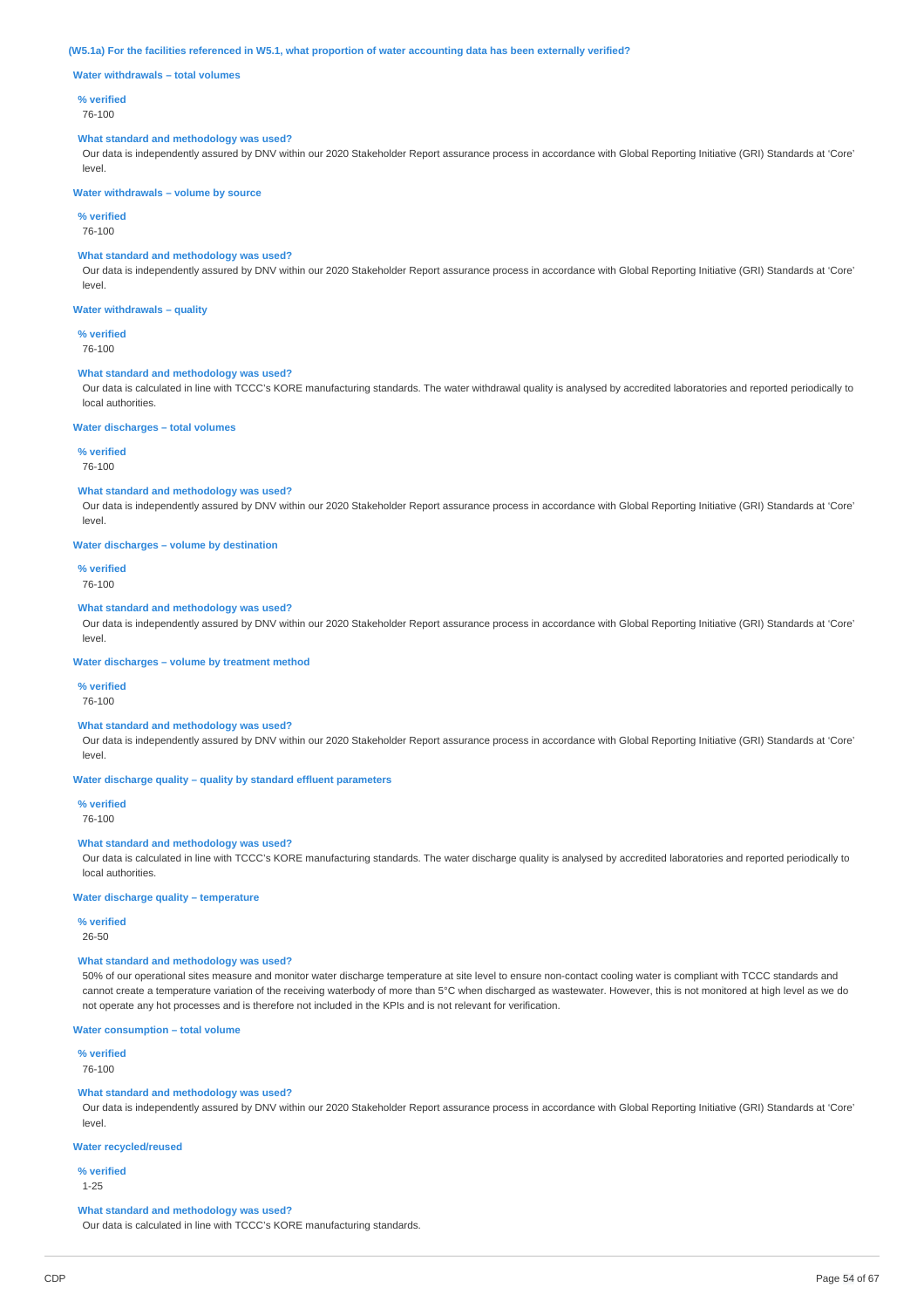**(W5.1a) For the facilities referenced in W5.1, what proportion of water accounting data has been externally verified?**

**Water withdrawals – total volumes**

**% verified**

76-100

**What standard and methodology was used?**

Our data is independently assured by DNV within our 2020 Stakeholder Report assurance process in accordance with Global Reporting Initiative (GRI) Standards at 'Core' level.

**Water withdrawals – volume by source**

**% verified**

76-100

**What standard and methodology was used?**

Our data is independently assured by DNV within our 2020 Stakeholder Report assurance process in accordance with Global Reporting Initiative (GRI) Standards at 'Core' level.

**Water withdrawals – quality**

**% verified**

76-100

**What standard and methodology was used?**

Our data is calculated in line with TCCC's KORE manufacturing standards. The water withdrawal quality is analysed by accredited laboratories and reported periodically to local authorities.

**Water discharges – total volumes**

**% verified**

76-100

**What standard and methodology was used?**

Our data is independently assured by DNV within our 2020 Stakeholder Report assurance process in accordance with Global Reporting Initiative (GRI) Standards at 'Core' level.

**Water discharges – volume by destination**

**% verified**

76-100

**What standard and methodology was used?**

Our data is independently assured by DNV within our 2020 Stakeholder Report assurance process in accordance with Global Reporting Initiative (GRI) Standards at 'Core' level.

**Water discharges – volume by treatment method**

**% verified**

76-100

**What standard and methodology was used?**

Our data is independently assured by DNV within our 2020 Stakeholder Report assurance process in accordance with Global Reporting Initiative (GRI) Standards at 'Core' level.

**Water discharge quality – quality by standard effluent parameters**

**% verified**

76-100

**What standard and methodology was used?**

Our data is calculated in line with TCCC's KORE manufacturing standards. The water discharge quality is analysed by accredited laboratories and reported periodically to local authorities.

**Water discharge quality – temperature**

**% verified**

26-50

**What standard and methodology was used?**

50% of our operational sites measure and monitor water discharge temperature at site level to ensure non-contact cooling water is compliant with TCCC standards and cannot create a temperature variation of the receiving waterbody of more than 5°C when discharged as wastewater. However, this is not monitored at high level as we do not operate any hot processes and is therefore not included in the KPIs and is not relevant for verification.

**Water consumption – total volume**

**% verified**

76-100

**What standard and methodology was used?**

Our data is independently assured by DNV within our 2020 Stakeholder Report assurance process in accordance with Global Reporting Initiative (GRI) Standards at 'Core' level.

**Water recycled/reused**

**% verified**

1-25

**What standard and methodology was used?**

Our data is calculated in line with TCCC's KORE manufacturing standards.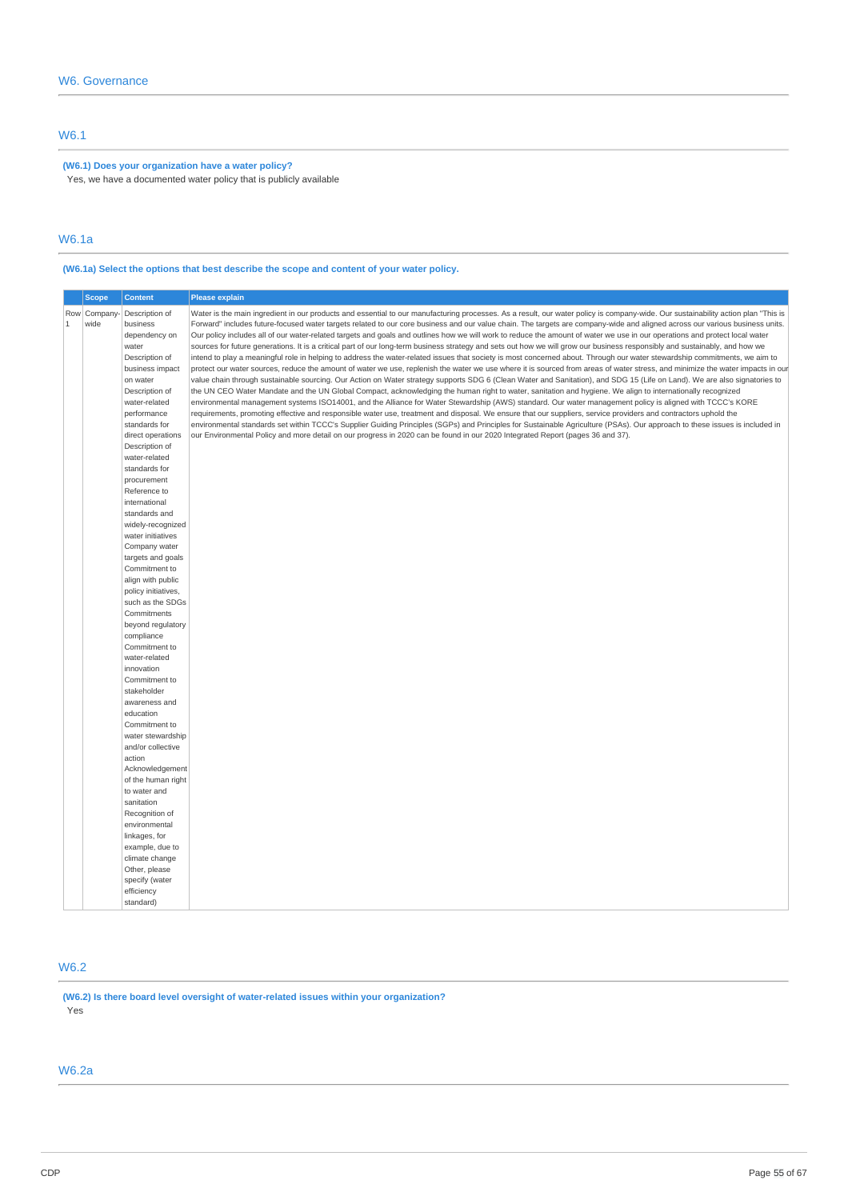# W6. Governance

## W6.1

**(W6.1) Does your organization have a water policy?**

Yes, we have a documented water policy that is publicly available

## W6.1a

**(W6.1a) Select the options that best describe the scope and content of your water policy.**

| | Scope | Content | Please explain |
|---|---|---|---|
| Row 1 | Company-wide | Description of business dependency on water<br>Description of business impact on water<br>Description of water-related performance standards for direct operations<br>Description of water-related standards for procurement<br>Reference to international standards and widely-recognized water initiatives<br>Company water targets and goals<br>Commitment to align with public policy initiatives, such as the SDGs<br>Commitments beyond regulatory compliance<br>Commitment to water-related innovation<br>Commitment to stakeholder awareness and education<br>Commitment to water stewardship and/or collective action<br>Acknowledgement of the human right to water and sanitation<br>Recognition of environmental linkages, for example, due to climate change<br>Other, please specify (water efficiency standard) | Water is the main ingredient in our products and essential to our manufacturing processes. As a result, our water policy is company-wide. Our sustainability action plan "This is Forward" includes future-focused water targets related to our core business and our value chain. The targets are company-wide and aligned across our various business units. Our policy includes all of our water-related targets and goals and outlines how we will work to reduce the amount of water we use in our operations and protect local water sources for future generations. It is a critical part of our long-term business strategy and sets out how we will grow our business responsibly and sustainably, and how we intend to play a meaningful role in helping to address the water-related issues that society is most concerned about. Through our water stewardship commitments, we aim to protect our water sources, reduce the amount of water we use, replenish the water we use where it is sourced from areas of water stress, and minimize the water impacts in our value chain through sustainable sourcing. Our Action on Water strategy supports SDG 6 (Clean Water and Sanitation), and SDG 15 (Life on Land). We are also signatories to the UN CEO Water Mandate and the UN Global Compact, acknowledging the human right to water, sanitation and hygiene. We align to internationally recognized environmental management systems ISO14001, and the Alliance for Water Stewardship (AWS) standard. Our water management policy is aligned with TCCC's KORE requirements, promoting effective and responsible water use, treatment and disposal. We ensure that our suppliers, service providers and contractors uphold the environmental standards set within TCCC's Supplier Guiding Principles (SGPs) and Principles for Sustainable Agriculture (PSAs). Our approach to these issues is included in our Environmental Policy and more detail on our progress in 2020 can be found in our 2020 Integrated Report (pages 36 and 37). |

## W6.2

**(W6.2) Is there board level oversight of water-related issues within your organization?**

Yes

## W6.2a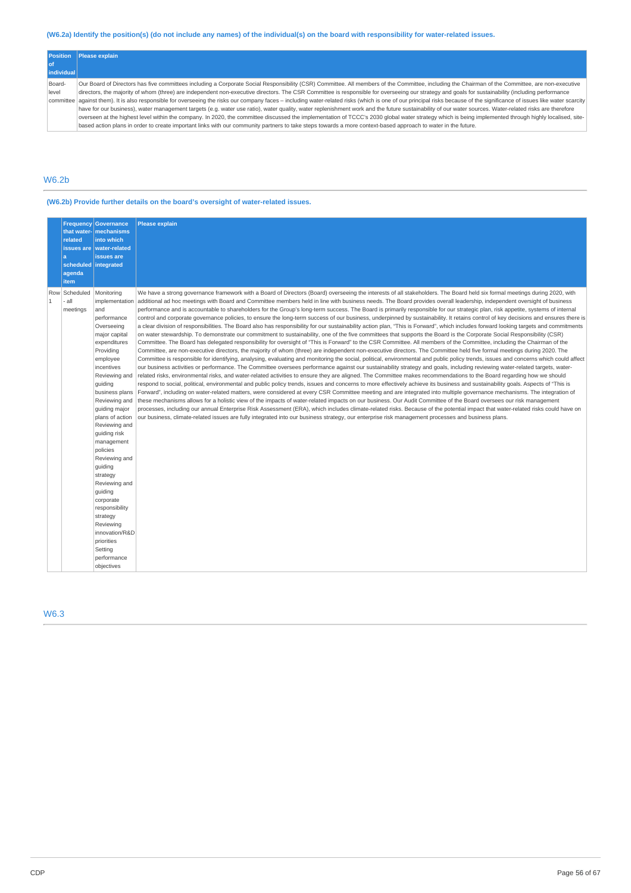**(W6.2a) Identify the position(s) (do not include any names) of the individual(s) on the board with responsibility for water-related issues.**

| Position of individual | Please explain |
|---|---|
| Board-level committee | Our Board of Directors has five committees including a Corporate Social Responsibility (CSR) Committee. All members of the Committee, including the Chairman of the Committee, are non-executive directors, the majority of whom (three) are independent non-executive directors. The CSR Committee is responsible for overseeing our strategy and goals for sustainability (including performance against them). It is also responsible for overseeing the risks our company faces – including water-related risks (which is one of our principal risks because of the significance of issues like water scarcity have for our business), water management targets (e.g. water use ratio), water quality, water replenishment work and the future sustainability of our water sources. Water-related risks are therefore overseen at the highest level within the company. In 2020, the committee discussed the implementation of TCCC's 2030 global water strategy which is being implemented through highly localised, site-based action plans in order to create important links with our community partners to take steps towards a more context-based approach to water in the future. |

## W6.2b

**(W6.2b) Provide further details on the board's oversight of water-related issues.**

| | Frequency that water-related issues are a scheduled agenda item | Governance mechanisms into which water-related issues are integrated | Please explain |
|---|---|---|---|
| Row 1 | Scheduled - all meetings | Monitoring implementation and performance<br>Overseeing major capital expenditures<br>Providing employee incentives<br>Reviewing and guiding business plans<br>Reviewing and guiding major plans of action<br>Reviewing and guiding risk management policies<br>Reviewing and guiding strategy<br>Reviewing and guiding corporate responsibility strategy<br>Reviewing innovation/R&D priorities<br>Setting performance objectives | We have a strong governance framework with a Board of Directors (Board) overseeing the interests of all stakeholders. The Board held six formal meetings during 2020, with additional ad hoc meetings with Board and Committee members held in line with business needs. The Board provides overall leadership, independent oversight of business performance and is accountable to shareholders for the Group's long-term success. The Board is primarily responsible for our strategic plan, risk appetite, systems of internal control and corporate governance policies, to ensure the long-term success of our business, underpinned by sustainability. It retains control of key decisions and ensures there is a clear division of responsibilities. The Board also has responsibility for our sustainability action plan, "This is Forward", which includes forward looking targets and commitments on water stewardship. To demonstrate our commitment to sustainability, one of the five committees that supports the Board is the Corporate Social Responsibility (CSR) Committee. The Board has delegated responsibility for oversight of "This is Forward" to the CSR Committee. All members of the Committee, including the Chairman of the Committee, are non-executive directors, the majority of whom (three) are independent non-executive directors. The Committee held five formal meetings during 2020. The Committee is responsible for identifying, analysing, evaluating and monitoring the social, political, environmental and public policy trends, issues and concerns which could affect our business activities or performance. The Committee oversees performance against our sustainability strategy and goals, including reviewing water-related targets, water-related risks, environmental risks, and water-related activities to ensure they are aligned. The Committee makes recommendations to the Board regarding how we should respond to social, political, environmental and public policy trends, issues and concerns to more effectively achieve its business and sustainability goals. Aspects of "This is Forward", including on water-related matters, were considered at every CSR Committee meeting and are integrated into multiple governance mechanisms. The integration of these mechanisms allows for a holistic view of the impacts of water-related impacts on our business. Our Audit Committee of the Board oversees our risk management processes, including our annual Enterprise Risk Assessment (ERA), which includes climate-related risks. Because of the potential impact that water-related risks could have on our business, climate-related issues are fully integrated into our business strategy, our enterprise risk management processes and business plans. |

## W6.3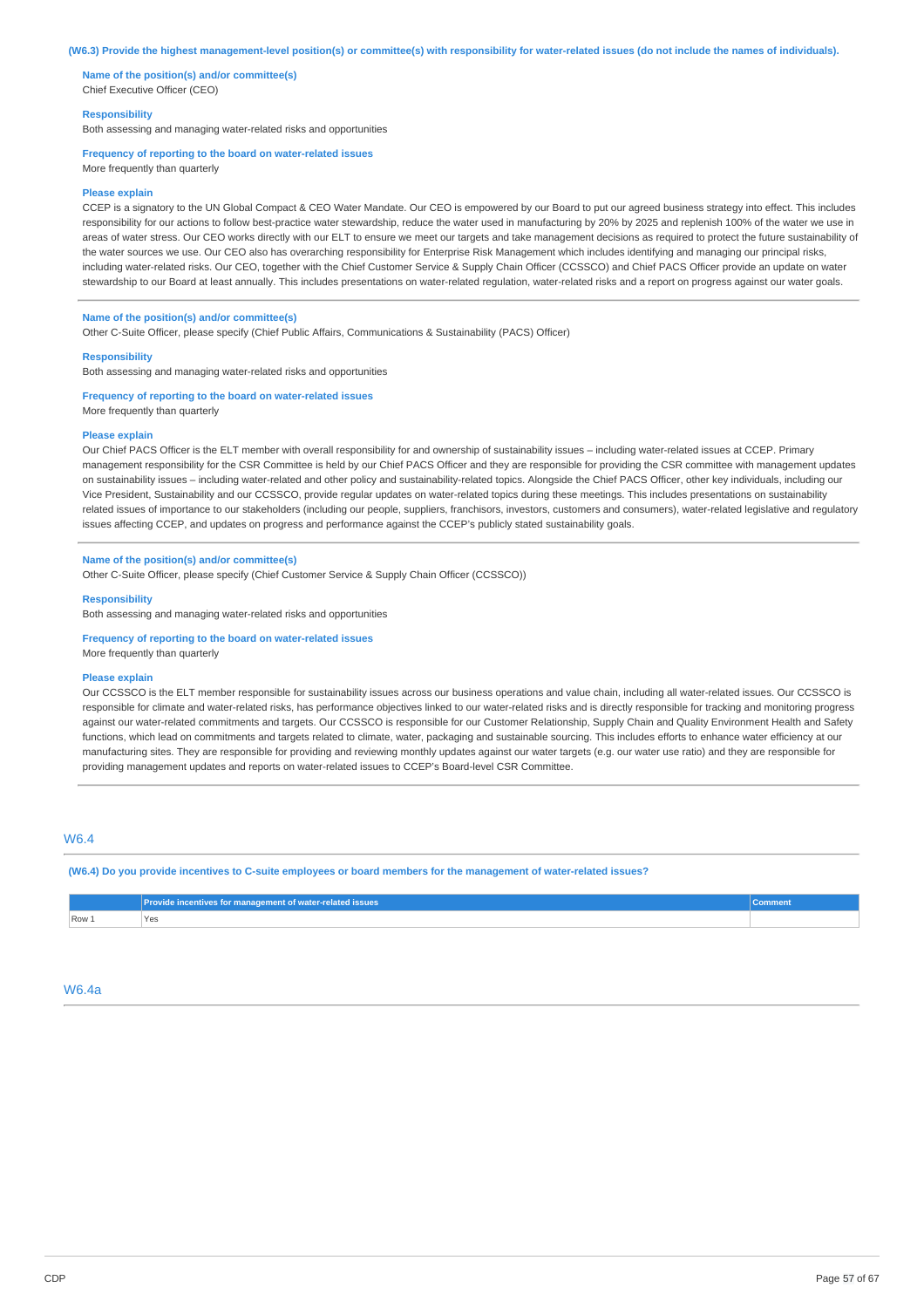(W6.3) Provide the highest management-level position(s) or committee(s) with responsibility for water-related issues (do not include the names of individuals).

**Name of the position(s) and/or committee(s)**
Chief Executive Officer (CEO)

**Responsibility**
Both assessing and managing water-related risks and opportunities

**Frequency of reporting to the board on water-related issues**
More frequently than quarterly

**Please explain**
CCEP is a signatory to the UN Global Compact & CEO Water Mandate. Our CEO is empowered by our Board to put our agreed business strategy into effect. This includes responsibility for our actions to follow best-practice water stewardship, reduce the water used in manufacturing by 20% by 2025 and replenish 100% of the water we use in areas of water stress. Our CEO works directly with our ELT to ensure we meet our targets and take management decisions as required to protect the future sustainability of the water sources we use. Our CEO also has overarching responsibility for Enterprise Risk Management which includes identifying and managing our principal risks, including water-related risks. Our CEO, together with the Chief Customer Service & Supply Chain Officer (CCSSCO) and Chief PACS Officer provide an update on water stewardship to our Board at least annually. This includes presentations on water-related regulation, water-related risks and a report on progress against our water goals.

---

**Name of the position(s) and/or committee(s)**
Other C-Suite Officer, please specify (Chief Public Affairs, Communications & Sustainability (PACS) Officer)

**Responsibility**
Both assessing and managing water-related risks and opportunities

**Frequency of reporting to the board on water-related issues**
More frequently than quarterly

**Please explain**
Our Chief PACS Officer is the ELT member with overall responsibility for and ownership of sustainability issues – including water-related issues at CCEP. Primary management responsibility for the CSR Committee is held by our Chief PACS Officer and they are responsible for providing the CSR committee with management updates on sustainability issues – including water-related and other policy and sustainability-related topics. Alongside the Chief PACS Officer, other key individuals, including our Vice President, Sustainability and our CCSSCO, provide regular updates on water-related topics during these meetings. This includes presentations on sustainability related issues of importance to our stakeholders (including our people, suppliers, franchisors, investors, customers and consumers), water-related legislative and regulatory issues affecting CCEP, and updates on progress and performance against the CCEP's publicly stated sustainability goals.

---

**Name of the position(s) and/or committee(s)**
Other C-Suite Officer, please specify (Chief Customer Service & Supply Chain Officer (CCSSCO))

**Responsibility**
Both assessing and managing water-related risks and opportunities

**Frequency of reporting to the board on water-related issues**
More frequently than quarterly

**Please explain**
Our CCSSCO is the ELT member responsible for sustainability issues across our business operations and value chain, including all water-related issues. Our CCSSCO is responsible for climate and water-related risks, has performance objectives linked to our water-related risks and is directly responsible for tracking and monitoring progress against our water-related commitments and targets. Our CCSSCO is responsible for our Customer Relationship, Supply Chain and Quality Environment Health and Safety functions, which lead on commitments and targets related to climate, water, packaging and sustainable sourcing. This includes efforts to enhance water efficiency at our manufacturing sites. They are responsible for providing and reviewing monthly updates against our water targets (e.g. our water use ratio) and they are responsible for providing management updates and reports on water-related issues to CCEP's Board-level CSR Committee.

---

## W6.4

(W6.4) Do you provide incentives to C-suite employees or board members for the management of water-related issues?

| | Provide incentives for management of water-related issues | Comment |
|---|---|---|
| Row 1 | Yes | |

## W6.4a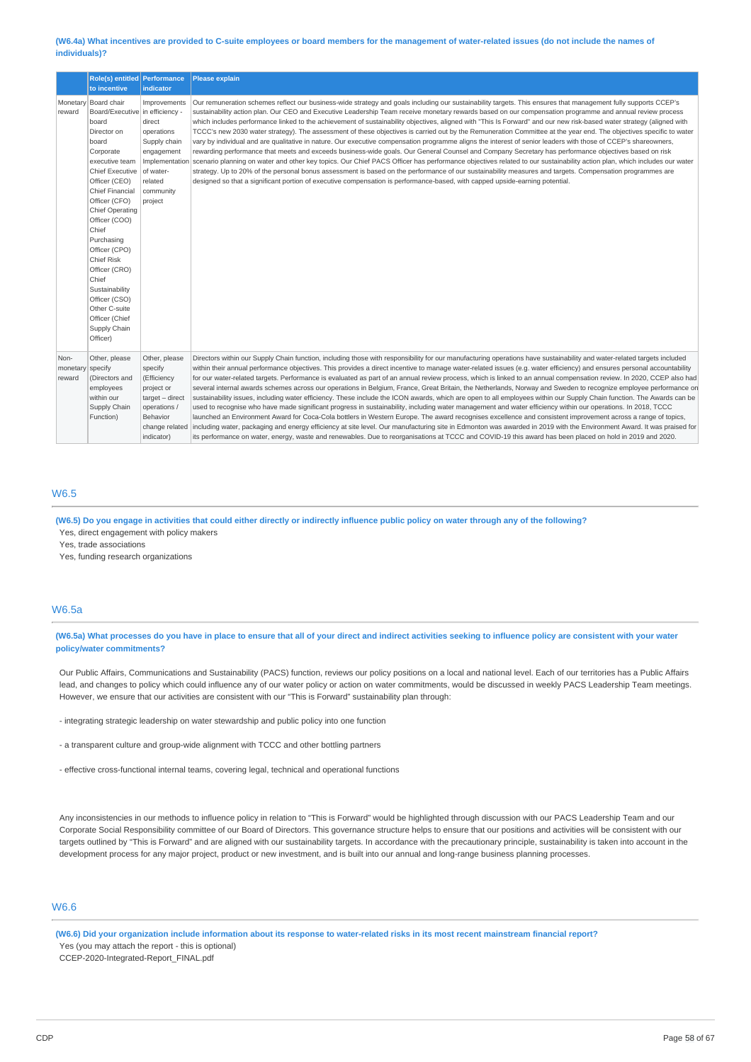**(W6.4a) What incentives are provided to C-suite employees or board members for the management of water-related issues (do not include the names of individuals)?**

| | Role(s) entitled to incentive | Performance indicator | Please explain |
|---|---|---|---|
| Monetary reward | Board chair<br>Board/Executive board<br>Director on board<br>Corporate executive team<br>Chief Executive Officer (CEO)<br>Chief Financial Officer (CFO)<br>Chief Operating Officer (COO)<br>Chief Purchasing Officer (CPO)<br>Chief Risk Officer (CRO)<br>Chief Sustainability Officer (CSO)<br>Other C-suite Officer (Chief Supply Chain Officer) | Improvements in efficiency - direct operations<br>Supply chain engagement<br>Implementation of water-related community project | Our remuneration schemes reflect our business-wide strategy and goals including our sustainability targets. This ensures that management fully supports CCEP's sustainability action plan. Our CEO and Executive Leadership Team receive monetary rewards based on our compensation programme and annual review process which includes performance linked to the achievement of sustainability objectives, aligned with "This Is Forward" and our new risk-based water strategy (aligned with TCCC's new 2030 water strategy). The assessment of these objectives is carried out by the Remuneration Committee at the year end. The objectives specific to water vary by individual and are qualitative in nature. Our executive compensation programme aligns the interest of senior leaders with those of CCEP's shareowners, rewarding performance that meets and exceeds business-wide goals. Our General Counsel and Company Secretary has performance objectives based on risk scenario planning on water and other key topics. Our Chief PACS Officer has performance objectives related to our sustainability action plan, which includes our water strategy. Up to 20% of the personal bonus assessment is based on the performance of our sustainability measures and targets. Compensation programmes are designed so that a significant portion of executive compensation is performance-based, with capped upside-earning potential. |
| Non-monetary reward | Other, please specify (Directors and employees within our Supply Chain Function) | Other, please specify (Efficiency project or target – direct operations / Behavior change related indicator) | Directors within our Supply Chain function, including those with responsibility for our manufacturing operations have sustainability and water-related targets included within their annual performance objectives. This provides a direct incentive to manage water-related issues (e.g. water efficiency) and ensures personal accountability for our water-related targets. Performance is evaluated as part of an annual review process, which is linked to an annual compensation review. In 2020, CCEP also had several internal awards schemes across our operations in Belgium, France, Great Britain, the Netherlands, Norway and Sweden to recognize employee performance on sustainability issues, including water efficiency. These include the ICON awards, which are open to all employees within our Supply Chain function. The Awards can be used to recognise who have made significant progress in sustainability, including water management and water efficiency within our operations. In 2018, TCCC launched an Environment Award for Coca-Cola bottlers in Western Europe. The award recognises excellence and consistent improvement across a range of topics, including water, packaging and energy efficiency at site level. Our manufacturing site in Edmonton was awarded in 2019 with the Environment Award. It was praised for its performance on water, energy, waste and renewables. Due to reorganisations at TCCC and COVID-19 this award has been placed on hold in 2019 and 2020. |

## W6.5

**(W6.5) Do you engage in activities that could either directly or indirectly influence public policy on water through any of the following?**

Yes, direct engagement with policy makers
Yes, trade associations
Yes, funding research organizations

## W6.5a

**(W6.5a) What processes do you have in place to ensure that all of your direct and indirect activities seeking to influence policy are consistent with your water policy/water commitments?**

Our Public Affairs, Communications and Sustainability (PACS) function, reviews our policy positions on a local and national level. Each of our territories has a Public Affairs lead, and changes to policy which could influence any of our water policy or action on water commitments, would be discussed in weekly PACS Leadership Team meetings. However, we ensure that our activities are consistent with our "This is Forward" sustainability plan through:

- integrating strategic leadership on water stewardship and public policy into one function

- a transparent culture and group-wide alignment with TCCC and other bottling partners

- effective cross-functional internal teams, covering legal, technical and operational functions

Any inconsistencies in our methods to influence policy in relation to "This is Forward" would be highlighted through discussion with our PACS Leadership Team and our Corporate Social Responsibility committee of our Board of Directors. This governance structure helps to ensure that our positions and activities will be consistent with our targets outlined by "This is Forward" and are aligned with our sustainability targets. In accordance with the precautionary principle, sustainability is taken into account in the development process for any major project, product or new investment, and is built into our annual and long-range business planning processes.

## W6.6

**(W6.6) Did your organization include information about its response to water-related risks in its most recent mainstream financial report?**

Yes (you may attach the report - this is optional)
CCEP-2020-Integrated-Report_FINAL.pdf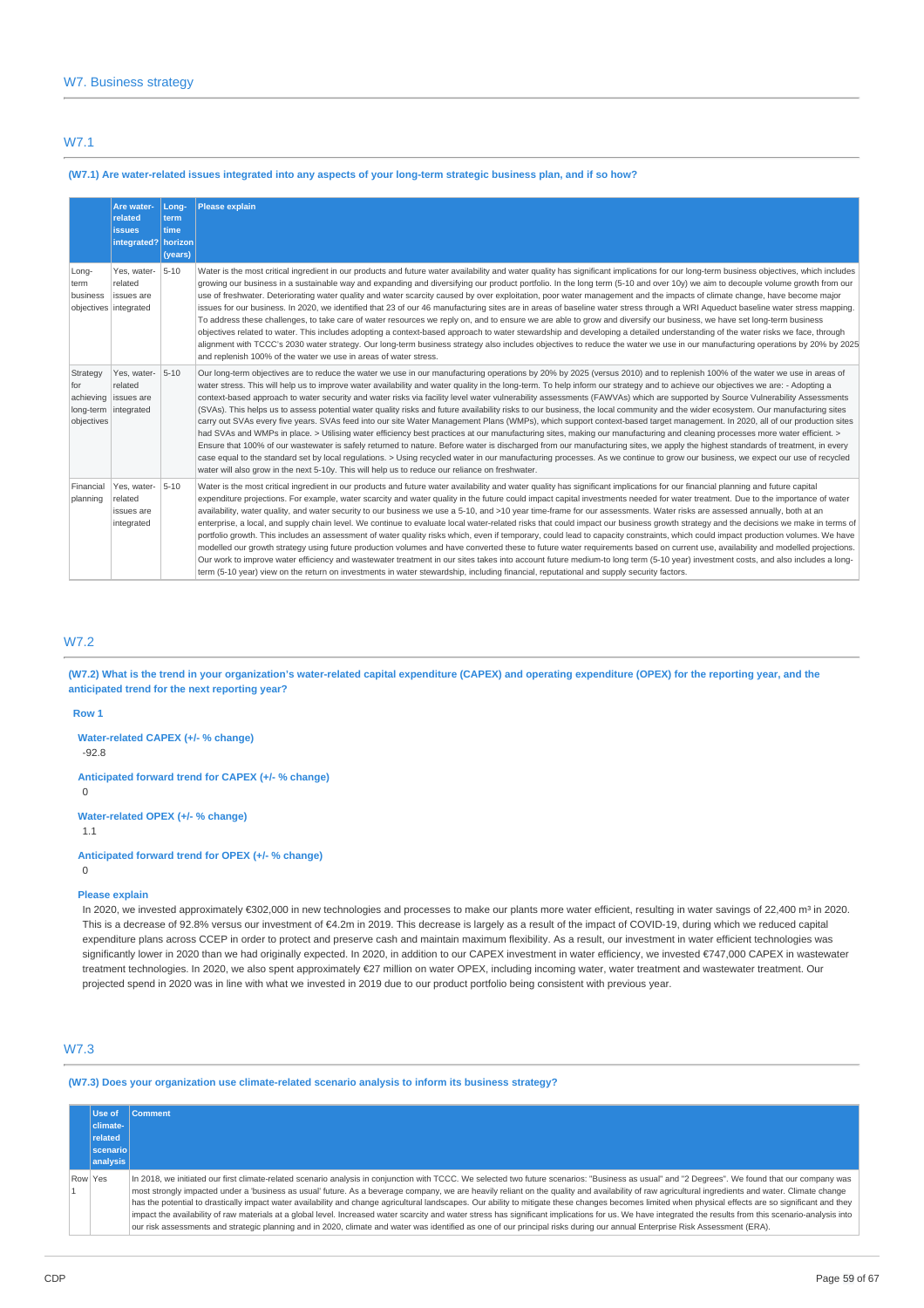## W7. Business strategy

### W7.1

**(W7.1) Are water-related issues integrated into any aspects of your long-term strategic business plan, and if so how?**

| | Are water-related issues integrated? | Long-term time horizon (years) | Please explain |
|---|---|---|---|
| Long-term business objectives | Yes, water-related issues are integrated | 5-10 | Water is the most critical ingredient in our products and future water availability and water quality has significant implications for our long-term business objectives, which includes growing our business in a sustainable way and expanding and diversifying our product portfolio. In the long term (5-10 and over 10y) we aim to decouple volume growth from our use of freshwater. Deteriorating water quality and water scarcity caused by over exploitation, poor water management and the impacts of climate change, have become major issues for our business. In 2020, we identified that 23 of our 46 manufacturing sites are in areas of baseline water stress through a WRI Aqueduct baseline water stress mapping. To address these challenges, to take care of water resources we rely on, and to ensure we are able to grow and diversify our business, we have set long-term business objectives related to water. This includes adopting a context-based approach to water stewardship and developing a detailed understanding of the water risks we face, through alignment with TCCC's 2030 water strategy. Our long-term business strategy also includes objectives to reduce the water we use in our manufacturing operations by 20% by 2025 and replenish 100% of the water we use in areas of water stress. |
| Strategy for achieving long-term objectives | Yes, water-related issues are integrated | 5-10 | Our long-term objectives are to reduce the water we use in our manufacturing operations by 20% by 2025 (versus 2010) and to replenish 100% of the water we use in areas of water stress. This will help us to improve water availability and water quality in the long-term. To help inform our strategy and to achieve our objectives we are: - Adopting a context-based approach to water security and water risks via facility level water vulnerability assessments (FAWVAs) which are supported by Source Vulnerability Assessments (SVAs). This helps us to assess potential water quality risks and future availability risks to our business, the local community and the wider ecosystem. Our manufacturing sites carry out SVAs every five years. SVAs feed into our site Water Management Plans (WMPs), which support context-based target management. In 2020, all of our production sites had SVAs and WMPs in place. > Utilising water efficiency best practices at our manufacturing sites, making our manufacturing and cleaning processes more water efficient. > Ensure that 100% of our wastewater is safely returned to nature. Before water is discharged from our manufacturing sites, we apply the highest standards of treatment, in every case equal to the standard set by local regulations. > Using recycled water in our manufacturing processes. As we continue to grow our business, we expect our use of recycled water will also grow in the next 5-10y. This will help us to reduce our reliance on freshwater. |
| Financial planning | Yes, water-related issues are integrated | 5-10 | Water is the most critical ingredient in our products and future water availability and water quality has significant implications for our financial planning and future capital expenditure projections. For example, water scarcity and water quality in the future could impact capital investments needed for water treatment. Due to the importance of water availability, water quality, and water security to our business we use a 5-10, and >10 year time-frame for our assessments. Water risks are assessed annually, both at an enterprise, a local, and supply chain level. We continue to evaluate local water-related risks that could impact our business growth strategy and the decisions we make in terms of portfolio growth. This includes an assessment of water quality risks which, even if temporary, could lead to capacity constraints, which could impact production volumes. We have modelled our growth strategy using future production volumes and have converted these to future water requirements based on current use, availability and modelled projections. Our work to improve water efficiency and wastewater treatment in our sites takes into account future medium-to long term (5-10 year) investment costs, and also includes a long-term (5-10 year) view on the return on investments in water stewardship, including financial, reputational and supply security factors. |

### W7.2

**(W7.2) What is the trend in your organization's water-related capital expenditure (CAPEX) and operating expenditure (OPEX) for the reporting year, and the anticipated trend for the next reporting year?**

**Row 1**

**Water-related CAPEX (+/- % change)**

-92.8

**Anticipated forward trend for CAPEX (+/- % change)**

0

**Water-related OPEX (+/- % change)**

1.1

**Anticipated forward trend for OPEX (+/- % change)**

0

**Please explain**

In 2020, we invested approximately €302,000 in new technologies and processes to make our plants more water efficient, resulting in water savings of 22,400 m³ in 2020. This is a decrease of 92.8% versus our investment of €4.2m in 2019. This decrease is largely as a result of the impact of COVID-19, during which we reduced capital expenditure plans across CCEP in order to protect and preserve cash and maintain maximum flexibility. As a result, our investment in water efficient technologies was significantly lower in 2020 than we had originally expected. In 2020, in addition to our CAPEX investment in water efficiency, we invested €747,000 CAPEX in wastewater treatment technologies. In 2020, we also spent approximately €27 million on water OPEX, including incoming water, water treatment and wastewater treatment. Our projected spend in 2020 was in line with what we invested in 2019 due to our product portfolio being consistent with previous year.

### W7.3

**(W7.3) Does your organization use climate-related scenario analysis to inform its business strategy?**

| | Use of climate-related scenario analysis | Comment |
|---|---|---|
| Row 1 | Yes | In 2018, we initiated our first climate-related scenario analysis in conjunction with TCCC. We selected two future scenarios: "Business as usual" and "2 Degrees". We found that our company was most strongly impacted under a 'business as usual' future. As a beverage company, we are heavily reliant on the quality and availability of raw agricultural ingredients and water. Climate change has the potential to drastically impact water availability and change agricultural landscapes. Our ability to mitigate these changes becomes limited when physical effects are so significant and they impact the availability of raw materials at a global level. Increased water scarcity and water stress has significant implications for us. We have integrated the results from this scenario-analysis into our risk assessments and strategic planning and in 2020, climate and water was identified as one of our principal risks during our annual Enterprise Risk Assessment (ERA). |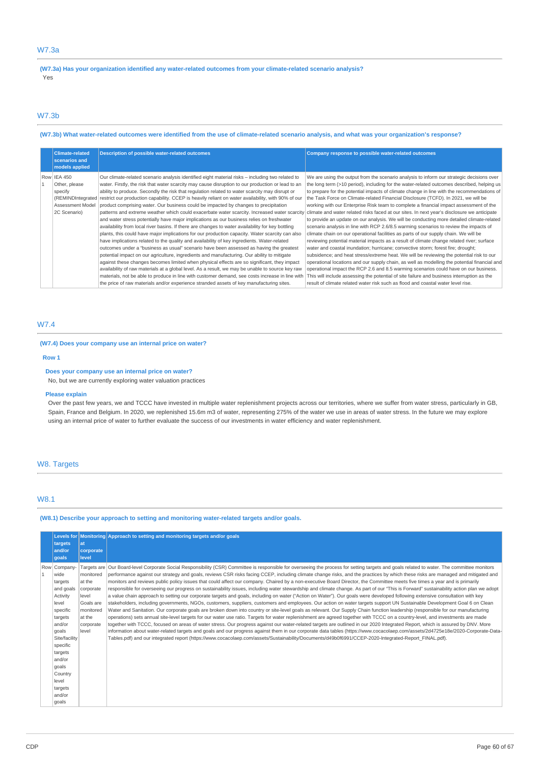## W7.3a

**(W7.3a) Has your organization identified any water-related outcomes from your climate-related scenario analysis?**

Yes

## W7.3b

**(W7.3b) What water-related outcomes were identified from the use of climate-related scenario analysis, and what was your organization's response?**

| | Climate-related scenarios and models applied | Description of possible water-related outcomes | Company response to possible water-related outcomes |
|---|---|---|---|
| Row 1 | IEA 450<br>Other, please specify (REMINDIntegrated Assessment Model 2C Scenario) | Our climate-related scenario analysis identified eight material risks – including two related to water. Firstly, the risk that water scarcity may cause disruption to our production or lead to an ability to produce. Secondly the risk that regulation related to water scarcity may disrupt or restrict our production capability. CCEP is heavily reliant on water availability, with 90% of our product comprising water. Our business could be impacted by changes to precipitation patterns and extreme weather which could exacerbate water scarcity. Increased water scarcity and water stress potentially have major implications as our business relies on freshwater availability from local river basins. If there are changes to water availability for key bottling plants, this could have major implications for our production capacity. Water scarcity can also have implications related to the quality and availability of key ingredients. Water-related outcomes under a "business as usual" scenario have been assessed as having the greatest potential impact on our agriculture, ingredients and manufacturing. Our ability to mitigate against these changes becomes limited when physical effects are so significant, they impact availability of raw materials at a global level. As a result, we may be unable to source key raw materials, not be able to produce in line with customer demand, see costs increase in line with the price of raw materials and/or experience stranded assets of key manufacturing sites. | We are using the output from the scenario analysis to inform our strategic decisions over the long term (>10 period), including for the water-related outcomes described, helping us to prepare for the potential impacts of climate change in line with the recommendations of the Task Force on Climate-related Financial Disclosure (TCFD). In 2021, we will be working with our Enterprise Risk team to complete a financial impact assessment of the climate and water related risks faced at our sites. In next year's disclosure we anticipate to provide an update on our analysis. We will be conducting more detailed climate-related scenario analysis in line with RCP 2.6/8.5 warming scenarios to review the impacts of climate chain on our operational facilities as parts of our supply chain. We will be reviewing potential material impacts as a result of climate change related river; surface water and coastal inundation; hurricane; convective storm; forest fire; drought; subsidence; and heat stress/extreme heat. We will be reviewing the potential risk to our operational locations and our supply chain, as well as modelling the potential financial and operational impact the RCP 2.6 and 8.5 warming scenarios could have on our business. This will include assessing the potential of site failure and business interruption as the result of climate related water risk such as flood and coastal water level rise. |

## W7.4

**(W7.4) Does your company use an internal price on water?**

**Row 1**

**Does your company use an internal price on water?**

No, but we are currently exploring water valuation practices

**Please explain**

Over the past few years, we and TCCC have invested in multiple water replenishment projects across our territories, where we suffer from water stress, particularly in GB, Spain, France and Belgium. In 2020, we replenished 15.6m m3 of water, representing 275% of the water we use in areas of water stress. In the future we may explore using an internal price of water to further evaluate the success of our investments in water efficiency and water replenishment.

# W8. Targets

## W8.1

**(W8.1) Describe your approach to setting and monitoring water-related targets and/or goals.**

| | Levels for targets and/or goals | Monitoring at corporate level | Approach to setting and monitoring targets and/or goals |
|---|---|---|---|
| Row 1 | Company-wide targets and goals<br>Activity level specific targets and/or goals<br>Site/facility specific targets and/or goals<br>Country level targets and/or goals | Targets are monitored at the corporate level<br>Goals are monitored at the corporate level | Our Board-level Corporate Social Responsibility (CSR) Committee is responsible for overseeing the process for setting targets and goals related to water. The committee monitors performance against our strategy and goals, reviews CSR risks facing CCEP, including climate change risks, and the practices by which these risks are managed and mitigated and monitors and reviews public policy issues that could affect our company. Chaired by a non-executive Board Director, the Committee meets five times a year and is primarily responsible for overseeing our progress on sustainability issues, including water stewardship and climate change. As part of our "This is Forward" sustainability action plan we adopt a value chain approach to setting our corporate targets and goals, including on water ("Action on Water"). Our goals were developed following extensive consultation with key stakeholders, including governments, NGOs, customers, suppliers, customers and employees. Our action on water targets support UN Sustainable Development Goal 6 on Clean Water and Sanitation. Our corporate goals are broken down into country or site-level goals as relevant. Our Supply Chain function leadership (responsible for our manufacturing operations) sets annual site-level targets for our water use ratio. Targets for water replenishment are agreed together with TCCC on a country-level, and investments are made together with TCCC, focused on areas of water stress. Our progress against our water-related targets are outlined in our 2020 Integrated Report, which is assured by DNV. More information about water-related targets and goals and our progress against them in our corporate data tables (https://www.cocacolaep.com/assets/2d4725e18e/2020-Corporate-Data-Tables.pdf) and our integrated report (https://www.cocacolaep.com/assets/Sustainability/Documents/d49b0f6991/CCEP-2020-Integrated-Report_FINAL.pdf). |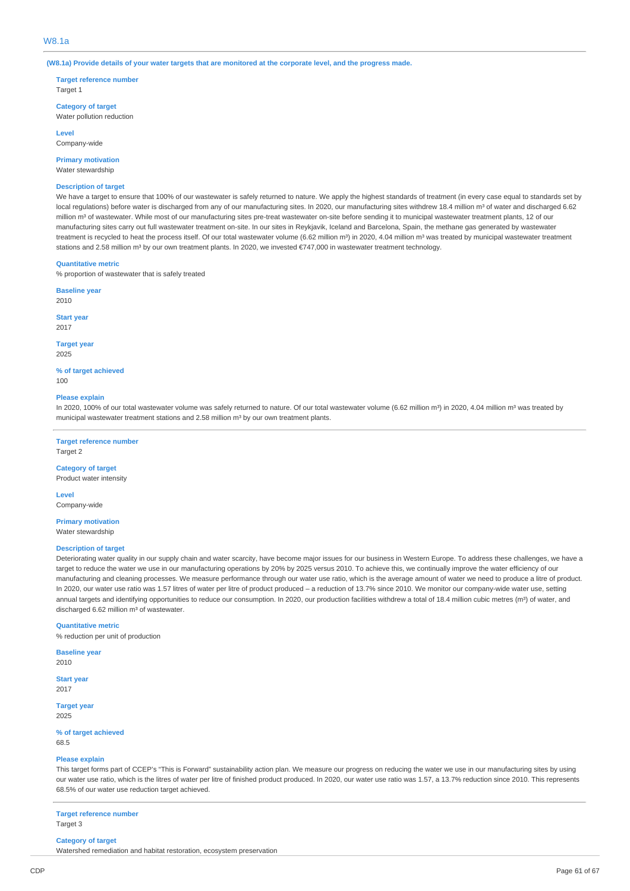## W8.1a

**(W8.1a) Provide details of your water targets that are monitored at the corporate level, and the progress made.**

**Target reference number**
Target 1

**Category of target**
Water pollution reduction

**Level**
Company-wide

**Primary motivation**
Water stewardship

**Description of target**
We have a target to ensure that 100% of our wastewater is safely returned to nature. We apply the highest standards of treatment (in every case equal to standards set by local regulations) before water is discharged from any of our manufacturing sites. In 2020, our manufacturing sites withdrew 18.4 million m³ of water and discharged 6.62 million m³ of wastewater. While most of our manufacturing sites pre-treat wastewater on-site before sending it to municipal wastewater treatment plants, 12 of our manufacturing sites carry out full wastewater treatment on-site. In our sites in Reykjavik, Iceland and Barcelona, Spain, the methane gas generated by wastewater treatment is recycled to heat the process itself. Of our total wastewater volume (6.62 million m³) in 2020, 4.04 million m³ was treated by municipal wastewater treatment stations and 2.58 million m³ by our own treatment plants. In 2020, we invested €747,000 in wastewater treatment technology.

**Quantitative metric**
% proportion of wastewater that is safely treated

**Baseline year**
2010

**Start year**
2017

**Target year**
2025

**% of target achieved**
100

**Please explain**
In 2020, 100% of our total wastewater volume was safely returned to nature. Of our total wastewater volume (6.62 million m³) in 2020, 4.04 million m³ was treated by municipal wastewater treatment stations and 2.58 million m³ by our own treatment plants.

---

**Target reference number**
Target 2

**Category of target**
Product water intensity

**Level**
Company-wide

**Primary motivation**
Water stewardship

**Description of target**
Deteriorating water quality in our supply chain and water scarcity, have become major issues for our business in Western Europe. To address these challenges, we have a target to reduce the water we use in our manufacturing operations by 20% by 2025 versus 2010. To achieve this, we continually improve the water efficiency of our manufacturing and cleaning processes. We measure performance through our water use ratio, which is the average amount of water we need to produce a litre of product. In 2020, our water use ratio was 1.57 litres of water per litre of product produced – a reduction of 13.7% since 2010. We monitor our company-wide water use, setting annual targets and identifying opportunities to reduce our consumption. In 2020, our production facilities withdrew a total of 18.4 million cubic metres (m³) of water, and discharged 6.62 million m³ of wastewater.

**Quantitative metric**
% reduction per unit of production

**Baseline year**
2010

**Start year**
2017

**Target year**
2025

**% of target achieved**
68.5

**Please explain**
This target forms part of CCEP's "This is Forward" sustainability action plan. We measure our progress on reducing the water we use in our manufacturing sites by using our water use ratio, which is the litres of water per litre of finished product produced. In 2020, our water use ratio was 1.57, a 13.7% reduction since 2010. This represents 68.5% of our water use reduction target achieved.

---

**Target reference number**
Target 3

**Category of target**
Watershed remediation and habitat restoration, ecosystem preservation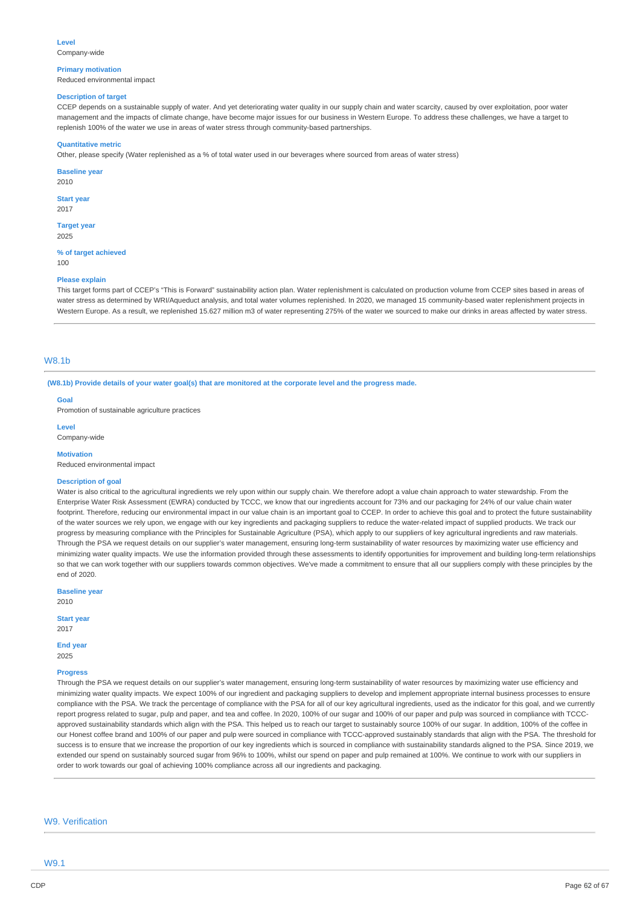**Level**
Company-wide

**Primary motivation**
Reduced environmental impact

**Description of target**
CCEP depends on a sustainable supply of water. And yet deteriorating water quality in our supply chain and water scarcity, caused by over exploitation, poor water management and the impacts of climate change, have become major issues for our business in Western Europe. To address these challenges, we have a target to replenish 100% of the water we use in areas of water stress through community-based partnerships.

**Quantitative metric**
Other, please specify (Water replenished as a % of total water used in our beverages where sourced from areas of water stress)

**Baseline year**
2010

**Start year**
2017

**Target year**
2025

**% of target achieved**
100

**Please explain**
This target forms part of CCEP's "This is Forward" sustainability action plan. Water replenishment is calculated on production volume from CCEP sites based in areas of water stress as determined by WRI/Aqueduct analysis, and total water volumes replenished. In 2020, we managed 15 community-based water replenishment projects in Western Europe. As a result, we replenished 15.627 million m3 of water representing 275% of the water we sourced to make our drinks in areas affected by water stress.

## W8.1b

**(W8.1b) Provide details of your water goal(s) that are monitored at the corporate level and the progress made.**

**Goal**
Promotion of sustainable agriculture practices

**Level**
Company-wide

**Motivation**
Reduced environmental impact

**Description of goal**
Water is also critical to the agricultural ingredients we rely upon within our supply chain. We therefore adopt a value chain approach to water stewardship. From the Enterprise Water Risk Assessment (EWRA) conducted by TCCC, we know that our ingredients account for 73% and our packaging for 24% of our value chain water footprint. Therefore, reducing our environmental impact in our value chain is an important goal to CCEP. In order to achieve this goal and to protect the future sustainability of the water sources we rely upon, we engage with our key ingredients and packaging suppliers to reduce the water-related impact of supplied products. We track our progress by measuring compliance with the Principles for Sustainable Agriculture (PSA), which apply to our suppliers of key agricultural ingredients and raw materials. Through the PSA we request details on our supplier's water management, ensuring long-term sustainability of water resources by maximizing water use efficiency and minimizing water quality impacts. We use the information provided through these assessments to identify opportunities for improvement and building long-term relationships so that we can work together with our suppliers towards common objectives. We've made a commitment to ensure that all our suppliers comply with these principles by the end of 2020.

**Baseline year**
2010

**Start year**
2017

**End year**
2025

**Progress**
Through the PSA we request details on our supplier's water management, ensuring long-term sustainability of water resources by maximizing water use efficiency and minimizing water quality impacts. We expect 100% of our ingredient and packaging suppliers to develop and implement appropriate internal business processes to ensure compliance with the PSA. We track the percentage of compliance with the PSA for all of our key agricultural ingredients, used as the indicator for this goal, and we currently report progress related to sugar, pulp and paper, and tea and coffee. In 2020, 100% of our sugar and 100% of our paper and pulp was sourced in compliance with TCCC-approved sustainability standards which align with the PSA. This helped us to reach our target to sustainably source 100% of our sugar. In addition, 100% of the coffee in our Honest coffee brand and 100% of our paper and pulp were sourced in compliance with TCCC-approved sustainably standards that align with the PSA. The threshold for success is to ensure that we increase the proportion of our key ingredients which is sourced in compliance with sustainability standards aligned to the PSA. Since 2019, we extended our spend on sustainably sourced sugar from 96% to 100%, whilst our spend on paper and pulp remained at 100%. We continue to work with our suppliers in order to work towards our goal of achieving 100% compliance across all our ingredients and packaging.

# W9. Verification

## W9.1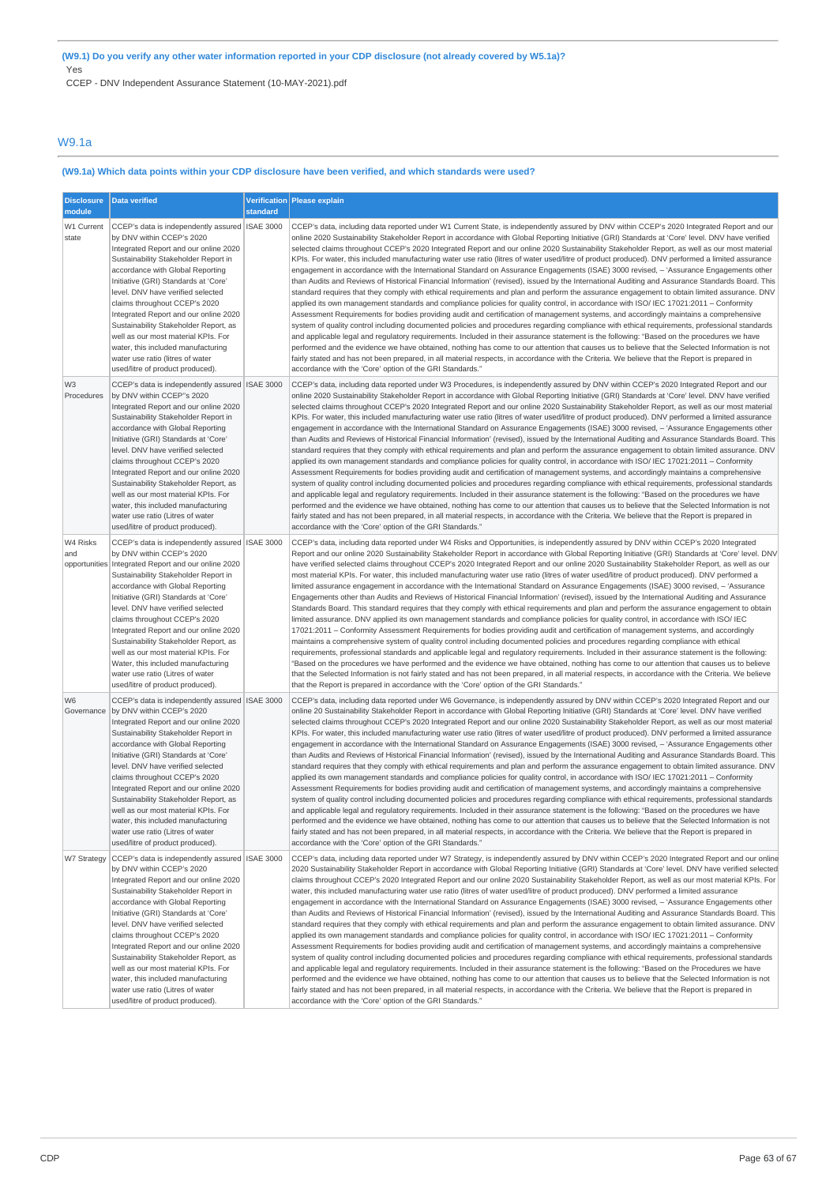**(W9.1) Do you verify any other water information reported in your CDP disclosure (not already covered by W5.1a)?**

Yes

CCEP - DNV Independent Assurance Statement (10-MAY-2021).pdf

## W9.1a

**(W9.1a) Which data points within your CDP disclosure have been verified, and which standards were used?**

| Disclosure module | Data verified | Verification standard | Please explain |
|---|---|---|---|
| W1 Current state | CCEP's data is independently assured by DNV within CCEP's 2020 Integrated Report and our online 2020 Sustainability Stakeholder Report in accordance with Global Reporting Initiative (GRI) Standards at 'Core' level. DNV have verified selected claims throughout CCEP's 2020 Integrated Report and our online 2020 Sustainability Stakeholder Report, as well as our most material KPIs. For water, this included manufacturing water use ratio (litres of water used/litre of product produced). | ISAE 3000 | CCEP's data, including data reported under W1 Current State, is independently assured by DNV within CCEP's 2020 Integrated Report and our online 2020 Sustainability Stakeholder Report in accordance with Global Reporting Initiative (GRI) Standards at 'Core' level. DNV have verified selected claims throughout CCEP's 2020 Integrated Report and our online 2020 Sustainability Stakeholder Report, as well as our most material KPIs. For water, this included manufacturing water use ratio (litres of water used/litre of product produced). DNV performed a limited assurance engagement in accordance with the International Standard on Assurance Engagements (ISAE) 3000 revised, – 'Assurance Engagements other than Audits and Reviews of Historical Financial Information' (revised), issued by the International Auditing and Assurance Standards Board. This standard requires that they comply with ethical requirements and plan and perform the assurance engagement to obtain limited assurance. DNV applied its own management standards and compliance policies for quality control, in accordance with ISO/ IEC 17021:2011 – Conformity Assessment Requirements for bodies providing audit and certification of management systems, and accordingly maintains a comprehensive system of quality control including documented policies and procedures regarding compliance with ethical requirements, professional standards and applicable legal and regulatory requirements. Included in their assurance statement is the following: "Based on the procedures we have performed and the evidence we have obtained, nothing has come to our attention that causes us to believe that the Selected Information is not fairly stated and has not been prepared, in all material respects, in accordance with the Criteria. We believe that the Report is prepared in accordance with the 'Core' option of the GRI Standards." |
| W3 Procedures | CCEP's data is independently assured by DNV within CCEP"s 2020 Integrated Report and our online 2020 Sustainability Stakeholder Report in accordance with Global Reporting Initiative (GRI) Standards at 'Core' level. DNV have verified selected claims throughout CCEP's 2020 Integrated Report and our online 2020 Sustainability Stakeholder Report, as well as our most material KPIs. For water, this included manufacturing water use ratio (Litres of water used/litre of product produced). | ISAE 3000 | CCEP's data, including data reported under W3 Procedures, is independently assured by DNV within CCEP's 2020 Integrated Report and our online 2020 Sustainability Stakeholder Report in accordance with Global Reporting Initiative (GRI) Standards at 'Core' level. DNV have verified selected claims throughout CCEP's 2020 Integrated Report and our online 2020 Sustainability Stakeholder Report, as well as our most material KPIs. For water, this included manufacturing water use ratio (litres of water used/litre of product produced). DNV performed a limited assurance engagement in accordance with the International Standard on Assurance Engagements (ISAE) 3000 revised, – 'Assurance Engagements other than Audits and Reviews of Historical Financial Information' (revised), issued by the International Auditing and Assurance Standards Board. This standard requires that they comply with ethical requirements and plan and perform the assurance engagement to obtain limited assurance. DNV applied its own management standards and compliance policies for quality control, in accordance with ISO/ IEC 17021:2011 – Conformity Assessment Requirements for bodies providing audit and certification of management systems, and accordingly maintains a comprehensive system of quality control including documented policies and procedures regarding compliance with ethical requirements, professional standards and applicable legal and regulatory requirements. Included in their assurance statement is the following: "Based on the procedures we have performed and the evidence we have obtained, nothing has come to our attention that causes us to believe that the Selected Information is not fairly stated and has not been prepared, in all material respects, in accordance with the Criteria. We believe that the Report is prepared in accordance with the 'Core' option of the GRI Standards." |
| W4 Risks and opportunities | CCEP's data is independently assured by DNV within CCEP's 2020 Integrated Report and our online 2020 Sustainability Stakeholder Report in accordance with Global Reporting Initiative (GRI) Standards at 'Core' level. DNV have verified selected claims throughout CCEP's 2020 Integrated Report and our online 2020 Sustainability Stakeholder Report, as well as our most material KPIs. For Water, this included manufacturing water use ratio (Litres of water used/litre of product produced). | ISAE 3000 | CCEP's data, including data reported under W4 Risks and Opportunities, is independently assured by DNV within CCEP's 2020 Integrated Report and our online 2020 Sustainability Stakeholder Report in accordance with Global Reporting Initiative (GRI) Standards at 'Core' level. DNV have verified selected claims throughout CCEP's 2020 Integrated Report and our online 2020 Sustainability Stakeholder Report, as well as our most material KPIs. For water, this included manufacturing water use ratio (litres of water used/litre of product produced). DNV performed a limited assurance engagement in accordance with the International Standard on Assurance Engagements (ISAE) 3000 revised, – 'Assurance Engagements other than Audits and Reviews of Historical Financial Information' (revised), issued by the International Auditing and Assurance Standards Board. This standard requires that they comply with ethical requirements and plan and perform the assurance engagement to obtain limited assurance. DNV applied its own management standards and compliance policies for quality control, in accordance with ISO/ IEC 17021:2011 – Conformity Assessment Requirements for bodies providing audit and certification of management systems, and accordingly maintains a comprehensive system of quality control including documented policies and procedures regarding compliance with ethical requirements, professional standards and applicable legal and regulatory requirements. Included in their assurance statement is the following: "Based on the procedures we have performed and the evidence we have obtained, nothing has come to our attention that causes us to believe that the Selected Information is not fairly stated and has not been prepared, in all material respects, in accordance with the Criteria. We believe that the Report is prepared in accordance with the 'Core' option of the GRI Standards." |
| W6 Governance | CCEP's data is independently assured by DNV within CCEP's 2020 Integrated Report and our online 2020 Sustainability Stakeholder Report in accordance with Global Reporting Initiative (GRI) Standards at 'Core' level. DNV have verified selected claims throughout CCEP's 2020 Integrated Report and our online 2020 Sustainability Stakeholder Report, as well as our most material KPIs. For water, this included manufacturing water use ratio (Litres of water used/litre of product produced). | ISAE 3000 | CCEP's data, including data reported under W6 Governance, is independently assured by DNV within CCEP's 2020 Integrated Report and our online 20 Sustainability Stakeholder Report in accordance with Global Reporting Initiative (GRI) Standards at 'Core' level. DNV have verified selected claims throughout CCEP's 2020 Integrated Report and our online 2020 Sustainability Stakeholder Report, as well as our most material KPIs. For water, this included manufacturing water use ratio (litres of water used/litre of product produced). DNV performed a limited assurance engagement in accordance with the International Standard on Assurance Engagements (ISAE) 3000 revised, – 'Assurance Engagements other than Audits and Reviews of Historical Financial Information' (revised), issued by the International Auditing and Assurance Standards Board. This standard requires that they comply with ethical requirements and plan and perform the assurance engagement to obtain limited assurance. DNV applied its own management standards and compliance policies for quality control, in accordance with ISO/ IEC 17021:2011 – Conformity Assessment Requirements for bodies providing audit and certification of management systems, and accordingly maintains a comprehensive system of quality control including documented policies and procedures regarding compliance with ethical requirements, professional standards and applicable legal and regulatory requirements. Included in their assurance statement is the following: "Based on the procedures we have performed and the evidence we have obtained, nothing has come to our attention that causes us to believe that the Selected Information is not fairly stated and has not been prepared, in all material respects, in accordance with the Criteria. We believe that the Report is prepared in accordance with the 'Core' option of the GRI Standards." |
| W7 Strategy | CCEP's data is independently assured by DNV within CCEP's 2020 Integrated Report and our online 2020 Sustainability Stakeholder Report in accordance with Global Reporting Initiative (GRI) Standards at 'Core' level. DNV have verified selected claims throughout CCEP's 2020 Integrated Report and our online 2020 Sustainability Stakeholder Report, as well as our most material KPIs. For water, this included manufacturing water use ratio (Litres of water used/litre of product produced). | ISAE 3000 | CCEP's data, including data reported under W7 Strategy, is independently assured by DNV within CCEP's 2020 Integrated Report and our online 2020 Sustainability Stakeholder Report in accordance with Global Reporting Initiative (GRI) Standards at 'Core' level. DNV have verified selected claims throughout CCEP's 2020 Integrated Report and our online 2020 Sustainability Stakeholder Report, as well as our most material KPIs. For water, this included manufacturing water use ratio (litres of water used/litre of product produced). DNV performed a limited assurance engagement in accordance with the International Standard on Assurance Engagements (ISAE) 3000 revised, – 'Assurance Engagements other than Audits and Reviews of Historical Financial Information' (revised), issued by the International Auditing and Assurance Standards Board. This standard requires that they comply with ethical requirements and plan and perform the assurance engagement to obtain limited assurance. DNV applied its own management standards and compliance policies for quality control, in accordance with ISO/ IEC 17021:2011 – Conformity Assessment Requirements for bodies providing audit and certification of management systems, and accordingly maintains a comprehensive system of quality control including documented policies and procedures regarding compliance with ethical requirements, professional standards and applicable legal and regulatory requirements. Included in their assurance statement is the following: "Based on the Procedures we have performed and the evidence we have obtained, nothing has come to our attention that causes us to believe that the Selected Information is not fairly stated and has not been prepared, in all material respects, in accordance with the Criteria. We believe that the Report is prepared in accordance with the 'Core' option of the GRI Standards." |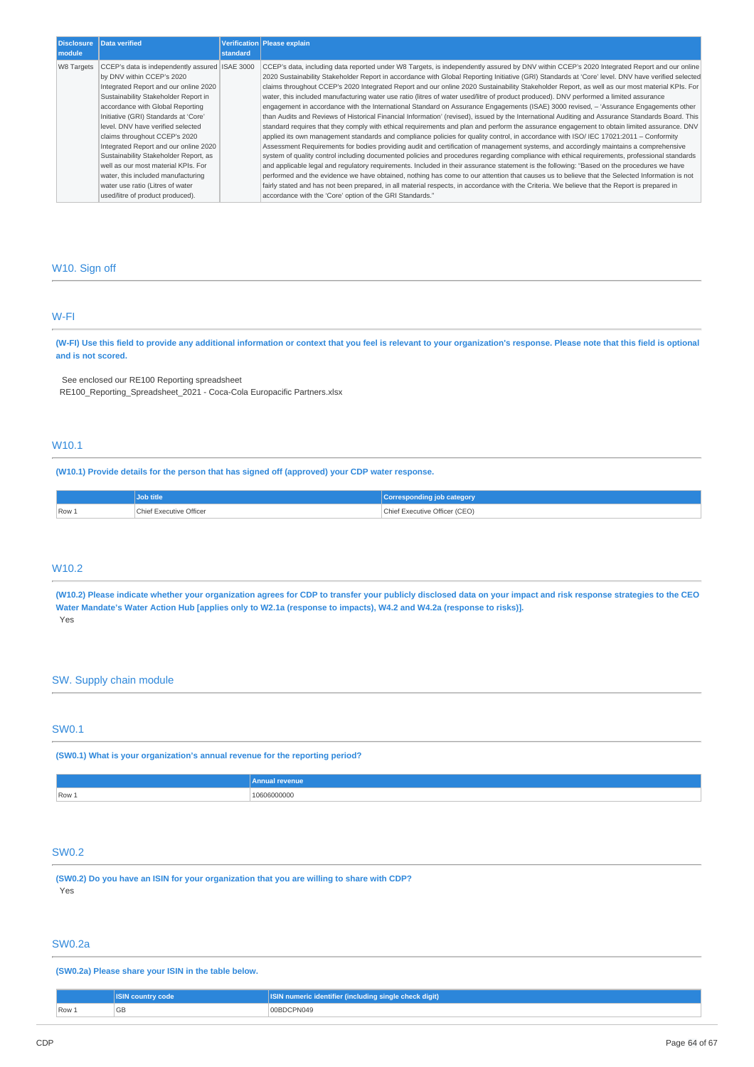| Disclosure module | Data verified | Verification standard | Please explain |
|---|---|---|---|
| W8 Targets | CCEP's data is independently assured by DNV within CCEP's 2020 Integrated Report and our online 2020 Sustainability Stakeholder Report in accordance with Global Reporting Initiative (GRI) Standards at 'Core' level. DNV have verified selected claims throughout CCEP's 2020 Integrated Report and our online 2020 Sustainability Stakeholder Report, as well as our most material KPIs. For water, this included manufacturing water use ratio (Litres of water used/litre of product produced). | ISAE 3000 | CCEP's data, including data reported under W8 Targets, is independently assured by DNV within CCEP's 2020 Integrated Report and our online 2020 Sustainability Stakeholder Report in accordance with Global Reporting Initiative (GRI) Standards at 'Core' level. DNV have verified selected claims throughout CCEP's 2020 Integrated Report and our online 2020 Sustainability Stakeholder Report, as well as our most material KPIs. For water, this included manufacturing water use ratio (litres of water used/litre of product produced). DNV performed a limited assurance engagement in accordance with the International Standard on Assurance Engagements (ISAE) 3000 revised, – 'Assurance Engagements other than Audits and Reviews of Historical Financial Information' (revised), issued by the International Auditing and Assurance Standards Board. This standard requires that they comply with ethical requirements and plan and perform the assurance engagement to obtain limited assurance. DNV applied its own management standards and compliance policies for quality control, in accordance with ISO/ IEC 17021:2011 – Conformity Assessment Requirements for bodies providing audit and certification of management systems, and accordingly maintains a comprehensive system of quality control including documented policies and procedures regarding compliance with ethical requirements, professional standards and applicable legal and regulatory requirements. Included in their assurance statement is the following: "Based on the procedures we have performed and the evidence we have obtained, nothing has come to our attention that causes us to believe that the Selected Information is not fairly stated and has not been prepared, in all material respects, in accordance with the Criteria. We believe that the Report is prepared in accordance with the 'Core' option of the GRI Standards." |

## W10. Sign off

### W-FI

**(W-FI) Use this field to provide any additional information or context that you feel is relevant to your organization's response. Please note that this field is optional and is not scored.**

See enclosed our RE100 Reporting spreadsheet
RE100_Reporting_Spreadsheet_2021 - Coca-Cola Europacific Partners.xlsx

### W10.1

**(W10.1) Provide details for the person that has signed off (approved) your CDP water response.**

| | Job title | Corresponding job category |
|---|---|---|
| Row 1 | Chief Executive Officer | Chief Executive Officer (CEO) |

### W10.2

**(W10.2) Please indicate whether your organization agrees for CDP to transfer your publicly disclosed data on your impact and risk response strategies to the CEO Water Mandate's Water Action Hub [applies only to W2.1a (response to impacts), W4.2 and W4.2a (response to risks)].**

Yes

## SW. Supply chain module

### SW0.1

**(SW0.1) What is your organization's annual revenue for the reporting period?**

| | Annual revenue |
|---|---|
| Row 1 | 10606000000 |

### SW0.2

**(SW0.2) Do you have an ISIN for your organization that you are willing to share with CDP?**

Yes

### SW0.2a

**(SW0.2a) Please share your ISIN in the table below.**

| | ISIN country code | ISIN numeric identifier (including single check digit) |
|---|---|---|
| Row 1 | GB | 00BDCPN049 |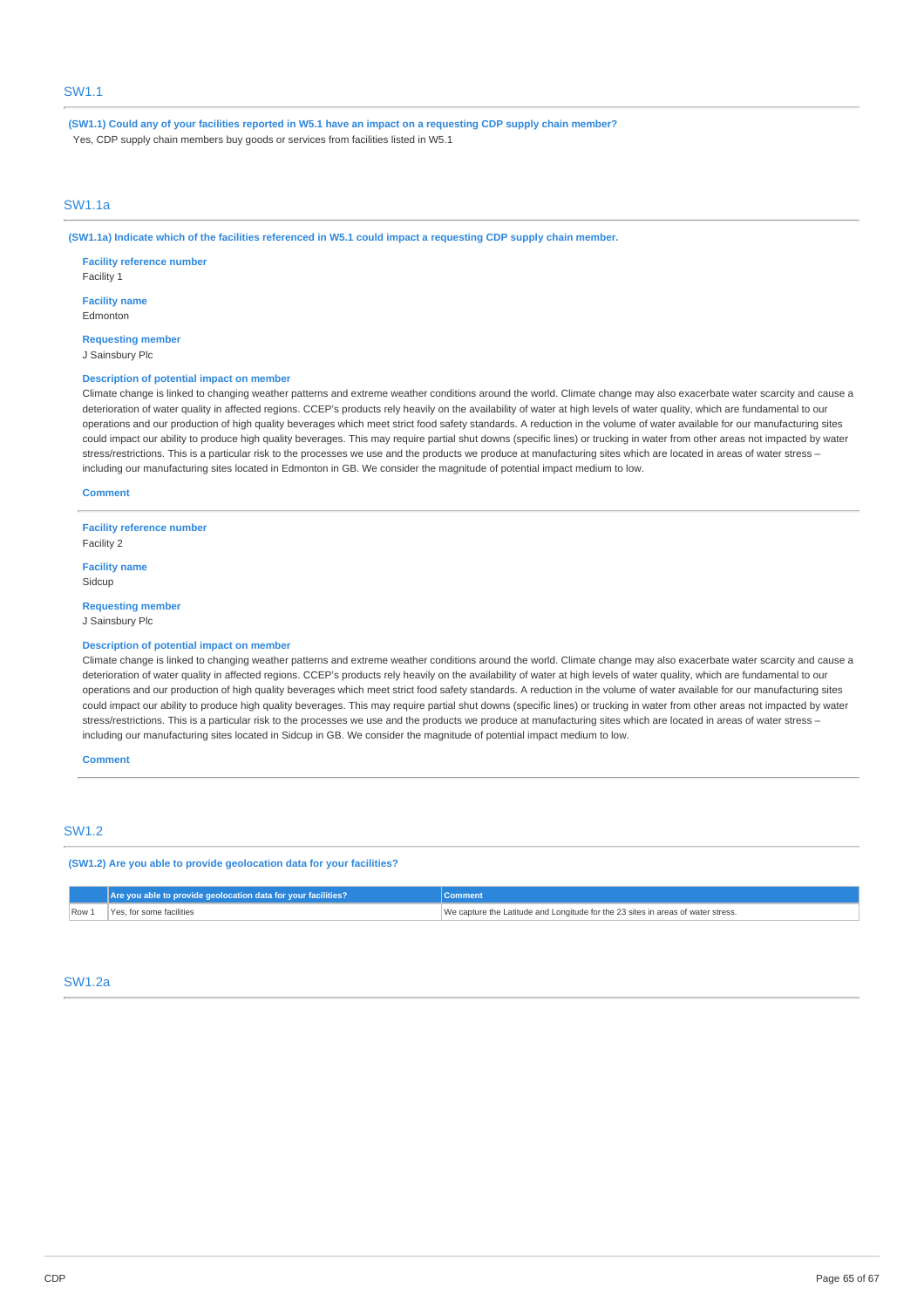## SW1.1

**(SW1.1) Could any of your facilities reported in W5.1 have an impact on a requesting CDP supply chain member?**

Yes, CDP supply chain members buy goods or services from facilities listed in W5.1

## SW1.1a

**(SW1.1a) Indicate which of the facilities referenced in W5.1 could impact a requesting CDP supply chain member.**

**Facility reference number**
Facility 1

**Facility name**
Edmonton

**Requesting member**
J Sainsbury Plc

**Description of potential impact on member**
Climate change is linked to changing weather patterns and extreme weather conditions around the world. Climate change may also exacerbate water scarcity and cause a deterioration of water quality in affected regions. CCEP's products rely heavily on the availability of water at high levels of water quality, which are fundamental to our operations and our production of high quality beverages which meet strict food safety standards. A reduction in the volume of water available for our manufacturing sites could impact our ability to produce high quality beverages. This may require partial shut downs (specific lines) or trucking in water from other areas not impacted by water stress/restrictions. This is a particular risk to the processes we use and the products we produce at manufacturing sites which are located in areas of water stress – including our manufacturing sites located in Edmonton in GB. We consider the magnitude of potential impact medium to low.

**Comment**

---

**Facility reference number**
Facility 2

**Facility name**
Sidcup

**Requesting member**
J Sainsbury Plc

**Description of potential impact on member**
Climate change is linked to changing weather patterns and extreme weather conditions around the world. Climate change may also exacerbate water scarcity and cause a deterioration of water quality in affected regions. CCEP's products rely heavily on the availability of water at high levels of water quality, which are fundamental to our operations and our production of high quality beverages which meet strict food safety standards. A reduction in the volume of water available for our manufacturing sites could impact our ability to produce high quality beverages. This may require partial shut downs (specific lines) or trucking in water from other areas not impacted by water stress/restrictions. This is a particular risk to the processes we use and the products we produce at manufacturing sites which are located in areas of water stress – including our manufacturing sites located in Sidcup in GB. We consider the magnitude of potential impact medium to low.

**Comment**

## SW1.2

**(SW1.2) Are you able to provide geolocation data for your facilities?**

| | Are you able to provide geolocation data for your facilities? | Comment |
|---|---|---|
| Row 1 | Yes, for some facilities | We capture the Latitude and Longitude for the 23 sites in areas of water stress. |

## SW1.2a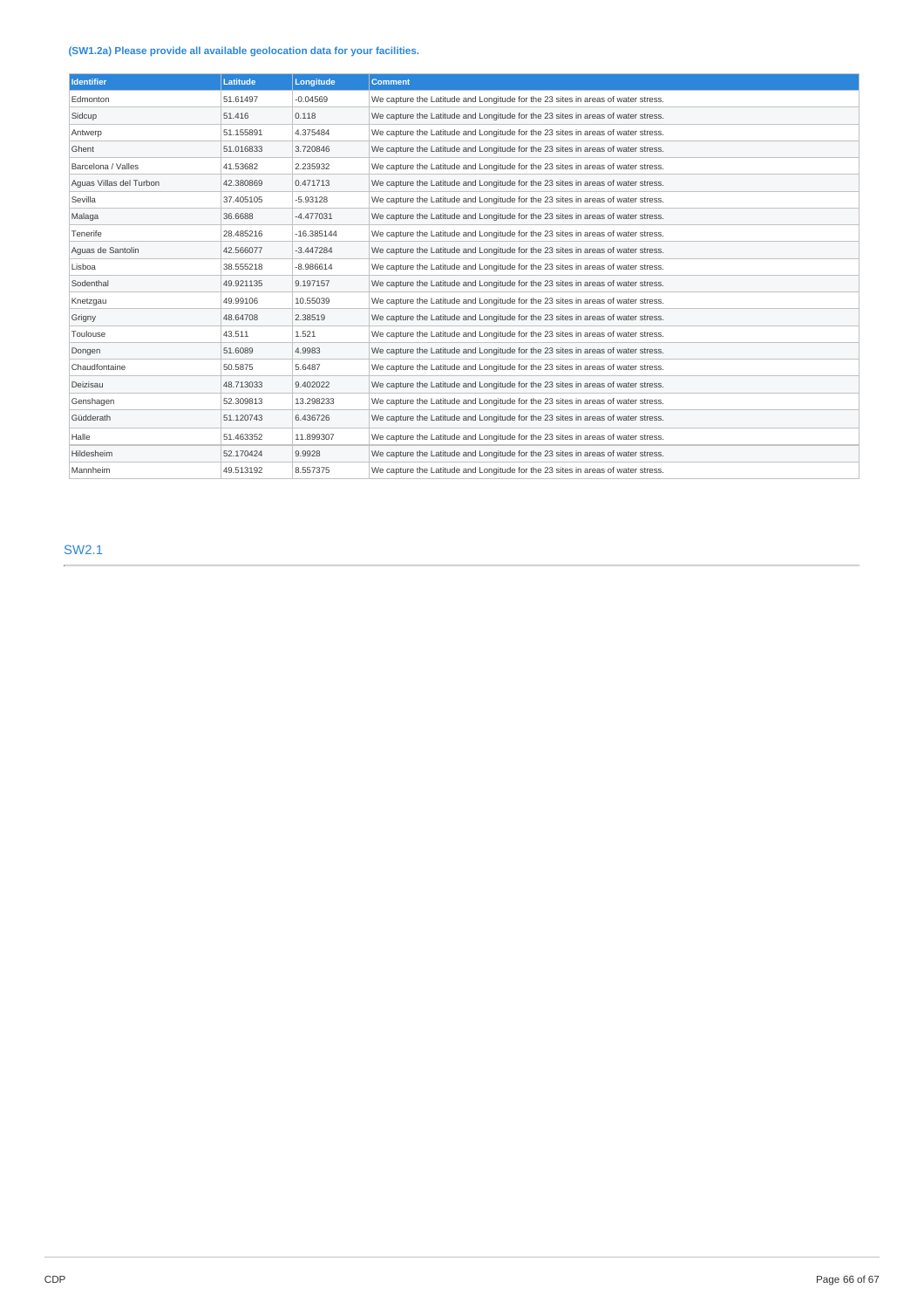**(SW1.2a) Please provide all available geolocation data for your facilities.**

| Identifier | Latitude | Longitude | Comment |
|---|---|---|---|
| Edmonton | 51.61497 | -0.04569 | We capture the Latitude and Longitude for the 23 sites in areas of water stress. |
| Sidcup | 51.416 | 0.118 | We capture the Latitude and Longitude for the 23 sites in areas of water stress. |
| Antwerp | 51.155891 | 4.375484 | We capture the Latitude and Longitude for the 23 sites in areas of water stress. |
| Ghent | 51.016833 | 3.720846 | We capture the Latitude and Longitude for the 23 sites in areas of water stress. |
| Barcelona / Valles | 41.53682 | 2.235932 | We capture the Latitude and Longitude for the 23 sites in areas of water stress. |
| Aguas Villas del Turbon | 42.380869 | 0.471713 | We capture the Latitude and Longitude for the 23 sites in areas of water stress. |
| Sevilla | 37.405105 | -5.93128 | We capture the Latitude and Longitude for the 23 sites in areas of water stress. |
| Malaga | 36.6688 | -4.477031 | We capture the Latitude and Longitude for the 23 sites in areas of water stress. |
| Tenerife | 28.485216 | -16.385144 | We capture the Latitude and Longitude for the 23 sites in areas of water stress. |
| Aguas de Santolin | 42.566077 | -3.447284 | We capture the Latitude and Longitude for the 23 sites in areas of water stress. |
| Lisboa | 38.555218 | -8.986614 | We capture the Latitude and Longitude for the 23 sites in areas of water stress. |
| Sodenthal | 49.921135 | 9.197157 | We capture the Latitude and Longitude for the 23 sites in areas of water stress. |
| Knetzgau | 49.99106 | 10.55039 | We capture the Latitude and Longitude for the 23 sites in areas of water stress. |
| Grigny | 48.64708 | 2.38519 | We capture the Latitude and Longitude for the 23 sites in areas of water stress. |
| Toulouse | 43.511 | 1.521 | We capture the Latitude and Longitude for the 23 sites in areas of water stress. |
| Dongen | 51.6089 | 4.9983 | We capture the Latitude and Longitude for the 23 sites in areas of water stress. |
| Chaudfontaine | 50.5875 | 5.6487 | We capture the Latitude and Longitude for the 23 sites in areas of water stress. |
| Deizisau | 48.713033 | 9.402022 | We capture the Latitude and Longitude for the 23 sites in areas of water stress. |
| Genshagen | 52.309813 | 13.298233 | We capture the Latitude and Longitude for the 23 sites in areas of water stress. |
| Güdderath | 51.120743 | 6.436726 | We capture the Latitude and Longitude for the 23 sites in areas of water stress. |
| Halle | 51.463352 | 11.899307 | We capture the Latitude and Longitude for the 23 sites in areas of water stress. |
| Hildesheim | 52.170424 | 9.9928 | We capture the Latitude and Longitude for the 23 sites in areas of water stress. |
| Mannheim | 49.513192 | 8.557375 | We capture the Latitude and Longitude for the 23 sites in areas of water stress. |

## SW2.1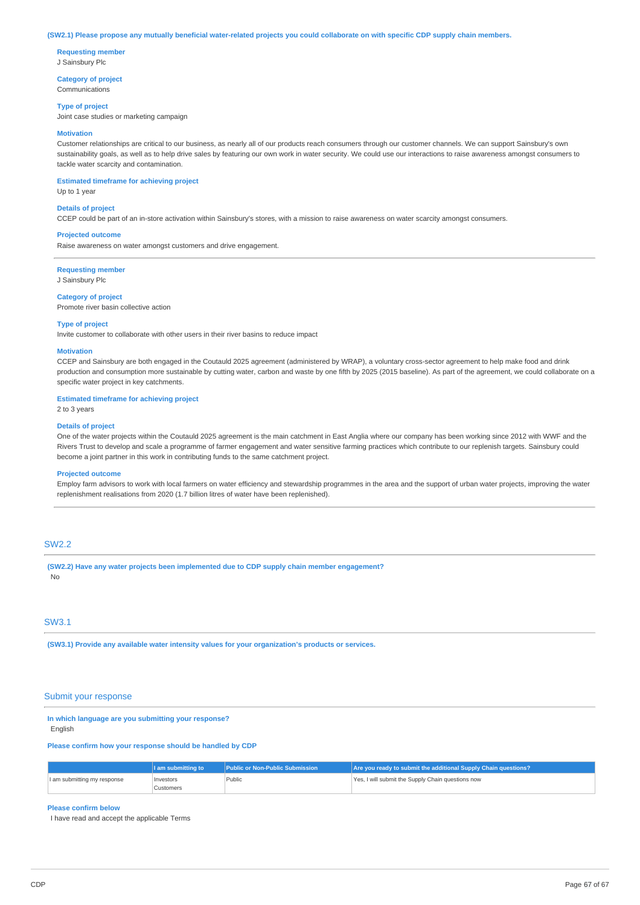**(SW2.1) Please propose any mutually beneficial water-related projects you could collaborate on with specific CDP supply chain members.**

**Requesting member**
J Sainsbury Plc

**Category of project**
Communications

**Type of project**
Joint case studies or marketing campaign

**Motivation**
Customer relationships are critical to our business, as nearly all of our products reach consumers through our customer channels. We can support Sainsbury's own sustainability goals, as well as to help drive sales by featuring our own work in water security. We could use our interactions to raise awareness amongst consumers to tackle water scarcity and contamination.

**Estimated timeframe for achieving project**
Up to 1 year

**Details of project**
CCEP could be part of an in-store activation within Sainsbury's stores, with a mission to raise awareness on water scarcity amongst consumers.

**Projected outcome**
Raise awareness on water amongst customers and drive engagement.

---

**Requesting member**
J Sainsbury Plc

**Category of project**
Promote river basin collective action

**Type of project**
Invite customer to collaborate with other users in their river basins to reduce impact

**Motivation**
CCEP and Sainsbury are both engaged in the Coutauld 2025 agreement (administered by WRAP), a voluntary cross-sector agreement to help make food and drink production and consumption more sustainable by cutting water, carbon and waste by one fifth by 2025 (2015 baseline). As part of the agreement, we could collaborate on a specific water project in key catchments.

**Estimated timeframe for achieving project**
2 to 3 years

**Details of project**
One of the water projects within the Coutauld 2025 agreement is the main catchment in East Anglia where our company has been working since 2012 with WWF and the Rivers Trust to develop and scale a programme of farmer engagement and water sensitive farming practices which contribute to our replenish targets. Sainsbury could become a joint partner in this work in contributing funds to the same catchment project.

**Projected outcome**
Employ farm advisors to work with local farmers on water efficiency and stewardship programmes in the area and the support of urban water projects, improving the water replenishment realisations from 2020 (1.7 billion litres of water have been replenished).

---

## SW2.2

**(SW2.2) Have any water projects been implemented due to CDP supply chain member engagement?**
No

## SW3.1

**(SW3.1) Provide any available water intensity values for your organization's products or services.**

## Submit your response

**In which language are you submitting your response?**
English

**Please confirm how your response should be handled by CDP**

| | I am submitting to | Public or Non-Public Submission | Are you ready to submit the additional Supply Chain questions? |
|---|---|---|---|
| I am submitting my response | Investors<br>Customers | Public | Yes, I will submit the Supply Chain questions now |

**Please confirm below**
I have read and accept the applicable Terms